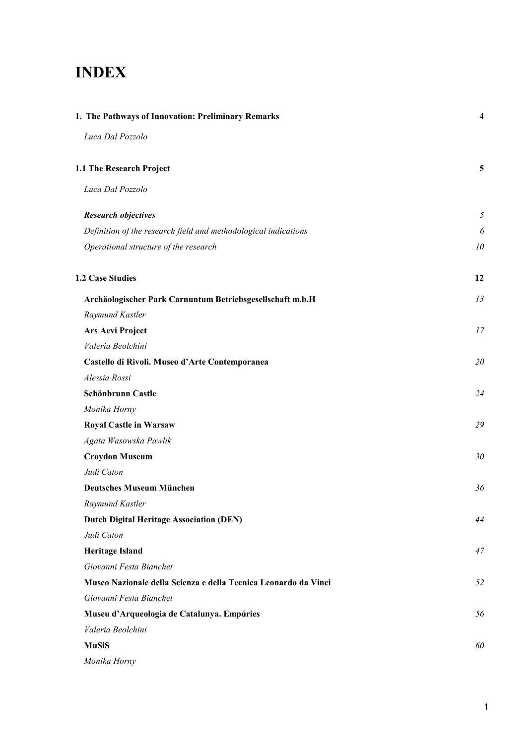# INDEX

**1. The Pathways of Innovation: Preliminary Remarks** **4**

*Luca Dal Pozzolo*

**1.1 The Research Project** **5**

*Luca Dal Pozzolo*

***Research objectives*** *5*

*Definition of the research field and methodological indications* *6*

*Operational structure of the research* *10*

**1.2 Case Studies** **12**

**Archäologischer Park Carnuntum Betriebsgesellschaft m.b.H** *13*

*Raymund Kastler*

**Ars Aevi Project** *17*

*Valeria Beolchini*

**Castello di Rivoli. Museo d'Arte Contemporanea** *20*

*Alessia Rossi*

**Schönbrunn Castle** *24*

*Monika Horny*

**Royal Castle in Warsaw** *29*

*Agata Wasowska Pawlik*

**Croydon Museum** *30*

*Judi Caton*

**Deutsches Museum München** *36*

*Raymund Kastler*

**Dutch Digital Heritage Association (DEN)** *44*

*Judi Caton*

**Heritage Island** *47*

*Giovanni Festa Bianchet*

**Museo Nazionale della Scienza e della Tecnica Leonardo da Vinci** *52*

*Giovanni Festa Bianchet*

**Museu d'Arqueologia de Catalunya. Empúries** *56*

*Valeria Beolchini*

**MuSiS** *60*

*Monika Horny*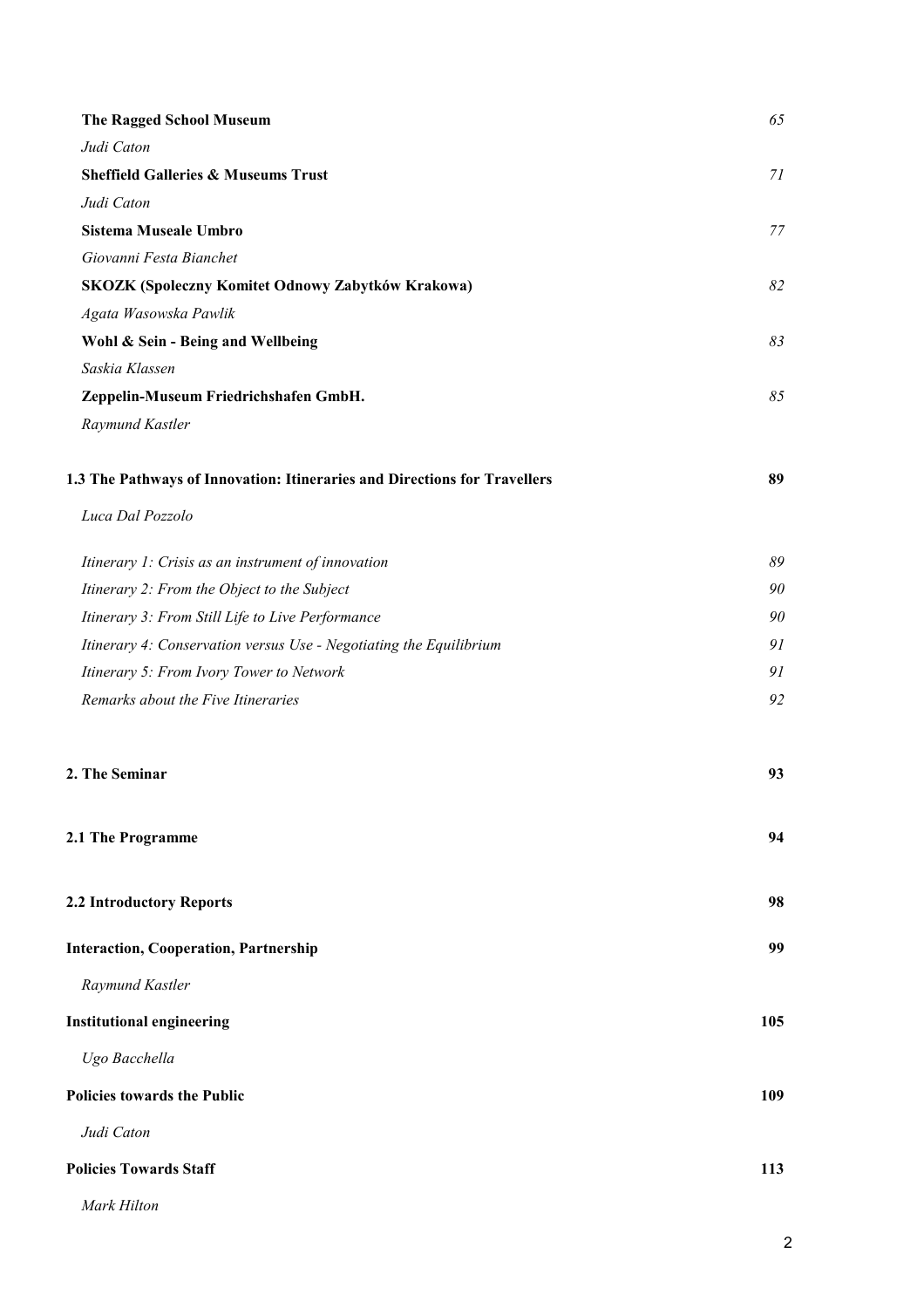**The Ragged School Museum** *65*

*Judi Caton*

**Sheffield Galleries & Museums Trust** *71*

*Judi Caton*

**Sistema Museale Umbro** *77*

*Giovanni Festa Bianchet*

**SKOZK (Spoleczny Komitet Odnowy Zabytków Krakowa)** *82*

*Agata Wasowska Pawlik*

**Wohl & Sein - Being and Wellbeing** *83*

*Saskia Klassen*

**Zeppelin-Museum Friedrichshafen GmbH.** *85*

*Raymund Kastler*

**1.3 The Pathways of Innovation: Itineraries and Directions for Travellers** **89**

*Luca Dal Pozzolo*

*Itinerary 1: Crisis as an instrument of innovation* *89*

*Itinerary 2: From the Object to the Subject* *90*

*Itinerary 3: From Still Life to Live Performance* *90*

*Itinerary 4: Conservation versus Use - Negotiating the Equilibrium* *91*

*Itinerary 5: From Ivory Tower to Network* *91*

*Remarks about the Five Itineraries* *92*

**2. The Seminar** **93**

**2.1 The Programme** **94**

**2.2 Introductory Reports** **98**

**Interaction, Cooperation, Partnership** **99**

*Raymund Kastler*

**Institutional engineering** **105**

*Ugo Bacchella*

**Policies towards the Public** **109**

*Judi Caton*

**Policies Towards Staff** **113**

*Mark Hilton*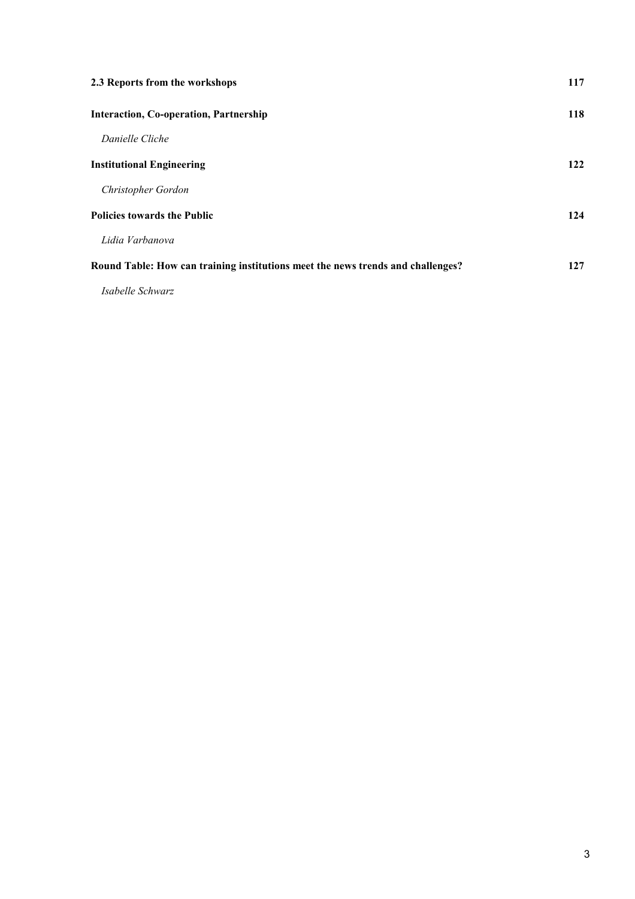**2.3 Reports from the workshops** 117

**Interaction, Co-operation, Partnership** 118

*Danielle Cliche*

**Institutional Engineering** 122

*Christopher Gordon*

**Policies towards the Public** 124

*Lidia Varbanova*

**Round Table: How can training institutions meet the news trends and challenges?** 127

*Isabelle Schwarz*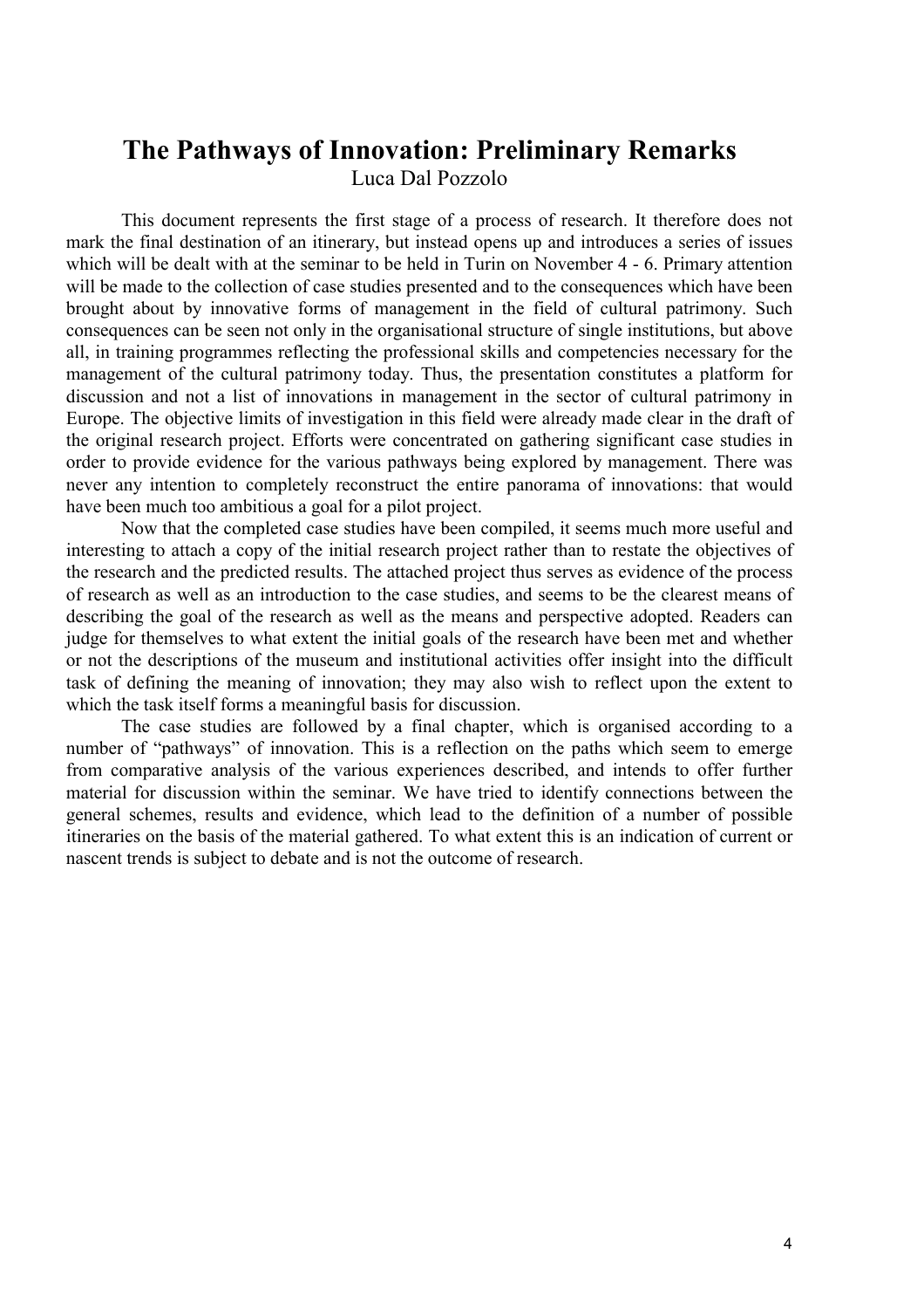# The Pathways of Innovation: Preliminary Remarks

Luca Dal Pozzolo

This document represents the first stage of a process of research. It therefore does not mark the final destination of an itinerary, but instead opens up and introduces a series of issues which will be dealt with at the seminar to be held in Turin on November 4 - 6. Primary attention will be made to the collection of case studies presented and to the consequences which have been brought about by innovative forms of management in the field of cultural patrimony. Such consequences can be seen not only in the organisational structure of single institutions, but above all, in training programmes reflecting the professional skills and competencies necessary for the management of the cultural patrimony today. Thus, the presentation constitutes a platform for discussion and not a list of innovations in management in the sector of cultural patrimony in Europe. The objective limits of investigation in this field were already made clear in the draft of the original research project. Efforts were concentrated on gathering significant case studies in order to provide evidence for the various pathways being explored by management. There was never any intention to completely reconstruct the entire panorama of innovations: that would have been much too ambitious a goal for a pilot project.

Now that the completed case studies have been compiled, it seems much more useful and interesting to attach a copy of the initial research project rather than to restate the objectives of the research and the predicted results. The attached project thus serves as evidence of the process of research as well as an introduction to the case studies, and seems to be the clearest means of describing the goal of the research as well as the means and perspective adopted. Readers can judge for themselves to what extent the initial goals of the research have been met and whether or not the descriptions of the museum and institutional activities offer insight into the difficult task of defining the meaning of innovation; they may also wish to reflect upon the extent to which the task itself forms a meaningful basis for discussion.

The case studies are followed by a final chapter, which is organised according to a number of "pathways" of innovation. This is a reflection on the paths which seem to emerge from comparative analysis of the various experiences described, and intends to offer further material for discussion within the seminar. We have tried to identify connections between the general schemes, results and evidence, which lead to the definition of a number of possible itineraries on the basis of the material gathered. To what extent this is an indication of current or nascent trends is subject to debate and is not the outcome of research.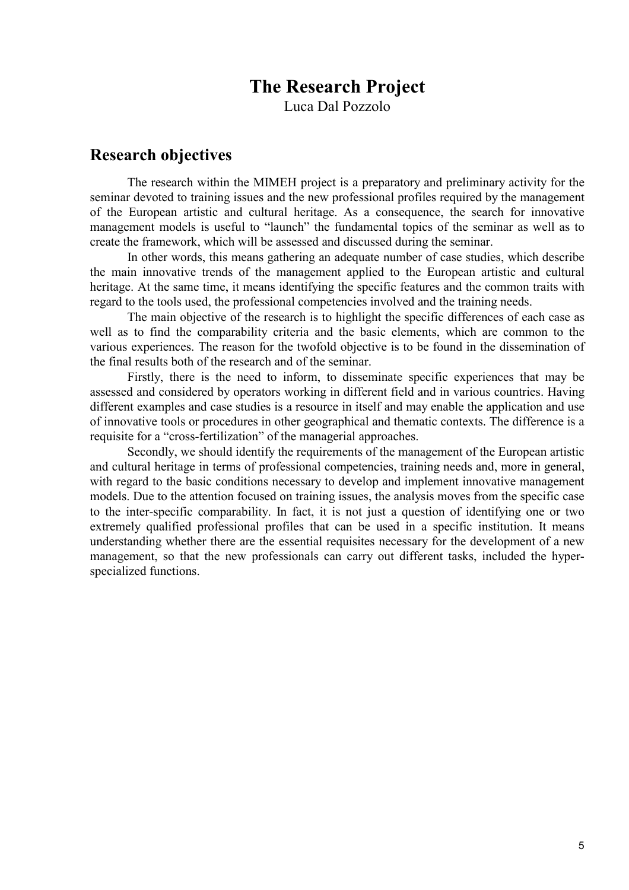# The Research Project

Luca Dal Pozzolo

## Research objectives

The research within the MIMEH project is a preparatory and preliminary activity for the seminar devoted to training issues and the new professional profiles required by the management of the European artistic and cultural heritage. As a consequence, the search for innovative management models is useful to "launch" the fundamental topics of the seminar as well as to create the framework, which will be assessed and discussed during the seminar.

In other words, this means gathering an adequate number of case studies, which describe the main innovative trends of the management applied to the European artistic and cultural heritage. At the same time, it means identifying the specific features and the common traits with regard to the tools used, the professional competencies involved and the training needs.

The main objective of the research is to highlight the specific differences of each case as well as to find the comparability criteria and the basic elements, which are common to the various experiences. The reason for the twofold objective is to be found in the dissemination of the final results both of the research and of the seminar.

Firstly, there is the need to inform, to disseminate specific experiences that may be assessed and considered by operators working in different field and in various countries. Having different examples and case studies is a resource in itself and may enable the application and use of innovative tools or procedures in other geographical and thematic contexts. The difference is a requisite for a "cross-fertilization" of the managerial approaches.

Secondly, we should identify the requirements of the management of the European artistic and cultural heritage in terms of professional competencies, training needs and, more in general, with regard to the basic conditions necessary to develop and implement innovative management models. Due to the attention focused on training issues, the analysis moves from the specific case to the inter-specific comparability. In fact, it is not just a question of identifying one or two extremely qualified professional profiles that can be used in a specific institution. It means understanding whether there are the essential requisites necessary for the development of a new management, so that the new professionals can carry out different tasks, included the hyper-specialized functions.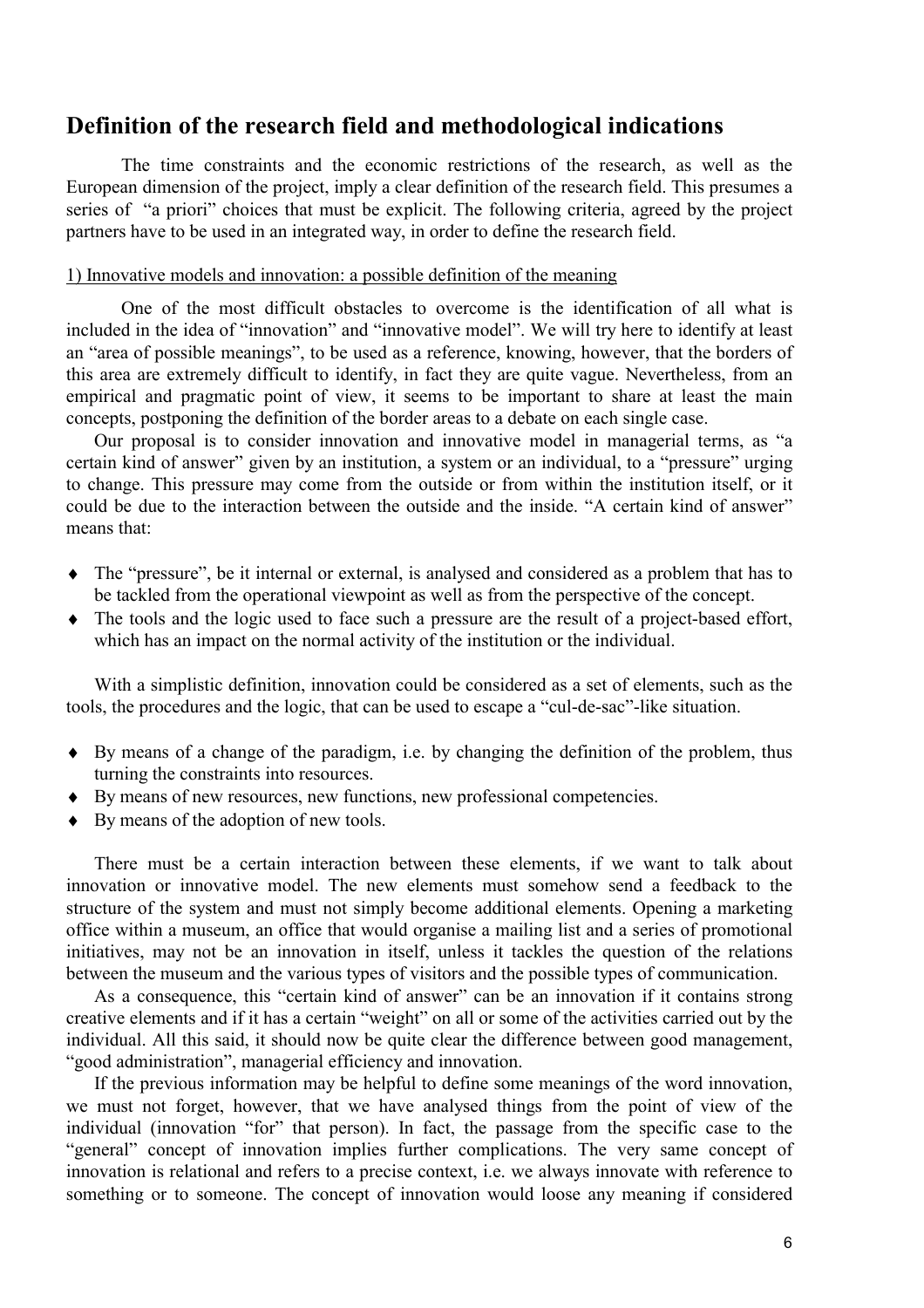## Definition of the research field and methodological indications

The time constraints and the economic restrictions of the research, as well as the European dimension of the project, imply a clear definition of the research field. This presumes a series of "a priori" choices that must be explicit. The following criteria, agreed by the project partners have to be used in an integrated way, in order to define the research field.

1) Innovative models and innovation: a possible definition of the meaning

One of the most difficult obstacles to overcome is the identification of all what is included in the idea of "innovation" and "innovative model". We will try here to identify at least an "area of possible meanings", to be used as a reference, knowing, however, that the borders of this area are extremely difficult to identify, in fact they are quite vague. Nevertheless, from an empirical and pragmatic point of view, it seems to be important to share at least the main concepts, postponing the definition of the border areas to a debate on each single case.

Our proposal is to consider innovation and innovative model in managerial terms, as "a certain kind of answer" given by an institution, a system or an individual, to a "pressure" urging to change. This pressure may come from the outside or from within the institution itself, or it could be due to the interaction between the outside and the inside. "A certain kind of answer" means that:

- The "pressure", be it internal or external, is analysed and considered as a problem that has to be tackled from the operational viewpoint as well as from the perspective of the concept.
- The tools and the logic used to face such a pressure are the result of a project-based effort, which has an impact on the normal activity of the institution or the individual.

With a simplistic definition, innovation could be considered as a set of elements, such as the tools, the procedures and the logic, that can be used to escape a "cul-de-sac"-like situation.

- By means of a change of the paradigm, i.e. by changing the definition of the problem, thus turning the constraints into resources.
- By means of new resources, new functions, new professional competencies.
- By means of the adoption of new tools.

There must be a certain interaction between these elements, if we want to talk about innovation or innovative model. The new elements must somehow send a feedback to the structure of the system and must not simply become additional elements. Opening a marketing office within a museum, an office that would organise a mailing list and a series of promotional initiatives, may not be an innovation in itself, unless it tackles the question of the relations between the museum and the various types of visitors and the possible types of communication.

As a consequence, this "certain kind of answer" can be an innovation if it contains strong creative elements and if it has a certain "weight" on all or some of the activities carried out by the individual. All this said, it should now be quite clear the difference between good management, "good administration", managerial efficiency and innovation.

If the previous information may be helpful to define some meanings of the word innovation, we must not forget, however, that we have analysed things from the point of view of the individual (innovation "for" that person). In fact, the passage from the specific case to the "general" concept of innovation implies further complications. The very same concept of innovation is relational and refers to a precise context, i.e. we always innovate with reference to something or to someone. The concept of innovation would loose any meaning if considered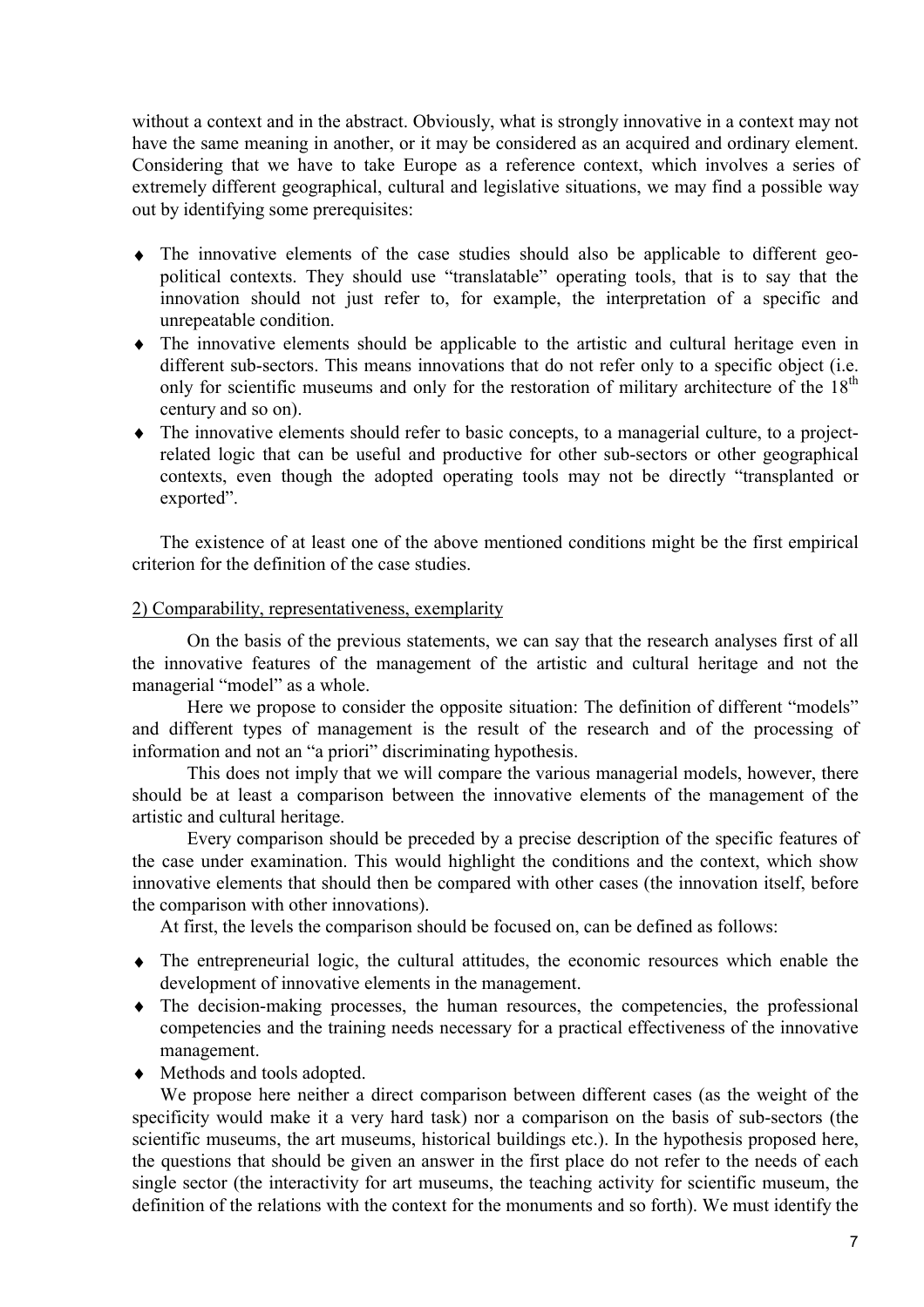without a context and in the abstract. Obviously, what is strongly innovative in a context may not have the same meaning in another, or it may be considered as an acquired and ordinary element. Considering that we have to take Europe as a reference context, which involves a series of extremely different geographical, cultural and legislative situations, we may find a possible way out by identifying some prerequisites:

- The innovative elements of the case studies should also be applicable to different geo-political contexts. They should use "translatable" operating tools, that is to say that the innovation should not just refer to, for example, the interpretation of a specific and unrepeatable condition.
- The innovative elements should be applicable to the artistic and cultural heritage even in different sub-sectors. This means innovations that do not refer only to a specific object (i.e. only for scientific museums and only for the restoration of military architecture of the 18th century and so on).
- The innovative elements should refer to basic concepts, to a managerial culture, to a project-related logic that can be useful and productive for other sub-sectors or other geographical contexts, even though the adopted operating tools may not be directly "transplanted or exported".

The existence of at least one of the above mentioned conditions might be the first empirical criterion for the definition of the case studies.

2) Comparability, representativeness, exemplarity

On the basis of the previous statements, we can say that the research analyses first of all the innovative features of the management of the artistic and cultural heritage and not the managerial "model" as a whole.

Here we propose to consider the opposite situation: The definition of different "models" and different types of management is the result of the research and of the processing of information and not an "a priori" discriminating hypothesis.

This does not imply that we will compare the various managerial models, however, there should be at least a comparison between the innovative elements of the management of the artistic and cultural heritage.

Every comparison should be preceded by a precise description of the specific features of the case under examination. This would highlight the conditions and the context, which show innovative elements that should then be compared with other cases (the innovation itself, before the comparison with other innovations).

At first, the levels the comparison should be focused on, can be defined as follows:

- The entrepreneurial logic, the cultural attitudes, the economic resources which enable the development of innovative elements in the management.
- The decision-making processes, the human resources, the competencies, the professional competencies and the training needs necessary for a practical effectiveness of the innovative management.
- Methods and tools adopted.

We propose here neither a direct comparison between different cases (as the weight of the specificity would make it a very hard task) nor a comparison on the basis of sub-sectors (the scientific museums, the art museums, historical buildings etc.). In the hypothesis proposed here, the questions that should be given an answer in the first place do not refer to the needs of each single sector (the interactivity for art museums, the teaching activity for scientific museum, the definition of the relations with the context for the monuments and so forth). We must identify the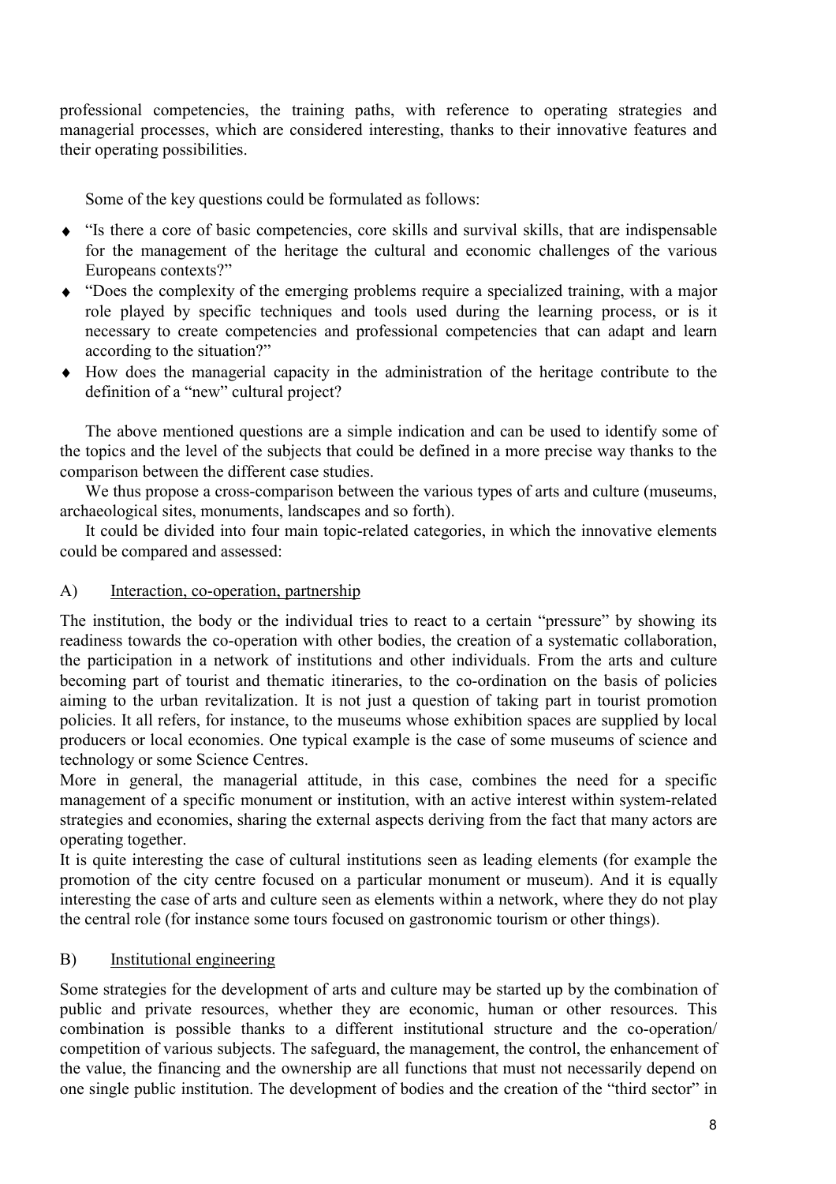professional competencies, the training paths, with reference to operating strategies and managerial processes, which are considered interesting, thanks to their innovative features and their operating possibilities.

Some of the key questions could be formulated as follows:

- "Is there a core of basic competencies, core skills and survival skills, that are indispensable for the management of the heritage the cultural and economic challenges of the various Europeans contexts?"
- "Does the complexity of the emerging problems require a specialized training, with a major role played by specific techniques and tools used during the learning process, or is it necessary to create competencies and professional competencies that can adapt and learn according to the situation?"
- How does the managerial capacity in the administration of the heritage contribute to the definition of a "new" cultural project?

The above mentioned questions are a simple indication and can be used to identify some of the topics and the level of the subjects that could be defined in a more precise way thanks to the comparison between the different case studies.

We thus propose a cross-comparison between the various types of arts and culture (museums, archaeological sites, monuments, landscapes and so forth).

It could be divided into four main topic-related categories, in which the innovative elements could be compared and assessed:

A) Interaction, co-operation, partnership

The institution, the body or the individual tries to react to a certain "pressure" by showing its readiness towards the co-operation with other bodies, the creation of a systematic collaboration, the participation in a network of institutions and other individuals. From the arts and culture becoming part of tourist and thematic itineraries, to the co-ordination on the basis of policies aiming to the urban revitalization. It is not just a question of taking part in tourist promotion policies. It all refers, for instance, to the museums whose exhibition spaces are supplied by local producers or local economies. One typical example is the case of some museums of science and technology or some Science Centres.

More in general, the managerial attitude, in this case, combines the need for a specific management of a specific monument or institution, with an active interest within system-related strategies and economies, sharing the external aspects deriving from the fact that many actors are operating together.

It is quite interesting the case of cultural institutions seen as leading elements (for example the promotion of the city centre focused on a particular monument or museum). And it is equally interesting the case of arts and culture seen as elements within a network, where they do not play the central role (for instance some tours focused on gastronomic tourism or other things).

B) Institutional engineering

Some strategies for the development of arts and culture may be started up by the combination of public and private resources, whether they are economic, human or other resources. This combination is possible thanks to a different institutional structure and the co-operation/ competition of various subjects. The safeguard, the management, the control, the enhancement of the value, the financing and the ownership are all functions that must not necessarily depend on one single public institution. The development of bodies and the creation of the "third sector" in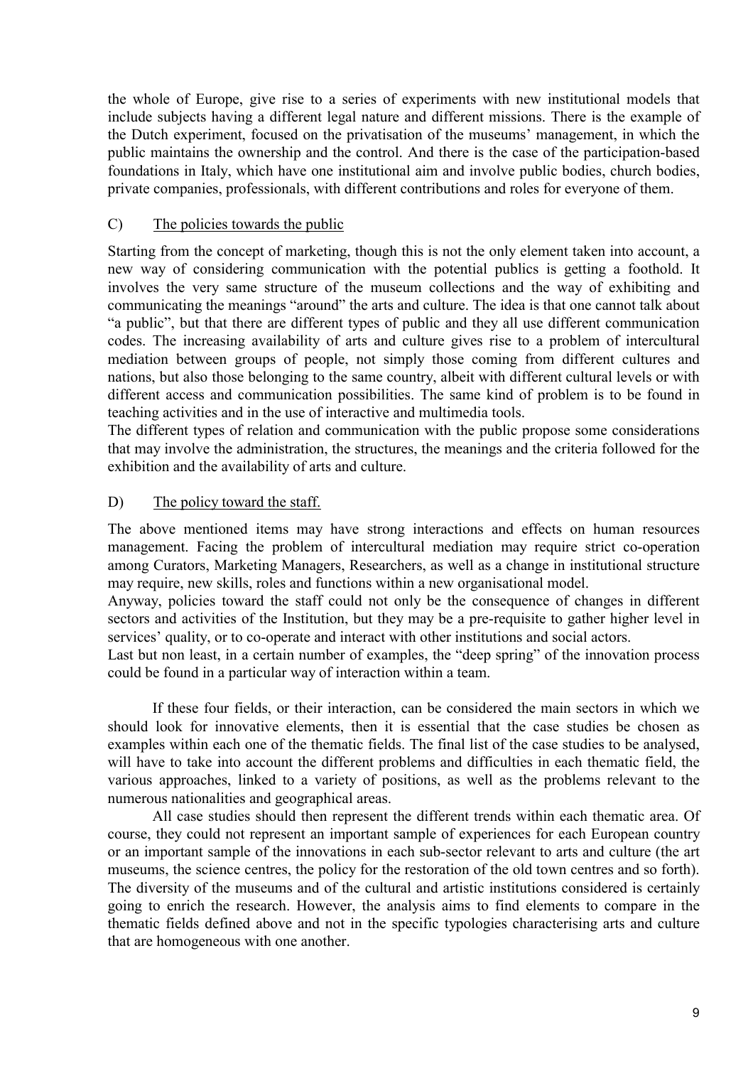the whole of Europe, give rise to a series of experiments with new institutional models that include subjects having a different legal nature and different missions. There is the example of the Dutch experiment, focused on the privatisation of the museums' management, in which the public maintains the ownership and the control. And there is the case of the participation-based foundations in Italy, which have one institutional aim and involve public bodies, church bodies, private companies, professionals, with different contributions and roles for everyone of them.

### C) The policies towards the public

Starting from the concept of marketing, though this is not the only element taken into account, a new way of considering communication with the potential publics is getting a foothold. It involves the very same structure of the museum collections and the way of exhibiting and communicating the meanings "around" the arts and culture. The idea is that one cannot talk about "a public", but that there are different types of public and they all use different communication codes. The increasing availability of arts and culture gives rise to a problem of intercultural mediation between groups of people, not simply those coming from different cultures and nations, but also those belonging to the same country, albeit with different cultural levels or with different access and communication possibilities. The same kind of problem is to be found in teaching activities and in the use of interactive and multimedia tools.
The different types of relation and communication with the public propose some considerations that may involve the administration, the structures, the meanings and the criteria followed for the exhibition and the availability of arts and culture.

### D) The policy toward the staff.

The above mentioned items may have strong interactions and effects on human resources management. Facing the problem of intercultural mediation may require strict co-operation among Curators, Marketing Managers, Researchers, as well as a change in institutional structure may require, new skills, roles and functions within a new organisational model.
Anyway, policies toward the staff could not only be the consequence of changes in different sectors and activities of the Institution, but they may be a pre-requisite to gather higher level in services' quality, or to co-operate and interact with other institutions and social actors.
Last but non least, in a certain number of examples, the "deep spring" of the innovation process could be found in a particular way of interaction within a team.

If these four fields, or their interaction, can be considered the main sectors in which we should look for innovative elements, then it is essential that the case studies be chosen as examples within each one of the thematic fields. The final list of the case studies to be analysed, will have to take into account the different problems and difficulties in each thematic field, the various approaches, linked to a variety of positions, as well as the problems relevant to the numerous nationalities and geographical areas.

All case studies should then represent the different trends within each thematic area. Of course, they could not represent an important sample of experiences for each European country or an important sample of the innovations in each sub-sector relevant to arts and culture (the art museums, the science centres, the policy for the restoration of the old town centres and so forth). The diversity of the museums and of the cultural and artistic institutions considered is certainly going to enrich the research. However, the analysis aims to find elements to compare in the thematic fields defined above and not in the specific typologies characterising arts and culture that are homogeneous with one another.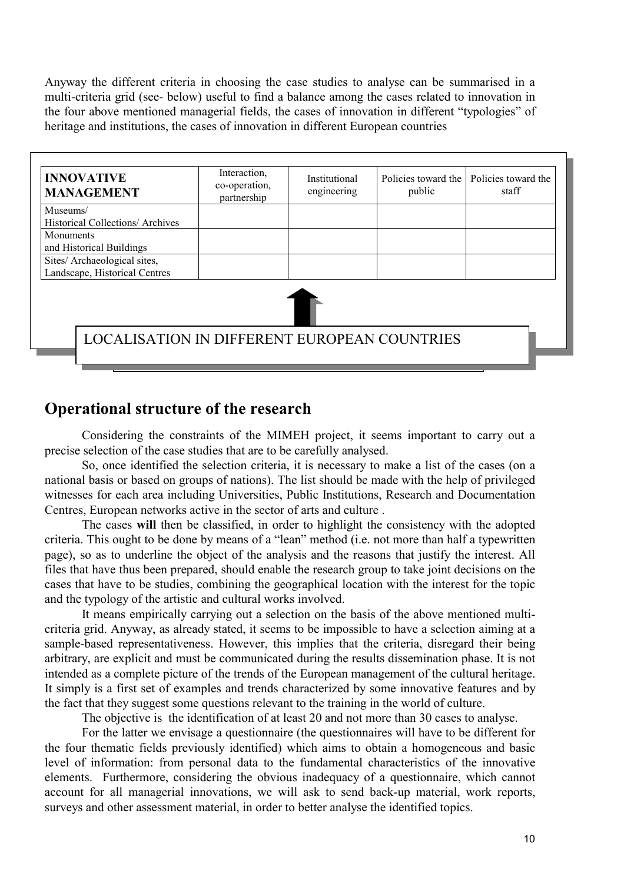Anyway the different criteria in choosing the case studies to analyse can be summarised in a multi-criteria grid (see- below) useful to find a balance among the cases related to innovation in the four above mentioned managerial fields, the cases of innovation in different "typologies" of heritage and institutions, the cases of innovation in different European countries

| **INNOVATIVE MANAGEMENT** | Interaction, co-operation, partnership | Institutional engineering | Policies toward the public | Policies toward the staff |
|---|---|---|---|---|
| Museums/ Historical Collections/ Archives | | | | |
| Monuments and Historical Buildings | | | | |
| Sites/ Archaeological sites, Landscape, Historical Centres | | | | |

LOCALISATION IN DIFFERENT EUROPEAN COUNTRIES

## Operational structure of the research

Considering the constraints of the MIMEH project, it seems important to carry out a precise selection of the case studies that are to be carefully analysed.

So, once identified the selection criteria, it is necessary to make a list of the cases (on a national basis or based on groups of nations). The list should be made with the help of privileged witnesses for each area including Universities, Public Institutions, Research and Documentation Centres, European networks active in the sector of arts and culture .

The cases **will** then be classified, in order to highlight the consistency with the adopted criteria. This ought to be done by means of a "lean" method (i.e. not more than half a typewritten page), so as to underline the object of the analysis and the reasons that justify the interest. All files that have thus been prepared, should enable the research group to take joint decisions on the cases that have to be studies, combining the geographical location with the interest for the topic and the typology of the artistic and cultural works involved.

It means empirically carrying out a selection on the basis of the above mentioned multi-criteria grid. Anyway, as already stated, it seems to be impossible to have a selection aiming at a sample-based representativeness. However, this implies that the criteria, disregard their being arbitrary, are explicit and must be communicated during the results dissemination phase. It is not intended as a complete picture of the trends of the European management of the cultural heritage. It simply is a first set of examples and trends characterized by some innovative features and by the fact that they suggest some questions relevant to the training in the world of culture.

The objective is the identification of at least 20 and not more than 30 cases to analyse.

For the latter we envisage a questionnaire (the questionnaires will have to be different for the four thematic fields previously identified) which aims to obtain a homogeneous and basic level of information: from personal data to the fundamental characteristics of the innovative elements. Furthermore, considering the obvious inadequacy of a questionnaire, which cannot account for all managerial innovations, we will ask to send back-up material, work reports, surveys and other assessment material, in order to better analyse the identified topics.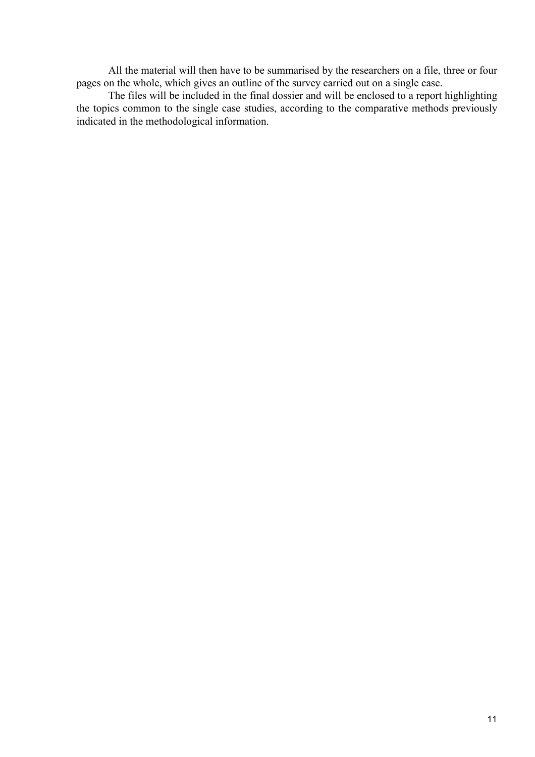All the material will then have to be summarised by the researchers on a file, three or four pages on the whole, which gives an outline of the survey carried out on a single case.

The files will be included in the final dossier and will be enclosed to a report highlighting the topics common to the single case studies, according to the comparative methods previously indicated in the methodological information.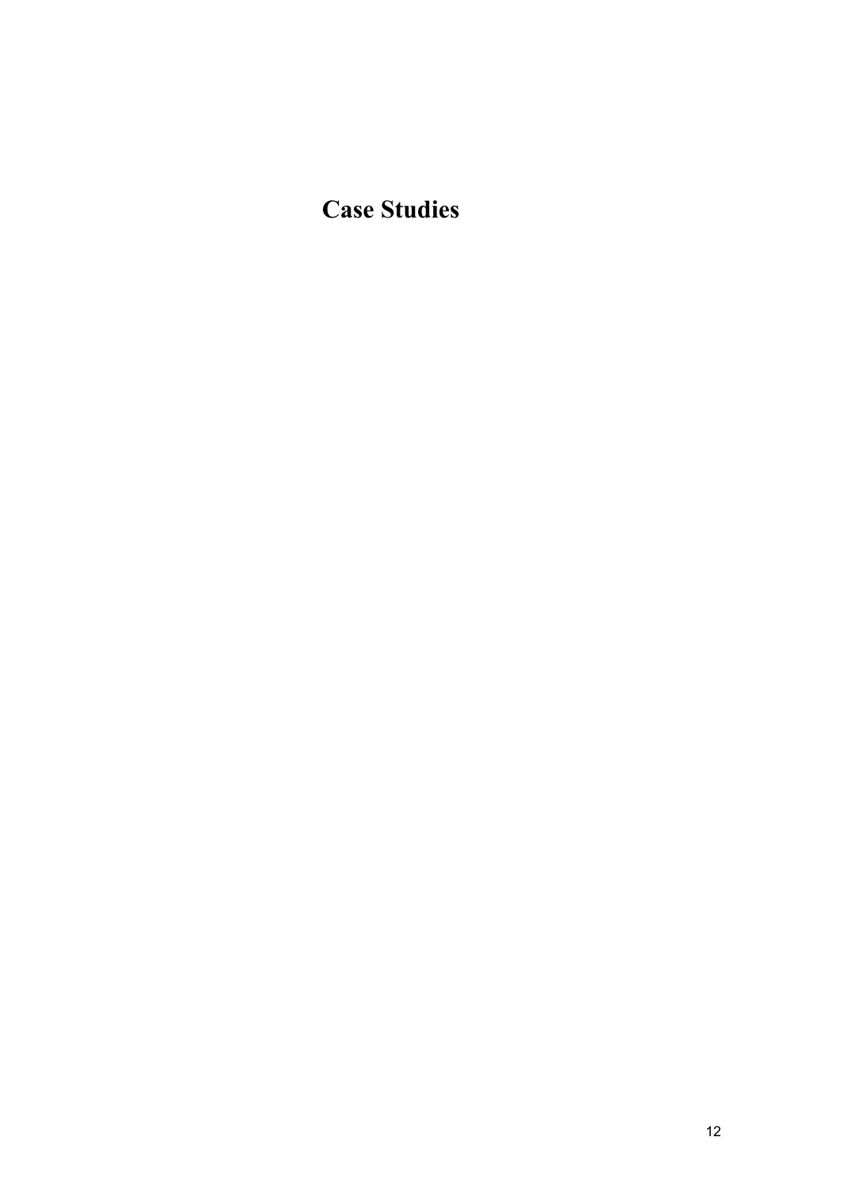# Case Studies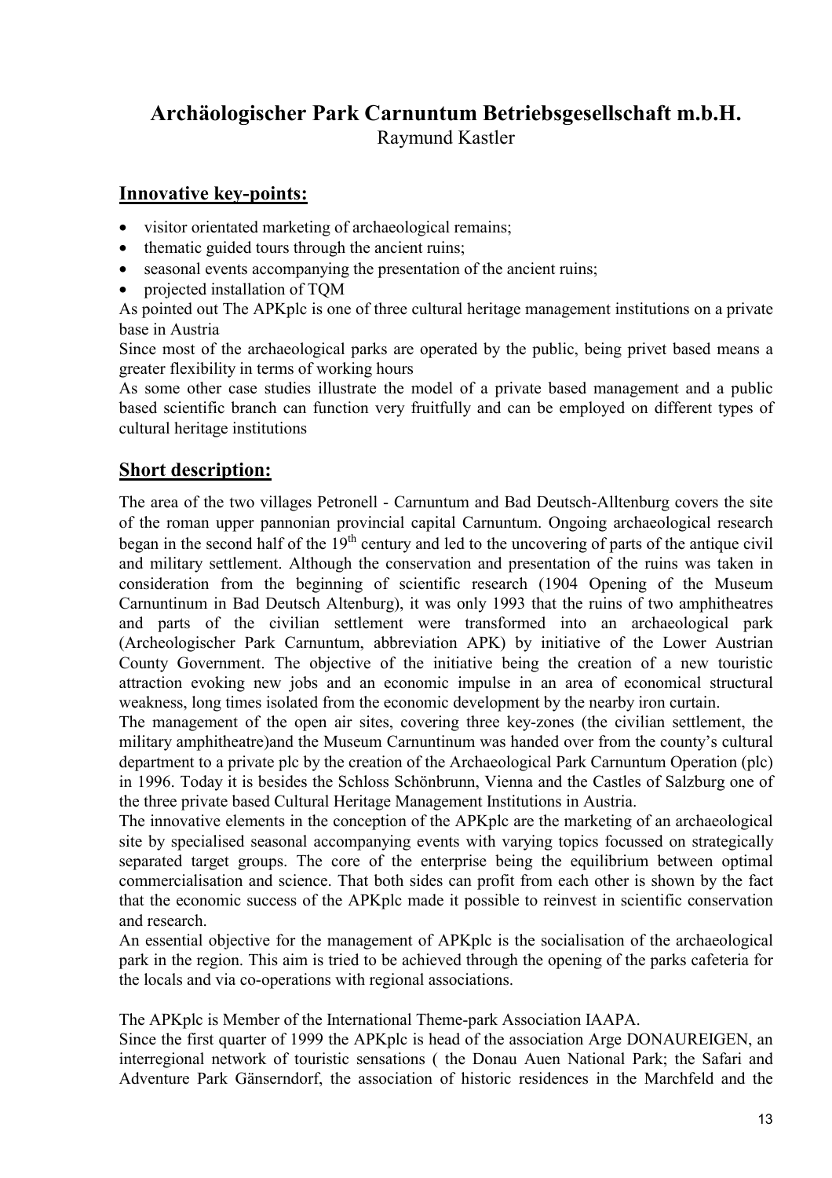# Archäologischer Park Carnuntum Betriebsgesellschaft m.b.H.

Raymund Kastler

## Innovative key-points:

- visitor orientated marketing of archaeological remains;
- thematic guided tours through the ancient ruins;
- seasonal events accompanying the presentation of the ancient ruins;
- projected installation of TQM

As pointed out The APKplc is one of three cultural heritage management institutions on a private base in Austria

Since most of the archaeological parks are operated by the public, being privet based means a greater flexibility in terms of working hours

As some other case studies illustrate the model of a private based management and a public based scientific branch can function very fruitfully and can be employed on different types of cultural heritage institutions

## Short description:

The area of the two villages Petronell - Carnuntum and Bad Deutsch-Alltenburg covers the site of the roman upper pannonian provincial capital Carnuntum. Ongoing archaeological research began in the second half of the 19th century and led to the uncovering of parts of the antique civil and military settlement. Although the conservation and presentation of the ruins was taken in consideration from the beginning of scientific research (1904 Opening of the Museum Carnuntinum in Bad Deutsch Altenburg), it was only 1993 that the ruins of two amphitheatres and parts of the civilian settlement were transformed into an archaeological park (Archeologischer Park Carnuntum, abbreviation APK) by initiative of the Lower Austrian County Government. The objective of the initiative being the creation of a new touristic attraction evoking new jobs and an economic impulse in an area of economical structural weakness, long times isolated from the economic development by the nearby iron curtain.

The management of the open air sites, covering three key-zones (the civilian settlement, the military amphitheatre)and the Museum Carnuntinum was handed over from the county's cultural department to a private plc by the creation of the Archaeological Park Carnuntum Operation (plc) in 1996. Today it is besides the Schloss Schönbrunn, Vienna and the Castles of Salzburg one of the three private based Cultural Heritage Management Institutions in Austria.

The innovative elements in the conception of the APKplc are the marketing of an archaeological site by specialised seasonal accompanying events with varying topics focussed on strategically separated target groups. The core of the enterprise being the equilibrium between optimal commercialisation and science. That both sides can profit from each other is shown by the fact that the economic success of the APKplc made it possible to reinvest in scientific conservation and research.

An essential objective for the management of APKplc is the socialisation of the archaeological park in the region. This aim is tried to be achieved through the opening of the parks cafeteria for the locals and via co-operations with regional associations.

The APKplc is Member of the International Theme-park Association IAAPA.

Since the first quarter of 1999 the APKplc is head of the association Arge DONAUREIGEN, an interregional network of touristic sensations ( the Donau Auen National Park; the Safari and Adventure Park Gänserndorf, the association of historic residences in the Marchfeld and the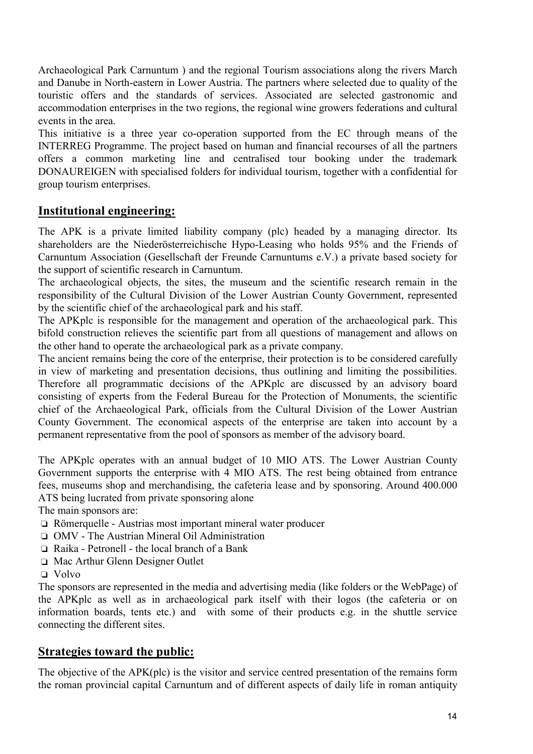Archaeological Park Carnuntum ) and the regional Tourism associations along the rivers March and Danube in North-eastern in Lower Austria. The partners where selected due to quality of the touristic offers and the standards of services. Associated are selected gastronomic and accommodation enterprises in the two regions, the regional wine growers federations and cultural events in the area.

This initiative is a three year co-operation supported from the EC through means of the INTERREG Programme. The project based on human and financial recourses of all the partners offers a common marketing line and centralised tour booking under the trademark DONAUREIGEN with specialised folders for individual tourism, together with a confidential for group tourism enterprises.

## Institutional engineering:

The APK is a private limited liability company (plc) headed by a managing director. Its shareholders are the Niederösterreichische Hypo-Leasing who holds 95% and the Friends of Carnuntum Association (Gesellschaft der Freunde Carnuntums e.V.) a private based society for the support of scientific research in Carnuntum.

The archaeological objects, the sites, the museum and the scientific research remain in the responsibility of the Cultural Division of the Lower Austrian County Government, represented by the scientific chief of the archaeological park and his staff.

The APKplc is responsible for the management and operation of the archaeological park. This bifold construction relieves the scientific part from all questions of management and allows on the other hand to operate the archaeological park as a private company.

The ancient remains being the core of the enterprise, their protection is to be considered carefully in view of marketing and presentation decisions, thus outlining and limiting the possibilities. Therefore all programmatic decisions of the APKplc are discussed by an advisory board consisting of experts from the Federal Bureau for the Protection of Monuments, the scientific chief of the Archaeological Park, officials from the Cultural Division of the Lower Austrian County Government. The economical aspects of the enterprise are taken into account by a permanent representative from the pool of sponsors as member of the advisory board.

The APKplc operates with an annual budget of 10 MIO ATS. The Lower Austrian County Government supports the enterprise with 4 MIO ATS. The rest being obtained from entrance fees, museums shop and merchandising, the cafeteria lease and by sponsoring. Around 400.000 ATS being lucrated from private sponsoring alone

The main sponsors are:

- Römerquelle - Austrias most important mineral water producer
- OMV - The Austrian Mineral Oil Administration
- Raika - Petronell - the local branch of a Bank
- Mac Arthur Glenn Designer Outlet
- Volvo

The sponsors are represented in the media and advertising media (like folders or the WebPage) of the APKplc as well as in archaeological park itself with their logos (the cafeteria or on information boards, tents etc.) and with some of their products e.g. in the shuttle service connecting the different sites.

## Strategies toward the public:

The objective of the APK(plc) is the visitor and service centred presentation of the remains form the roman provincial capital Carnuntum and of different aspects of daily life in roman antiquity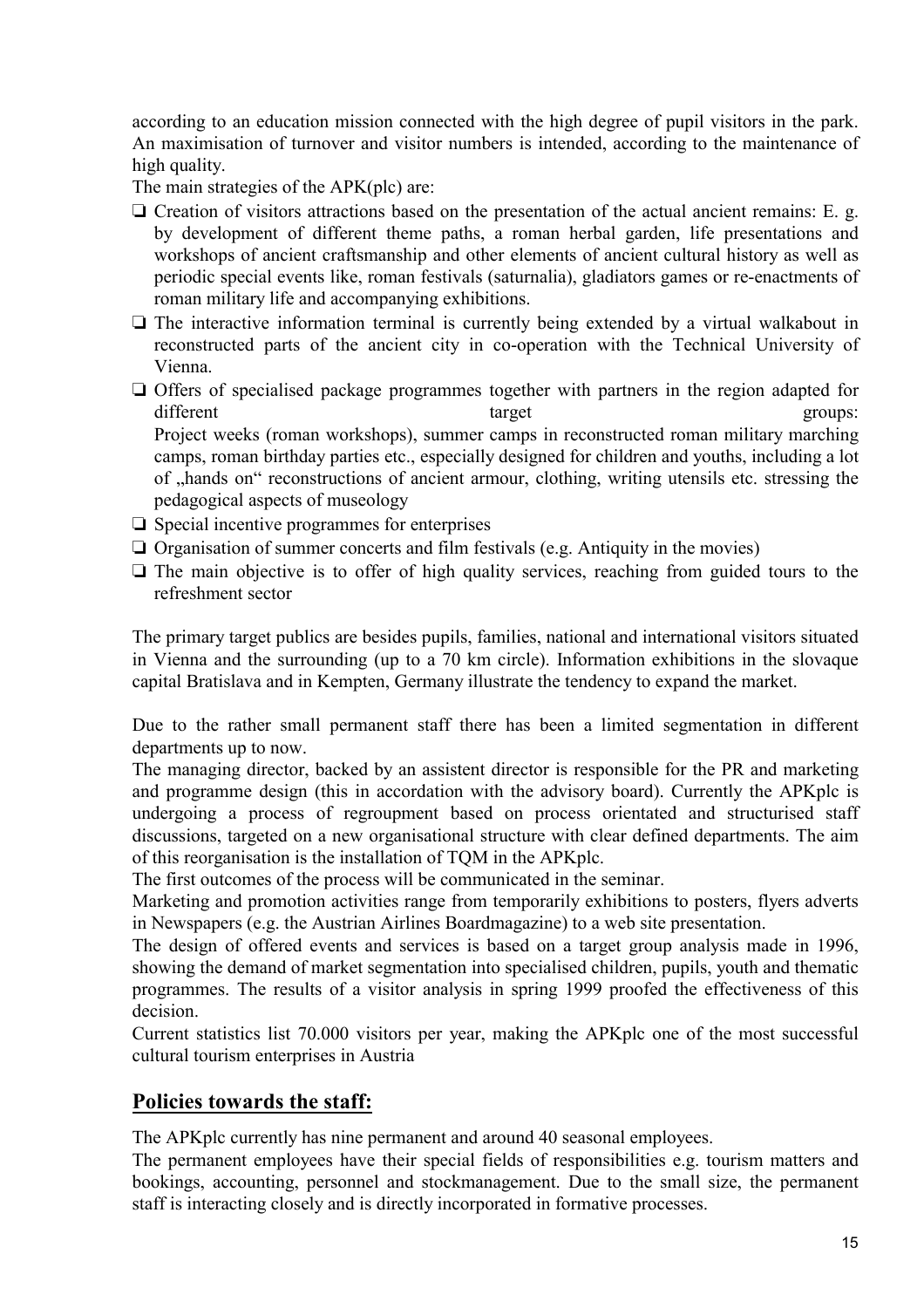according to an education mission connected with the high degree of pupil visitors in the park. An maximisation of turnover and visitor numbers is intended, according to the maintenance of high quality.

The main strategies of the APK(plc) are:

- Creation of visitors attractions based on the presentation of the actual ancient remains: E. g. by development of different theme paths, a roman herbal garden, life presentations and workshops of ancient craftsmanship and other elements of ancient cultural history as well as periodic special events like, roman festivals (saturnalia), gladiators games or re-enactments of roman military life and accompanying exhibitions.
- The interactive information terminal is currently being extended by a virtual walkabout in reconstructed parts of the ancient city in co-operation with the Technical University of Vienna.
- Offers of specialised package programmes together with partners in the region adapted for different target groups:
  Project weeks (roman workshops), summer camps in reconstructed roman military marching camps, roman birthday parties etc., especially designed for children and youths, including a lot of „hands on" reconstructions of ancient armour, clothing, writing utensils etc. stressing the pedagogical aspects of museology
- Special incentive programmes for enterprises
- Organisation of summer concerts and film festivals (e.g. Antiquity in the movies)
- The main objective is to offer of high quality services, reaching from guided tours to the refreshment sector

The primary target publics are besides pupils, families, national and international visitors situated in Vienna and the surrounding (up to a 70 km circle). Information exhibitions in the slovaque capital Bratislava and in Kempten, Germany illustrate the tendency to expand the market.

Due to the rather small permanent staff there has been a limited segmentation in different departments up to now.

The managing director, backed by an assistent director is responsible for the PR and marketing and programme design (this in accordation with the advisory board). Currently the APKplc is undergoing a process of regroupment based on process orientated and structurised staff discussions, targeted on a new organisational structure with clear defined departments. The aim of this reorganisation is the installation of TQM in the APKplc.

The first outcomes of the process will be communicated in the seminar.

Marketing and promotion activities range from temporarily exhibitions to posters, flyers adverts in Newspapers (e.g. the Austrian Airlines Boardmagazine) to a web site presentation.

The design of offered events and services is based on a target group analysis made in 1996, showing the demand of market segmentation into specialised children, pupils, youth and thematic programmes. The results of a visitor analysis in spring 1999 proofed the effectiveness of this decision.

Current statistics list 70.000 visitors per year, making the APKplc one of the most successful cultural tourism enterprises in Austria

## Policies towards the staff:

The APKplc currently has nine permanent and around 40 seasonal employees.

The permanent employees have their special fields of responsibilities e.g. tourism matters and bookings, accounting, personnel and stockmanagement. Due to the small size, the permanent staff is interacting closely and is directly incorporated in formative processes.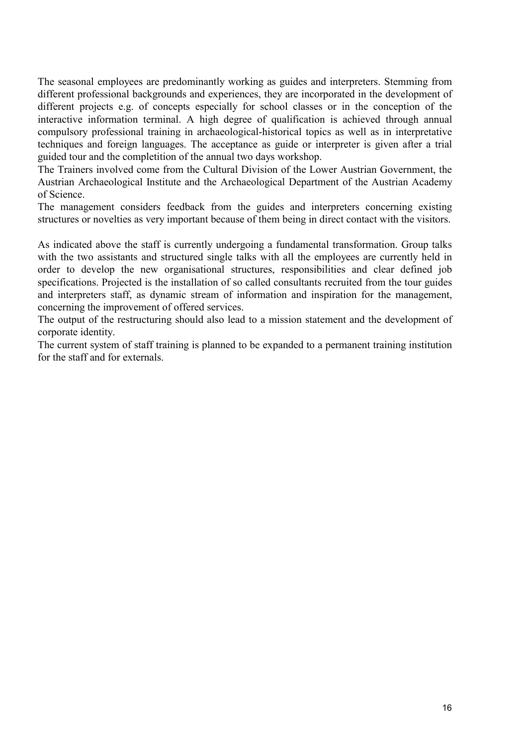The seasonal employees are predominantly working as guides and interpreters. Stemming from different professional backgrounds and experiences, they are incorporated in the development of different projects e.g. of concepts especially for school classes or in the conception of the interactive information terminal. A high degree of qualification is achieved through annual compulsory professional training in archaeological-historical topics as well as in interpretative techniques and foreign languages. The acceptance as guide or interpreter is given after a trial guided tour and the completion of the annual two days workshop.
The Trainers involved come from the Cultural Division of the Lower Austrian Government, the Austrian Archaeological Institute and the Archaeological Department of the Austrian Academy of Science.
The management considers feedback from the guides and interpreters concerning existing structures or novelties as very important because of them being in direct contact with the visitors.

As indicated above the staff is currently undergoing a fundamental transformation. Group talks with the two assistants and structured single talks with all the employees are currently held in order to develop the new organisational structures, responsibilities and clear defined job specifications. Projected is the installation of so called consultants recruited from the tour guides and interpreters staff, as dynamic stream of information and inspiration for the management, concerning the improvement of offered services.
The output of the restructuring should also lead to a mission statement and the development of corporate identity.
The current system of staff training is planned to be expanded to a permanent training institution for the staff and for externals.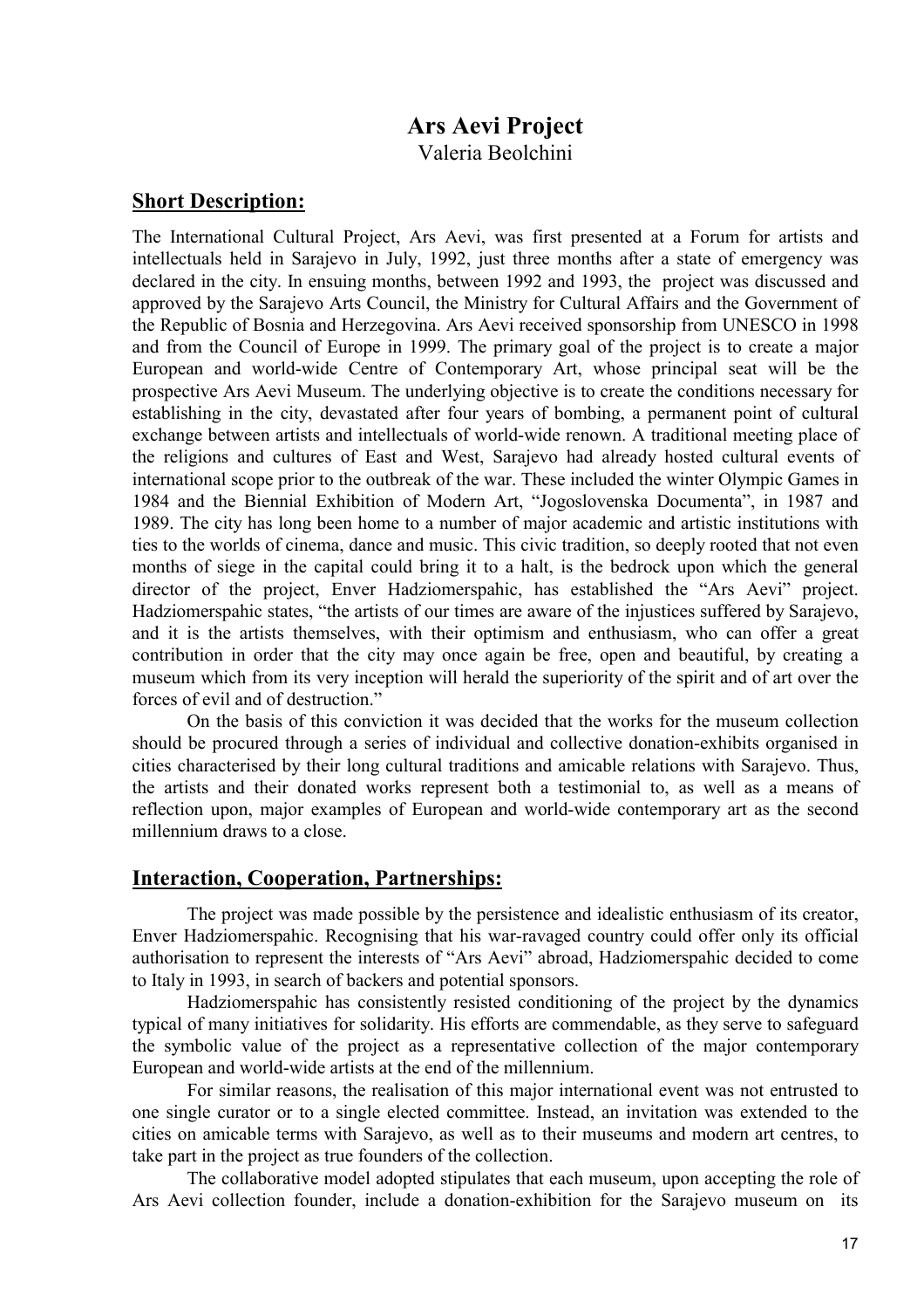# Ars Aevi Project

Valeria Beolchini

## Short Description:

The International Cultural Project, Ars Aevi, was first presented at a Forum for artists and intellectuals held in Sarajevo in July, 1992, just three months after a state of emergency was declared in the city. In ensuing months, between 1992 and 1993, the project was discussed and approved by the Sarajevo Arts Council, the Ministry for Cultural Affairs and the Government of the Republic of Bosnia and Herzegovina. Ars Aevi received sponsorship from UNESCO in 1998 and from the Council of Europe in 1999. The primary goal of the project is to create a major European and world-wide Centre of Contemporary Art, whose principal seat will be the prospective Ars Aevi Museum. The underlying objective is to create the conditions necessary for establishing in the city, devastated after four years of bombing, a permanent point of cultural exchange between artists and intellectuals of world-wide renown. A traditional meeting place of the religions and cultures of East and West, Sarajevo had already hosted cultural events of international scope prior to the outbreak of the war. These included the winter Olympic Games in 1984 and the Biennial Exhibition of Modern Art, "Jogoslovenska Documenta", in 1987 and 1989. The city has long been home to a number of major academic and artistic institutions with ties to the worlds of cinema, dance and music. This civic tradition, so deeply rooted that not even months of siege in the capital could bring it to a halt, is the bedrock upon which the general director of the project, Enver Hadziomerspahic, has established the "Ars Aevi" project. Hadziomerspahic states, "the artists of our times are aware of the injustices suffered by Sarajevo, and it is the artists themselves, with their optimism and enthusiasm, who can offer a great contribution in order that the city may once again be free, open and beautiful, by creating a museum which from its very inception will herald the superiority of the spirit and of art over the forces of evil and of destruction."

On the basis of this conviction it was decided that the works for the museum collection should be procured through a series of individual and collective donation-exhibits organised in cities characterised by their long cultural traditions and amicable relations with Sarajevo. Thus, the artists and their donated works represent both a testimonial to, as well as a means of reflection upon, major examples of European and world-wide contemporary art as the second millennium draws to a close.

## Interaction, Cooperation, Partnerships:

The project was made possible by the persistence and idealistic enthusiasm of its creator, Enver Hadziomerspahic. Recognising that his war-ravaged country could offer only its official authorisation to represent the interests of "Ars Aevi" abroad, Hadziomerspahic decided to come to Italy in 1993, in search of backers and potential sponsors.

Hadziomerspahic has consistently resisted conditioning of the project by the dynamics typical of many initiatives for solidarity. His efforts are commendable, as they serve to safeguard the symbolic value of the project as a representative collection of the major contemporary European and world-wide artists at the end of the millennium.

For similar reasons, the realisation of this major international event was not entrusted to one single curator or to a single elected committee. Instead, an invitation was extended to the cities on amicable terms with Sarajevo, as well as to their museums and modern art centres, to take part in the project as true founders of the collection.

The collaborative model adopted stipulates that each museum, upon accepting the role of Ars Aevi collection founder, include a donation-exhibition for the Sarajevo museum on its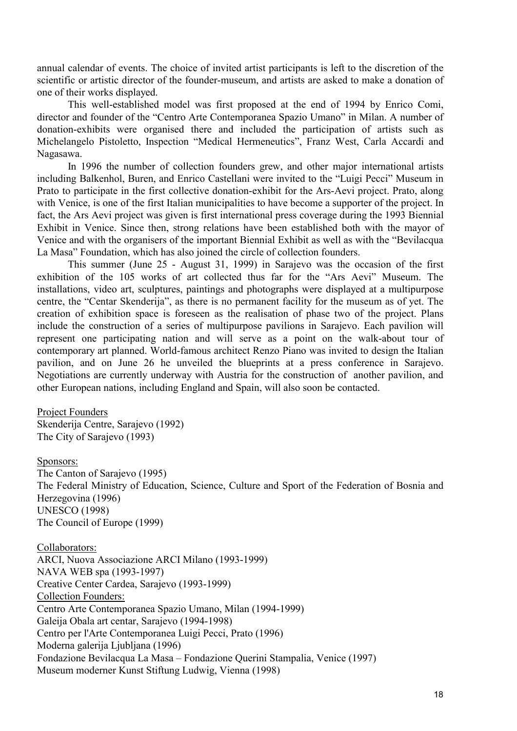annual calendar of events. The choice of invited artist participants is left to the discretion of the scientific or artistic director of the founder-museum, and artists are asked to make a donation of one of their works displayed.

This well-established model was first proposed at the end of 1994 by Enrico Comi, director and founder of the "Centro Arte Contemporanea Spazio Umano" in Milan. A number of donation-exhibits were organised there and included the participation of artists such as Michelangelo Pistoletto, Inspection "Medical Hermeneutics", Franz West, Carla Accardi and Nagasawa.

In 1996 the number of collection founders grew, and other major international artists including Balkenhol, Buren, and Enrico Castellani were invited to the "Luigi Pecci" Museum in Prato to participate in the first collective donation-exhibit for the Ars-Aevi project. Prato, along with Venice, is one of the first Italian municipalities to have become a supporter of the project. In fact, the Ars Aevi project was given is first international press coverage during the 1993 Biennial Exhibit in Venice. Since then, strong relations have been established both with the mayor of Venice and with the organisers of the important Biennial Exhibit as well as with the "Bevilacqua La Masa" Foundation, which has also joined the circle of collection founders.

This summer (June 25 - August 31, 1999) in Sarajevo was the occasion of the first exhibition of the 105 works of art collected thus far for the "Ars Aevi" Museum. The installations, video art, sculptures, paintings and photographs were displayed at a multipurpose centre, the "Centar Skenderija", as there is no permanent facility for the museum as of yet. The creation of exhibition space is foreseen as the realisation of phase two of the project. Plans include the construction of a series of multipurpose pavilions in Sarajevo. Each pavilion will represent one participating nation and will serve as a point on the walk-about tour of contemporary art planned. World-famous architect Renzo Piano was invited to design the Italian pavilion, and on June 26 he unveiled the blueprints at a press conference in Sarajevo. Negotiations are currently underway with Austria for the construction of another pavilion, and other European nations, including England and Spain, will also soon be contacted.

Project Founders
Skenderija Centre, Sarajevo (1992)
The City of Sarajevo (1993)

Sponsors:
The Canton of Sarajevo (1995)
The Federal Ministry of Education, Science, Culture and Sport of the Federation of Bosnia and Herzegovina (1996)
UNESCO (1998)
The Council of Europe (1999)

Collaborators:
ARCI, Nuova Associazione ARCI Milano (1993-1999)
NAVA WEB spa (1993-1997)
Creative Center Cardea, Sarajevo (1993-1999)

Collection Founders:
Centro Arte Contemporanea Spazio Umano, Milan (1994-1999)
Galeija Obala art centar, Sarajevo (1994-1998)
Centro per l'Arte Contemporanea Luigi Pecci, Prato (1996)
Moderna galerija Ljubljana (1996)
Fondazione Bevilacqua La Masa – Fondazione Querini Stampalia, Venice (1997)
Museum moderner Kunst Stiftung Ludwig, Vienna (1998)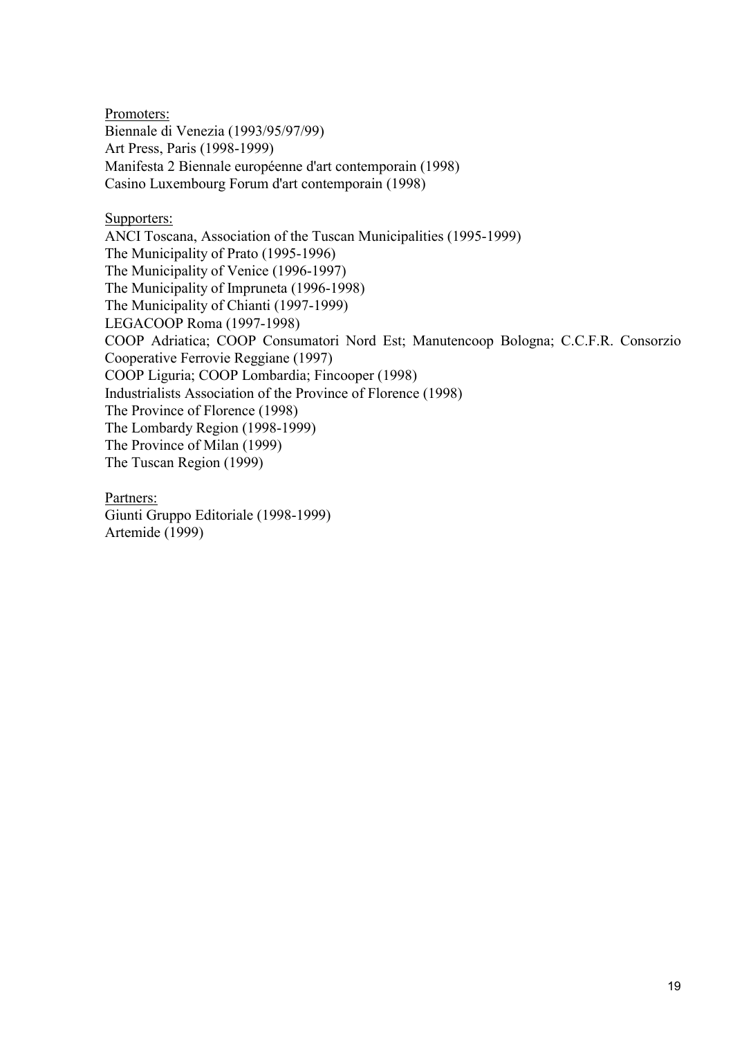<u>Promoters:</u>
Biennale di Venezia (1993/95/97/99)
Art Press, Paris (1998-1999)
Manifesta 2 Biennale européenne d'art contemporain (1998)
Casino Luxembourg Forum d'art contemporain (1998)

<u>Supporters:</u>
ANCI Toscana, Association of the Tuscan Municipalities (1995-1999)
The Municipality of Prato (1995-1996)
The Municipality of Venice (1996-1997)
The Municipality of Impruneta (1996-1998)
The Municipality of Chianti (1997-1999)
LEGACOOP Roma (1997-1998)
COOP Adriatica; COOP Consumatori Nord Est; Manutencoop Bologna; C.C.F.R. Consorzio Cooperative Ferrovie Reggiane (1997)
COOP Liguria; COOP Lombardia; Fincooper (1998)
Industrialists Association of the Province of Florence (1998)
The Province of Florence (1998)
The Lombardy Region (1998-1999)
The Province of Milan (1999)
The Tuscan Region (1999)

<u>Partners:</u>
Giunti Gruppo Editoriale (1998-1999)
Artemide (1999)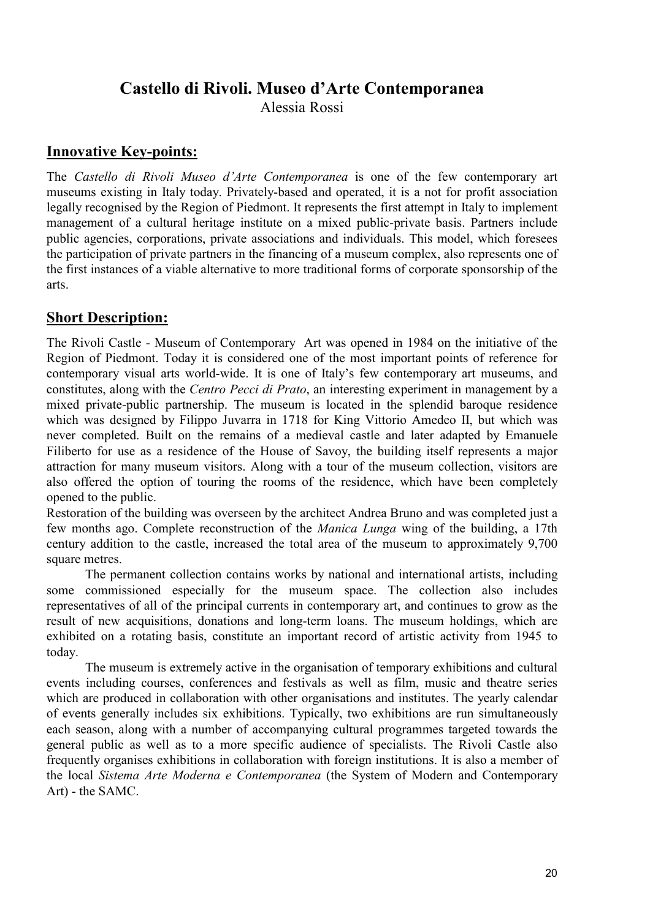# Castello di Rivoli. Museo d'Arte Contemporanea

Alessia Rossi

## Innovative Key-points:

The *Castello di Rivoli Museo d'Arte Contemporanea* is one of the few contemporary art museums existing in Italy today. Privately-based and operated, it is a not for profit association legally recognised by the Region of Piedmont. It represents the first attempt in Italy to implement management of a cultural heritage institute on a mixed public-private basis. Partners include public agencies, corporations, private associations and individuals. This model, which foresees the participation of private partners in the financing of a museum complex, also represents one of the first instances of a viable alternative to more traditional forms of corporate sponsorship of the arts.

## Short Description:

The Rivoli Castle - Museum of Contemporary Art was opened in 1984 on the initiative of the Region of Piedmont. Today it is considered one of the most important points of reference for contemporary visual arts world-wide. It is one of Italy's few contemporary art museums, and constitutes, along with the *Centro Pecci di Prato*, an interesting experiment in management by a mixed private-public partnership. The museum is located in the splendid baroque residence which was designed by Filippo Juvarra in 1718 for King Vittorio Amedeo II, but which was never completed. Built on the remains of a medieval castle and later adapted by Emanuele Filiberto for use as a residence of the House of Savoy, the building itself represents a major attraction for many museum visitors. Along with a tour of the museum collection, visitors are also offered the option of touring the rooms of the residence, which have been completely opened to the public.

Restoration of the building was overseen by the architect Andrea Bruno and was completed just a few months ago. Complete reconstruction of the *Manica Lunga* wing of the building, a 17th century addition to the castle, increased the total area of the museum to approximately 9,700 square metres.

The permanent collection contains works by national and international artists, including some commissioned especially for the museum space. The collection also includes representatives of all of the principal currents in contemporary art, and continues to grow as the result of new acquisitions, donations and long-term loans. The museum holdings, which are exhibited on a rotating basis, constitute an important record of artistic activity from 1945 to today.

The museum is extremely active in the organisation of temporary exhibitions and cultural events including courses, conferences and festivals as well as film, music and theatre series which are produced in collaboration with other organisations and institutes. The yearly calendar of events generally includes six exhibitions. Typically, two exhibitions are run simultaneously each season, along with a number of accompanying cultural programmes targeted towards the general public as well as to a more specific audience of specialists. The Rivoli Castle also frequently organises exhibitions in collaboration with foreign institutions. It is also a member of the local *Sistema Arte Moderna e Contemporanea* (the System of Modern and Contemporary Art) - the SAMC.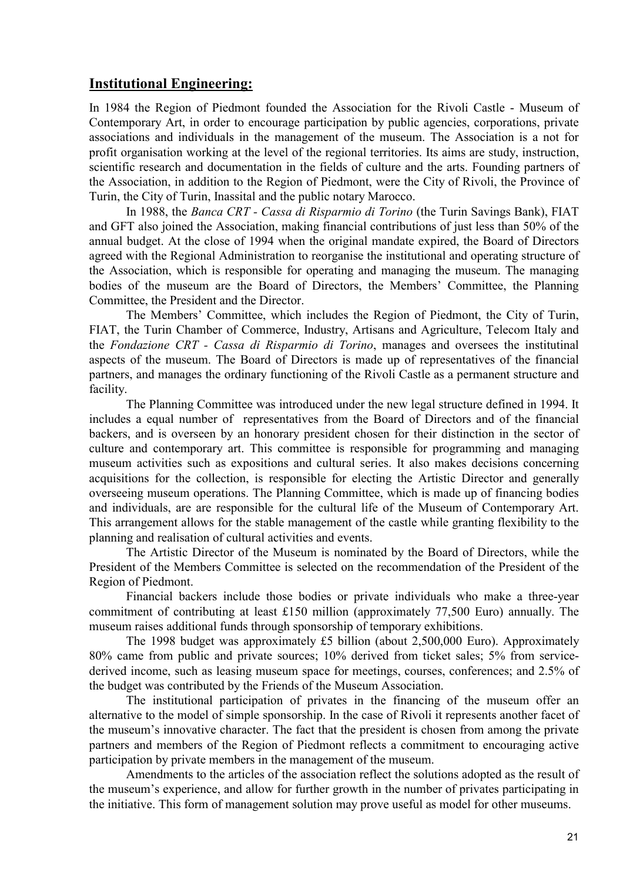## **Institutional Engineering:**

In 1984 the Region of Piedmont founded the Association for the Rivoli Castle - Museum of Contemporary Art, in order to encourage participation by public agencies, corporations, private associations and individuals in the management of the museum. The Association is a not for profit organisation working at the level of the regional territories. Its aims are study, instruction, scientific research and documentation in the fields of culture and the arts. Founding partners of the Association, in addition to the Region of Piedmont, were the City of Rivoli, the Province of Turin, the City of Turin, Inassital and the public notary Marocco.

In 1988, the *Banca CRT - Cassa di Risparmio di Torino* (the Turin Savings Bank), FIAT and GFT also joined the Association, making financial contributions of just less than 50% of the annual budget. At the close of 1994 when the original mandate expired, the Board of Directors agreed with the Regional Administration to reorganise the institutional and operating structure of the Association, which is responsible for operating and managing the museum. The managing bodies of the museum are the Board of Directors, the Members' Committee, the Planning Committee, the President and the Director.

The Members' Committee, which includes the Region of Piedmont, the City of Turin, FIAT, the Turin Chamber of Commerce, Industry, Artisans and Agriculture, Telecom Italy and the *Fondazione CRT - Cassa di Risparmio di Torino*, manages and oversees the institutinal aspects of the museum. The Board of Directors is made up of representatives of the financial partners, and manages the ordinary functioning of the Rivoli Castle as a permanent structure and facility.

The Planning Committee was introduced under the new legal structure defined in 1994. It includes a equal number of representatives from the Board of Directors and of the financial backers, and is overseen by an honorary president chosen for their distinction in the sector of culture and contemporary art. This committee is responsible for programming and managing museum activities such as expositions and cultural series. It also makes decisions concerning acquisitions for the collection, is responsible for electing the Artistic Director and generally overseeing museum operations. The Planning Committee, which is made up of financing bodies and individuals, are are responsible for the cultural life of the Museum of Contemporary Art. This arrangement allows for the stable management of the castle while granting flexibility to the planning and realisation of cultural activities and events.

The Artistic Director of the Museum is nominated by the Board of Directors, while the President of the Members Committee is selected on the recommendation of the President of the Region of Piedmont.

Financial backers include those bodies or private individuals who make a three-year commitment of contributing at least £150 million (approximately 77,500 Euro) annually. The museum raises additional funds through sponsorship of temporary exhibitions.

The 1998 budget was approximately £5 billion (about 2,500,000 Euro). Approximately 80% came from public and private sources; 10% derived from ticket sales; 5% from service-derived income, such as leasing museum space for meetings, courses, conferences; and 2.5% of the budget was contributed by the Friends of the Museum Association.

The institutional participation of privates in the financing of the museum offer an alternative to the model of simple sponsorship. In the case of Rivoli it represents another facet of the museum's innovative character. The fact that the president is chosen from among the private partners and members of the Region of Piedmont reflects a commitment to encouraging active participation by private members in the management of the museum.

Amendments to the articles of the association reflect the solutions adopted as the result of the museum's experience, and allow for further growth in the number of privates participating in the initiative. This form of management solution may prove useful as model for other museums.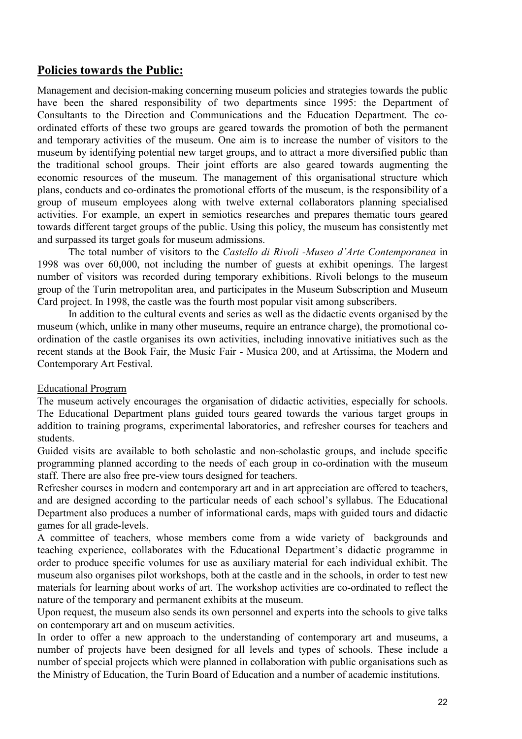## Policies towards the Public:

Management and decision-making concerning museum policies and strategies towards the public have been the shared responsibility of two departments since 1995: the Department of Consultants to the Direction and Communications and the Education Department. The co-ordinated efforts of these two groups are geared towards the promotion of both the permanent and temporary activities of the museum. One aim is to increase the number of visitors to the museum by identifying potential new target groups, and to attract a more diversified public than the traditional school groups. Their joint efforts are also geared towards augmenting the economic resources of the museum. The management of this organisational structure which plans, conducts and co-ordinates the promotional efforts of the museum, is the responsibility of a group of museum employees along with twelve external collaborators planning specialised activities. For example, an expert in semiotics researches and prepares thematic tours geared towards different target groups of the public. Using this policy, the museum has consistently met and surpassed its target goals for museum admissions.

The total number of visitors to the *Castello di Rivoli -Museo d'Arte Contemporanea* in 1998 was over 60,000, not including the number of guests at exhibit openings. The largest number of visitors was recorded during temporary exhibitions. Rivoli belongs to the museum group of the Turin metropolitan area, and participates in the Museum Subscription and Museum Card project. In 1998, the castle was the fourth most popular visit among subscribers.

In addition to the cultural events and series as well as the didactic events organised by the museum (which, unlike in many other museums, require an entrance charge), the promotional co-ordination of the castle organises its own activities, including innovative initiatives such as the recent stands at the Book Fair, the Music Fair - Musica 200, and at Artissima, the Modern and Contemporary Art Festival.

### Educational Program

The museum actively encourages the organisation of didactic activities, especially for schools. The Educational Department plans guided tours geared towards the various target groups in addition to training programs, experimental laboratories, and refresher courses for teachers and students.

Guided visits are available to both scholastic and non-scholastic groups, and include specific programming planned according to the needs of each group in co-ordination with the museum staff. There are also free pre-view tours designed for teachers.

Refresher courses in modern and contemporary art and in art appreciation are offered to teachers, and are designed according to the particular needs of each school's syllabus. The Educational Department also produces a number of informational cards, maps with guided tours and didactic games for all grade-levels.

A committee of teachers, whose members come from a wide variety of backgrounds and teaching experience, collaborates with the Educational Department's didactic programme in order to produce specific volumes for use as auxiliary material for each individual exhibit. The museum also organises pilot workshops, both at the castle and in the schools, in order to test new materials for learning about works of art. The workshop activities are co-ordinated to reflect the nature of the temporary and permanent exhibits at the museum.

Upon request, the museum also sends its own personnel and experts into the schools to give talks on contemporary art and on museum activities.

In order to offer a new approach to the understanding of contemporary art and museums, a number of projects have been designed for all levels and types of schools. These include a number of special projects which were planned in collaboration with public organisations such as the Ministry of Education, the Turin Board of Education and a number of academic institutions.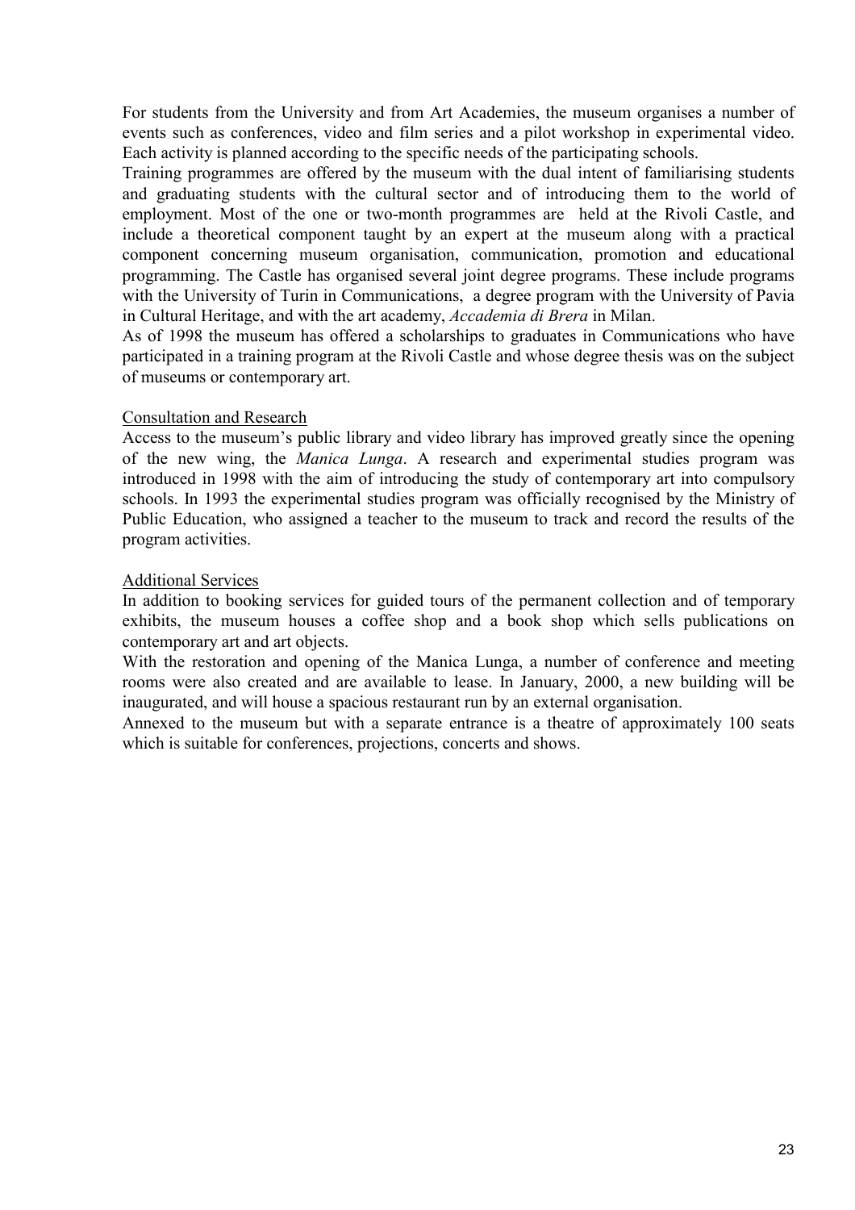For students from the University and from Art Academies, the museum organises a number of events such as conferences, video and film series and a pilot workshop in experimental video. Each activity is planned according to the specific needs of the participating schools.

Training programmes are offered by the museum with the dual intent of familiarising students and graduating students with the cultural sector and of introducing them to the world of employment. Most of the one or two-month programmes are held at the Rivoli Castle, and include a theoretical component taught by an expert at the museum along with a practical component concerning museum organisation, communication, promotion and educational programming. The Castle has organised several joint degree programs. These include programs with the University of Turin in Communications, a degree program with the University of Pavia in Cultural Heritage, and with the art academy, *Accademia di Brera* in Milan.

As of 1998 the museum has offered a scholarships to graduates in Communications who have participated in a training program at the Rivoli Castle and whose degree thesis was on the subject of museums or contemporary art.

Consultation and Research

Access to the museum's public library and video library has improved greatly since the opening of the new wing, the *Manica Lunga*. A research and experimental studies program was introduced in 1998 with the aim of introducing the study of contemporary art into compulsory schools. In 1993 the experimental studies program was officially recognised by the Ministry of Public Education, who assigned a teacher to the museum to track and record the results of the program activities.

Additional Services

In addition to booking services for guided tours of the permanent collection and of temporary exhibits, the museum houses a coffee shop and a book shop which sells publications on contemporary art and art objects.

With the restoration and opening of the Manica Lunga, a number of conference and meeting rooms were also created and are available to lease. In January, 2000, a new building will be inaugurated, and will house a spacious restaurant run by an external organisation.

Annexed to the museum but with a separate entrance is a theatre of approximately 100 seats which is suitable for conferences, projections, concerts and shows.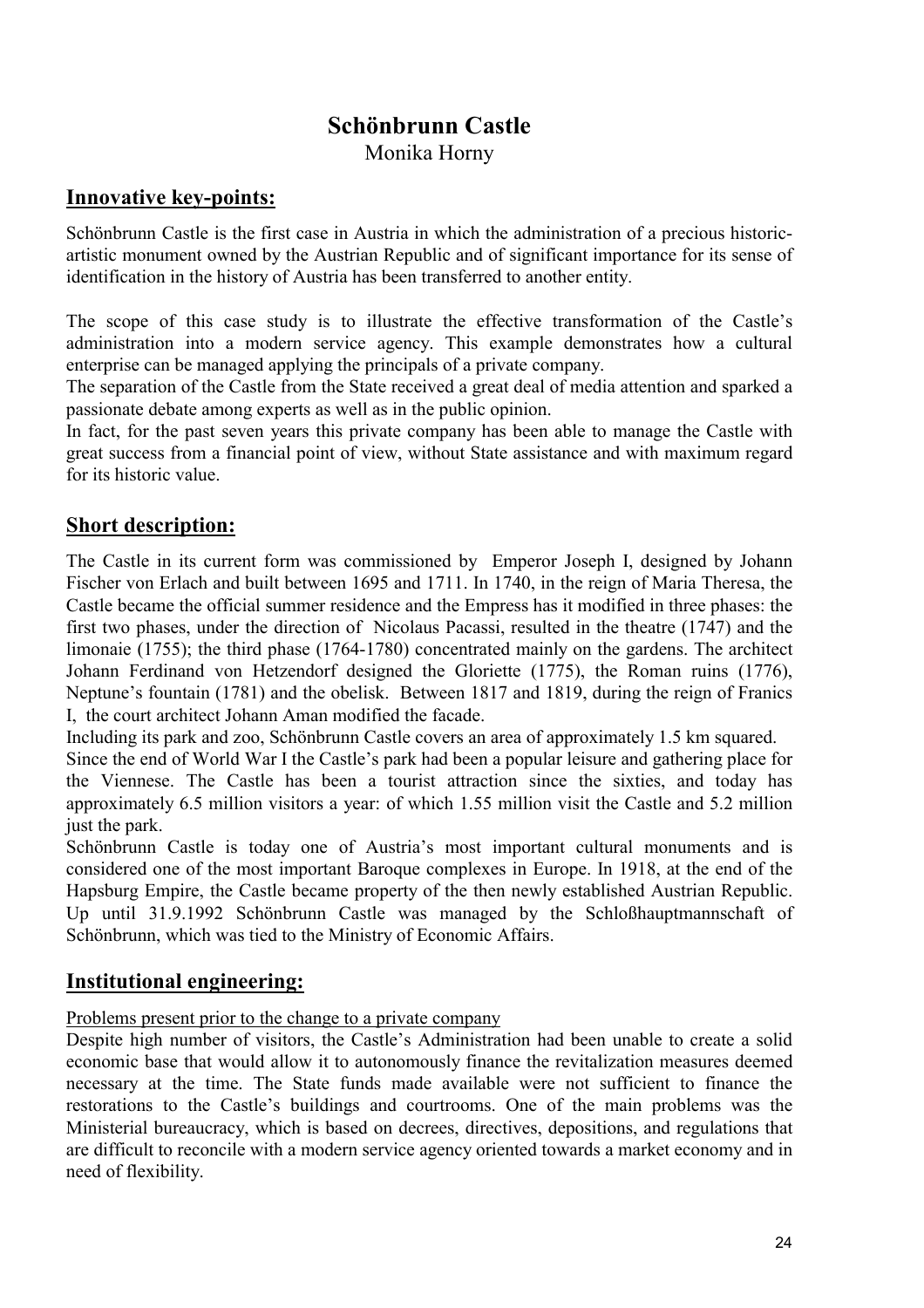# Schönbrunn Castle

Monika Horny

## Innovative key-points:

Schönbrunn Castle is the first case in Austria in which the administration of a precious historic-artistic monument owned by the Austrian Republic and of significant importance for its sense of identification in the history of Austria has been transferred to another entity.

The scope of this case study is to illustrate the effective transformation of the Castle's administration into a modern service agency. This example demonstrates how a cultural enterprise can be managed applying the principals of a private company.

The separation of the Castle from the State received a great deal of media attention and sparked a passionate debate among experts as well as in the public opinion.

In fact, for the past seven years this private company has been able to manage the Castle with great success from a financial point of view, without State assistance and with maximum regard for its historic value.

## Short description:

The Castle in its current form was commissioned by Emperor Joseph I, designed by Johann Fischer von Erlach and built between 1695 and 1711. In 1740, in the reign of Maria Theresa, the Castle became the official summer residence and the Empress has it modified in three phases: the first two phases, under the direction of Nicolaus Pacassi, resulted in the theatre (1747) and the limonaie (1755); the third phase (1764-1780) concentrated mainly on the gardens. The architect Johann Ferdinand von Hetzendorf designed the Gloriette (1775), the Roman ruins (1776), Neptune's fountain (1781) and the obelisk. Between 1817 and 1819, during the reign of Franics I, the court architect Johann Aman modified the facade.

Including its park and zoo, Schönbrunn Castle covers an area of approximately 1.5 km squared.

Since the end of World War I the Castle's park had been a popular leisure and gathering place for the Viennese. The Castle has been a tourist attraction since the sixties, and today has approximately 6.5 million visitors a year: of which 1.55 million visit the Castle and 5.2 million just the park.

Schönbrunn Castle is today one of Austria's most important cultural monuments and is considered one of the most important Baroque complexes in Europe. In 1918, at the end of the Hapsburg Empire, the Castle became property of the then newly established Austrian Republic. Up until 31.9.1992 Schönbrunn Castle was managed by the Schloßhauptmannschaft of Schönbrunn, which was tied to the Ministry of Economic Affairs.

## Institutional engineering:

Problems present prior to the change to a private company

Despite high number of visitors, the Castle's Administration had been unable to create a solid economic base that would allow it to autonomously finance the revitalization measures deemed necessary at the time. The State funds made available were not sufficient to finance the restorations to the Castle's buildings and courtrooms. One of the main problems was the Ministerial bureaucracy, which is based on decrees, directives, depositions, and regulations that are difficult to reconcile with a modern service agency oriented towards a market economy and in need of flexibility.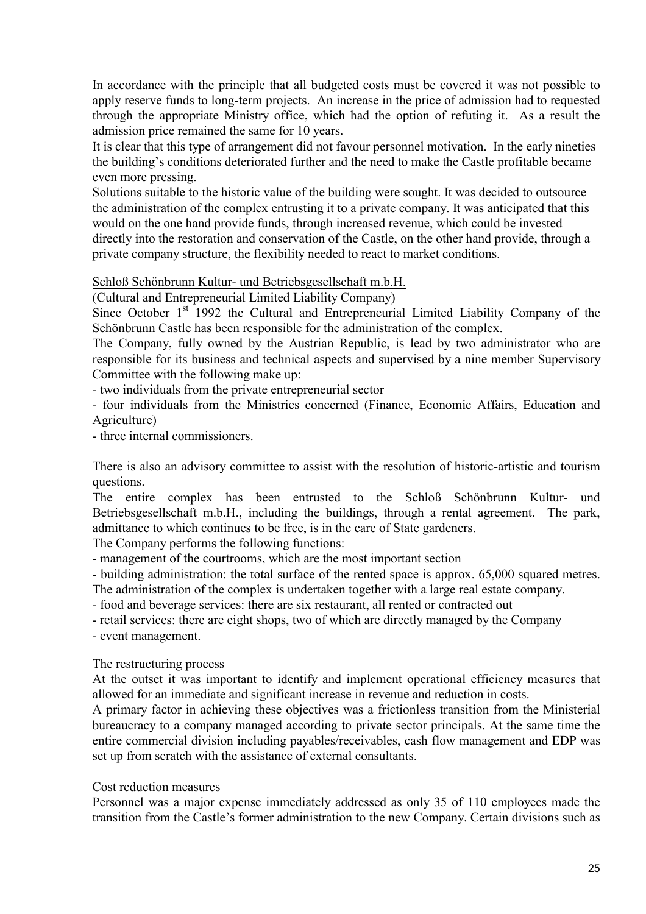In accordance with the principle that all budgeted costs must be covered it was not possible to apply reserve funds to long-term projects. An increase in the price of admission had to requested through the appropriate Ministry office, which had the option of refuting it. As a result the admission price remained the same for 10 years.

It is clear that this type of arrangement did not favour personnel motivation. In the early nineties the building's conditions deteriorated further and the need to make the Castle profitable became even more pressing.

Solutions suitable to the historic value of the building were sought. It was decided to outsource the administration of the complex entrusting it to a private company. It was anticipated that this would on the one hand provide funds, through increased revenue, which could be invested directly into the restoration and conservation of the Castle, on the other hand provide, through a private company structure, the flexibility needed to react to market conditions.

Schloß Schönbrunn Kultur- und Betriebsgesellschaft m.b.H.

(Cultural and Entrepreneurial Limited Liability Company)

Since October 1st 1992 the Cultural and Entrepreneurial Limited Liability Company of the Schönbrunn Castle has been responsible for the administration of the complex.

The Company, fully owned by the Austrian Republic, is lead by two administrator who are responsible for its business and technical aspects and supervised by a nine member Supervisory Committee with the following make up:

- two individuals from the private entrepreneurial sector
- four individuals from the Ministries concerned (Finance, Economic Affairs, Education and Agriculture)
- three internal commissioners.

There is also an advisory committee to assist with the resolution of historic-artistic and tourism questions.

The entire complex has been entrusted to the Schloß Schönbrunn Kultur- und Betriebsgesellschaft m.b.H., including the buildings, through a rental agreement. The park, admittance to which continues to be free, is in the care of State gardeners.

The Company performs the following functions:

- management of the courtrooms, which are the most important section
- building administration: the total surface of the rented space is approx. 65,000 squared metres. The administration of the complex is undertaken together with a large real estate company.
- food and beverage services: there are six restaurant, all rented or contracted out
- retail services: there are eight shops, two of which are directly managed by the Company
- event management.

The restructuring process

At the outset it was important to identify and implement operational efficiency measures that allowed for an immediate and significant increase in revenue and reduction in costs.

A primary factor in achieving these objectives was a frictionless transition from the Ministerial bureaucracy to a company managed according to private sector principals. At the same time the entire commercial division including payables/receivables, cash flow management and EDP was set up from scratch with the assistance of external consultants.

Cost reduction measures

Personnel was a major expense immediately addressed as only 35 of 110 employees made the transition from the Castle's former administration to the new Company. Certain divisions such as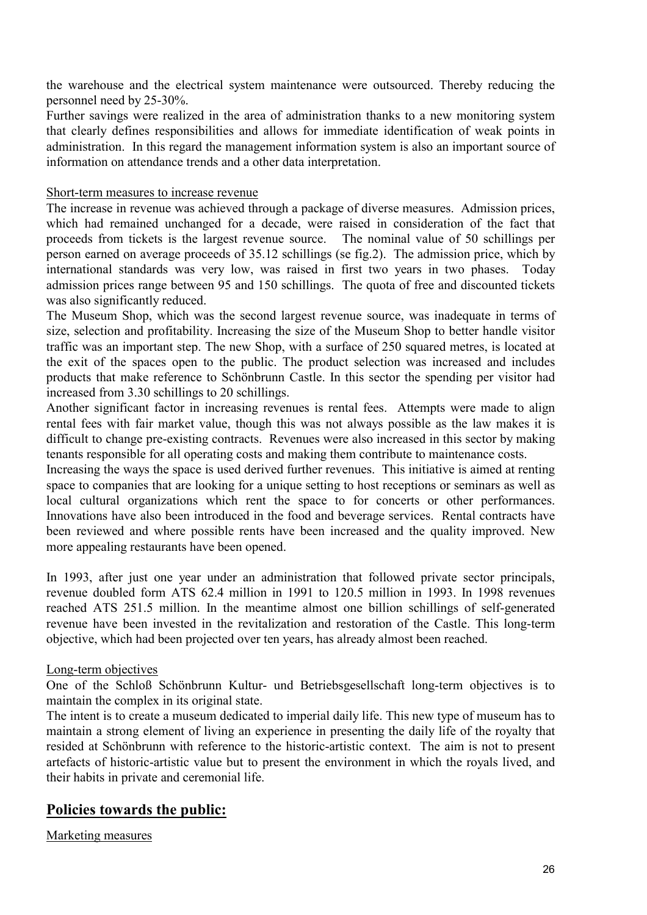the warehouse and the electrical system maintenance were outsourced. Thereby reducing the personnel need by 25-30%.

Further savings were realized in the area of administration thanks to a new monitoring system that clearly defines responsibilities and allows for immediate identification of weak points in administration. In this regard the management information system is also an important source of information on attendance trends and a other data interpretation.

Short-term measures to increase revenue

The increase in revenue was achieved through a package of diverse measures. Admission prices, which had remained unchanged for a decade, were raised in consideration of the fact that proceeds from tickets is the largest revenue source. The nominal value of 50 schillings per person earned on average proceeds of 35.12 schillings (se fig.2). The admission price, which by international standards was very low, was raised in first two years in two phases. Today admission prices range between 95 and 150 schillings. The quota of free and discounted tickets was also significantly reduced.

The Museum Shop, which was the second largest revenue source, was inadequate in terms of size, selection and profitability. Increasing the size of the Museum Shop to better handle visitor traffic was an important step. The new Shop, with a surface of 250 squared metres, is located at the exit of the spaces open to the public. The product selection was increased and includes products that make reference to Schönbrunn Castle. In this sector the spending per visitor had increased from 3.30 schillings to 20 schillings.

Another significant factor in increasing revenues is rental fees. Attempts were made to align rental fees with fair market value, though this was not always possible as the law makes it is difficult to change pre-existing contracts. Revenues were also increased in this sector by making tenants responsible for all operating costs and making them contribute to maintenance costs.

Increasing the ways the space is used derived further revenues. This initiative is aimed at renting space to companies that are looking for a unique setting to host receptions or seminars as well as local cultural organizations which rent the space to for concerts or other performances. Innovations have also been introduced in the food and beverage services. Rental contracts have been reviewed and where possible rents have been increased and the quality improved. New more appealing restaurants have been opened.

In 1993, after just one year under an administration that followed private sector principals, revenue doubled form ATS 62.4 million in 1991 to 120.5 million in 1993. In 1998 revenues reached ATS 251.5 million. In the meantime almost one billion schillings of self-generated revenue have been invested in the revitalization and restoration of the Castle. This long-term objective, which had been projected over ten years, has already almost been reached.

Long-term objectives

One of the Schloß Schönbrunn Kultur- und Betriebsgesellschaft long-term objectives is to maintain the complex in its original state.

The intent is to create a museum dedicated to imperial daily life. This new type of museum has to maintain a strong element of living an experience in presenting the daily life of the royalty that resided at Schönbrunn with reference to the historic-artistic context. The aim is not to present artefacts of historic-artistic value but to present the environment in which the royals lived, and their habits in private and ceremonial life.

## Policies towards the public:

Marketing measures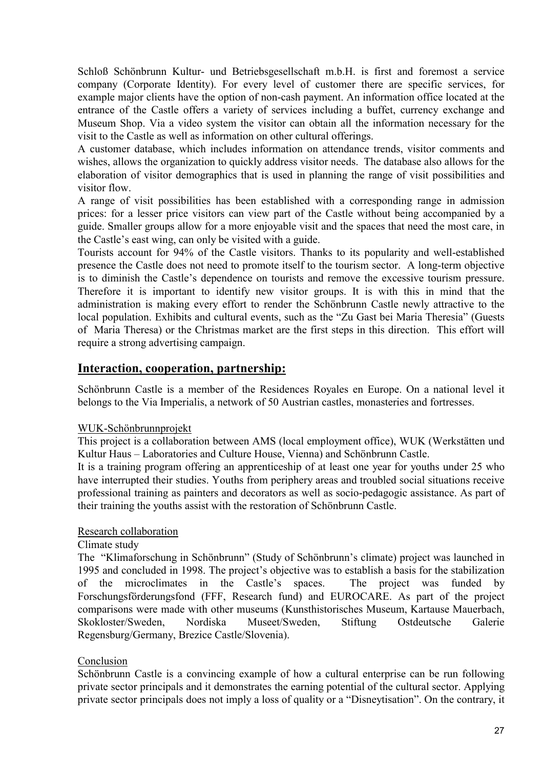Schloß Schönbrunn Kultur- und Betriebsgesellschaft m.b.H. is first and foremost a service company (Corporate Identity). For every level of customer there are specific services, for example major clients have the option of non-cash payment. An information office located at the entrance of the Castle offers a variety of services including a buffet, currency exchange and Museum Shop. Via a video system the visitor can obtain all the information necessary for the visit to the Castle as well as information on other cultural offerings.

A customer database, which includes information on attendance trends, visitor comments and wishes, allows the organization to quickly address visitor needs. The database also allows for the elaboration of visitor demographics that is used in planning the range of visit possibilities and visitor flow.

A range of visit possibilities has been established with a corresponding range in admission prices: for a lesser price visitors can view part of the Castle without being accompanied by a guide. Smaller groups allow for a more enjoyable visit and the spaces that need the most care, in the Castle's east wing, can only be visited with a guide.

Tourists account for 94% of the Castle visitors. Thanks to its popularity and well-established presence the Castle does not need to promote itself to the tourism sector. A long-term objective is to diminish the Castle's dependence on tourists and remove the excessive tourism pressure. Therefore it is important to identify new visitor groups. It is with this in mind that the administration is making every effort to render the Schönbrunn Castle newly attractive to the local population. Exhibits and cultural events, such as the "Zu Gast bei Maria Theresia" (Guests of Maria Theresa) or the Christmas market are the first steps in this direction. This effort will require a strong advertising campaign.

## Interaction, cooperation, partnership:

Schönbrunn Castle is a member of the Residences Royales en Europe. On a national level it belongs to the Via Imperialis, a network of 50 Austrian castles, monasteries and fortresses.

WUK-Schönbrunnprojekt

This project is a collaboration between AMS (local employment office), WUK (Werkstätten und Kultur Haus – Laboratories and Culture House, Vienna) and Schönbrunn Castle.

It is a training program offering an apprenticeship of at least one year for youths under 25 who have interrupted their studies. Youths from periphery areas and troubled social situations receive professional training as painters and decorators as well as socio-pedagogic assistance. As part of their training the youths assist with the restoration of Schönbrunn Castle.

Research collaboration

Climate study

The "Klimaforschung in Schönbrunn" (Study of Schönbrunn's climate) project was launched in 1995 and concluded in 1998. The project's objective was to establish a basis for the stabilization of the microclimates in the Castle's spaces. The project was funded by Forschungsförderungsfond (FFF, Research fund) and EUROCARE. As part of the project comparisons were made with other museums (Kunsthistorisches Museum, Kartause Mauerbach, Skokloster/Sweden, Nordiska Museet/Sweden, Stiftung Ostdeutsche Galerie Regensburg/Germany, Brezice Castle/Slovenia).

Conclusion

Schönbrunn Castle is a convincing example of how a cultural enterprise can be run following private sector principals and it demonstrates the earning potential of the cultural sector. Applying private sector principals does not imply a loss of quality or a "Disneytisation". On the contrary, it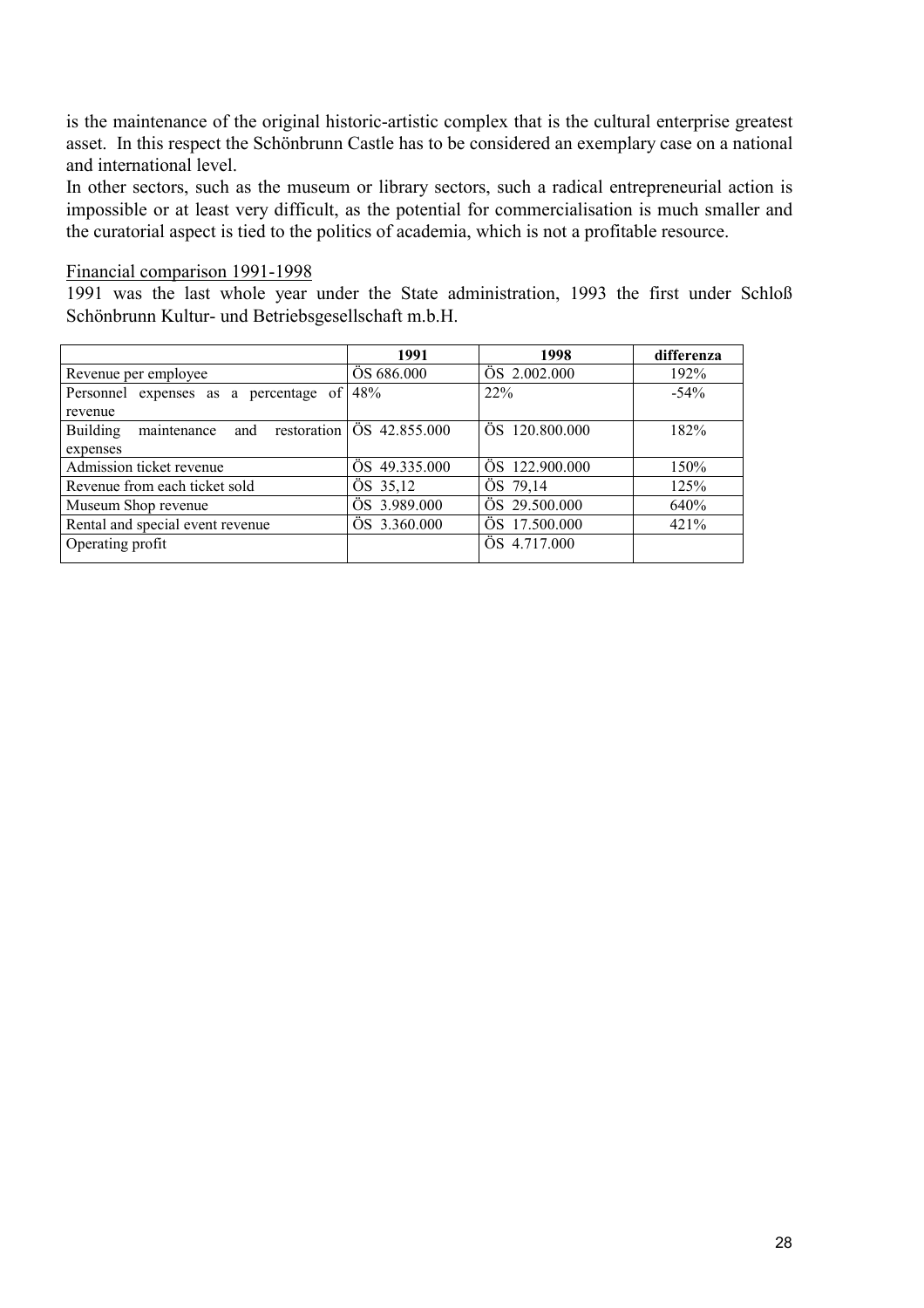is the maintenance of the original historic-artistic complex that is the cultural enterprise greatest asset. In this respect the Schönbrunn Castle has to be considered an exemplary case on a national and international level.

In other sectors, such as the museum or library sectors, such a radical entrepreneurial action is impossible or at least very difficult, as the potential for commercialisation is much smaller and the curatorial aspect is tied to the politics of academia, which is not a profitable resource.

Financial comparison 1991-1998

1991 was the last whole year under the State administration, 1993 the first under Schloß Schönbrunn Kultur- und Betriebsgesellschaft m.b.H.

| | 1991 | 1998 | differenza |
|---|---|---|---|
| Revenue per employee | ÖS 686.000 | ÖS 2.002.000 | 192% |
| Personnel expenses as a percentage of revenue | 48% | 22% | -54% |
| Building maintenance and restoration expenses | ÖS 42.855.000 | ÖS 120.800.000 | 182% |
| Admission ticket revenue | ÖS 49.335.000 | ÖS 122.900.000 | 150% |
| Revenue from each ticket sold | ÖS 35,12 | ÖS 79,14 | 125% |
| Museum Shop revenue | ÖS 3.989.000 | ÖS 29.500.000 | 640% |
| Rental and special event revenue | ÖS 3.360.000 | ÖS 17.500.000 | 421% |
| Operating profit | | ÖS 4.717.000 | |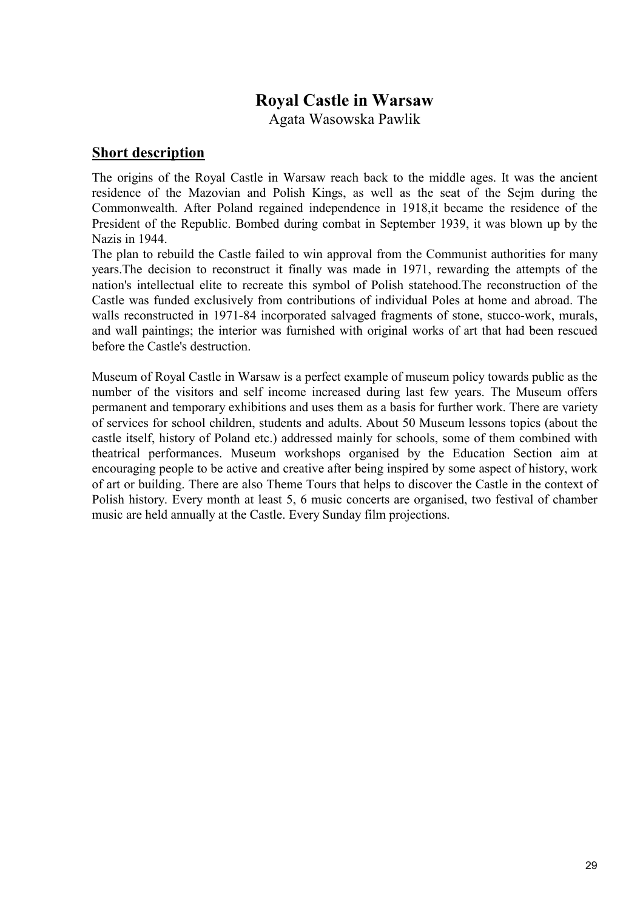# Royal Castle in Warsaw

Agata Wasowska Pawlik

## Short description

The origins of the Royal Castle in Warsaw reach back to the middle ages. It was the ancient residence of the Mazovian and Polish Kings, as well as the seat of the Sejm during the Commonwealth. After Poland regained independence in 1918,it became the residence of the President of the Republic. Bombed during combat in September 1939, it was blown up by the Nazis in 1944.
The plan to rebuild the Castle failed to win approval from the Communist authorities for many years.The decision to reconstruct it finally was made in 1971, rewarding the attempts of the nation's intellectual elite to recreate this symbol of Polish statehood.The reconstruction of the Castle was funded exclusively from contributions of individual Poles at home and abroad. The walls reconstructed in 1971-84 incorporated salvaged fragments of stone, stucco-work, murals, and wall paintings; the interior was furnished with original works of art that had been rescued before the Castle's destruction.

Museum of Royal Castle in Warsaw is a perfect example of museum policy towards public as the number of the visitors and self income increased during last few years. The Museum offers permanent and temporary exhibitions and uses them as a basis for further work. There are variety of services for school children, students and adults. About 50 Museum lessons topics (about the castle itself, history of Poland etc.) addressed mainly for schools, some of them combined with theatrical performances. Museum workshops organised by the Education Section aim at encouraging people to be active and creative after being inspired by some aspect of history, work of art or building. There are also Theme Tours that helps to discover the Castle in the context of Polish history. Every month at least 5, 6 music concerts are organised, two festival of chamber music are held annually at the Castle. Every Sunday film projections.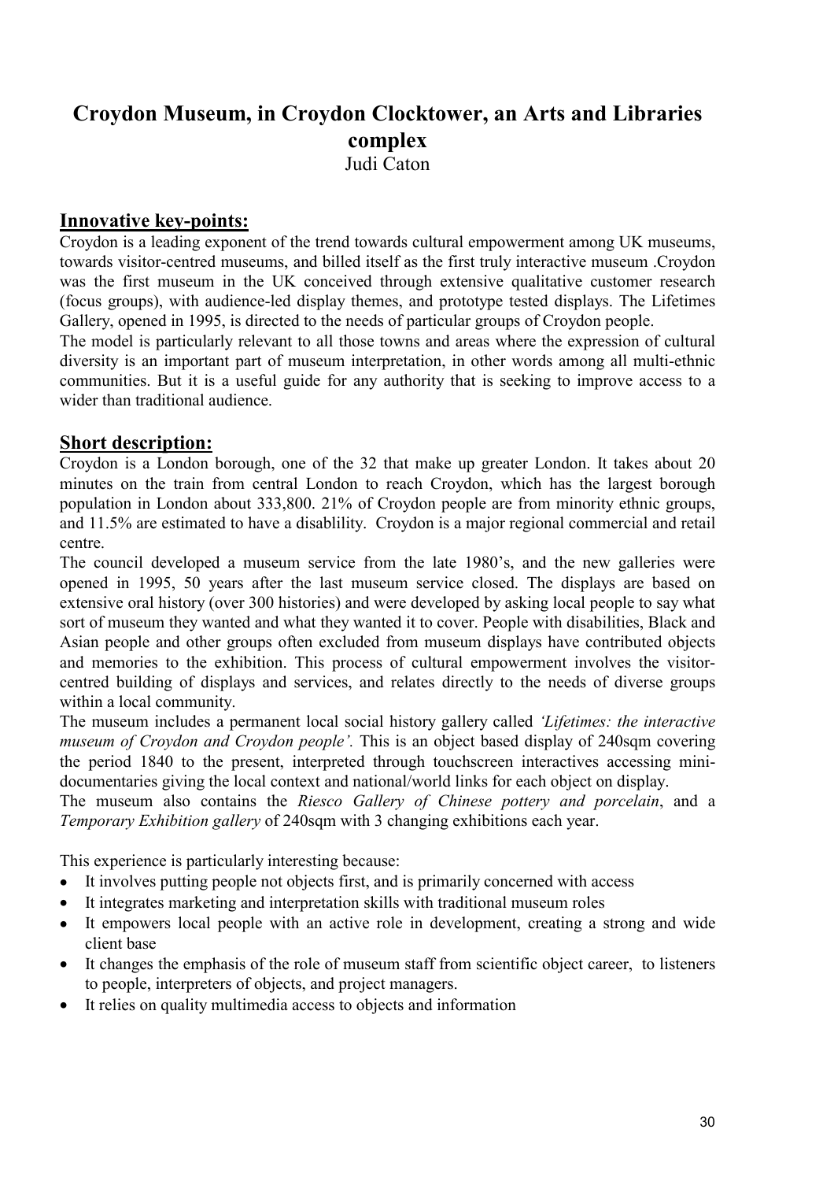# Croydon Museum, in Croydon Clocktower, an Arts and Libraries complex

Judi Caton

## Innovative key-points:

Croydon is a leading exponent of the trend towards cultural empowerment among UK museums, towards visitor-centred museums, and billed itself as the first truly interactive museum .Croydon was the first museum in the UK conceived through extensive qualitative customer research (focus groups), with audience-led display themes, and prototype tested displays. The Lifetimes Gallery, opened in 1995, is directed to the needs of particular groups of Croydon people.

The model is particularly relevant to all those towns and areas where the expression of cultural diversity is an important part of museum interpretation, in other words among all multi-ethnic communities. But it is a useful guide for any authority that is seeking to improve access to a wider than traditional audience.

## Short description:

Croydon is a London borough, one of the 32 that make up greater London. It takes about 20 minutes on the train from central London to reach Croydon, which has the largest borough population in London about 333,800. 21% of Croydon people are from minority ethnic groups, and 11.5% are estimated to have a disablility. Croydon is a major regional commercial and retail centre.

The council developed a museum service from the late 1980's, and the new galleries were opened in 1995, 50 years after the last museum service closed. The displays are based on extensive oral history (over 300 histories) and were developed by asking local people to say what sort of museum they wanted and what they wanted it to cover. People with disabilities, Black and Asian people and other groups often excluded from museum displays have contributed objects and memories to the exhibition. This process of cultural empowerment involves the visitor-centred building of displays and services, and relates directly to the needs of diverse groups within a local community.

The museum includes a permanent local social history gallery called *'Lifetimes: the interactive museum of Croydon and Croydon people'.* This is an object based display of 240sqm covering the period 1840 to the present, interpreted through touchscreen interactives accessing mini-documentaries giving the local context and national/world links for each object on display.

The museum also contains the *Riesco Gallery of Chinese pottery and porcelain*, and a *Temporary Exhibition gallery* of 240sqm with 3 changing exhibitions each year.

This experience is particularly interesting because:

- It involves putting people not objects first, and is primarily concerned with access
- It integrates marketing and interpretation skills with traditional museum roles
- It empowers local people with an active role in development, creating a strong and wide client base
- It changes the emphasis of the role of museum staff from scientific object career, to listeners to people, interpreters of objects, and project managers.
- It relies on quality multimedia access to objects and information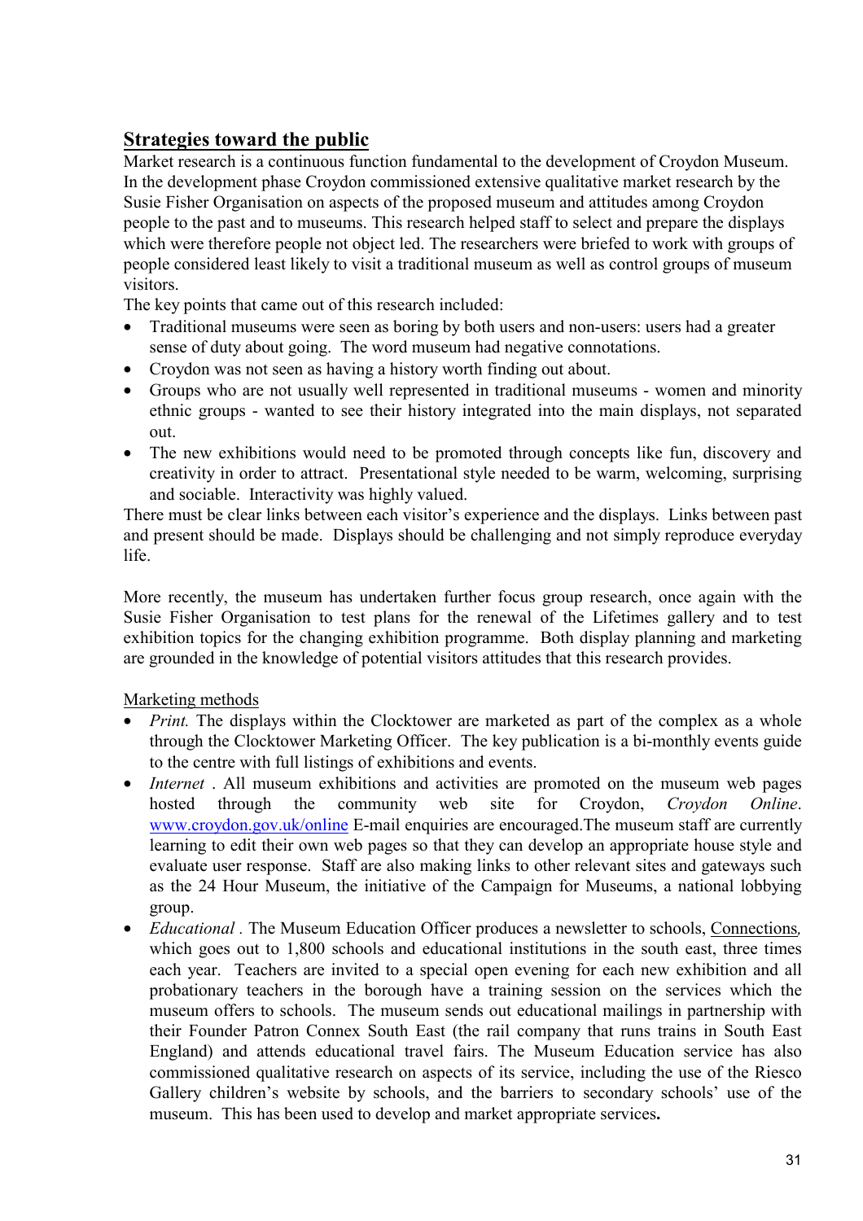## Strategies toward the public

Market research is a continuous function fundamental to the development of Croydon Museum. In the development phase Croydon commissioned extensive qualitative market research by the Susie Fisher Organisation on aspects of the proposed museum and attitudes among Croydon people to the past and to museums. This research helped staff to select and prepare the displays which were therefore people not object led. The researchers were briefed to work with groups of people considered least likely to visit a traditional museum as well as control groups of museum visitors.

The key points that came out of this research included:

- Traditional museums were seen as boring by both users and non-users: users had a greater sense of duty about going. The word museum had negative connotations.
- Croydon was not seen as having a history worth finding out about.
- Groups who are not usually well represented in traditional museums - women and minority ethnic groups - wanted to see their history integrated into the main displays, not separated out.
- The new exhibitions would need to be promoted through concepts like fun, discovery and creativity in order to attract. Presentational style needed to be warm, welcoming, surprising and sociable. Interactivity was highly valued.

There must be clear links between each visitor's experience and the displays. Links between past and present should be made. Displays should be challenging and not simply reproduce everyday life.

More recently, the museum has undertaken further focus group research, once again with the Susie Fisher Organisation to test plans for the renewal of the Lifetimes gallery and to test exhibition topics for the changing exhibition programme. Both display planning and marketing are grounded in the knowledge of potential visitors attitudes that this research provides.

Marketing methods

- *Print.* The displays within the Clocktower are marketed as part of the complex as a whole through the Clocktower Marketing Officer. The key publication is a bi-monthly events guide to the centre with full listings of exhibitions and events.
- *Internet* . All museum exhibitions and activities are promoted on the museum web pages hosted through the community web site for Croydon, *Croydon Online*. www.croydon.gov.uk/online E-mail enquiries are encouraged.The museum staff are currently learning to edit their own web pages so that they can develop an appropriate house style and evaluate user response. Staff are also making links to other relevant sites and gateways such as the 24 Hour Museum, the initiative of the Campaign for Museums, a national lobbying group.
- *Educational* . The Museum Education Officer produces a newsletter to schools, Connections*,* which goes out to 1,800 schools and educational institutions in the south east, three times each year. Teachers are invited to a special open evening for each new exhibition and all probationary teachers in the borough have a training session on the services which the museum offers to schools. The museum sends out educational mailings in partnership with their Founder Patron Connex South East (the rail company that runs trains in South East England) and attends educational travel fairs. The Museum Education service has also commissioned qualitative research on aspects of its service, including the use of the Riesco Gallery children's website by schools, and the barriers to secondary schools' use of the museum. This has been used to develop and market appropriate services**.**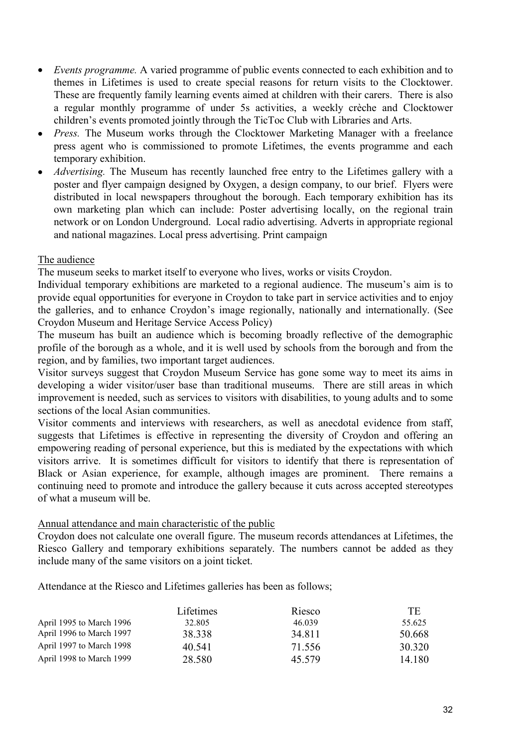- *Events programme.* A varied programme of public events connected to each exhibition and to themes in Lifetimes is used to create special reasons for return visits to the Clocktower. These are frequently family learning events aimed at children with their carers. There is also a regular monthly programme of under 5s activities, a weekly crèche and Clocktower children's events promoted jointly through the TicToc Club with Libraries and Arts.
- *Press.* The Museum works through the Clocktower Marketing Manager with a freelance press agent who is commissioned to promote Lifetimes, the events programme and each temporary exhibition.
- *Advertising.* The Museum has recently launched free entry to the Lifetimes gallery with a poster and flyer campaign designed by Oxygen, a design company, to our brief. Flyers were distributed in local newspapers throughout the borough. Each temporary exhibition has its own marketing plan which can include: Poster advertising locally, on the regional train network or on London Underground. Local radio advertising. Adverts in appropriate regional and national magazines. Local press advertising. Print campaign

The audience

The museum seeks to market itself to everyone who lives, works or visits Croydon.
Individual temporary exhibitions are marketed to a regional audience. The museum's aim is to provide equal opportunities for everyone in Croydon to take part in service activities and to enjoy the galleries, and to enhance Croydon's image regionally, nationally and internationally. (See Croydon Museum and Heritage Service Access Policy)
The museum has built an audience which is becoming broadly reflective of the demographic profile of the borough as a whole, and it is well used by schools from the borough and from the region, and by families, two important target audiences.
Visitor surveys suggest that Croydon Museum Service has gone some way to meet its aims in developing a wider visitor/user base than traditional museums. There are still areas in which improvement is needed, such as services to visitors with disabilities, to young adults and to some sections of the local Asian communities.
Visitor comments and interviews with researchers, as well as anecdotal evidence from staff, suggests that Lifetimes is effective in representing the diversity of Croydon and offering an empowering reading of personal experience, but this is mediated by the expectations with which visitors arrive. It is sometimes difficult for visitors to identify that there is representation of Black or Asian experience, for example, although images are prominent. There remains a continuing need to promote and introduce the gallery because it cuts across accepted stereotypes of what a museum will be.

Annual attendance and main characteristic of the public

Croydon does not calculate one overall figure. The museum records attendances at Lifetimes, the Riesco Gallery and temporary exhibitions separately. The numbers cannot be added as they include many of the same visitors on a joint ticket.

Attendance at the Riesco and Lifetimes galleries has been as follows;

| | Lifetimes | Riesco | TE |
|---|---|---|---|
| April 1995 to March 1996 | 32.805 | 46.039 | 55.625 |
| April 1996 to March 1997 | 38.338 | 34.811 | 50.668 |
| April 1997 to March 1998 | 40.541 | 71.556 | 30.320 |
| April 1998 to March 1999 | 28.580 | 45.579 | 14.180 |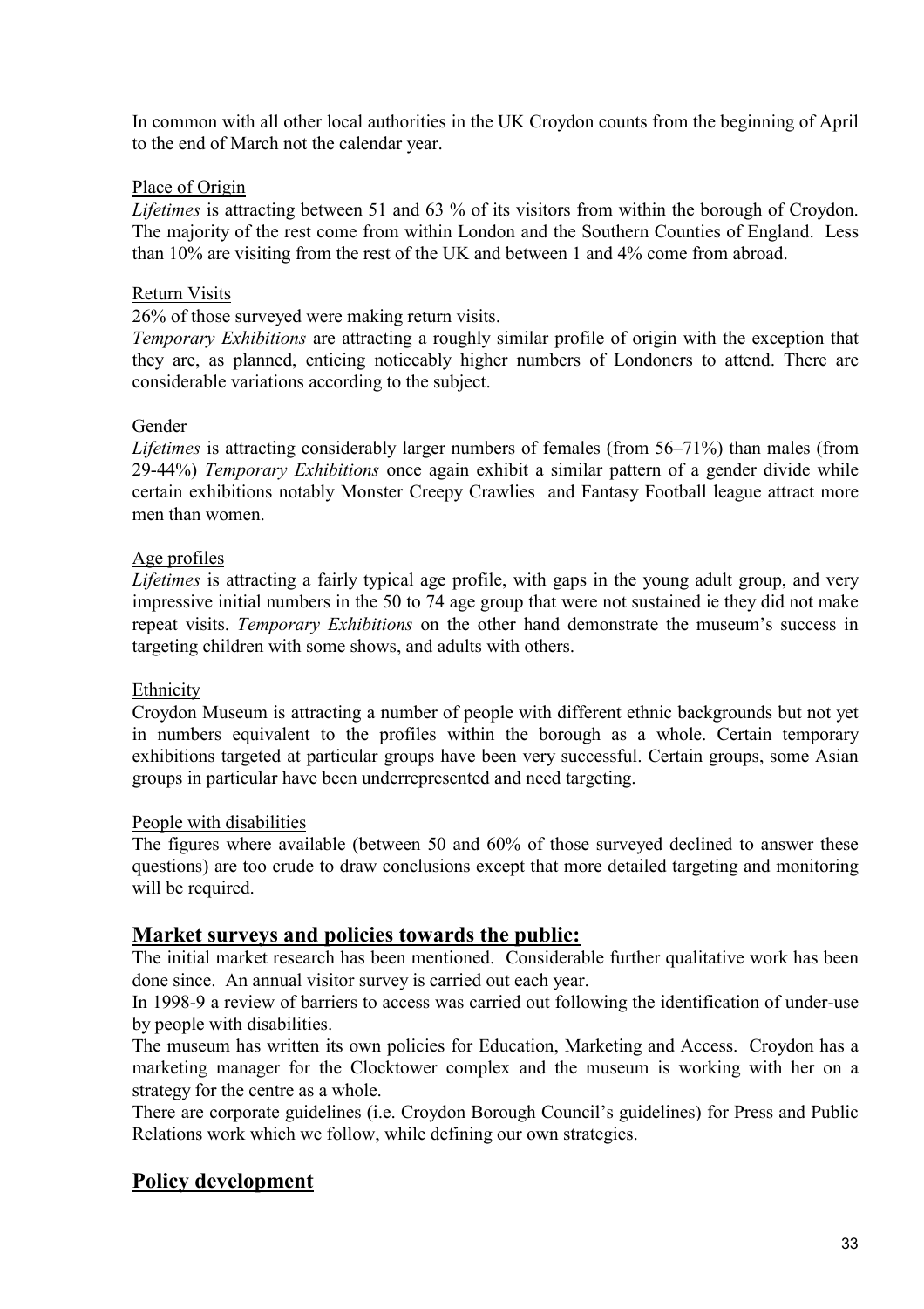In common with all other local authorities in the UK Croydon counts from the beginning of April to the end of March not the calendar year.

Place of Origin

*Lifetimes* is attracting between 51 and 63 % of its visitors from within the borough of Croydon. The majority of the rest come from within London and the Southern Counties of England. Less than 10% are visiting from the rest of the UK and between 1 and 4% come from abroad.

Return Visits

26% of those surveyed were making return visits.

*Temporary Exhibitions* are attracting a roughly similar profile of origin with the exception that they are, as planned, enticing noticeably higher numbers of Londoners to attend. There are considerable variations according to the subject.

Gender

*Lifetimes* is attracting considerably larger numbers of females (from 56–71%) than males (from 29-44%) *Temporary Exhibitions* once again exhibit a similar pattern of a gender divide while certain exhibitions notably Monster Creepy Crawlies and Fantasy Football league attract more men than women.

Age profiles

*Lifetimes* is attracting a fairly typical age profile, with gaps in the young adult group, and very impressive initial numbers in the 50 to 74 age group that were not sustained ie they did not make repeat visits. *Temporary Exhibitions* on the other hand demonstrate the museum's success in targeting children with some shows, and adults with others.

Ethnicity

Croydon Museum is attracting a number of people with different ethnic backgrounds but not yet in numbers equivalent to the profiles within the borough as a whole. Certain temporary exhibitions targeted at particular groups have been very successful. Certain groups, some Asian groups in particular have been underrepresented and need targeting.

People with disabilities

The figures where available (between 50 and 60% of those surveyed declined to answer these questions) are too crude to draw conclusions except that more detailed targeting and monitoring will be required.

## Market surveys and policies towards the public:

The initial market research has been mentioned. Considerable further qualitative work has been done since. An annual visitor survey is carried out each year.

In 1998-9 a review of barriers to access was carried out following the identification of under-use by people with disabilities.

The museum has written its own policies for Education, Marketing and Access. Croydon has a marketing manager for the Clocktower complex and the museum is working with her on a strategy for the centre as a whole.

There are corporate guidelines (i.e. Croydon Borough Council's guidelines) for Press and Public Relations work which we follow, while defining our own strategies.

# Policy development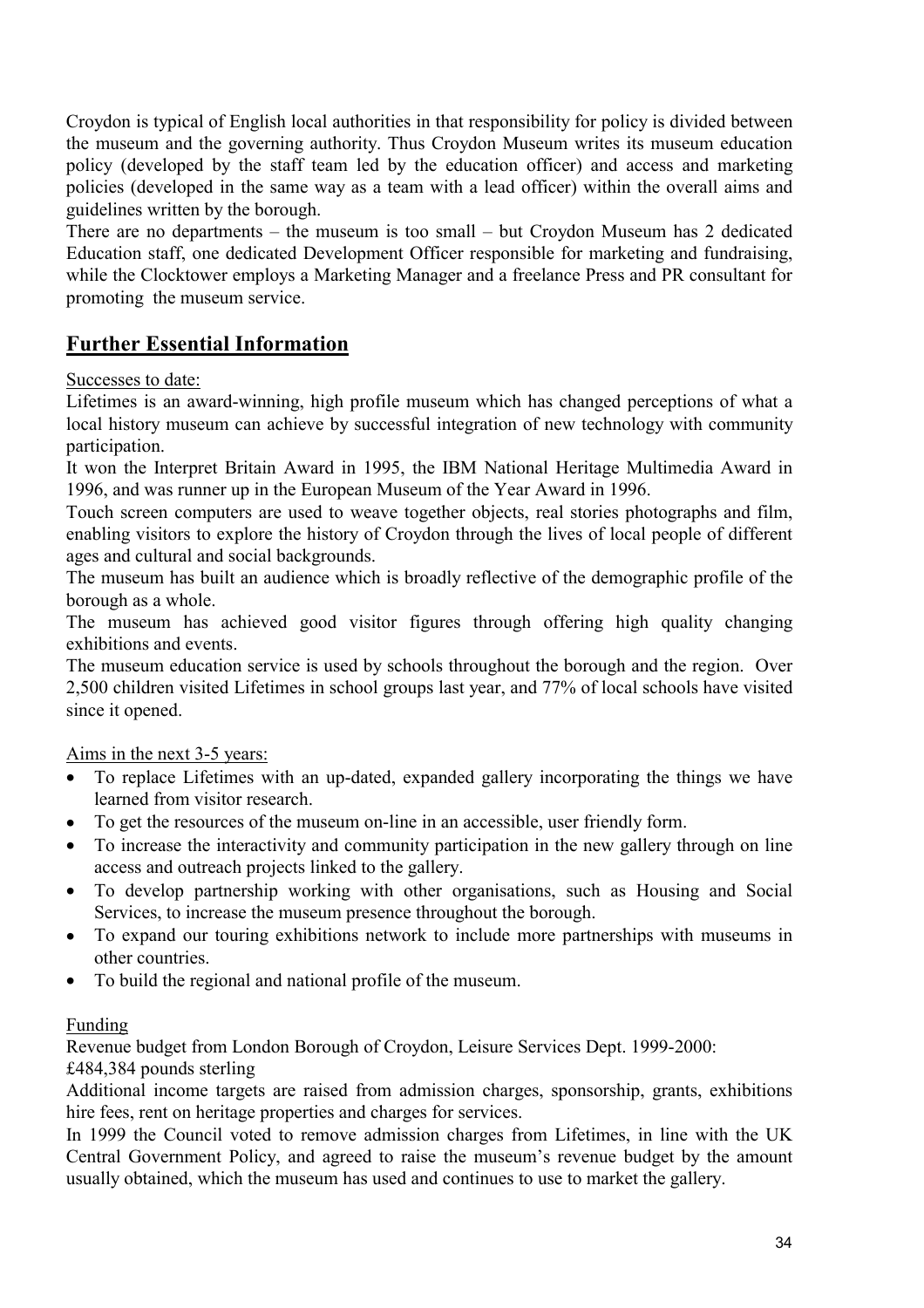Croydon is typical of English local authorities in that responsibility for policy is divided between the museum and the governing authority. Thus Croydon Museum writes its museum education policy (developed by the staff team led by the education officer) and access and marketing policies (developed in the same way as a team with a lead officer) within the overall aims and guidelines written by the borough.

There are no departments – the museum is too small – but Croydon Museum has 2 dedicated Education staff, one dedicated Development Officer responsible for marketing and fundraising, while the Clocktower employs a Marketing Manager and a freelance Press and PR consultant for promoting the museum service.

## Further Essential Information

Successes to date:

Lifetimes is an award-winning, high profile museum which has changed perceptions of what a local history museum can achieve by successful integration of new technology with community participation.

It won the Interpret Britain Award in 1995, the IBM National Heritage Multimedia Award in 1996, and was runner up in the European Museum of the Year Award in 1996.

Touch screen computers are used to weave together objects, real stories photographs and film, enabling visitors to explore the history of Croydon through the lives of local people of different ages and cultural and social backgrounds.

The museum has built an audience which is broadly reflective of the demographic profile of the borough as a whole.

The museum has achieved good visitor figures through offering high quality changing exhibitions and events.

The museum education service is used by schools throughout the borough and the region. Over 2,500 children visited Lifetimes in school groups last year, and 77% of local schools have visited since it opened.

Aims in the next 3-5 years:

- To replace Lifetimes with an up-dated, expanded gallery incorporating the things we have learned from visitor research.
- To get the resources of the museum on-line in an accessible, user friendly form.
- To increase the interactivity and community participation in the new gallery through on line access and outreach projects linked to the gallery.
- To develop partnership working with other organisations, such as Housing and Social Services, to increase the museum presence throughout the borough.
- To expand our touring exhibitions network to include more partnerships with museums in other countries.
- To build the regional and national profile of the museum.

Funding

Revenue budget from London Borough of Croydon, Leisure Services Dept. 1999-2000:
£484,384 pounds sterling

Additional income targets are raised from admission charges, sponsorship, grants, exhibitions hire fees, rent on heritage properties and charges for services.

In 1999 the Council voted to remove admission charges from Lifetimes, in line with the UK Central Government Policy, and agreed to raise the museum's revenue budget by the amount usually obtained, which the museum has used and continues to use to market the gallery.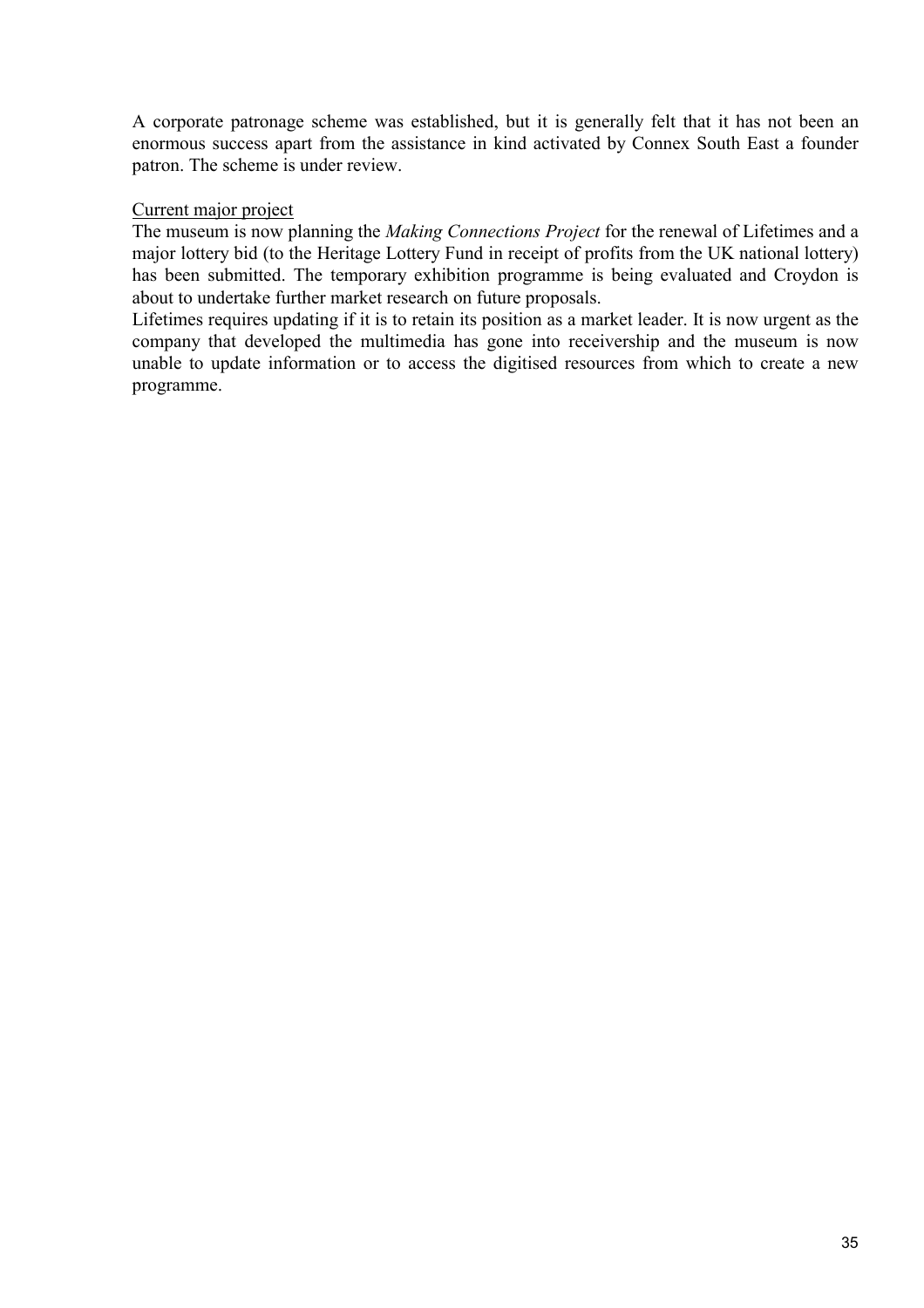A corporate patronage scheme was established, but it is generally felt that it has not been an enormous success apart from the assistance in kind activated by Connex South East a founder patron. The scheme is under review.

<u>Current major project</u>

The museum is now planning the *Making Connections Project* for the renewal of Lifetimes and a major lottery bid (to the Heritage Lottery Fund in receipt of profits from the UK national lottery) has been submitted. The temporary exhibition programme is being evaluated and Croydon is about to undertake further market research on future proposals.

Lifetimes requires updating if it is to retain its position as a market leader. It is now urgent as the company that developed the multimedia has gone into receivership and the museum is now unable to update information or to access the digitised resources from which to create a new programme.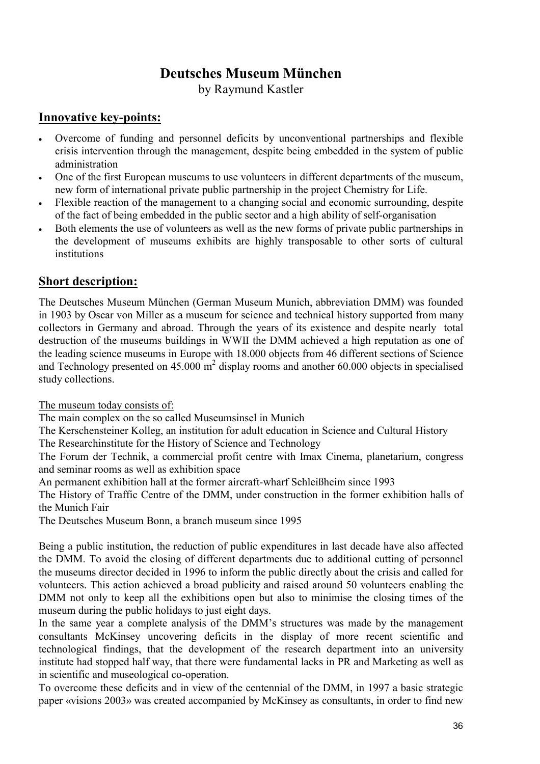# Deutsches Museum München

by Raymund Kastler

## Innovative key-points:

- Overcome of funding and personnel deficits by unconventional partnerships and flexible crisis intervention through the management, despite being embedded in the system of public administration
- One of the first European museums to use volunteers in different departments of the museum, new form of international private public partnership in the project Chemistry for Life.
- Flexible reaction of the management to a changing social and economic surrounding, despite of the fact of being embedded in the public sector and a high ability of self-organisation
- Both elements the use of volunteers as well as the new forms of private public partnerships in the development of museums exhibits are highly transposable to other sorts of cultural institutions

## Short description:

The Deutsches Museum München (German Museum Munich, abbreviation DMM) was founded in 1903 by Oscar von Miller as a museum for science and technical history supported from many collectors in Germany and abroad. Through the years of its existence and despite nearly total destruction of the museums buildings in WWII the DMM achieved a high reputation as one of the leading science museums in Europe with 18.000 objects from 46 different sections of Science and Technology presented on 45.000 m$^2$ display rooms and another 60.000 objects in specialised study collections.

The museum today consists of:

The main complex on the so called Museumsinsel in Munich
The Kerschensteiner Kolleg, an institution for adult education in Science and Cultural History
The Researchinstitute for the History of Science and Technology
The Forum der Technik, a commercial profit centre with Imax Cinema, planetarium, congress and seminar rooms as well as exhibition space
An permanent exhibition hall at the former aircraft-wharf Schleißheim since 1993
The History of Traffic Centre of the DMM, under construction in the former exhibition halls of the Munich Fair
The Deutsches Museum Bonn, a branch museum since 1995

Being a public institution, the reduction of public expenditures in last decade have also affected the DMM. To avoid the closing of different departments due to additional cutting of personnel the museums director decided in 1996 to inform the public directly about the crisis and called for volunteers. This action achieved a broad publicity and raised around 50 volunteers enabling the DMM not only to keep all the exhibitions open but also to minimise the closing times of the museum during the public holidays to just eight days.
In the same year a complete analysis of the DMM's structures was made by the management consultants McKinsey uncovering deficits in the display of more recent scientific and technological findings, that the development of the research department into an university institute had stopped half way, that there were fundamental lacks in PR and Marketing as well as in scientific and museological co-operation.
To overcome these deficits and in view of the centennial of the DMM, in 1997 a basic strategic paper «visions 2003» was created accompanied by McKinsey as consultants, in order to find new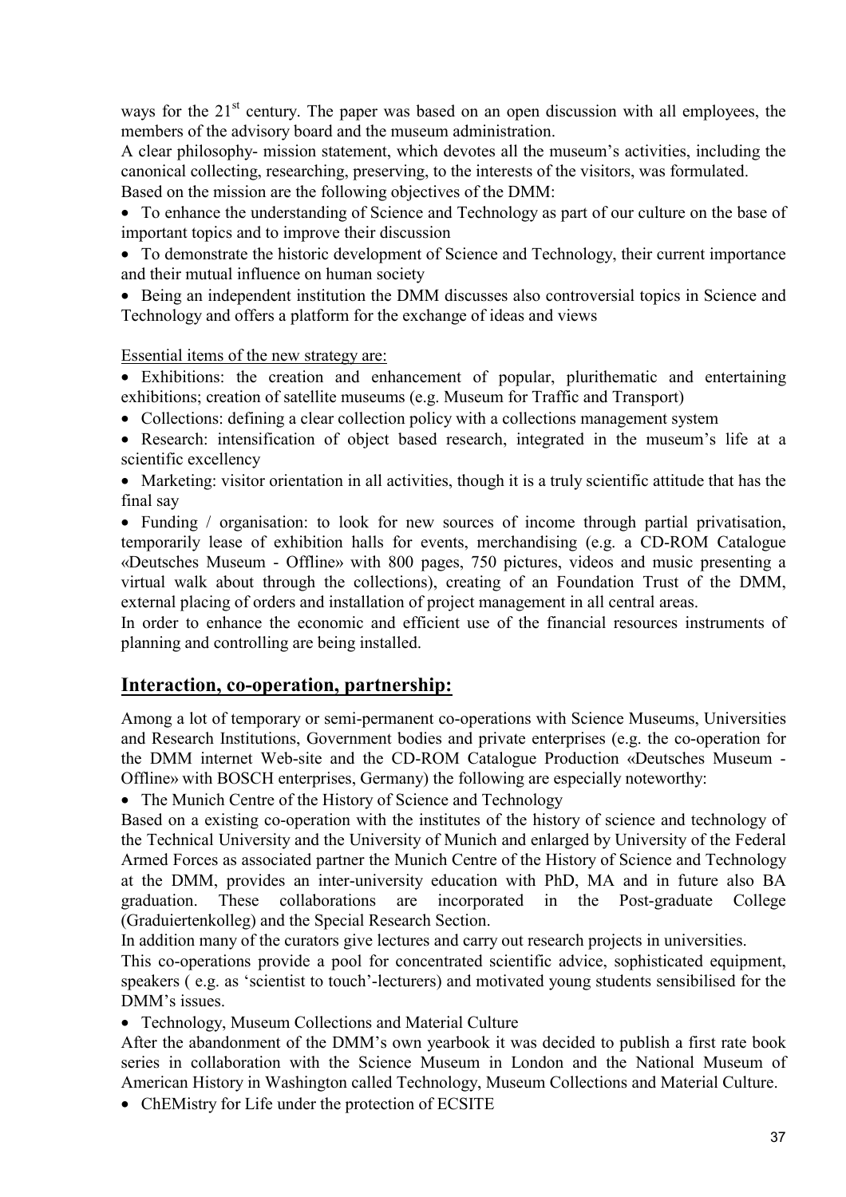ways for the 21st century. The paper was based on an open discussion with all employees, the members of the advisory board and the museum administration.

A clear philosophy- mission statement, which devotes all the museum's activities, including the canonical collecting, researching, preserving, to the interests of the visitors, was formulated.

Based on the mission are the following objectives of the DMM:

- To enhance the understanding of Science and Technology as part of our culture on the base of important topics and to improve their discussion
- To demonstrate the historic development of Science and Technology, their current importance and their mutual influence on human society
- Being an independent institution the DMM discusses also controversial topics in Science and Technology and offers a platform for the exchange of ideas and views

Essential items of the new strategy are:

- Exhibitions: the creation and enhancement of popular, plurithematic and entertaining exhibitions; creation of satellite museums (e.g. Museum for Traffic and Transport)
- Collections: defining a clear collection policy with a collections management system
- Research: intensification of object based research, integrated in the museum's life at a scientific excellency
- Marketing: visitor orientation in all activities, though it is a truly scientific attitude that has the final say
- Funding / organisation: to look for new sources of income through partial privatisation, temporarily lease of exhibition halls for events, merchandising (e.g. a CD-ROM Catalogue «Deutsches Museum - Offline» with 800 pages, 750 pictures, videos and music presenting a virtual walk about through the collections), creating of an Foundation Trust of the DMM, external placing of orders and installation of project management in all central areas.

In order to enhance the economic and efficient use of the financial resources instruments of planning and controlling are being installed.

## Interaction, co-operation, partnership:

Among a lot of temporary or semi-permanent co-operations with Science Museums, Universities and Research Institutions, Government bodies and private enterprises (e.g. the co-operation for the DMM internet Web-site and the CD-ROM Catalogue Production «Deutsches Museum - Offline» with BOSCH enterprises, Germany) the following are especially noteworthy:

- The Munich Centre of the History of Science and Technology

Based on a existing co-operation with the institutes of the history of science and technology of the Technical University and the University of Munich and enlarged by University of the Federal Armed Forces as associated partner the Munich Centre of the History of Science and Technology at the DMM, provides an inter-university education with PhD, MA and in future also BA graduation. These collaborations are incorporated in the Post-graduate College (Graduiertenkolleg) and the Special Research Section.

In addition many of the curators give lectures and carry out research projects in universities.

This co-operations provide a pool for concentrated scientific advice, sophisticated equipment, speakers ( e.g. as 'scientist to touch'-lecturers) and motivated young students sensibilised for the DMM's issues.

- Technology, Museum Collections and Material Culture

After the abandonment of the DMM's own yearbook it was decided to publish a first rate book series in collaboration with the Science Museum in London and the National Museum of American History in Washington called Technology, Museum Collections and Material Culture.

- ChEMistry for Life under the protection of ECSITE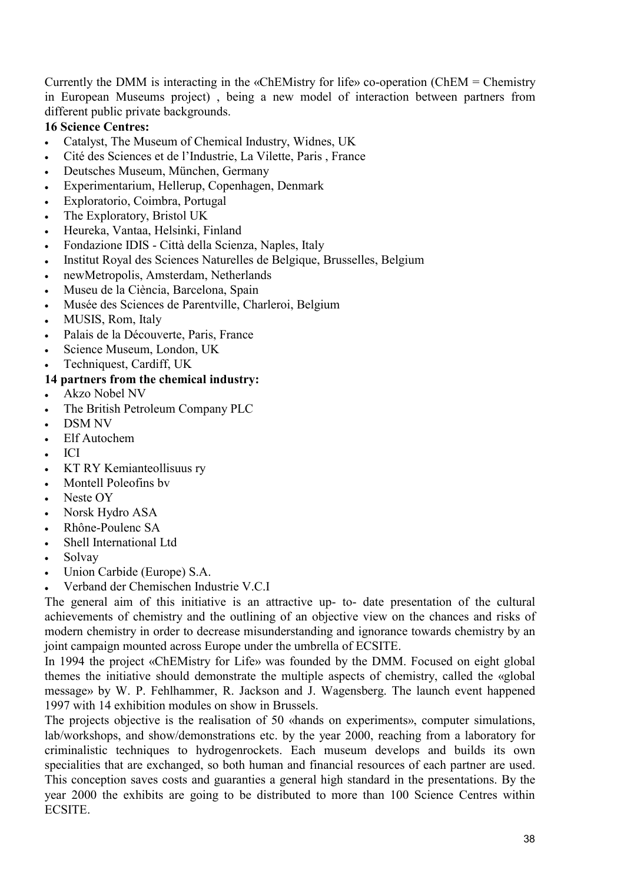Currently the DMM is interacting in the «ChEMistry for life» co-operation (ChEM = Chemistry in European Museums project) , being a new model of interaction between partners from different public private backgrounds.

**16 Science Centres:**

- Catalyst, The Museum of Chemical Industry, Widnes, UK
- Cité des Sciences et de l'Industrie, La Vilette, Paris , France
- Deutsches Museum, München, Germany
- Experimentarium, Hellerup, Copenhagen, Denmark
- Exploratorio, Coimbra, Portugal
- The Exploratory, Bristol UK
- Heureka, Vantaa, Helsinki, Finland
- Fondazione IDIS - Città della Scienza, Naples, Italy
- Institut Royal des Sciences Naturelles de Belgique, Brusselles, Belgium
- newMetropolis, Amsterdam, Netherlands
- Museu de la Ciència, Barcelona, Spain
- Musée des Sciences de Parentville, Charleroi, Belgium
- MUSIS, Rom, Italy
- Palais de la Découverte, Paris, France
- Science Museum, London, UK
- Techniquest, Cardiff, UK

**14 partners from the chemical industry:**

- Akzo Nobel NV
- The British Petroleum Company PLC
- DSM NV
- Elf Autochem
- ICI
- KT RY Kemianteollisuus ry
- Montell Poleofins bv
- Neste OY
- Norsk Hydro ASA
- Rhône-Poulenc SA
- Shell International Ltd
- Solvay
- Union Carbide (Europe) S.A.
- Verband der Chemischen Industrie V.C.I

The general aim of this initiative is an attractive up- to- date presentation of the cultural achievements of chemistry and the outlining of an objective view on the chances and risks of modern chemistry in order to decrease misunderstanding and ignorance towards chemistry by an joint campaign mounted across Europe under the umbrella of ECSITE.

In 1994 the project «ChEMistry for Life» was founded by the DMM. Focused on eight global themes the initiative should demonstrate the multiple aspects of chemistry, called the «global message» by W. P. Fehlhammer, R. Jackson and J. Wagensberg. The launch event happened 1997 with 14 exhibition modules on show in Brussels.

The projects objective is the realisation of 50 «hands on experiments», computer simulations, lab/workshops, and show/demonstrations etc. by the year 2000, reaching from a laboratory for criminalistic techniques to hydrogenrockets. Each museum develops and builds its own specialities that are exchanged, so both human and financial resources of each partner are used. This conception saves costs and guaranties a general high standard in the presentations. By the year 2000 the exhibits are going to be distributed to more than 100 Science Centres within ECSITE.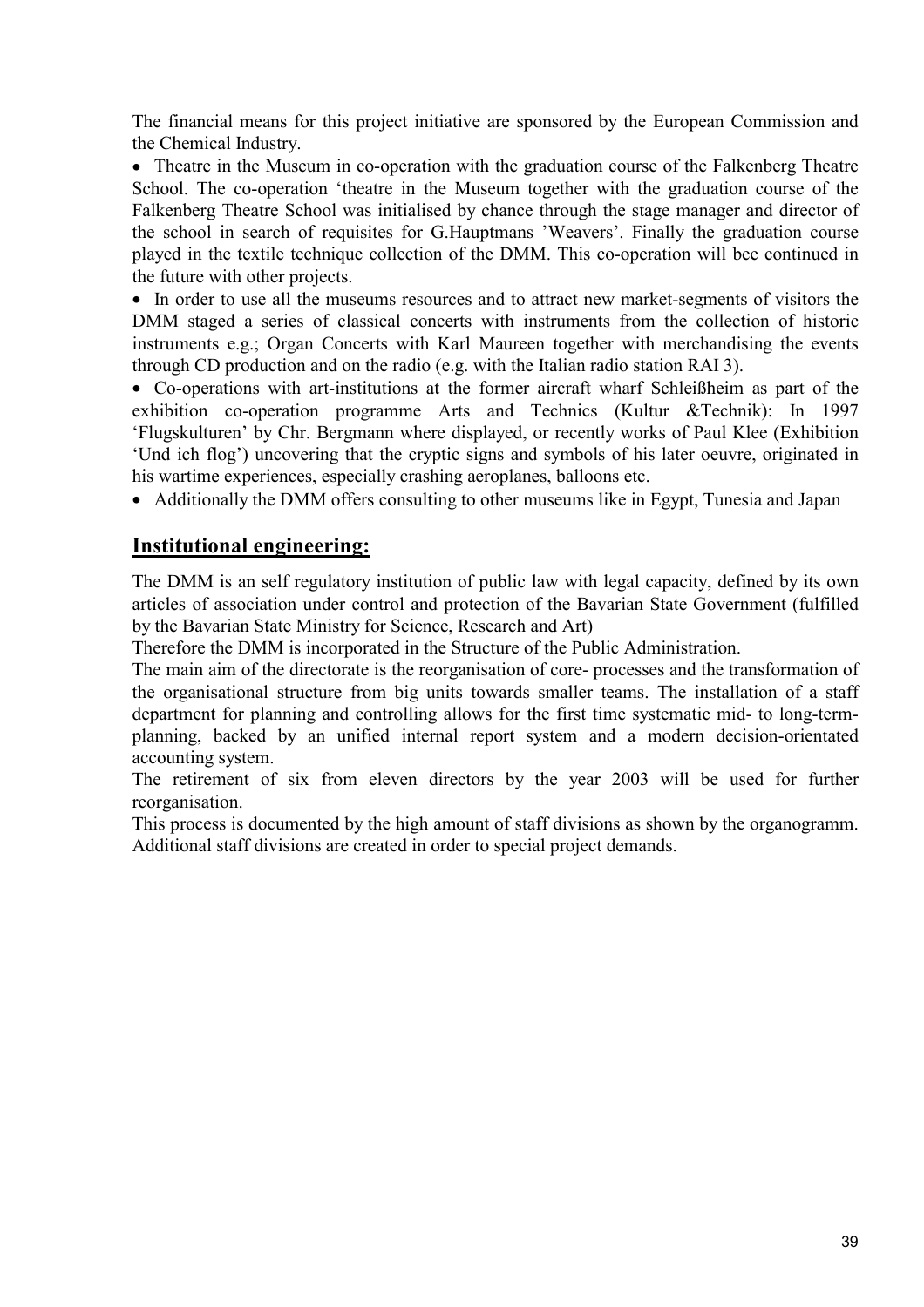The financial means for this project initiative are sponsored by the European Commission and the Chemical Industry.

- Theatre in the Museum in co-operation with the graduation course of the Falkenberg Theatre School. The co-operation 'theatre in the Museum together with the graduation course of the Falkenberg Theatre School was initialised by chance through the stage manager and director of the school in search of requisites for G.Hauptmans 'Weavers'. Finally the graduation course played in the textile technique collection of the DMM. This co-operation will bee continued in the future with other projects.
- In order to use all the museums resources and to attract new market-segments of visitors the DMM staged a series of classical concerts with instruments from the collection of historic instruments e.g.; Organ Concerts with Karl Maureen together with merchandising the events through CD production and on the radio (e.g. with the Italian radio station RAI 3).
- Co-operations with art-institutions at the former aircraft wharf Schleißheim as part of the exhibition co-operation programme Arts and Technics (Kultur &Technik): In 1997 'Flugskulturen' by Chr. Bergmann where displayed, or recently works of Paul Klee (Exhibition 'Und ich flog') uncovering that the cryptic signs and symbols of his later oeuvre, originated in his wartime experiences, especially crashing aeroplanes, balloons etc.
- Additionally the DMM offers consulting to other museums like in Egypt, Tunesia and Japan

## Institutional engineering:

The DMM is an self regulatory institution of public law with legal capacity, defined by its own articles of association under control and protection of the Bavarian State Government (fulfilled by the Bavarian State Ministry for Science, Research and Art)

Therefore the DMM is incorporated in the Structure of the Public Administration.

The main aim of the directorate is the reorganisation of core- processes and the transformation of the organisational structure from big units towards smaller teams. The installation of a staff department for planning and controlling allows for the first time systematic mid- to long-term-planning, backed by an unified internal report system and a modern decision-orientated accounting system.

The retirement of six from eleven directors by the year 2003 will be used for further reorganisation.

This process is documented by the high amount of staff divisions as shown by the organogramm. Additional staff divisions are created in order to special project demands.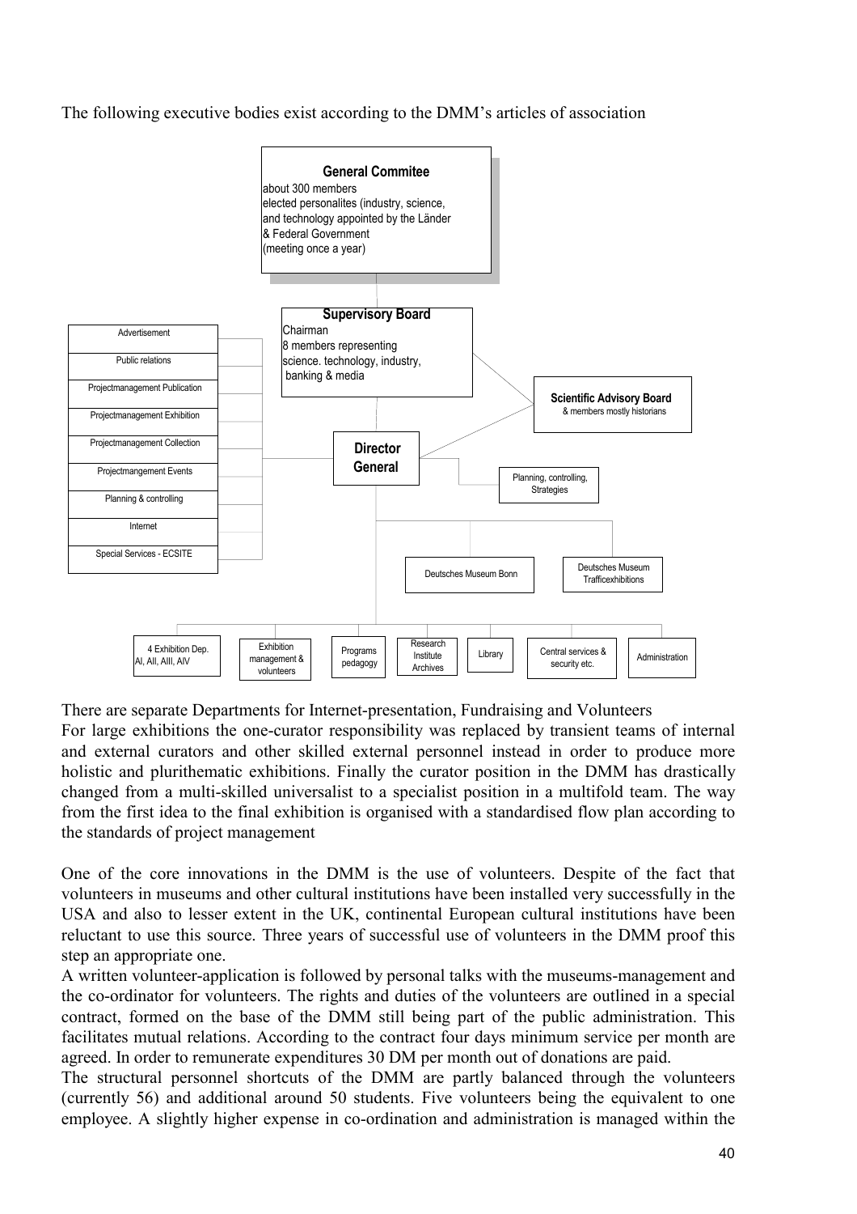The following executive bodies exist according to the DMM's articles of association

**General Commitee**
about 300 members
elected personalites (industry, science, and technology appointed by the Länder & Federal Government
(meeting once a year)

**Supervisory Board**
Chairman
8 members representing science. technology, industry, banking & media

**Scientific Advisory Board**
& members mostly historians

**Director General**

- Advertisement
- Public relations
- Projectmanagement Publication
- Projectmanagement Exhibition
- Projectmanagement Collection
- Projectmangement Events
- Planning & controlling
- Internet
- Special Services - ECSITE

Planning, controlling, Strategies

Deutsches Museum Bonn

Deutsches Museum Trafficexhibitions

4 Exhibition Dep. AI, AII, AIII, AIV | Exhibition management & volunteers | Programs pedagogy | Research Institute Archives | Library | Central services & security etc. | Administration

There are separate Departments for Internet-presentation, Fundraising and Volunteers

For large exhibitions the one-curator responsibility was replaced by transient teams of internal and external curators and other skilled external personnel instead in order to produce more holistic and plurithematic exhibitions. Finally the curator position in the DMM has drastically changed from a multi-skilled universalist to a specialist position in a multifold team. The way from the first idea to the final exhibition is organised with a standardised flow plan according to the standards of project management

One of the core innovations in the DMM is the use of volunteers. Despite of the fact that volunteers in museums and other cultural institutions have been installed very successfully in the USA and also to lesser extent in the UK, continental European cultural institutions have been reluctant to use this source. Three years of successful use of volunteers in the DMM proof this step an appropriate one.

A written volunteer-application is followed by personal talks with the museums-management and the co-ordinator for volunteers. The rights and duties of the volunteers are outlined in a special contract, formed on the base of the DMM still being part of the public administration. This facilitates mutual relations. According to the contract four days minimum service per month are agreed. In order to remunerate expenditures 30 DM per month out of donations are paid.

The structural personnel shortcuts of the DMM are partly balanced through the volunteers (currently 56) and additional around 50 students. Five volunteers being the equivalent to one employee. A slightly higher expense in co-ordination and administration is managed within the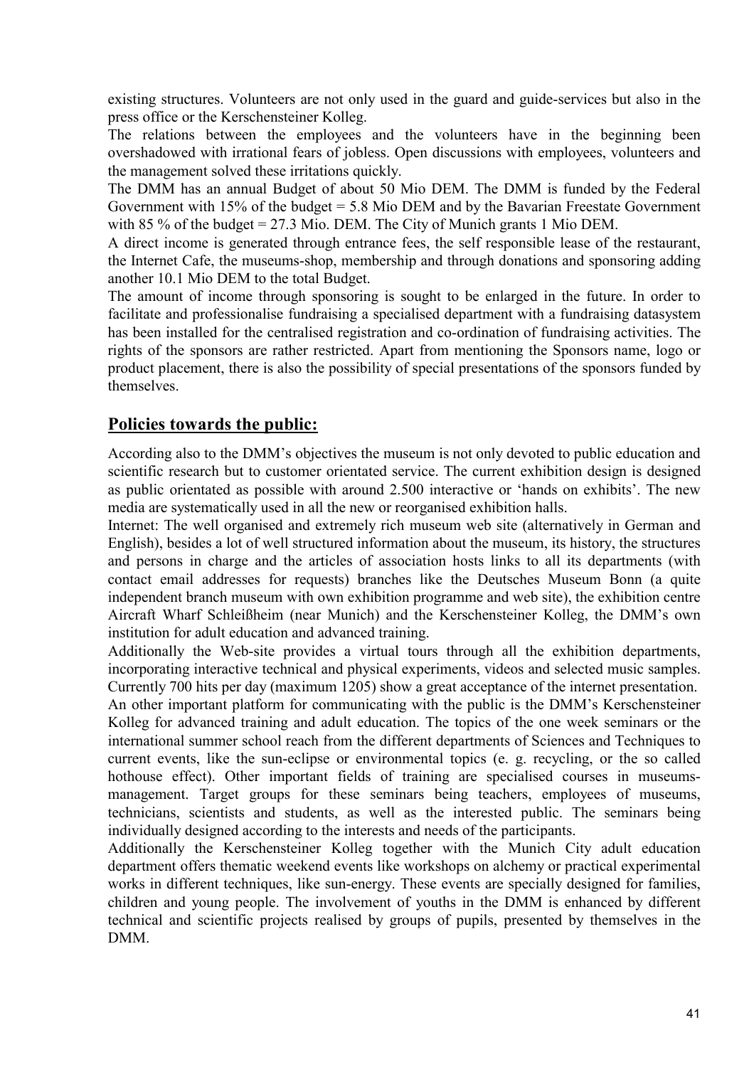existing structures. Volunteers are not only used in the guard and guide-services but also in the press office or the Kerschensteiner Kolleg.

The relations between the employees and the volunteers have in the beginning been overshadowed with irrational fears of jobless. Open discussions with employees, volunteers and the management solved these irritations quickly.

The DMM has an annual Budget of about 50 Mio DEM. The DMM is funded by the Federal Government with 15% of the budget = 5.8 Mio DEM and by the Bavarian Freestate Government with 85 % of the budget = 27.3 Mio. DEM. The City of Munich grants 1 Mio DEM.

A direct income is generated through entrance fees, the self responsible lease of the restaurant, the Internet Cafe, the museums-shop, membership and through donations and sponsoring adding another 10.1 Mio DEM to the total Budget.

The amount of income through sponsoring is sought to be enlarged in the future. In order to facilitate and professionalise fundraising a specialised department with a fundraising datasystem has been installed for the centralised registration and co-ordination of fundraising activities. The rights of the sponsors are rather restricted. Apart from mentioning the Sponsors name, logo or product placement, there is also the possibility of special presentations of the sponsors funded by themselves.

## Policies towards the public:

According also to the DMM's objectives the museum is not only devoted to public education and scientific research but to customer orientated service. The current exhibition design is designed as public orientated as possible with around 2.500 interactive or 'hands on exhibits'. The new media are systematically used in all the new or reorganised exhibition halls.

Internet: The well organised and extremely rich museum web site (alternatively in German and English), besides a lot of well structured information about the museum, its history, the structures and persons in charge and the articles of association hosts links to all its departments (with contact email addresses for requests) branches like the Deutsches Museum Bonn (a quite independent branch museum with own exhibition programme and web site), the exhibition centre Aircraft Wharf Schleißheim (near Munich) and the Kerschensteiner Kolleg, the DMM's own institution for adult education and advanced training.

Additionally the Web-site provides a virtual tours through all the exhibition departments, incorporating interactive technical and physical experiments, videos and selected music samples. Currently 700 hits per day (maximum 1205) show a great acceptance of the internet presentation.

An other important platform for communicating with the public is the DMM's Kerschensteiner Kolleg for advanced training and adult education. The topics of the one week seminars or the international summer school reach from the different departments of Sciences and Techniques to current events, like the sun-eclipse or environmental topics (e. g. recycling, or the so called hothouse effect). Other important fields of training are specialised courses in museums-management. Target groups for these seminars being teachers, employees of museums, technicians, scientists and students, as well as the interested public. The seminars being individually designed according to the interests and needs of the participants.

Additionally the Kerschensteiner Kolleg together with the Munich City adult education department offers thematic weekend events like workshops on alchemy or practical experimental works in different techniques, like sun-energy. These events are specially designed for families, children and young people. The involvement of youths in the DMM is enhanced by different technical and scientific projects realised by groups of pupils, presented by themselves in the DMM.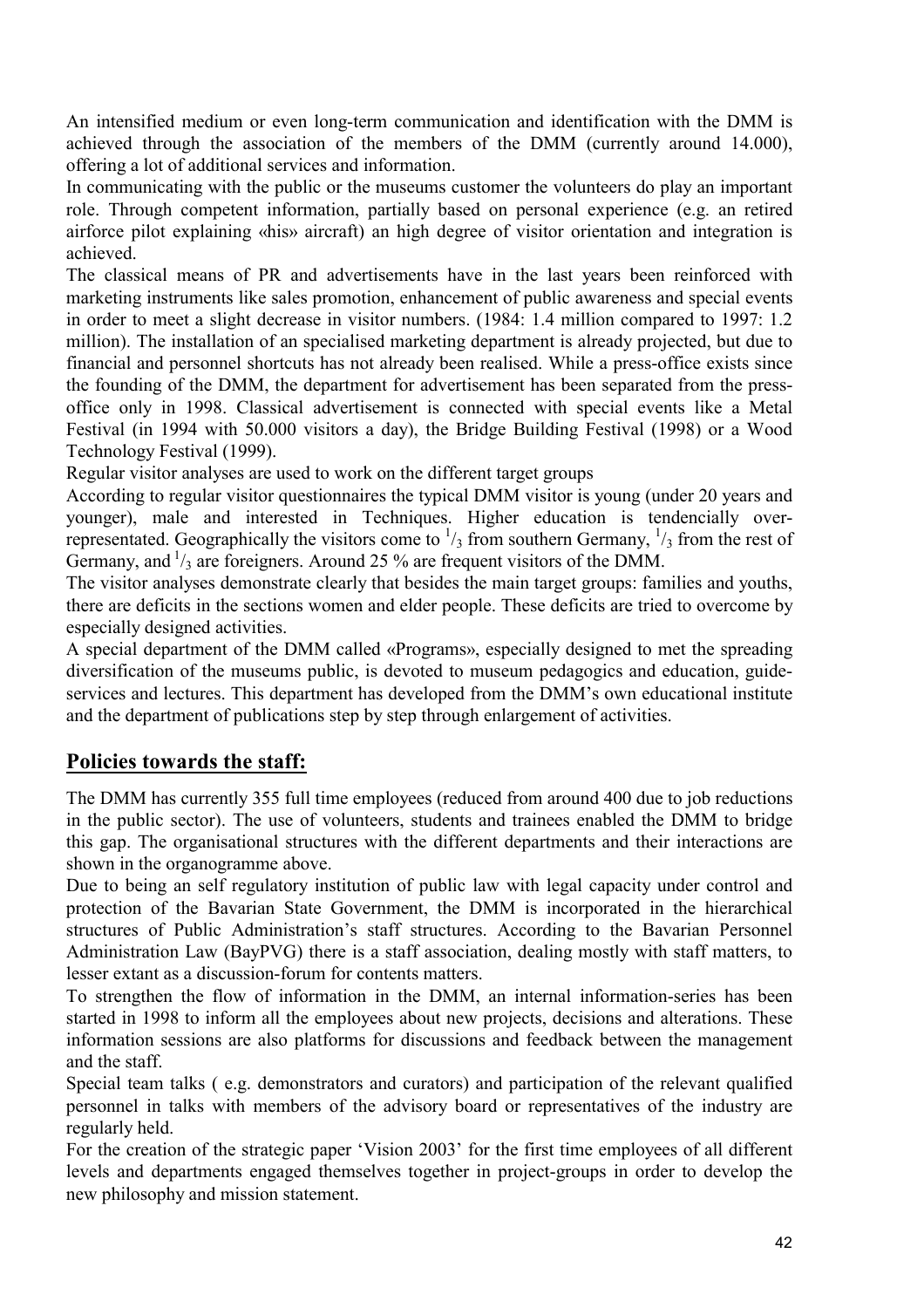An intensified medium or even long-term communication and identification with the DMM is achieved through the association of the members of the DMM (currently around 14.000), offering a lot of additional services and information.

In communicating with the public or the museums customer the volunteers do play an important role. Through competent information, partially based on personal experience (e.g. an retired airforce pilot explaining «his» aircraft) an high degree of visitor orientation and integration is achieved.

The classical means of PR and advertisements have in the last years been reinforced with marketing instruments like sales promotion, enhancement of public awareness and special events in order to meet a slight decrease in visitor numbers. (1984: 1.4 million compared to 1997: 1.2 million). The installation of an specialised marketing department is already projected, but due to financial and personnel shortcuts has not already been realised. While a press-office exists since the founding of the DMM, the department for advertisement has been separated from the press-office only in 1998. Classical advertisement is connected with special events like a Metal Festival (in 1994 with 50.000 visitors a day), the Bridge Building Festival (1998) or a Wood Technology Festival (1999).

Regular visitor analyses are used to work on the different target groups

According to regular visitor questionnaires the typical DMM visitor is young (under 20 years and younger), male and interested in Techniques. Higher education is tendencially over-representated. Geographically the visitors come to $^1/_3$ from southern Germany, $^1/_3$ from the rest of Germany, and $^1/_3$ are foreigners. Around 25 % are frequent visitors of the DMM.

The visitor analyses demonstrate clearly that besides the main target groups: families and youths, there are deficits in the sections women and elder people. These deficits are tried to overcome by especially designed activities.

A special department of the DMM called «Programs», especially designed to met the spreading diversification of the museums public, is devoted to museum pedagogics and education, guide-services and lectures. This department has developed from the DMM's own educational institute and the department of publications step by step through enlargement of activities.

## Policies towards the staff:

The DMM has currently 355 full time employees (reduced from around 400 due to job reductions in the public sector). The use of volunteers, students and trainees enabled the DMM to bridge this gap. The organisational structures with the different departments and their interactions are shown in the organogramme above.

Due to being an self regulatory institution of public law with legal capacity under control and protection of the Bavarian State Government, the DMM is incorporated in the hierarchical structures of Public Administration's staff structures. According to the Bavarian Personnel Administration Law (BayPVG) there is a staff association, dealing mostly with staff matters, to lesser extant as a discussion-forum for contents matters.

To strengthen the flow of information in the DMM, an internal information-series has been started in 1998 to inform all the employees about new projects, decisions and alterations. These information sessions are also platforms for discussions and feedback between the management and the staff.

Special team talks ( e.g. demonstrators and curators) and participation of the relevant qualified personnel in talks with members of the advisory board or representatives of the industry are regularly held.

For the creation of the strategic paper 'Vision 2003' for the first time employees of all different levels and departments engaged themselves together in project-groups in order to develop the new philosophy and mission statement.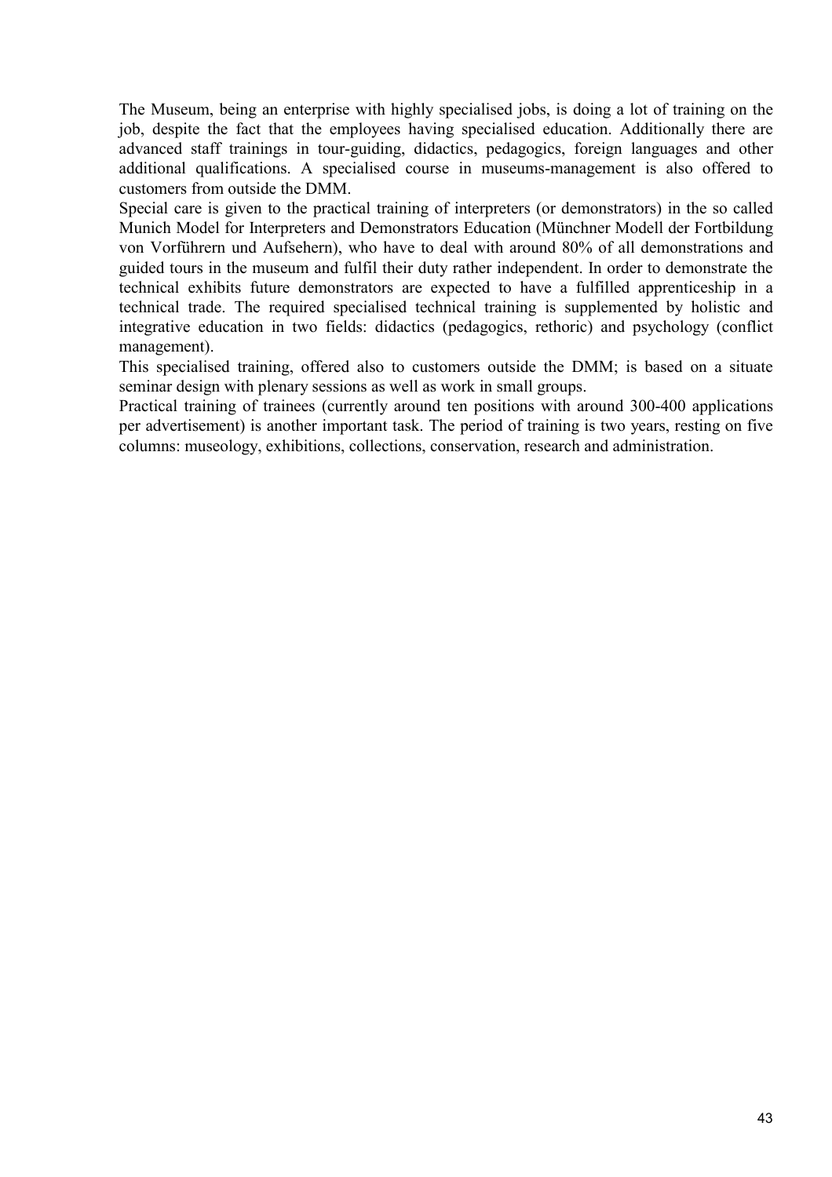The Museum, being an enterprise with highly specialised jobs, is doing a lot of training on the job, despite the fact that the employees having specialised education. Additionally there are advanced staff trainings in tour-guiding, didactics, pedagogics, foreign languages and other additional qualifications. A specialised course in museums-management is also offered to customers from outside the DMM.

Special care is given to the practical training of interpreters (or demonstrators) in the so called Munich Model for Interpreters and Demonstrators Education (Münchner Modell der Fortbildung von Vorführern und Aufsehern), who have to deal with around 80% of all demonstrations and guided tours in the museum and fulfil their duty rather independent. In order to demonstrate the technical exhibits future demonstrators are expected to have a fulfilled apprenticeship in a technical trade. The required specialised technical training is supplemented by holistic and integrative education in two fields: didactics (pedagogics, rethoric) and psychology (conflict management).

This specialised training, offered also to customers outside the DMM; is based on a situate seminar design with plenary sessions as well as work in small groups.

Practical training of trainees (currently around ten positions with around 300-400 applications per advertisement) is another important task. The period of training is two years, resting on five columns: museology, exhibitions, collections, conservation, research and administration.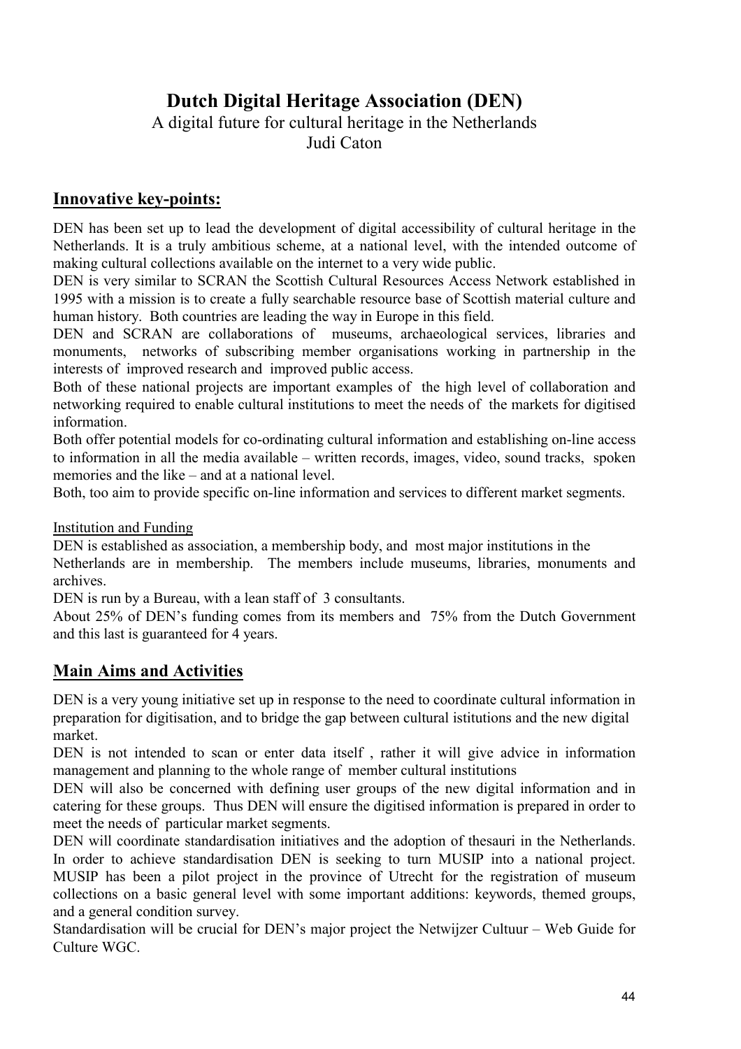# Dutch Digital Heritage Association (DEN)

A digital future for cultural heritage in the Netherlands

Judi Caton

## Innovative key-points:

DEN has been set up to lead the development of digital accessibility of cultural heritage in the Netherlands. It is a truly ambitious scheme, at a national level, with the intended outcome of making cultural collections available on the internet to a very wide public.

DEN is very similar to SCRAN the Scottish Cultural Resources Access Network established in 1995 with a mission is to create a fully searchable resource base of Scottish material culture and human history. Both countries are leading the way in Europe in this field.

DEN and SCRAN are collaborations of museums, archaeological services, libraries and monuments, networks of subscribing member organisations working in partnership in the interests of improved research and improved public access.

Both of these national projects are important examples of the high level of collaboration and networking required to enable cultural institutions to meet the needs of the markets for digitised information.

Both offer potential models for co-ordinating cultural information and establishing on-line access to information in all the media available – written records, images, video, sound tracks, spoken memories and the like – and at a national level.

Both, too aim to provide specific on-line information and services to different market segments.

Institution and Funding

DEN is established as association, a membership body, and most major institutions in the Netherlands are in membership. The members include museums, libraries, monuments and archives.

DEN is run by a Bureau, with a lean staff of 3 consultants.

About 25% of DEN's funding comes from its members and 75% from the Dutch Government and this last is guaranteed for 4 years.

## Main Aims and Activities

DEN is a very young initiative set up in response to the need to coordinate cultural information in preparation for digitisation, and to bridge the gap between cultural istitutions and the new digital market.

DEN is not intended to scan or enter data itself , rather it will give advice in information management and planning to the whole range of member cultural institutions

DEN will also be concerned with defining user groups of the new digital information and in catering for these groups. Thus DEN will ensure the digitised information is prepared in order to meet the needs of particular market segments.

DEN will coordinate standardisation initiatives and the adoption of thesauri in the Netherlands. In order to achieve standardisation DEN is seeking to turn MUSIP into a national project. MUSIP has been a pilot project in the province of Utrecht for the registration of museum collections on a basic general level with some important additions: keywords, themed groups, and a general condition survey.

Standardisation will be crucial for DEN's major project the Netwijzer Cultuur – Web Guide for Culture WGC.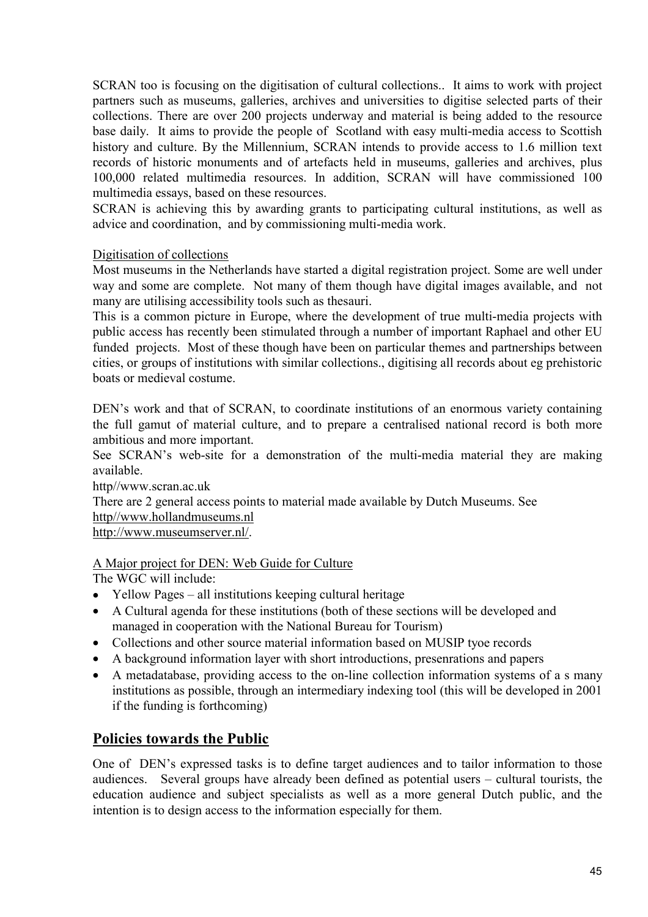SCRAN too is focusing on the digitisation of cultural collections.. It aims to work with project partners such as museums, galleries, archives and universities to digitise selected parts of their collections. There are over 200 projects underway and material is being added to the resource base daily. It aims to provide the people of Scotland with easy multi-media access to Scottish history and culture. By the Millennium, SCRAN intends to provide access to 1.6 million text records of historic monuments and of artefacts held in museums, galleries and archives, plus 100,000 related multimedia resources. In addition, SCRAN will have commissioned 100 multimedia essays, based on these resources.

SCRAN is achieving this by awarding grants to participating cultural institutions, as well as advice and coordination, and by commissioning multi-media work.

Digitisation of collections

Most museums in the Netherlands have started a digital registration project. Some are well under way and some are complete. Not many of them though have digital images available, and not many are utilising accessibility tools such as thesauri.

This is a common picture in Europe, where the development of true multi-media projects with public access has recently been stimulated through a number of important Raphael and other EU funded projects. Most of these though have been on particular themes and partnerships between cities, or groups of institutions with similar collections., digitising all records about eg prehistoric boats or medieval costume.

DEN's work and that of SCRAN, to coordinate institutions of an enormous variety containing the full gamut of material culture, and to prepare a centralised national record is both more ambitious and more important.

See SCRAN's web-site for a demonstration of the multi-media material they are making available.

http//www.scran.ac.uk

There are 2 general access points to material made available by Dutch Museums. See

http//www.hollandmuseums.nl

http://www.museumserver.nl/.

A Major project for DEN: Web Guide for Culture

The WGC will include:

- Yellow Pages – all institutions keeping cultural heritage
- A Cultural agenda for these institutions (both of these sections will be developed and managed in cooperation with the National Bureau for Tourism)
- Collections and other source material information based on MUSIP tyoe records
- A background information layer with short introductions, presenrations and papers
- A metadatabase, providing access to the on-line collection information systems of a s many institutions as possible, through an intermediary indexing tool (this will be developed in 2001 if the funding is forthcoming)

## Policies towards the Public

One of DEN's expressed tasks is to define target audiences and to tailor information to those audiences. Several groups have already been defined as potential users – cultural tourists, the education audience and subject specialists as well as a more general Dutch public, and the intention is to design access to the information especially for them.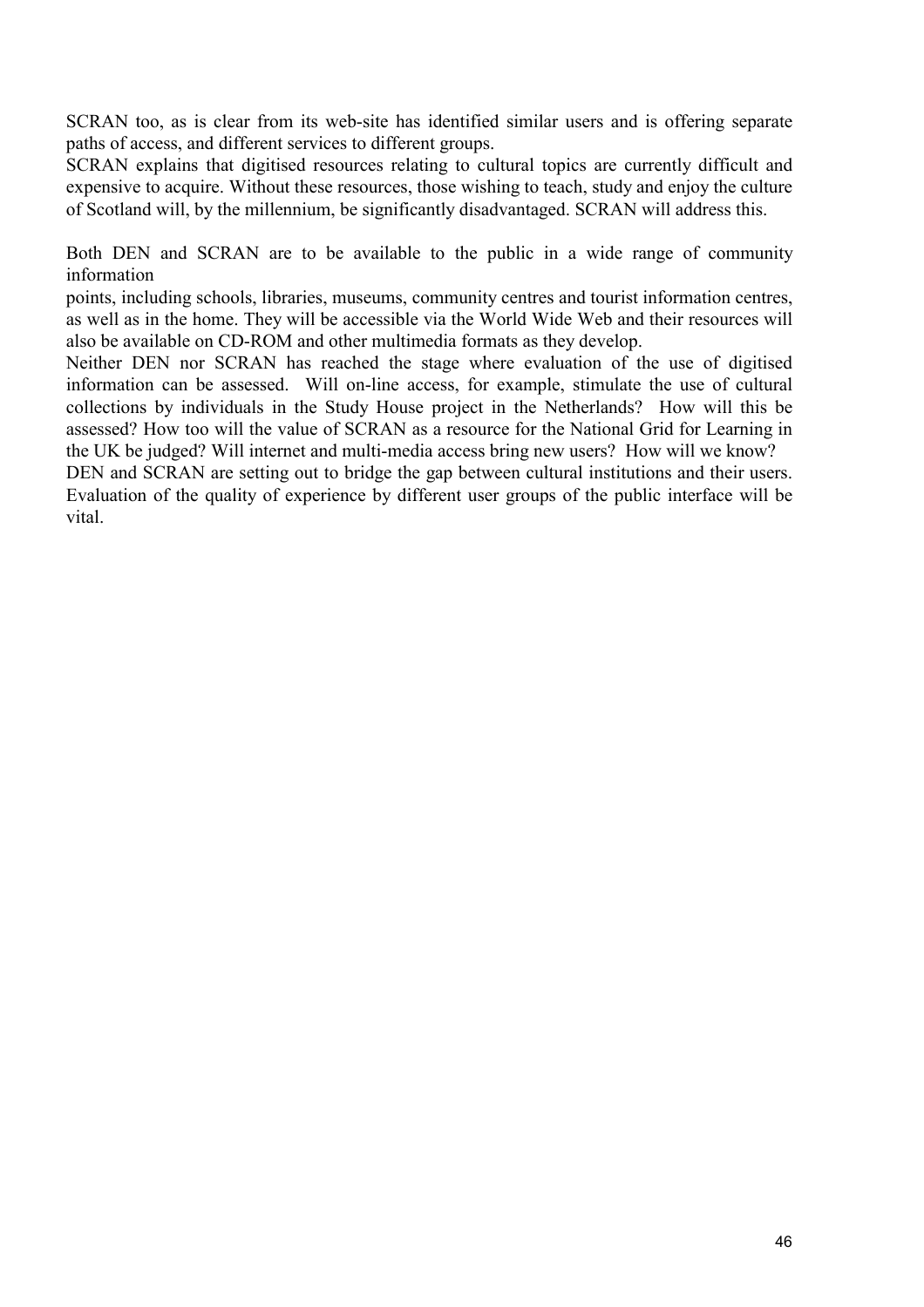SCRAN too, as is clear from its web-site has identified similar users and is offering separate paths of access, and different services to different groups.

SCRAN explains that digitised resources relating to cultural topics are currently difficult and expensive to acquire. Without these resources, those wishing to teach, study and enjoy the culture of Scotland will, by the millennium, be significantly disadvantaged. SCRAN will address this.

Both DEN and SCRAN are to be available to the public in a wide range of community information points, including schools, libraries, museums, community centres and tourist information centres, as well as in the home. They will be accessible via the World Wide Web and their resources will also be available on CD-ROM and other multimedia formats as they develop.

Neither DEN nor SCRAN has reached the stage where evaluation of the use of digitised information can be assessed. Will on-line access, for example, stimulate the use of cultural collections by individuals in the Study House project in the Netherlands? How will this be assessed? How too will the value of SCRAN as a resource for the National Grid for Learning in the UK be judged? Will internet and multi-media access bring new users? How will we know?

DEN and SCRAN are setting out to bridge the gap between cultural institutions and their users. Evaluation of the quality of experience by different user groups of the public interface will be vital.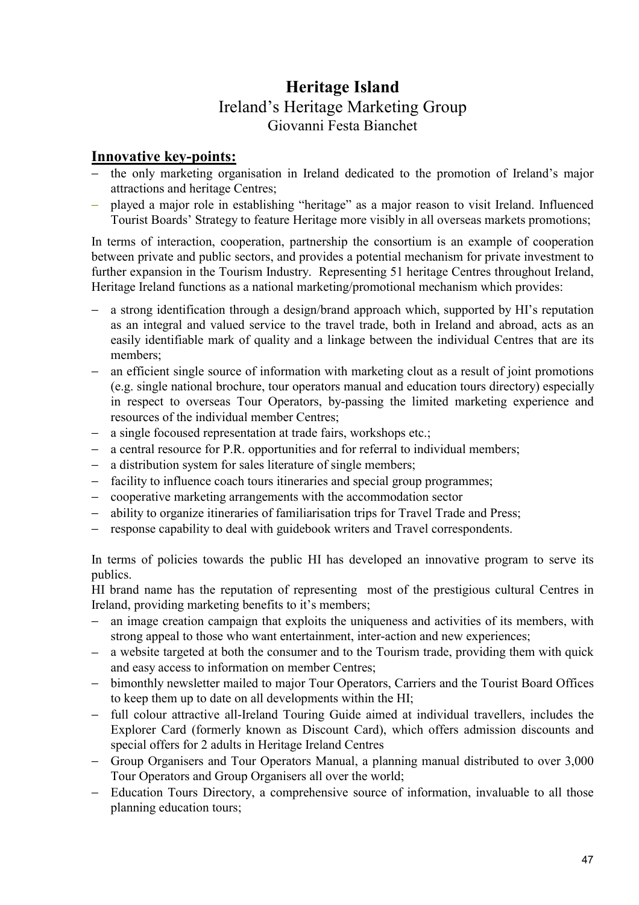# Heritage Island

## Ireland's Heritage Marketing Group

### Giovanni Festa Bianchet

**<u>Innovative key-points:</u>**

- the only marketing organisation in Ireland dedicated to the promotion of Ireland's major attractions and heritage Centres;
- played a major role in establishing "heritage" as a major reason to visit Ireland. Influenced Tourist Boards' Strategy to feature Heritage more visibly in all overseas markets promotions;

In terms of interaction, cooperation, partnership the consortium is an example of cooperation between private and public sectors, and provides a potential mechanism for private investment to further expansion in the Tourism Industry. Representing 51 heritage Centres throughout Ireland, Heritage Ireland functions as a national marketing/promotional mechanism which provides:

- a strong identification through a design/brand approach which, supported by HI's reputation as an integral and valued service to the travel trade, both in Ireland and abroad, acts as an easily identifiable mark of quality and a linkage between the individual Centres that are its members;
- an efficient single source of information with marketing clout as a result of joint promotions (e.g. single national brochure, tour operators manual and education tours directory) especially in respect to overseas Tour Operators, by-passing the limited marketing experience and resources of the individual member Centres;
- a single focoused representation at trade fairs, workshops etc.;
- a central resource for P.R. opportunities and for referral to individual members;
- a distribution system for sales literature of single members;
- facility to influence coach tours itineraries and special group programmes;
- cooperative marketing arrangements with the accommodation sector
- ability to organize itineraries of familiarisation trips for Travel Trade and Press;
- response capability to deal with guidebook writers and Travel correspondents.

In terms of policies towards the public HI has developed an innovative program to serve its publics.

HI brand name has the reputation of representing most of the prestigious cultural Centres in Ireland, providing marketing benefits to it's members;

- an image creation campaign that exploits the uniqueness and activities of its members, with strong appeal to those who want entertainment, inter-action and new experiences;
- a website targeted at both the consumer and to the Tourism trade, providing them with quick and easy access to information on member Centres;
- bimonthly newsletter mailed to major Tour Operators, Carriers and the Tourist Board Offices to keep them up to date on all developments within the HI;
- full colour attractive all-Ireland Touring Guide aimed at individual travellers, includes the Explorer Card (formerly known as Discount Card), which offers admission discounts and special offers for 2 adults in Heritage Ireland Centres
- Group Organisers and Tour Operators Manual, a planning manual distributed to over 3,000 Tour Operators and Group Organisers all over the world;
- Education Tours Directory, a comprehensive source of information, invaluable to all those planning education tours;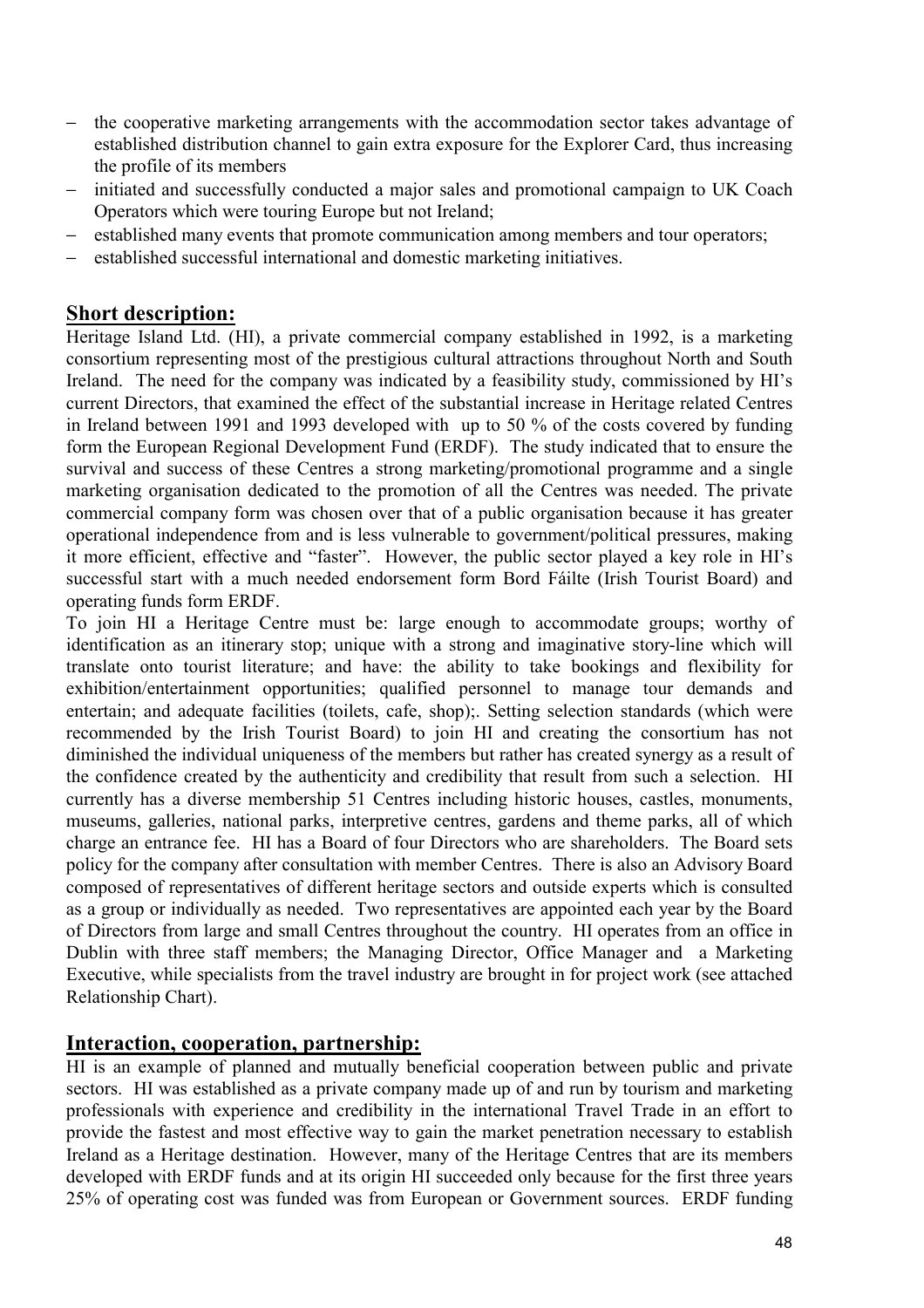- the cooperative marketing arrangements with the accommodation sector takes advantage of established distribution channel to gain extra exposure for the Explorer Card, thus increasing the profile of its members
- initiated and successfully conducted a major sales and promotional campaign to UK Coach Operators which were touring Europe but not Ireland;
- established many events that promote communication among members and tour operators;
- established successful international and domestic marketing initiatives.

## Short description:

Heritage Island Ltd. (HI), a private commercial company established in 1992, is a marketing consortium representing most of the prestigious cultural attractions throughout North and South Ireland. The need for the company was indicated by a feasibility study, commissioned by HI's current Directors, that examined the effect of the substantial increase in Heritage related Centres in Ireland between 1991 and 1993 developed with up to 50 % of the costs covered by funding form the European Regional Development Fund (ERDF). The study indicated that to ensure the survival and success of these Centres a strong marketing/promotional programme and a single marketing organisation dedicated to the promotion of all the Centres was needed. The private commercial company form was chosen over that of a public organisation because it has greater operational independence from and is less vulnerable to government/political pressures, making it more efficient, effective and "faster". However, the public sector played a key role in HI's successful start with a much needed endorsement form Bord Fáilte (Irish Tourist Board) and operating funds form ERDF.

To join HI a Heritage Centre must be: large enough to accommodate groups; worthy of identification as an itinerary stop; unique with a strong and imaginative story-line which will translate onto tourist literature; and have: the ability to take bookings and flexibility for exhibition/entertainment opportunities; qualified personnel to manage tour demands and entertain; and adequate facilities (toilets, cafe, shop);. Setting selection standards (which were recommended by the Irish Tourist Board) to join HI and creating the consortium has not diminished the individual uniqueness of the members but rather has created synergy as a result of the confidence created by the authenticity and credibility that result from such a selection. HI currently has a diverse membership 51 Centres including historic houses, castles, monuments, museums, galleries, national parks, interpretive centres, gardens and theme parks, all of which charge an entrance fee. HI has a Board of four Directors who are shareholders. The Board sets policy for the company after consultation with member Centres. There is also an Advisory Board composed of representatives of different heritage sectors and outside experts which is consulted as a group or individually as needed. Two representatives are appointed each year by the Board of Directors from large and small Centres throughout the country. HI operates from an office in Dublin with three staff members; the Managing Director, Office Manager and a Marketing Executive, while specialists from the travel industry are brought in for project work (see attached Relationship Chart).

## Interaction, cooperation, partnership:

HI is an example of planned and mutually beneficial cooperation between public and private sectors. HI was established as a private company made up of and run by tourism and marketing professionals with experience and credibility in the international Travel Trade in an effort to provide the fastest and most effective way to gain the market penetration necessary to establish Ireland as a Heritage destination. However, many of the Heritage Centres that are its members developed with ERDF funds and at its origin HI succeeded only because for the first three years 25% of operating cost was funded was from European or Government sources. ERDF funding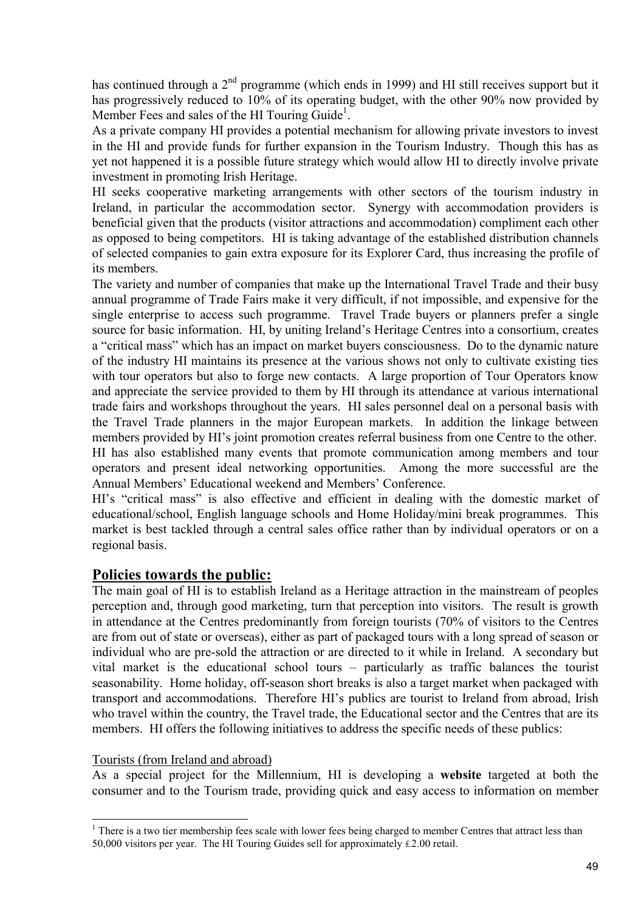has continued through a 2nd programme (which ends in 1999) and HI still receives support but it has progressively reduced to 10% of its operating budget, with the other 90% now provided by Member Fees and sales of the HI Touring Guide[1].

As a private company HI provides a potential mechanism for allowing private investors to invest in the HI and provide funds for further expansion in the Tourism Industry. Though this has as yet not happened it is a possible future strategy which would allow HI to directly involve private investment in promoting Irish Heritage.

HI seeks cooperative marketing arrangements with other sectors of the tourism industry in Ireland, in particular the accommodation sector. Synergy with accommodation providers is beneficial given that the products (visitor attractions and accommodation) compliment each other as opposed to being competitors. HI is taking advantage of the established distribution channels of selected companies to gain extra exposure for its Explorer Card, thus increasing the profile of its members.

The variety and number of companies that make up the International Travel Trade and their busy annual programme of Trade Fairs make it very difficult, if not impossible, and expensive for the single enterprise to access such programme. Travel Trade buyers or planners prefer a single source for basic information. HI, by uniting Ireland's Heritage Centres into a consortium, creates a "critical mass" which has an impact on market buyers consciousness. Do to the dynamic nature of the industry HI maintains its presence at the various shows not only to cultivate existing ties with tour operators but also to forge new contacts. A large proportion of Tour Operators know and appreciate the service provided to them by HI through its attendance at various international trade fairs and workshops throughout the years. HI sales personnel deal on a personal basis with the Travel Trade planners in the major European markets. In addition the linkage between members provided by HI's joint promotion creates referral business from one Centre to the other.

HI has also established many events that promote communication among members and tour operators and present ideal networking opportunities. Among the more successful are the Annual Members' Educational weekend and Members' Conference.

HI's "critical mass" is also effective and efficient in dealing with the domestic market of educational/school, English language schools and Home Holiday/mini break programmes. This market is best tackled through a central sales office rather than by individual operators or on a regional basis.

## Policies towards the public:

The main goal of HI is to establish Ireland as a Heritage attraction in the mainstream of peoples perception and, through good marketing, turn that perception into visitors. The result is growth in attendance at the Centres predominantly from foreign tourists (70% of visitors to the Centres are from out of state or overseas), either as part of packaged tours with a long spread of season or individual who are pre-sold the attraction or are directed to it while in Ireland. A secondary but vital market is the educational school tours – particularly as traffic balances the tourist seasonability. Home holiday, off-season short breaks is also a target market when packaged with transport and accommodations. Therefore HI's publics are tourist to Ireland from abroad, Irish who travel within the country, the Travel trade, the Educational sector and the Centres that are its members. HI offers the following initiatives to address the specific needs of these publics:

Tourists (from Ireland and abroad)

As a special project for the Millennium, HI is developing a **website** targeted at both the consumer and to the Tourism trade, providing quick and easy access to information on member

---

[1] There is a two tier membership fees scale with lower fees being charged to member Centres that attract less than 50,000 visitors per year. The HI Touring Guides sell for approximately £2.00 retail.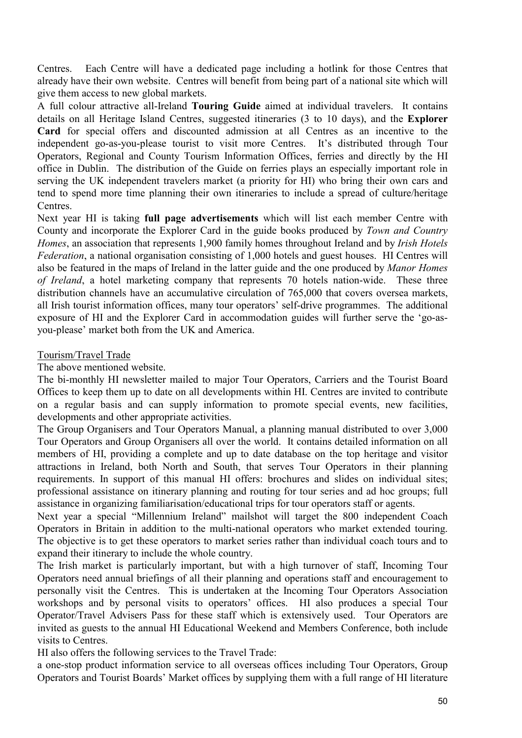Centres. Each Centre will have a dedicated page including a hotlink for those Centres that already have their own website. Centres will benefit from being part of a national site which will give them access to new global markets.

A full colour attractive all-Ireland **Touring Guide** aimed at individual travelers. It contains details on all Heritage Island Centres, suggested itineraries (3 to 10 days), and the **Explorer Card** for special offers and discounted admission at all Centres as an incentive to the independent go-as-you-please tourist to visit more Centres. It's distributed through Tour Operators, Regional and County Tourism Information Offices, ferries and directly by the HI office in Dublin. The distribution of the Guide on ferries plays an especially important role in serving the UK independent travelers market (a priority for HI) who bring their own cars and tend to spend more time planning their own itineraries to include a spread of culture/heritage Centres.

Next year HI is taking **full page advertisements** which will list each member Centre with County and incorporate the Explorer Card in the guide books produced by *Town and Country Homes*, an association that represents 1,900 family homes throughout Ireland and by *Irish Hotels Federation*, a national organisation consisting of 1,000 hotels and guest houses. HI Centres will also be featured in the maps of Ireland in the latter guide and the one produced by *Manor Homes of Ireland*, a hotel marketing company that represents 70 hotels nation-wide. These three distribution channels have an accumulative circulation of 765,000 that covers oversea markets, all Irish tourist information offices, many tour operators' self-drive programmes. The additional exposure of HI and the Explorer Card in accommodation guides will further serve the 'go-as-you-please' market both from the UK and America.

<u>Tourism/Travel Trade</u>

The above mentioned website.

The bi-monthly HI newsletter mailed to major Tour Operators, Carriers and the Tourist Board Offices to keep them up to date on all developments within HI. Centres are invited to contribute on a regular basis and can supply information to promote special events, new facilities, developments and other appropriate activities.

The Group Organisers and Tour Operators Manual, a planning manual distributed to over 3,000 Tour Operators and Group Organisers all over the world. It contains detailed information on all members of HI, providing a complete and up to date database on the top heritage and visitor attractions in Ireland, both North and South, that serves Tour Operators in their planning requirements. In support of this manual HI offers: brochures and slides on individual sites; professional assistance on itinerary planning and routing for tour series and ad hoc groups; full assistance in organizing familiarisation/educational trips for tour operators staff or agents.

Next year a special "Millennium Ireland" mailshot will target the 800 independent Coach Operators in Britain in addition to the multi-national operators who market extended touring. The objective is to get these operators to market series rather than individual coach tours and to expand their itinerary to include the whole country.

The Irish market is particularly important, but with a high turnover of staff, Incoming Tour Operators need annual briefings of all their planning and operations staff and encouragement to personally visit the Centres. This is undertaken at the Incoming Tour Operators Association workshops and by personal visits to operators' offices. HI also produces a special Tour Operator/Travel Advisers Pass for these staff which is extensively used. Tour Operators are invited as guests to the annual HI Educational Weekend and Members Conference, both include visits to Centres.

HI also offers the following services to the Travel Trade:

a one-stop product information service to all overseas offices including Tour Operators, Group Operators and Tourist Boards' Market offices by supplying them with a full range of HI literature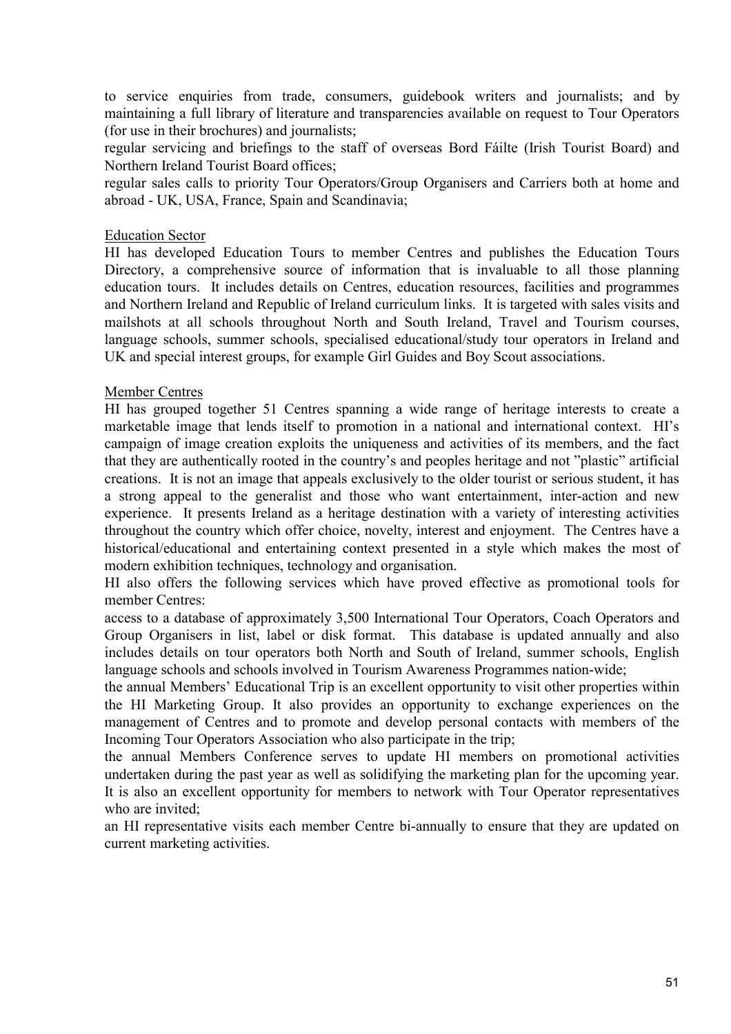to service enquiries from trade, consumers, guidebook writers and journalists; and by maintaining a full library of literature and transparencies available on request to Tour Operators (for use in their brochures) and journalists;

regular servicing and briefings to the staff of overseas Bord Fáilte (Irish Tourist Board) and Northern Ireland Tourist Board offices;

regular sales calls to priority Tour Operators/Group Organisers and Carriers both at home and abroad - UK, USA, France, Spain and Scandinavia;

Education Sector

HI has developed Education Tours to member Centres and publishes the Education Tours Directory, a comprehensive source of information that is invaluable to all those planning education tours. It includes details on Centres, education resources, facilities and programmes and Northern Ireland and Republic of Ireland curriculum links. It is targeted with sales visits and mailshots at all schools throughout North and South Ireland, Travel and Tourism courses, language schools, summer schools, specialised educational/study tour operators in Ireland and UK and special interest groups, for example Girl Guides and Boy Scout associations.

Member Centres

HI has grouped together 51 Centres spanning a wide range of heritage interests to create a marketable image that lends itself to promotion in a national and international context. HI's campaign of image creation exploits the uniqueness and activities of its members, and the fact that they are authentically rooted in the country's and peoples heritage and not "plastic" artificial creations. It is not an image that appeals exclusively to the older tourist or serious student, it has a strong appeal to the generalist and those who want entertainment, inter-action and new experience. It presents Ireland as a heritage destination with a variety of interesting activities throughout the country which offer choice, novelty, interest and enjoyment. The Centres have a historical/educational and entertaining context presented in a style which makes the most of modern exhibition techniques, technology and organisation.

HI also offers the following services which have proved effective as promotional tools for member Centres:

access to a database of approximately 3,500 International Tour Operators, Coach Operators and Group Organisers in list, label or disk format. This database is updated annually and also includes details on tour operators both North and South of Ireland, summer schools, English language schools and schools involved in Tourism Awareness Programmes nation-wide;

the annual Members' Educational Trip is an excellent opportunity to visit other properties within the HI Marketing Group. It also provides an opportunity to exchange experiences on the management of Centres and to promote and develop personal contacts with members of the Incoming Tour Operators Association who also participate in the trip;

the annual Members Conference serves to update HI members on promotional activities undertaken during the past year as well as solidifying the marketing plan for the upcoming year. It is also an excellent opportunity for members to network with Tour Operator representatives who are invited;

an HI representative visits each member Centre bi-annually to ensure that they are updated on current marketing activities.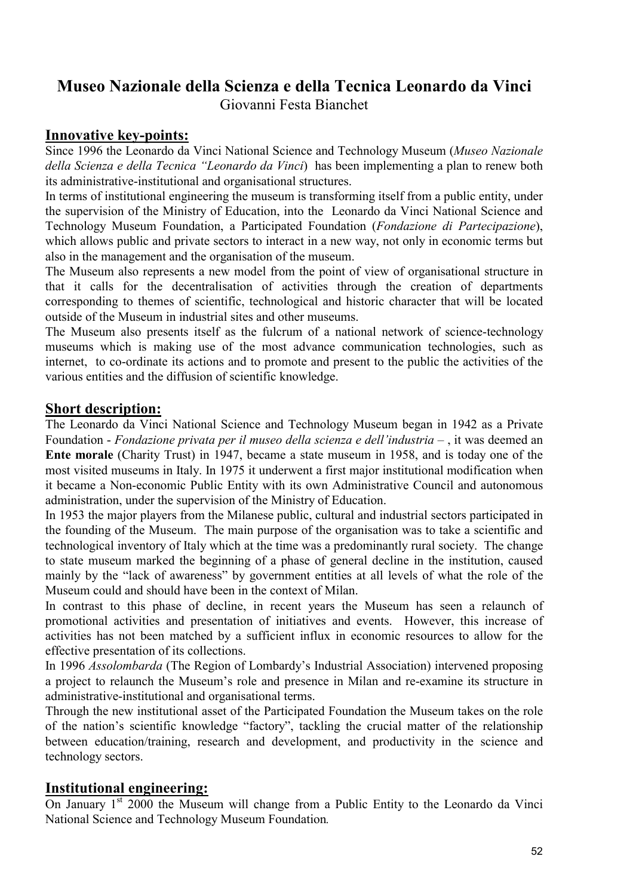# Museo Nazionale della Scienza e della Tecnica Leonardo da Vinci

Giovanni Festa Bianchet

## Innovative key-points:

Since 1996 the Leonardo da Vinci National Science and Technology Museum (*Museo Nazionale della Scienza e della Tecnica "Leonardo da Vinci*) has been implementing a plan to renew both its administrative-institutional and organisational structures.

In terms of institutional engineering the museum is transforming itself from a public entity, under the supervision of the Ministry of Education, into the Leonardo da Vinci National Science and Technology Museum Foundation, a Participated Foundation (*Fondazione di Partecipazione*), which allows public and private sectors to interact in a new way, not only in economic terms but also in the management and the organisation of the museum.

The Museum also represents a new model from the point of view of organisational structure in that it calls for the decentralisation of activities through the creation of departments corresponding to themes of scientific, technological and historic character that will be located outside of the Museum in industrial sites and other museums.

The Museum also presents itself as the fulcrum of a national network of science-technology museums which is making use of the most advance communication technologies, such as internet, to co-ordinate its actions and to promote and present to the public the activities of the various entities and the diffusion of scientific knowledge.

## Short description:

The Leonardo da Vinci National Science and Technology Museum began in 1942 as a Private Foundation - *Fondazione privata per il museo della scienza e dell'industria* – , it was deemed an **Ente morale** (Charity Trust) in 1947, became a state museum in 1958, and is today one of the most visited museums in Italy. In 1975 it underwent a first major institutional modification when it became a Non-economic Public Entity with its own Administrative Council and autonomous administration, under the supervision of the Ministry of Education.

In 1953 the major players from the Milanese public, cultural and industrial sectors participated in the founding of the Museum. The main purpose of the organisation was to take a scientific and technological inventory of Italy which at the time was a predominantly rural society. The change to state museum marked the beginning of a phase of general decline in the institution, caused mainly by the "lack of awareness" by government entities at all levels of what the role of the Museum could and should have been in the context of Milan.

In contrast to this phase of decline, in recent years the Museum has seen a relaunch of promotional activities and presentation of initiatives and events. However, this increase of activities has not been matched by a sufficient influx in economic resources to allow for the effective presentation of its collections.

In 1996 *Assolombarda* (The Region of Lombardy's Industrial Association) intervened proposing a project to relaunch the Museum's role and presence in Milan and re-examine its structure in administrative-institutional and organisational terms.

Through the new institutional asset of the Participated Foundation the Museum takes on the role of the nation's scientific knowledge "factory", tackling the crucial matter of the relationship between education/training, research and development, and productivity in the science and technology sectors.

## Institutional engineering:

On January 1st 2000 the Museum will change from a Public Entity to the Leonardo da Vinci National Science and Technology Museum Foundation.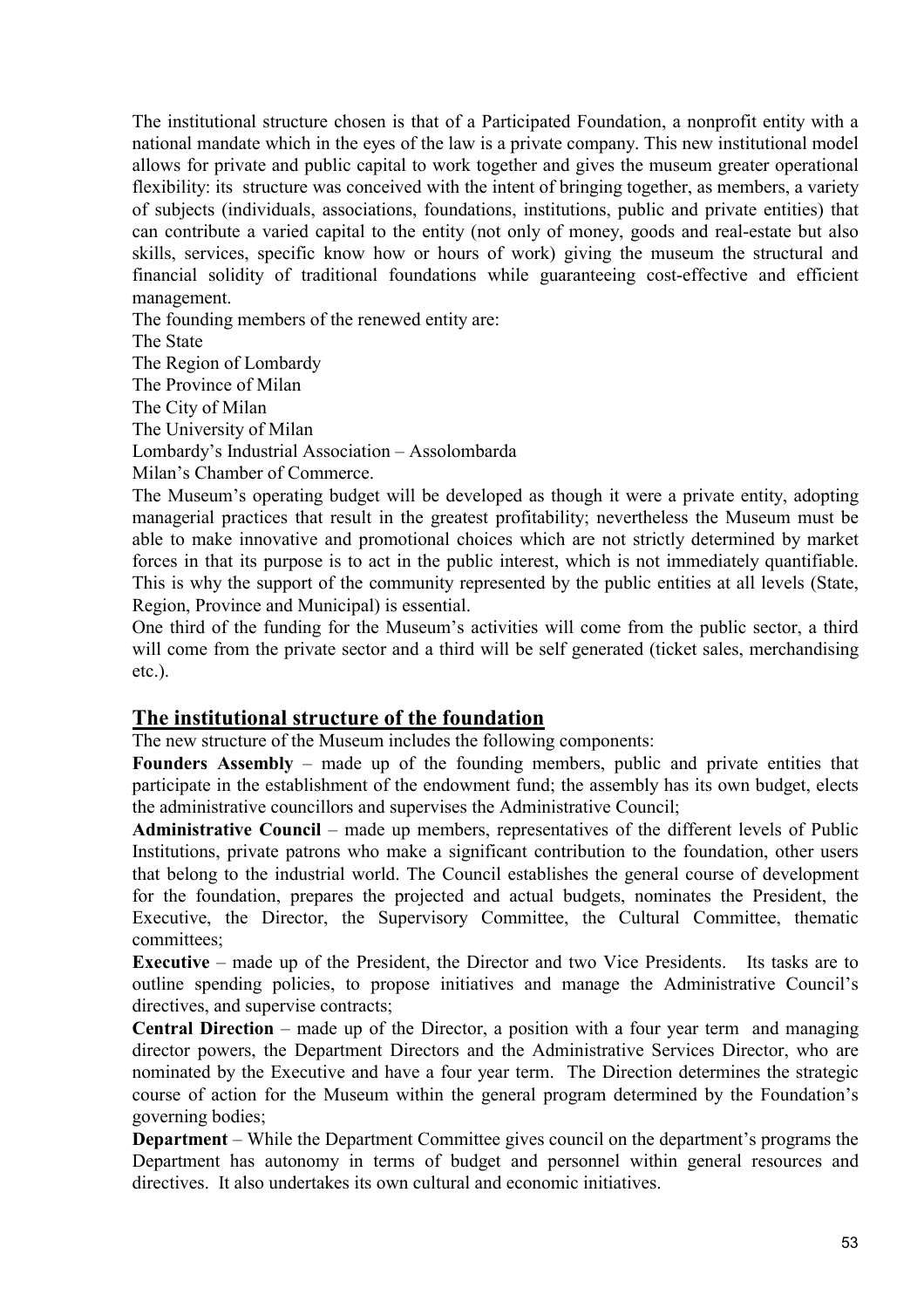The institutional structure chosen is that of a Participated Foundation, a nonprofit entity with a national mandate which in the eyes of the law is a private company. This new institutional model allows for private and public capital to work together and gives the museum greater operational flexibility: its structure was conceived with the intent of bringing together, as members, a variety of subjects (individuals, associations, foundations, institutions, public and private entities) that can contribute a varied capital to the entity (not only of money, goods and real-estate but also skills, services, specific know how or hours of work) giving the museum the structural and financial solidity of traditional foundations while guaranteeing cost-effective and efficient management.

The founding members of the renewed entity are:

The State
The Region of Lombardy
The Province of Milan
The City of Milan
The University of Milan
Lombardy's Industrial Association – Assolombarda
Milan's Chamber of Commerce.

The Museum's operating budget will be developed as though it were a private entity, adopting managerial practices that result in the greatest profitability; nevertheless the Museum must be able to make innovative and promotional choices which are not strictly determined by market forces in that its purpose is to act in the public interest, which is not immediately quantifiable. This is why the support of the community represented by the public entities at all levels (State, Region, Province and Municipal) is essential.

One third of the funding for the Museum's activities will come from the public sector, a third will come from the private sector and a third will be self generated (ticket sales, merchandising etc.).

## The institutional structure of the foundation

The new structure of the Museum includes the following components:

**Founders Assembly** – made up of the founding members, public and private entities that participate in the establishment of the endowment fund; the assembly has its own budget, elects the administrative councillors and supervises the Administrative Council;

**Administrative Council** – made up members, representatives of the different levels of Public Institutions, private patrons who make a significant contribution to the foundation, other users that belong to the industrial world. The Council establishes the general course of development for the foundation, prepares the projected and actual budgets, nominates the President, the Executive, the Director, the Supervisory Committee, the Cultural Committee, thematic committees;

**Executive** – made up of the President, the Director and two Vice Presidents. Its tasks are to outline spending policies, to propose initiatives and manage the Administrative Council's directives, and supervise contracts;

**Central Direction** – made up of the Director, a position with a four year term and managing director powers, the Department Directors and the Administrative Services Director, who are nominated by the Executive and have a four year term. The Direction determines the strategic course of action for the Museum within the general program determined by the Foundation's governing bodies;

**Department** – While the Department Committee gives council on the department's programs the Department has autonomy in terms of budget and personnel within general resources and directives. It also undertakes its own cultural and economic initiatives.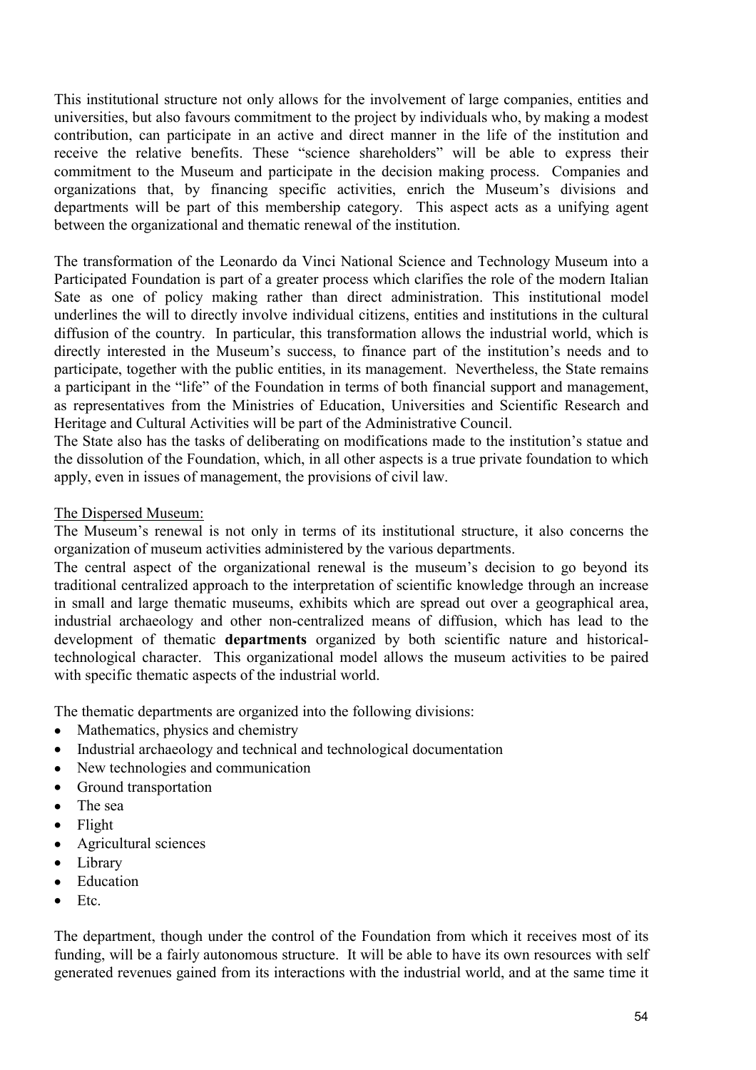This institutional structure not only allows for the involvement of large companies, entities and universities, but also favours commitment to the project by individuals who, by making a modest contribution, can participate in an active and direct manner in the life of the institution and receive the relative benefits. These "science shareholders" will be able to express their commitment to the Museum and participate in the decision making process. Companies and organizations that, by financing specific activities, enrich the Museum's divisions and departments will be part of this membership category. This aspect acts as a unifying agent between the organizational and thematic renewal of the institution.

The transformation of the Leonardo da Vinci National Science and Technology Museum into a Participated Foundation is part of a greater process which clarifies the role of the modern Italian Sate as one of policy making rather than direct administration. This institutional model underlines the will to directly involve individual citizens, entities and institutions in the cultural diffusion of the country. In particular, this transformation allows the industrial world, which is directly interested in the Museum's success, to finance part of the institution's needs and to participate, together with the public entities, in its management. Nevertheless, the State remains a participant in the "life" of the Foundation in terms of both financial support and management, as representatives from the Ministries of Education, Universities and Scientific Research and Heritage and Cultural Activities will be part of the Administrative Council.
The State also has the tasks of deliberating on modifications made to the institution's statue and the dissolution of the Foundation, which, in all other aspects is a true private foundation to which apply, even in issues of management, the provisions of civil law.

The Dispersed Museum:
The Museum's renewal is not only in terms of its institutional structure, it also concerns the organization of museum activities administered by the various departments.
The central aspect of the organizational renewal is the museum's decision to go beyond its traditional centralized approach to the interpretation of scientific knowledge through an increase in small and large thematic museums, exhibits which are spread out over a geographical area, industrial archaeology and other non-centralized means of diffusion, which has lead to the development of thematic **departments** organized by both scientific nature and historical-technological character. This organizational model allows the museum activities to be paired with specific thematic aspects of the industrial world.

The thematic departments are organized into the following divisions:

- Mathematics, physics and chemistry
- Industrial archaeology and technical and technological documentation
- New technologies and communication
- Ground transportation
- The sea
- Flight
- Agricultural sciences
- Library
- Education
- Etc.

The department, though under the control of the Foundation from which it receives most of its funding, will be a fairly autonomous structure. It will be able to have its own resources with self generated revenues gained from its interactions with the industrial world, and at the same time it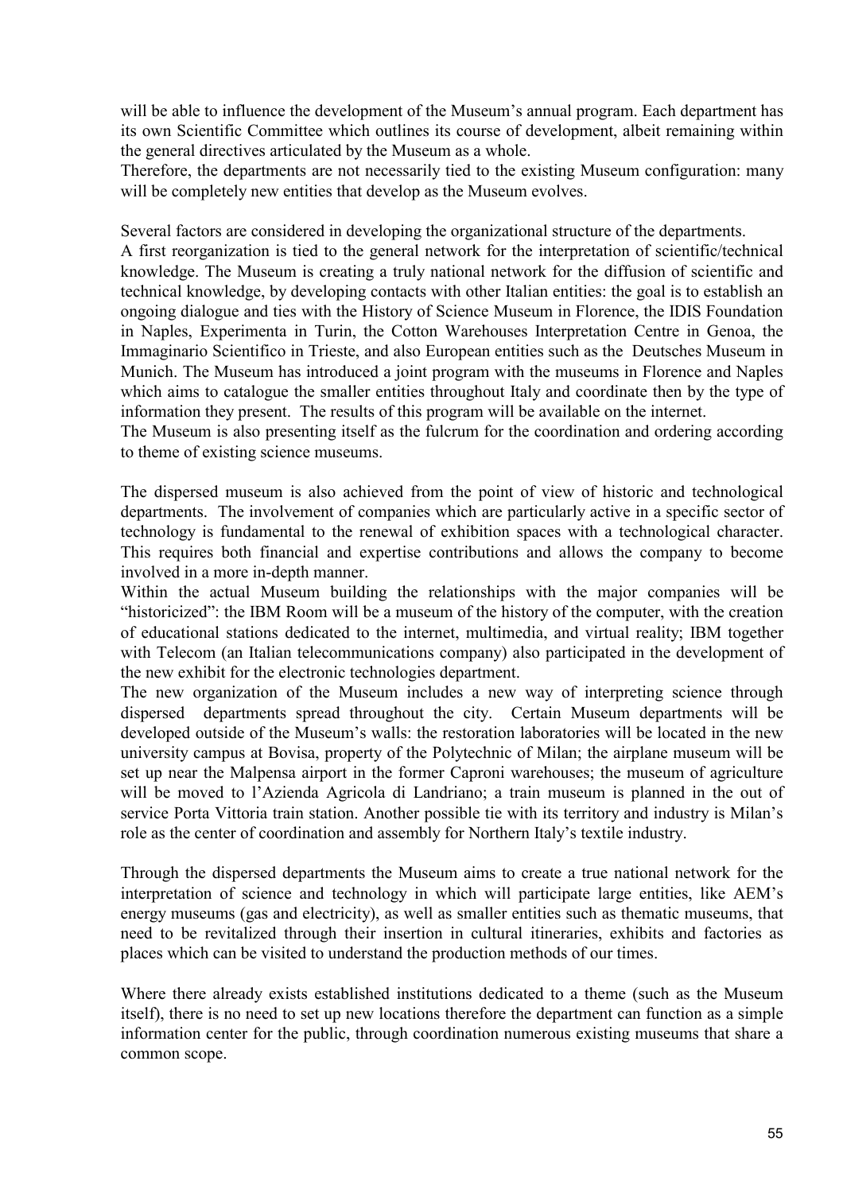will be able to influence the development of the Museum's annual program. Each department has its own Scientific Committee which outlines its course of development, albeit remaining within the general directives articulated by the Museum as a whole.
Therefore, the departments are not necessarily tied to the existing Museum configuration: many will be completely new entities that develop as the Museum evolves.

Several factors are considered in developing the organizational structure of the departments.
A first reorganization is tied to the general network for the interpretation of scientific/technical knowledge. The Museum is creating a truly national network for the diffusion of scientific and technical knowledge, by developing contacts with other Italian entities: the goal is to establish an ongoing dialogue and ties with the History of Science Museum in Florence, the IDIS Foundation in Naples, Experimenta in Turin, the Cotton Warehouses Interpretation Centre in Genoa, the Immaginario Scientifico in Trieste, and also European entities such as the Deutsches Museum in Munich. The Museum has introduced a joint program with the museums in Florence and Naples which aims to catalogue the smaller entities throughout Italy and coordinate then by the type of information they present. The results of this program will be available on the internet.
The Museum is also presenting itself as the fulcrum for the coordination and ordering according to theme of existing science museums.

The dispersed museum is also achieved from the point of view of historic and technological departments. The involvement of companies which are particularly active in a specific sector of technology is fundamental to the renewal of exhibition spaces with a technological character. This requires both financial and expertise contributions and allows the company to become involved in a more in-depth manner.
Within the actual Museum building the relationships with the major companies will be "historicized": the IBM Room will be a museum of the history of the computer, with the creation of educational stations dedicated to the internet, multimedia, and virtual reality; IBM together with Telecom (an Italian telecommunications company) also participated in the development of the new exhibit for the electronic technologies department.
The new organization of the Museum includes a new way of interpreting science through dispersed departments spread throughout the city. Certain Museum departments will be developed outside of the Museum's walls: the restoration laboratories will be located in the new university campus at Bovisa, property of the Polytechnic of Milan; the airplane museum will be set up near the Malpensa airport in the former Caproni warehouses; the museum of agriculture will be moved to l'Azienda Agricola di Landriano; a train museum is planned in the out of service Porta Vittoria train station. Another possible tie with its territory and industry is Milan's role as the center of coordination and assembly for Northern Italy's textile industry.

Through the dispersed departments the Museum aims to create a true national network for the interpretation of science and technology in which will participate large entities, like AEM's energy museums (gas and electricity), as well as smaller entities such as thematic museums, that need to be revitalized through their insertion in cultural itineraries, exhibits and factories as places which can be visited to understand the production methods of our times.

Where there already exists established institutions dedicated to a theme (such as the Museum itself), there is no need to set up new locations therefore the department can function as a simple information center for the public, through coordination numerous existing museums that share a common scope.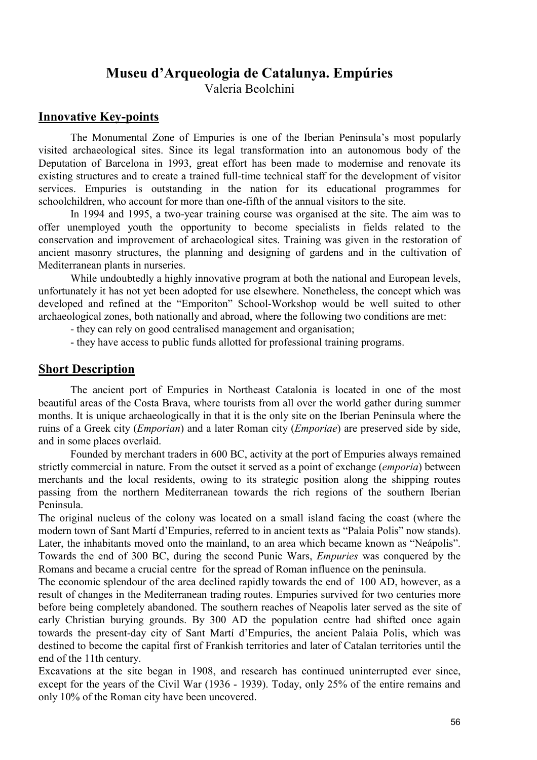# Museu d'Arqueologia de Catalunya. Empúries

Valeria Beolchini

## Innovative Key-points

The Monumental Zone of Empuries is one of the Iberian Peninsula's most popularly visited archaeological sites. Since its legal transformation into an autonomous body of the Deputation of Barcelona in 1993, great effort has been made to modernise and renovate its existing structures and to create a trained full-time technical staff for the development of visitor services. Empuries is outstanding in the nation for its educational programmes for schoolchildren, who account for more than one-fifth of the annual visitors to the site.

In 1994 and 1995, a two-year training course was organised at the site. The aim was to offer unemployed youth the opportunity to become specialists in fields related to the conservation and improvement of archaeological sites. Training was given in the restoration of ancient masonry structures, the planning and designing of gardens and in the cultivation of Mediterranean plants in nurseries.

While undoubtedly a highly innovative program at both the national and European levels, unfortunately it has not yet been adopted for use elsewhere. Nonetheless, the concept which was developed and refined at the "Emporiton" School-Workshop would be well suited to other archaeological zones, both nationally and abroad, where the following two conditions are met:

- they can rely on good centralised management and organisation;
- they have access to public funds allotted for professional training programs.

## Short Description

The ancient port of Empuries in Northeast Catalonia is located in one of the most beautiful areas of the Costa Brava, where tourists from all over the world gather during summer months. It is unique archaeologically in that it is the only site on the Iberian Peninsula where the ruins of a Greek city (*Emporian*) and a later Roman city (*Emporiae*) are preserved side by side, and in some places overlaid.

Founded by merchant traders in 600 BC, activity at the port of Empuries always remained strictly commercial in nature. From the outset it served as a point of exchange (*emporia*) between merchants and the local residents, owing to its strategic position along the shipping routes passing from the northern Mediterranean towards the rich regions of the southern Iberian Peninsula.

The original nucleus of the colony was located on a small island facing the coast (where the modern town of Sant Martí d'Empuries, referred to in ancient texts as "Palaia Polis" now stands). Later, the inhabitants moved onto the mainland, to an area which became known as "Neápolis". Towards the end of 300 BC, during the second Punic Wars, *Empuries* was conquered by the Romans and became a crucial centre for the spread of Roman influence on the peninsula.

The economic splendour of the area declined rapidly towards the end of 100 AD, however, as a result of changes in the Mediterranean trading routes. Empuries survived for two centuries more before being completely abandoned. The southern reaches of Neapolis later served as the site of early Christian burying grounds. By 300 AD the population centre had shifted once again towards the present-day city of Sant Martí d'Empuries, the ancient Palaia Polis, which was destined to become the capital first of Frankish territories and later of Catalan territories until the end of the 11th century.

Excavations at the site began in 1908, and research has continued uninterrupted ever since, except for the years of the Civil War (1936 - 1939). Today, only 25% of the entire remains and only 10% of the Roman city have been uncovered.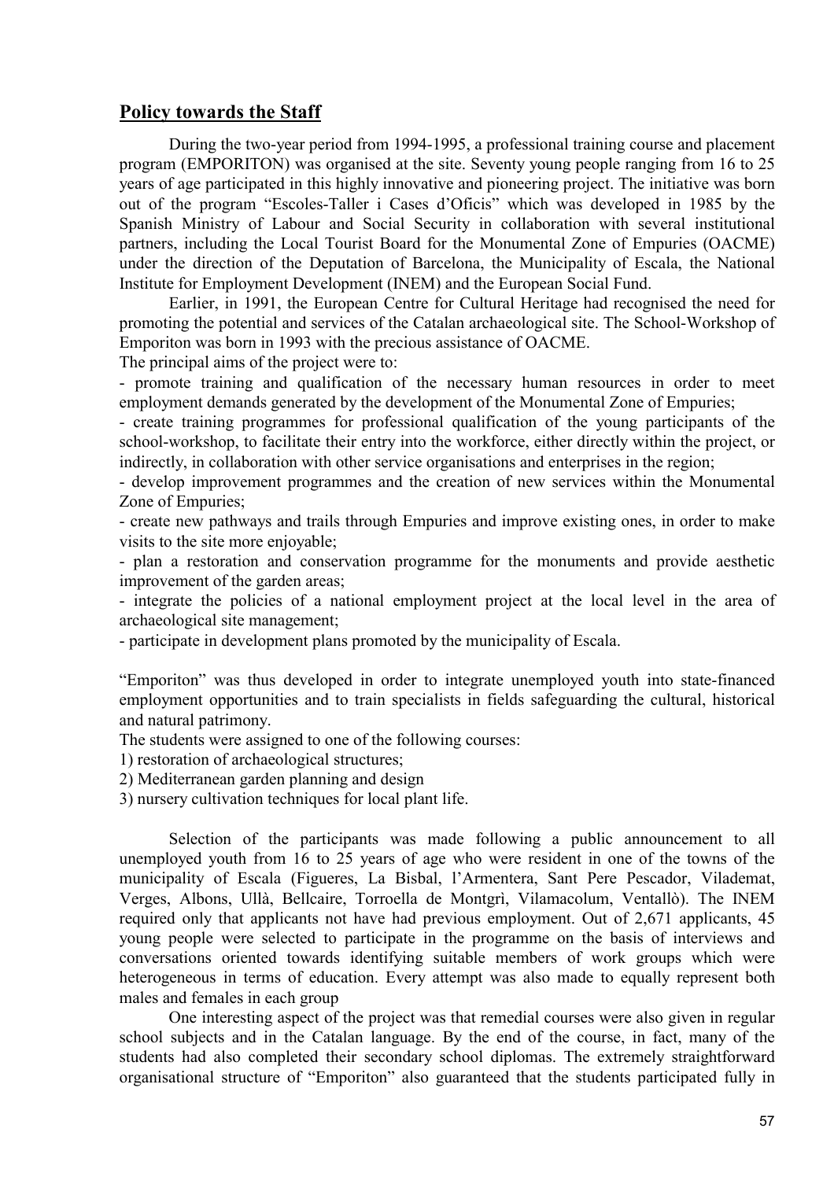## Policy towards the Staff

During the two-year period from 1994-1995, a professional training course and placement program (EMPORITON) was organised at the site. Seventy young people ranging from 16 to 25 years of age participated in this highly innovative and pioneering project. The initiative was born out of the program "Escoles-Taller i Cases d'Oficis" which was developed in 1985 by the Spanish Ministry of Labour and Social Security in collaboration with several institutional partners, including the Local Tourist Board for the Monumental Zone of Empuries (OACME) under the direction of the Deputation of Barcelona, the Municipality of Escala, the National Institute for Employment Development (INEM) and the European Social Fund.

Earlier, in 1991, the European Centre for Cultural Heritage had recognised the need for promoting the potential and services of the Catalan archaeological site. The School-Workshop of Emporiton was born in 1993 with the precious assistance of OACME.

The principal aims of the project were to:

- promote training and qualification of the necessary human resources in order to meet employment demands generated by the development of the Monumental Zone of Empuries;
- create training programmes for professional qualification of the young participants of the school-workshop, to facilitate their entry into the workforce, either directly within the project, or indirectly, in collaboration with other service organisations and enterprises in the region;
- develop improvement programmes and the creation of new services within the Monumental Zone of Empuries;
- create new pathways and trails through Empuries and improve existing ones, in order to make visits to the site more enjoyable;
- plan a restoration and conservation programme for the monuments and provide aesthetic improvement of the garden areas;
- integrate the policies of a national employment project at the local level in the area of archaeological site management;
- participate in development plans promoted by the municipality of Escala.

"Emporiton" was thus developed in order to integrate unemployed youth into state-financed employment opportunities and to train specialists in fields safeguarding the cultural, historical and natural patrimony.

The students were assigned to one of the following courses:

1) restoration of archaeological structures;
2) Mediterranean garden planning and design
3) nursery cultivation techniques for local plant life.

Selection of the participants was made following a public announcement to all unemployed youth from 16 to 25 years of age who were resident in one of the towns of the municipality of Escala (Figueres, La Bisbal, l'Armentera, Sant Pere Pescador, Vilademat, Verges, Albons, Ullà, Bellcaire, Torroella de Montgrì, Vilamacolum, Ventallò). The INEM required only that applicants not have had previous employment. Out of 2,671 applicants, 45 young people were selected to participate in the programme on the basis of interviews and conversations oriented towards identifying suitable members of work groups which were heterogeneous in terms of education. Every attempt was also made to equally represent both males and females in each group

One interesting aspect of the project was that remedial courses were also given in regular school subjects and in the Catalan language. By the end of the course, in fact, many of the students had also completed their secondary school diplomas. The extremely straightforward organisational structure of "Emporiton" also guaranteed that the students participated fully in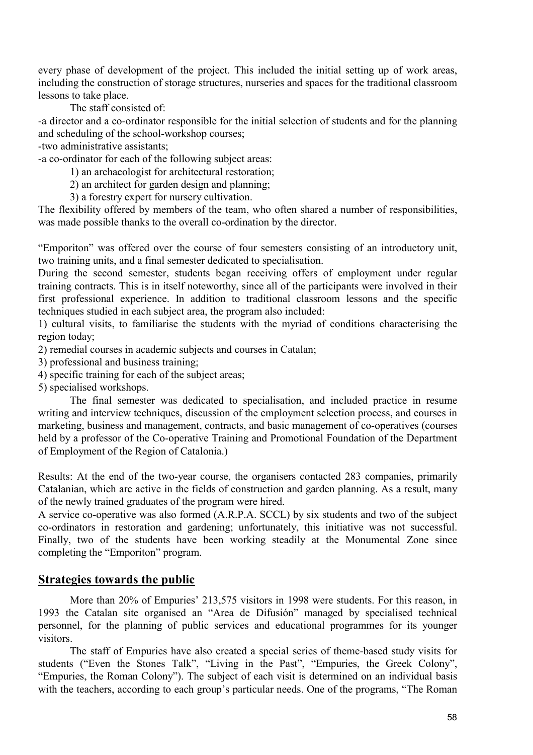every phase of development of the project. This included the initial setting up of work areas, including the construction of storage structures, nurseries and spaces for the traditional classroom lessons to take place.

The staff consisted of:

-a director and a co-ordinator responsible for the initial selection of students and for the planning and scheduling of the school-workshop courses;

-two administrative assistants;

-a co-ordinator for each of the following subject areas:

1) an archaeologist for architectural restoration;
2) an architect for garden design and planning;
3) a forestry expert for nursery cultivation.

The flexibility offered by members of the team, who often shared a number of responsibilities, was made possible thanks to the overall co-ordination by the director.

"Emporiton" was offered over the course of four semesters consisting of an introductory unit, two training units, and a final semester dedicated to specialisation.

During the second semester, students began receiving offers of employment under regular training contracts. This is in itself noteworthy, since all of the participants were involved in their first professional experience. In addition to traditional classroom lessons and the specific techniques studied in each subject area, the program also included:

1) cultural visits, to familiarise the students with the myriad of conditions characterising the region today;
2) remedial courses in academic subjects and courses in Catalan;
3) professional and business training;
4) specific training for each of the subject areas;
5) specialised workshops.

The final semester was dedicated to specialisation, and included practice in resume writing and interview techniques, discussion of the employment selection process, and courses in marketing, business and management, contracts, and basic management of co-operatives (courses held by a professor of the Co-operative Training and Promotional Foundation of the Department of Employment of the Region of Catalonia.)

Results: At the end of the two-year course, the organisers contacted 283 companies, primarily Catalanian, which are active in the fields of construction and garden planning. As a result, many of the newly trained graduates of the program were hired.

A service co-operative was also formed (A.R.P.A. SCCL) by six students and two of the subject co-ordinators in restoration and gardening; unfortunately, this initiative was not successful. Finally, two of the students have been working steadily at the Monumental Zone since completing the "Emporiton" program.

## Strategies towards the public

More than 20% of Empuries' 213,575 visitors in 1998 were students. For this reason, in 1993 the Catalan site organised an "Area de Difusión" managed by specialised technical personnel, for the planning of public services and educational programmes for its younger visitors.

The staff of Empuries have also created a special series of theme-based study visits for students ("Even the Stones Talk", "Living in the Past", "Empuries, the Greek Colony", "Empuries, the Roman Colony"). The subject of each visit is determined on an individual basis with the teachers, according to each group's particular needs. One of the programs, "The Roman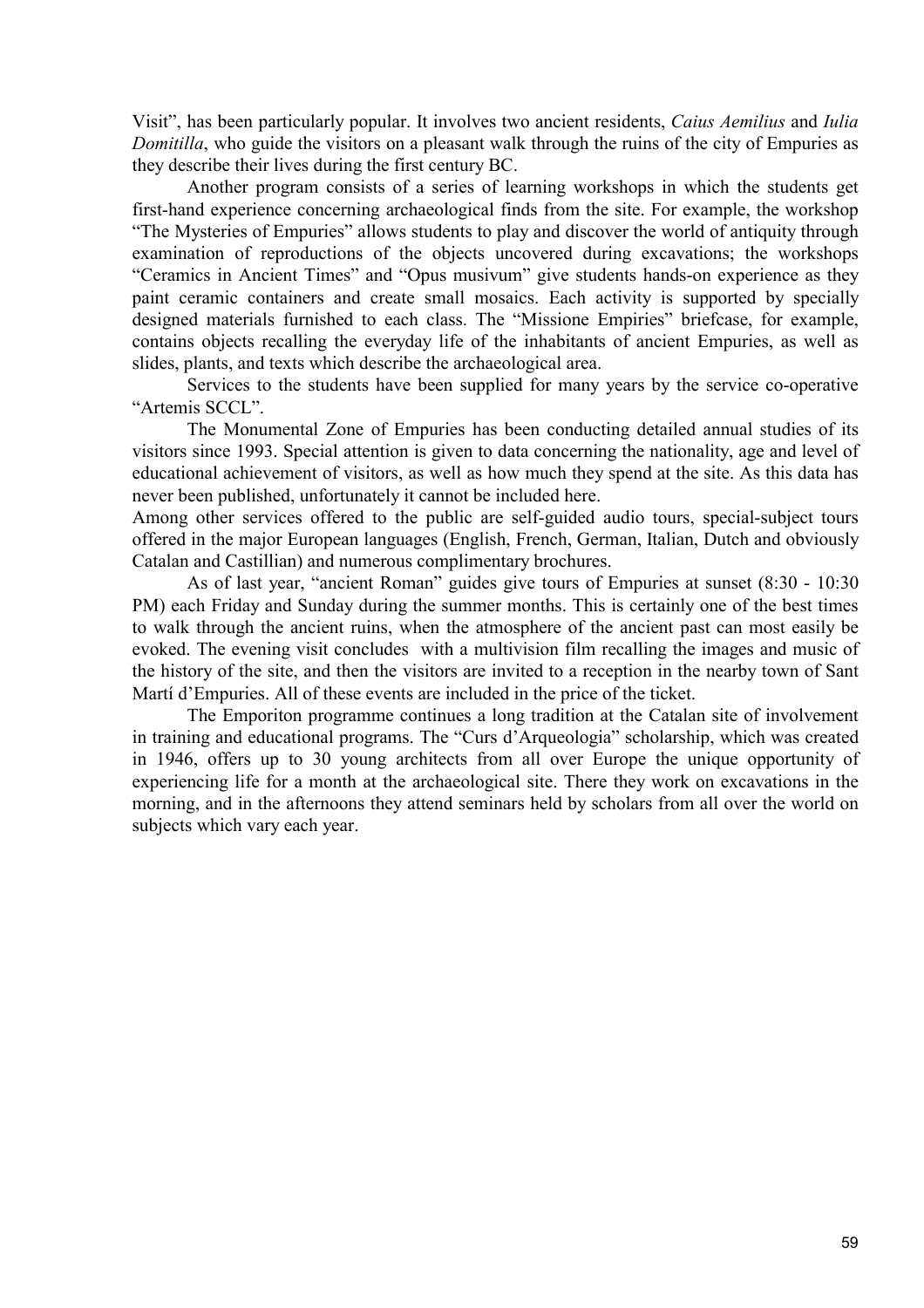Visit", has been particularly popular. It involves two ancient residents, *Caius Aemilius* and *Iulia Domitilla*, who guide the visitors on a pleasant walk through the ruins of the city of Empuries as they describe their lives during the first century BC.

Another program consists of a series of learning workshops in which the students get first-hand experience concerning archaeological finds from the site. For example, the workshop "The Mysteries of Empuries" allows students to play and discover the world of antiquity through examination of reproductions of the objects uncovered during excavations; the workshops "Ceramics in Ancient Times" and "Opus musivum" give students hands-on experience as they paint ceramic containers and create small mosaics. Each activity is supported by specially designed materials furnished to each class. The "Missione Empiries" briefcase, for example, contains objects recalling the everyday life of the inhabitants of ancient Empuries, as well as slides, plants, and texts which describe the archaeological area.

Services to the students have been supplied for many years by the service co-operative "Artemis SCCL".

The Monumental Zone of Empuries has been conducting detailed annual studies of its visitors since 1993. Special attention is given to data concerning the nationality, age and level of educational achievement of visitors, as well as how much they spend at the site. As this data has never been published, unfortunately it cannot be included here.

Among other services offered to the public are self-guided audio tours, special-subject tours offered in the major European languages (English, French, German, Italian, Dutch and obviously Catalan and Castillian) and numerous complimentary brochures.

As of last year, "ancient Roman" guides give tours of Empuries at sunset (8:30 - 10:30 PM) each Friday and Sunday during the summer months. This is certainly one of the best times to walk through the ancient ruins, when the atmosphere of the ancient past can most easily be evoked. The evening visit concludes with a multivision film recalling the images and music of the history of the site, and then the visitors are invited to a reception in the nearby town of Sant Martí d'Empuries. All of these events are included in the price of the ticket.

The Emporiton programme continues a long tradition at the Catalan site of involvement in training and educational programs. The "Curs d'Arqueologia" scholarship, which was created in 1946, offers up to 30 young architects from all over Europe the unique opportunity of experiencing life for a month at the archaeological site. There they work on excavations in the morning, and in the afternoons they attend seminars held by scholars from all over the world on subjects which vary each year.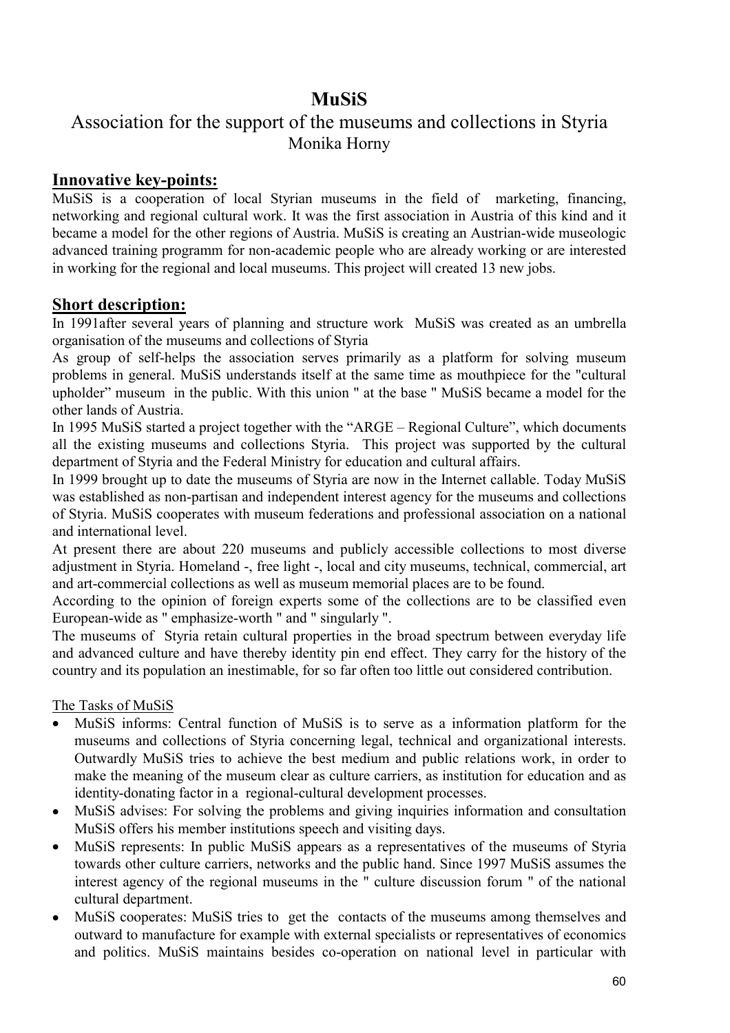# MuSiS

## Association for the support of the museums and collections in Styria

Monika Horny

## Innovative key-points:

MuSiS is a cooperation of local Styrian museums in the field of marketing, financing, networking and regional cultural work. It was the first association in Austria of this kind and it became a model for the other regions of Austria. MuSiS is creating an Austrian-wide museologic advanced training programm for non-academic people who are already working or are interested in working for the regional and local museums. This project will created 13 new jobs.

## Short description:

In 1991after several years of planning and structure work MuSiS was created as an umbrella organisation of the museums and collections of Styria

As group of self-helps the association serves primarily as a platform for solving museum problems in general. MuSiS understands itself at the same time as mouthpiece for the "cultural upholder" museum in the public. With this union " at the base " MuSiS became a model for the other lands of Austria.

In 1995 MuSiS started a project together with the "ARGE – Regional Culture", which documents all the existing museums and collections Styria. This project was supported by the cultural department of Styria and the Federal Ministry for education and cultural affairs.

In 1999 brought up to date the museums of Styria are now in the Internet callable. Today MuSiS was established as non-partisan and independent interest agency for the museums and collections of Styria. MuSiS cooperates with museum federations and professional association on a national and international level.

At present there are about 220 museums and publicly accessible collections to most diverse adjustment in Styria. Homeland -, free light -, local and city museums, technical, commercial, art and art-commercial collections as well as museum memorial places are to be found.

According to the opinion of foreign experts some of the collections are to be classified even European-wide as " emphasize-worth " and " singularly ".

The museums of Styria retain cultural properties in the broad spectrum between everyday life and advanced culture and have thereby identity pin end effect. They carry for the history of the country and its population an inestimable, for so far often too little out considered contribution.

The Tasks of MuSiS

- MuSiS informs: Central function of MuSiS is to serve as a information platform for the museums and collections of Styria concerning legal, technical and organizational interests. Outwardly MuSiS tries to achieve the best medium and public relations work, in order to make the meaning of the museum clear as culture carriers, as institution for education and as identity-donating factor in a regional-cultural development processes.
- MuSiS advises: For solving the problems and giving inquiries information and consultation MuSiS offers his member institutions speech and visiting days.
- MuSiS represents: In public MuSiS appears as a representatives of the museums of Styria towards other culture carriers, networks and the public hand. Since 1997 MuSiS assumes the interest agency of the regional museums in the " culture discussion forum " of the national cultural department.
- MuSiS cooperates: MuSiS tries to get the contacts of the museums among themselves and outward to manufacture for example with external specialists or representatives of economics and politics. MuSiS maintains besides co-operation on national level in particular with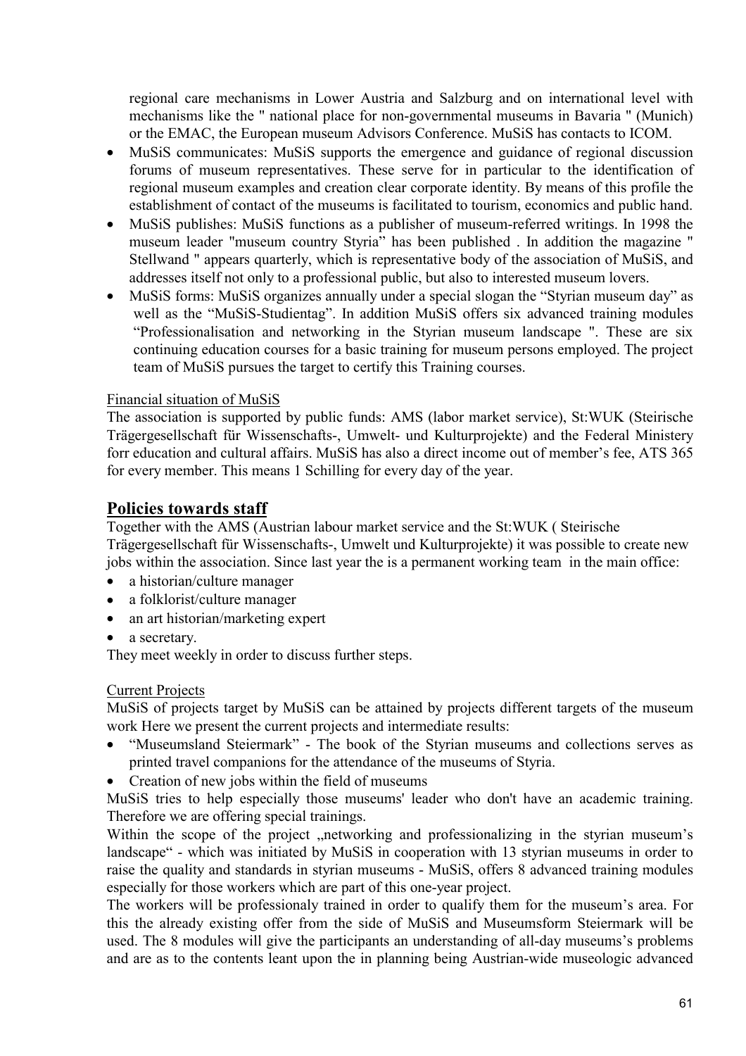regional care mechanisms in Lower Austria and Salzburg and on international level with mechanisms like the " national place for non-governmental museums in Bavaria " (Munich) or the EMAC, the European museum Advisors Conference. MuSiS has contacts to ICOM.

- MuSiS communicates: MuSiS supports the emergence and guidance of regional discussion forums of museum representatives. These serve for in particular to the identification of regional museum examples and creation clear corporate identity. By means of this profile the establishment of contact of the museums is facilitated to tourism, economics and public hand.
- MuSiS publishes: MuSiS functions as a publisher of museum-referred writings. In 1998 the museum leader "museum country Styria" has been published . In addition the magazine " Stellwand " appears quarterly, which is representative body of the association of MuSiS, and addresses itself not only to a professional public, but also to interested museum lovers.
- MuSiS forms: MuSiS organizes annually under a special slogan the "Styrian museum day" as well as the "MuSiS-Studientag". In addition MuSiS offers six advanced training modules "Professionalisation and networking in the Styrian museum landscape ". These are six continuing education courses for a basic training for museum persons employed. The project team of MuSiS pursues the target to certify this Training courses.

Financial situation of MuSiS

The association is supported by public funds: AMS (labor market service), St:WUK (Steirische Trägergesellschaft für Wissenschafts-, Umwelt- und Kulturprojekte) and the Federal Ministery forr education and cultural affairs. MuSiS has also a direct income out of member's fee, ATS 365 for every member. This means 1 Schilling for every day of the year.

## Policies towards staff

Together with the AMS (Austrian labour market service and the St:WUK ( Steirische Trägergesellschaft für Wissenschafts-, Umwelt und Kulturprojekte) it was possible to create new jobs within the association. Since last year the is a permanent working team in the main office:

- a historian/culture manager
- a folklorist/culture manager
- an art historian/marketing expert
- a secretary.

They meet weekly in order to discuss further steps.

Current Projects

MuSiS of projects target by MuSiS can be attained by projects different targets of the museum work Here we present the current projects and intermediate results:

- "Museumsland Steiermark" - The book of the Styrian museums and collections serves as printed travel companions for the attendance of the museums of Styria.
- Creation of new jobs within the field of museums

MuSiS tries to help especially those museums' leader who don't have an academic training. Therefore we are offering special trainings.

Within the scope of the project „networking and professionalizing in the styrian museum's landscape" - which was initiated by MuSiS in cooperation with 13 styrian museums in order to raise the quality and standards in styrian museums - MuSiS, offers 8 advanced training modules especially for those workers which are part of this one-year project.

The workers will be professionaly trained in order to qualify them for the museum's area. For this the already existing offer from the side of MuSiS and Museumsform Steiermark will be used. The 8 modules will give the participants an understanding of all-day museums's problems and are as to the contents leant upon the in planning being Austrian-wide museologic advanced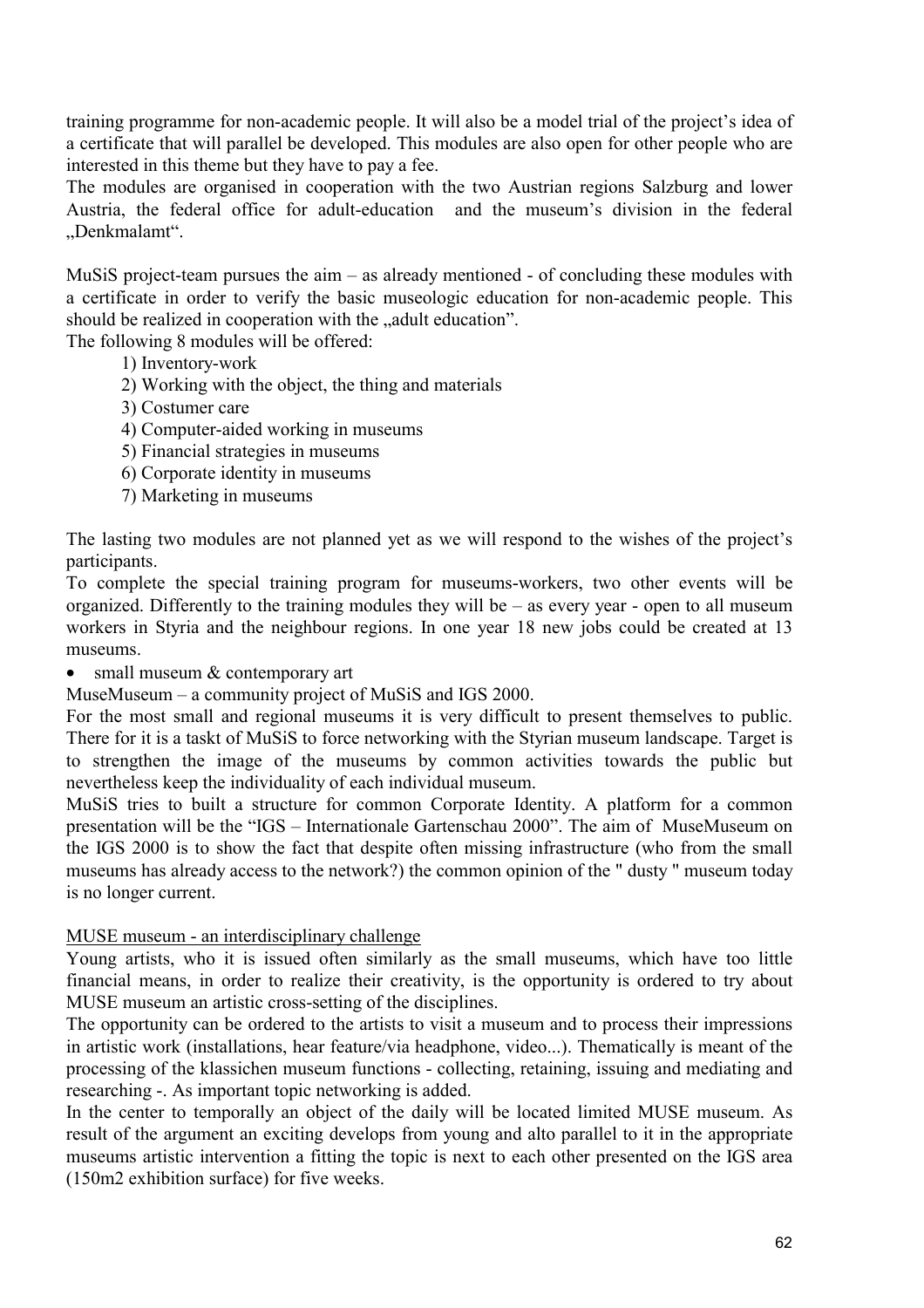training programme for non-academic people. It will also be a model trial of the project's idea of a certificate that will parallel be developed. This modules are also open for other people who are interested in this theme but they have to pay a fee.
The modules are organised in cooperation with the two Austrian regions Salzburg and lower Austria, the federal office for adult-education and the museum's division in the federal „Denkmalamt".

MuSiS project-team pursues the aim – as already mentioned - of concluding these modules with a certificate in order to verify the basic museologic education for non-academic people. This should be realized in cooperation with the „adult education".
The following 8 modules will be offered:

1) Inventory-work
2) Working with the object, the thing and materials
3) Costumer care
4) Computer-aided working in museums
5) Financial strategies in museums
6) Corporate identity in museums
7) Marketing in museums

The lasting two modules are not planned yet as we will respond to the wishes of the project's participants.
To complete the special training program for museums-workers, two other events will be organized. Differently to the training modules they will be – as every year - open to all museum workers in Styria and the neighbour regions. In one year 18 new jobs could be created at 13 museums.

- small museum & contemporary art

MuseMuseum – a community project of MuSiS and IGS 2000.
For the most small and regional museums it is very difficult to present themselves to public. There for it is a taskt of MuSiS to force networking with the Styrian museum landscape. Target is to strengthen the image of the museums by common activities towards the public but nevertheless keep the individuality of each individual museum.
MuSiS tries to built a structure for common Corporate Identity. A platform for a common presentation will be the "IGS – Internationale Gartenschau 2000". The aim of MuseMuseum on the IGS 2000 is to show the fact that despite often missing infrastructure (who from the small museums has already access to the network?) the common opinion of the " dusty " museum today is no longer current.

<u>MUSE museum - an interdisciplinary challenge</u>
Young artists, who it is issued often similarly as the small museums, which have too little financial means, in order to realize their creativity, is the opportunity is ordered to try about MUSE museum an artistic cross-setting of the disciplines.
The opportunity can be ordered to the artists to visit a museum and to process their impressions in artistic work (installations, hear feature/via headphone, video...). Thematically is meant of the processing of the klassichen museum functions - collecting, retaining, issuing and mediating and researching -. As important topic networking is added.
In the center to temporally an object of the daily will be located limited MUSE museum. As result of the argument an exciting develops from young and alto parallel to it in the appropriate museums artistic intervention a fitting the topic is next to each other presented on the IGS area (150m2 exhibition surface) for five weeks.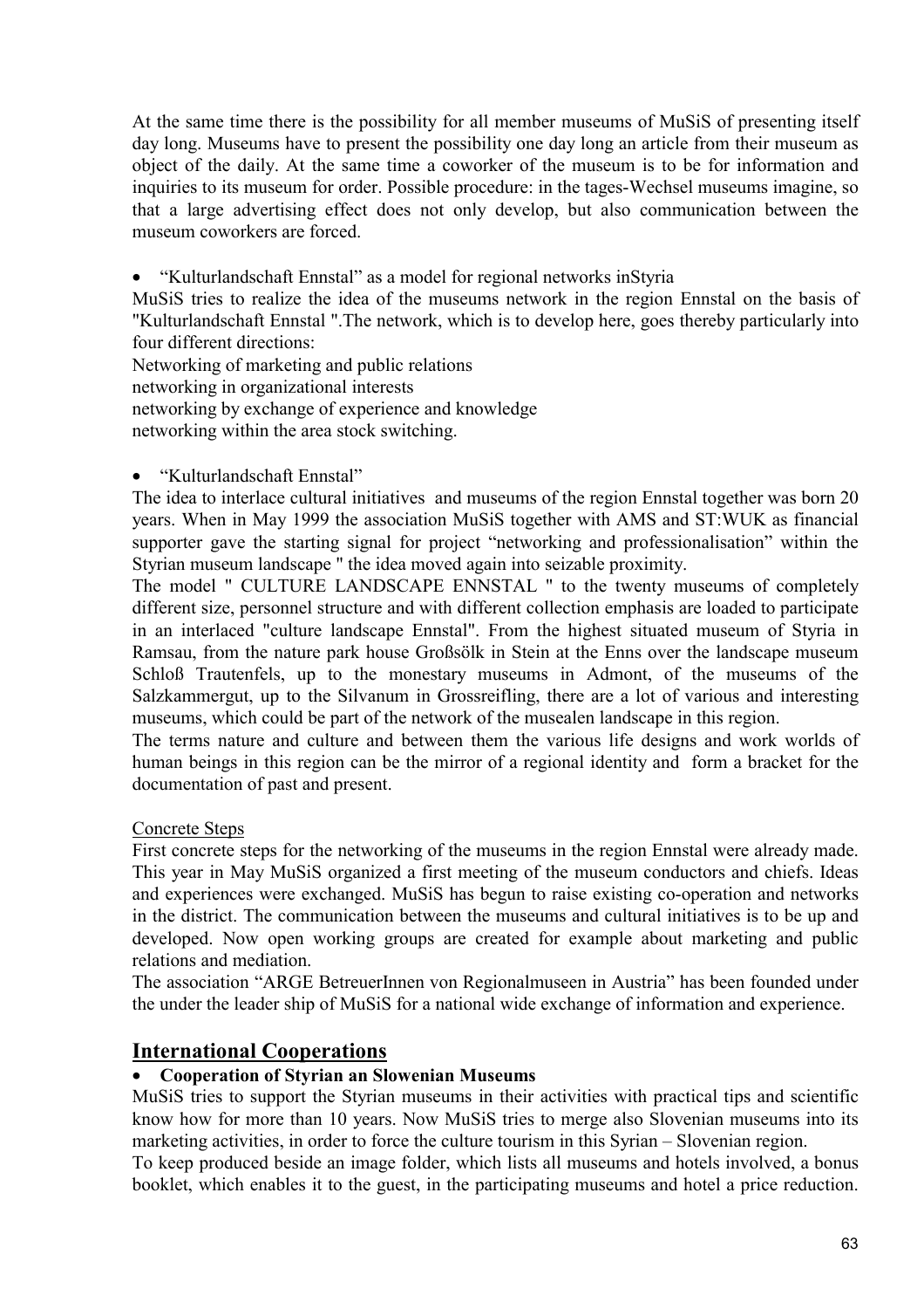At the same time there is the possibility for all member museums of MuSiS of presenting itself day long. Museums have to present the possibility one day long an article from their museum as object of the daily. At the same time a coworker of the museum is to be for information and inquiries to its museum for order. Possible procedure: in the tages-Wechsel museums imagine, so that a large advertising effect does not only develop, but also communication between the museum coworkers are forced.

- “Kulturlandschaft Ennstal” as a model for regional networks inStyria

MuSiS tries to realize the idea of the museums network in the region Ennstal on the basis of "Kulturlandschaft Ennstal ".The network, which is to develop here, goes thereby particularly into four different directions:
Networking of marketing and public relations
networking in organizational interests
networking by exchange of experience and knowledge
networking within the area stock switching.

- “Kulturlandschaft Ennstal”

The idea to interlace cultural initiatives and museums of the region Ennstal together was born 20 years. When in May 1999 the association MuSiS together with AMS and ST:WUK as financial supporter gave the starting signal for project “networking and professionalisation” within the Styrian museum landscape " the idea moved again into seizable proximity.
The model " CULTURE LANDSCAPE ENNSTAL " to the twenty museums of completely different size, personnel structure and with different collection emphasis are loaded to participate in an interlaced "culture landscape Ennstal". From the highest situated museum of Styria in Ramsau, from the nature park house Großsölk in Stein at the Enns over the landscape museum Schloß Trautenfels, up to the monestary museums in Admont, of the museums of the Salzkammergut, up to the Silvanum in Grossreifling, there are a lot of various and interesting museums, which could be part of the network of the musealen landscape in this region.
The terms nature and culture and between them the various life designs and work worlds of human beings in this region can be the mirror of a regional identity and form a bracket for the documentation of past and present.

Concrete Steps

First concrete steps for the networking of the museums in the region Ennstal were already made. This year in May MuSiS organized a first meeting of the museum conductors and chiefs. Ideas and experiences were exchanged. MuSiS has begun to raise existing co-operation and networks in the district. The communication between the museums and cultural initiatives is to be up and developed. Now open working groups are created for example about marketing and public relations and mediation.
The association “ARGE BetreuerInnen von Regionalmuseen in Austria” has been founded under the under the leader ship of MuSiS for a national wide exchange of information and experience.

## International Cooperations

- **Cooperation of Styrian an Slowenian Museums**

MuSiS tries to support the Styrian museums in their activities with practical tips and scientific know how for more than 10 years. Now MuSiS tries to merge also Slovenian museums into its marketing activities, in order to force the culture tourism in this Syrian – Slovenian region.
To keep produced beside an image folder, which lists all museums and hotels involved, a bonus booklet, which enables it to the guest, in the participating museums and hotel a price reduction.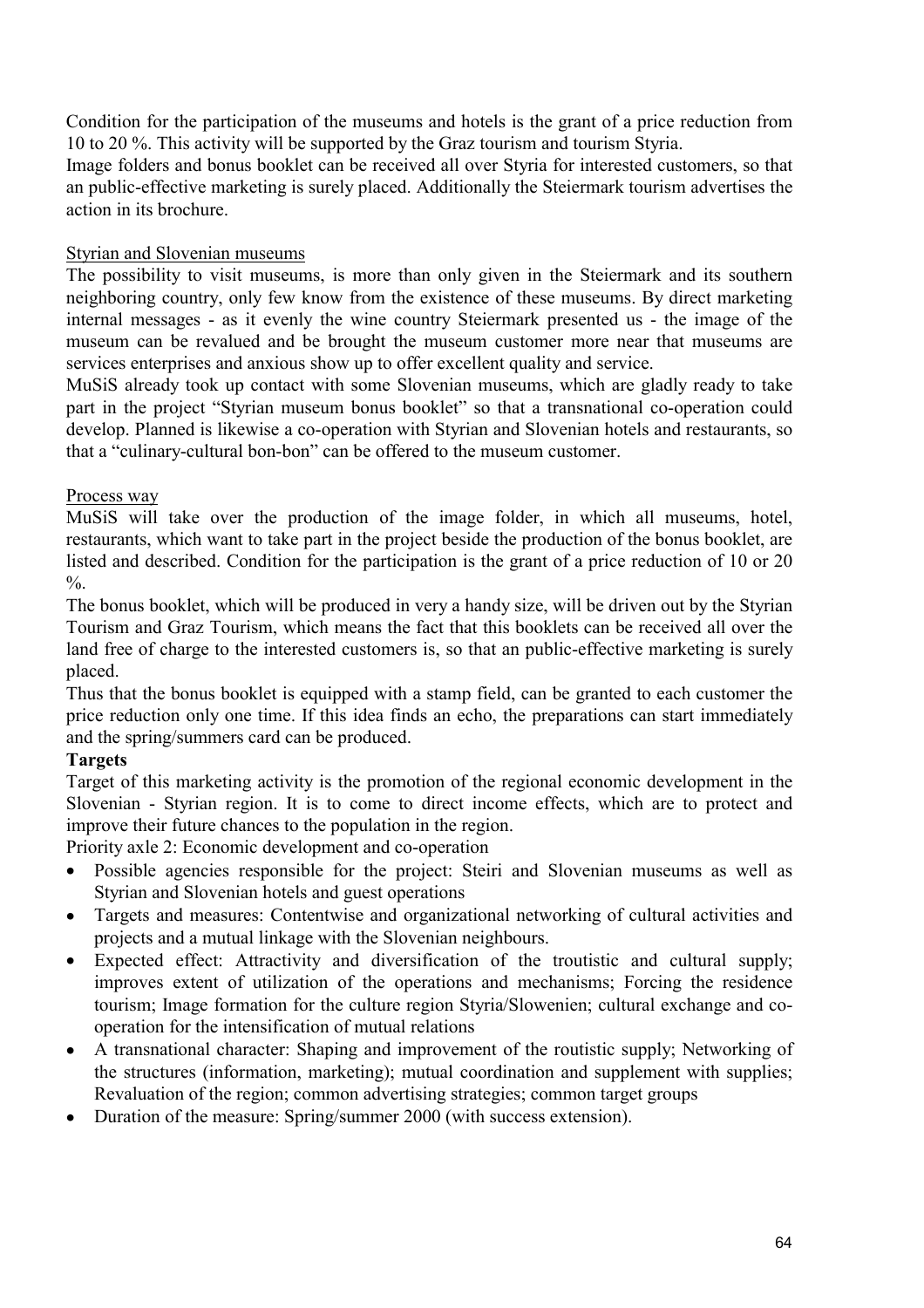Condition for the participation of the museums and hotels is the grant of a price reduction from 10 to 20 %. This activity will be supported by the Graz tourism and tourism Styria.
Image folders and bonus booklet can be received all over Styria for interested customers, so that an public-effective marketing is surely placed. Additionally the Steiermark tourism advertises the action in its brochure.

Styrian and Slovenian museums

The possibility to visit museums, is more than only given in the Steiermark and its southern neighboring country, only few know from the existence of these museums. By direct marketing internal messages - as it evenly the wine country Steiermark presented us - the image of the museum can be revalued and be brought the museum customer more near that museums are services enterprises and anxious show up to offer excellent quality and service.
MuSiS already took up contact with some Slovenian museums, which are gladly ready to take part in the project "Styrian museum bonus booklet" so that a transnational co-operation could develop. Planned is likewise a co-operation with Styrian and Slovenian hotels and restaurants, so that a "culinary-cultural bon-bon" can be offered to the museum customer.

Process way

MuSiS will take over the production of the image folder, in which all museums, hotel, restaurants, which want to take part in the project beside the production of the bonus booklet, are listed and described. Condition for the participation is the grant of a price reduction of 10 or 20 %.
The bonus booklet, which will be produced in very a handy size, will be driven out by the Styrian Tourism and Graz Tourism, which means the fact that this booklets can be received all over the land free of charge to the interested customers is, so that an public-effective marketing is surely placed.
Thus that the bonus booklet is equipped with a stamp field, can be granted to each customer the price reduction only one time. If this idea finds an echo, the preparations can start immediately and the spring/summers card can be produced.

**Targets**

Target of this marketing activity is the promotion of the regional economic development in the Slovenian - Styrian region. It is to come to direct income effects, which are to protect and improve their future chances to the population in the region.
Priority axle 2: Economic development and co-operation

- Possible agencies responsible for the project: Steiri and Slovenian museums as well as Styrian and Slovenian hotels and guest operations
- Targets and measures: Contentwise and organizational networking of cultural activities and projects and a mutual linkage with the Slovenian neighbours.
- Expected effect: Attractivity and diversification of the troutistic and cultural supply; improves extent of utilization of the operations and mechanisms; Forcing the residence tourism; Image formation for the culture region Styria/Slowenien; cultural exchange and co-operation for the intensification of mutual relations
- A transnational character: Shaping and improvement of the routistic supply; Networking of the structures (information, marketing); mutual coordination and supplement with supplies; Revaluation of the region; common advertising strategies; common target groups
- Duration of the measure: Spring/summer 2000 (with success extension).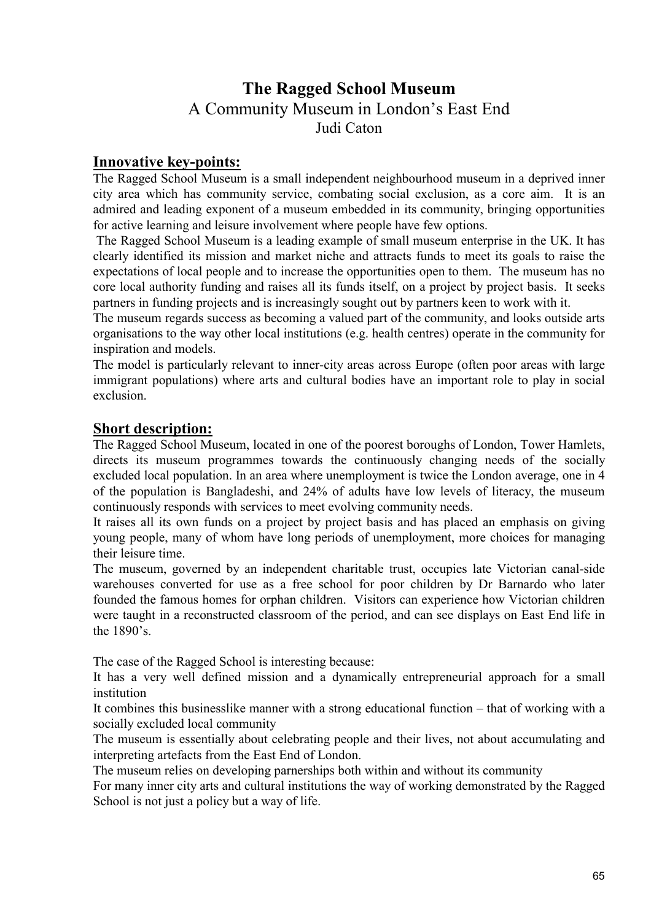# The Ragged School Museum

## A Community Museum in London's East End

Judi Caton

### Innovative key-points:

The Ragged School Museum is a small independent neighbourhood museum in a deprived inner city area which has community service, combating social exclusion, as a core aim. It is an admired and leading exponent of a museum embedded in its community, bringing opportunities for active learning and leisure involvement where people have few options.

The Ragged School Museum is a leading example of small museum enterprise in the UK. It has clearly identified its mission and market niche and attracts funds to meet its goals to raise the expectations of local people and to increase the opportunities open to them. The museum has no core local authority funding and raises all its funds itself, on a project by project basis. It seeks partners in funding projects and is increasingly sought out by partners keen to work with it.

The museum regards success as becoming a valued part of the community, and looks outside arts organisations to the way other local institutions (e.g. health centres) operate in the community for inspiration and models.

The model is particularly relevant to inner-city areas across Europe (often poor areas with large immigrant populations) where arts and cultural bodies have an important role to play in social exclusion.

### Short description:

The Ragged School Museum, located in one of the poorest boroughs of London, Tower Hamlets, directs its museum programmes towards the continuously changing needs of the socially excluded local population. In an area where unemployment is twice the London average, one in 4 of the population is Bangladeshi, and 24% of adults have low levels of literacy, the museum continuously responds with services to meet evolving community needs.

It raises all its own funds on a project by project basis and has placed an emphasis on giving young people, many of whom have long periods of unemployment, more choices for managing their leisure time.

The museum, governed by an independent charitable trust, occupies late Victorian canal-side warehouses converted for use as a free school for poor children by Dr Barnardo who later founded the famous homes for orphan children. Visitors can experience how Victorian children were taught in a reconstructed classroom of the period, and can see displays on East End life in the 1890's.

The case of the Ragged School is interesting because:

It has a very well defined mission and a dynamically entrepreneurial approach for a small institution

It combines this businesslike manner with a strong educational function – that of working with a socially excluded local community

The museum is essentially about celebrating people and their lives, not about accumulating and interpreting artefacts from the East End of London.

The museum relies on developing parnerships both within and without its community

For many inner city arts and cultural institutions the way of working demonstrated by the Ragged School is not just a policy but a way of life.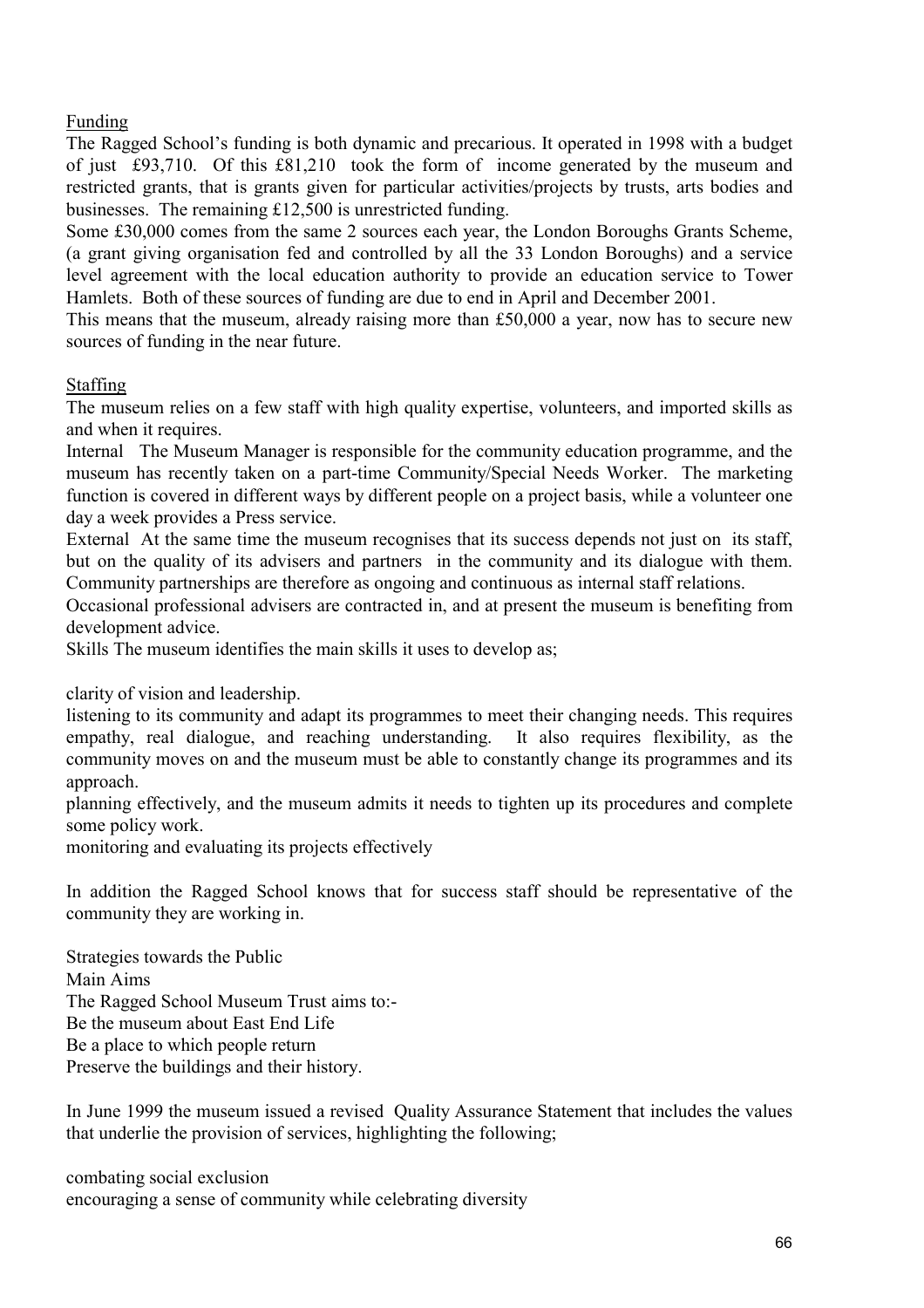Funding

The Ragged School's funding is both dynamic and precarious. It operated in 1998 with a budget of just £93,710. Of this £81,210 took the form of income generated by the museum and restricted grants, that is grants given for particular activities/projects by trusts, arts bodies and businesses. The remaining £12,500 is unrestricted funding.

Some £30,000 comes from the same 2 sources each year, the London Boroughs Grants Scheme, (a grant giving organisation fed and controlled by all the 33 London Boroughs) and a service level agreement with the local education authority to provide an education service to Tower Hamlets. Both of these sources of funding are due to end in April and December 2001.

This means that the museum, already raising more than £50,000 a year, now has to secure new sources of funding in the near future.

Staffing

The museum relies on a few staff with high quality expertise, volunteers, and imported skills as and when it requires.

Internal The Museum Manager is responsible for the community education programme, and the museum has recently taken on a part-time Community/Special Needs Worker. The marketing function is covered in different ways by different people on a project basis, while a volunteer one day a week provides a Press service.

External At the same time the museum recognises that its success depends not just on its staff, but on the quality of its advisers and partners in the community and its dialogue with them. Community partnerships are therefore as ongoing and continuous as internal staff relations.

Occasional professional advisers are contracted in, and at present the museum is benefiting from development advice.

Skills The museum identifies the main skills it uses to develop as;

clarity of vision and leadership.

listening to its community and adapt its programmes to meet their changing needs. This requires empathy, real dialogue, and reaching understanding. It also requires flexibility, as the community moves on and the museum must be able to constantly change its programmes and its approach.

planning effectively, and the museum admits it needs to tighten up its procedures and complete some policy work.

monitoring and evaluating its projects effectively

In addition the Ragged School knows that for success staff should be representative of the community they are working in.

Strategies towards the Public

Main Aims

The Ragged School Museum Trust aims to:-

Be the museum about East End Life

Be a place to which people return

Preserve the buildings and their history.

In June 1999 the museum issued a revised Quality Assurance Statement that includes the values that underlie the provision of services, highlighting the following;

combating social exclusion

encouraging a sense of community while celebrating diversity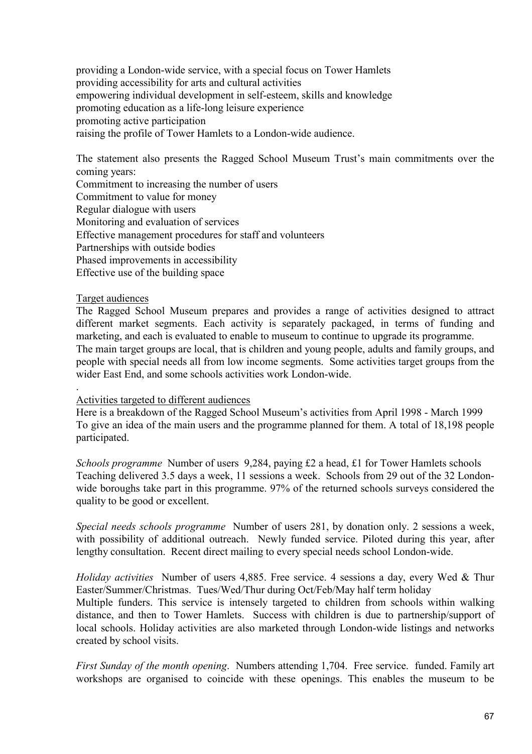providing a London-wide service, with a special focus on Tower Hamlets
providing accessibility for arts and cultural activities
empowering individual development in self-esteem, skills and knowledge
promoting education as a life-long leisure experience
promoting active participation
raising the profile of Tower Hamlets to a London-wide audience.

The statement also presents the Ragged School Museum Trust's main commitments over the coming years:
Commitment to increasing the number of users
Commitment to value for money
Regular dialogue with users
Monitoring and evaluation of services
Effective management procedures for staff and volunteers
Partnerships with outside bodies
Phased improvements in accessibility
Effective use of the building space

Target audiences

The Ragged School Museum prepares and provides a range of activities designed to attract different market segments. Each activity is separately packaged, in terms of funding and marketing, and each is evaluated to enable to museum to continue to upgrade its programme.
The main target groups are local, that is children and young people, adults and family groups, and people with special needs all from low income segments. Some activities target groups from the wider East End, and some schools activities work London-wide.

.

Activities targeted to different audiences

Here is a breakdown of the Ragged School Museum's activities from April 1998 - March 1999
To give an idea of the main users and the programme planned for them. A total of 18,198 people participated.

*Schools programme* Number of users 9,284, paying £2 a head, £1 for Tower Hamlets schools
Teaching delivered 3.5 days a week, 11 sessions a week. Schools from 29 out of the 32 London-wide boroughs take part in this programme. 97% of the returned schools surveys considered the quality to be good or excellent.

*Special needs schools programme* Number of users 281, by donation only. 2 sessions a week, with possibility of additional outreach. Newly funded service. Piloted during this year, after lengthy consultation. Recent direct mailing to every special needs school London-wide.

*Holiday activities* Number of users 4,885. Free service. 4 sessions a day, every Wed & Thur Easter/Summer/Christmas. Tues/Wed/Thur during Oct/Feb/May half term holiday
Multiple funders. This service is intensely targeted to children from schools within walking distance, and then to Tower Hamlets. Success with children is due to partnership/support of local schools. Holiday activities are also marketed through London-wide listings and networks created by school visits.

*First Sunday of the month opening*. Numbers attending 1,704. Free service. funded. Family art workshops are organised to coincide with these openings. This enables the museum to be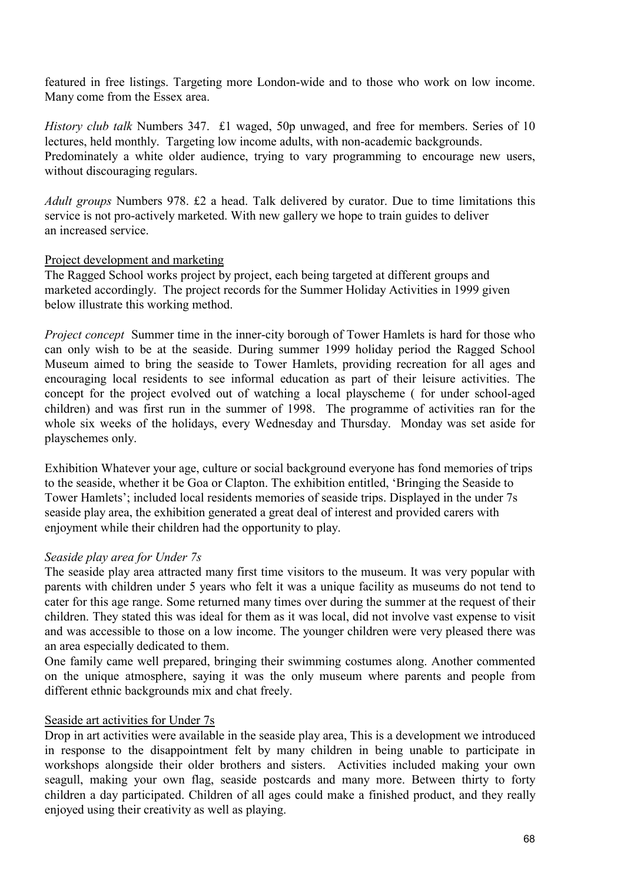featured in free listings. Targeting more London-wide and to those who work on low income. Many come from the Essex area.

*History club talk* Numbers 347. £1 waged, 50p unwaged, and free for members. Series of 10 lectures, held monthly. Targeting low income adults, with non-academic backgrounds. Predominately a white older audience, trying to vary programming to encourage new users, without discouraging regulars.

*Adult groups* Numbers 978. £2 a head. Talk delivered by curator. Due to time limitations this service is not pro-actively marketed. With new gallery we hope to train guides to deliver an increased service.

<u>Project development and marketing</u>

The Ragged School works project by project, each being targeted at different groups and marketed accordingly. The project records for the Summer Holiday Activities in 1999 given below illustrate this working method.

*Project concept* Summer time in the inner-city borough of Tower Hamlets is hard for those who can only wish to be at the seaside. During summer 1999 holiday period the Ragged School Museum aimed to bring the seaside to Tower Hamlets, providing recreation for all ages and encouraging local residents to see informal education as part of their leisure activities. The concept for the project evolved out of watching a local playscheme ( for under school-aged children) and was first run in the summer of 1998. The programme of activities ran for the whole six weeks of the holidays, every Wednesday and Thursday. Monday was set aside for playschemes only.

Exhibition Whatever your age, culture or social background everyone has fond memories of trips to the seaside, whether it be Goa or Clapton. The exhibition entitled, 'Bringing the Seaside to Tower Hamlets'; included local residents memories of seaside trips. Displayed in the under 7s seaside play area, the exhibition generated a great deal of interest and provided carers with enjoyment while their children had the opportunity to play.

*Seaside play area for Under 7s*

The seaside play area attracted many first time visitors to the museum. It was very popular with parents with children under 5 years who felt it was a unique facility as museums do not tend to cater for this age range. Some returned many times over during the summer at the request of their children. They stated this was ideal for them as it was local, did not involve vast expense to visit and was accessible to those on a low income. The younger children were very pleased there was an area especially dedicated to them.

One family came well prepared, bringing their swimming costumes along. Another commented on the unique atmosphere, saying it was the only museum where parents and people from different ethnic backgrounds mix and chat freely.

<u>Seaside art activities for Under 7s</u>

Drop in art activities were available in the seaside play area, This is a development we introduced in response to the disappointment felt by many children in being unable to participate in workshops alongside their older brothers and sisters. Activities included making your own seagull, making your own flag, seaside postcards and many more. Between thirty to forty children a day participated. Children of all ages could make a finished product, and they really enjoyed using their creativity as well as playing.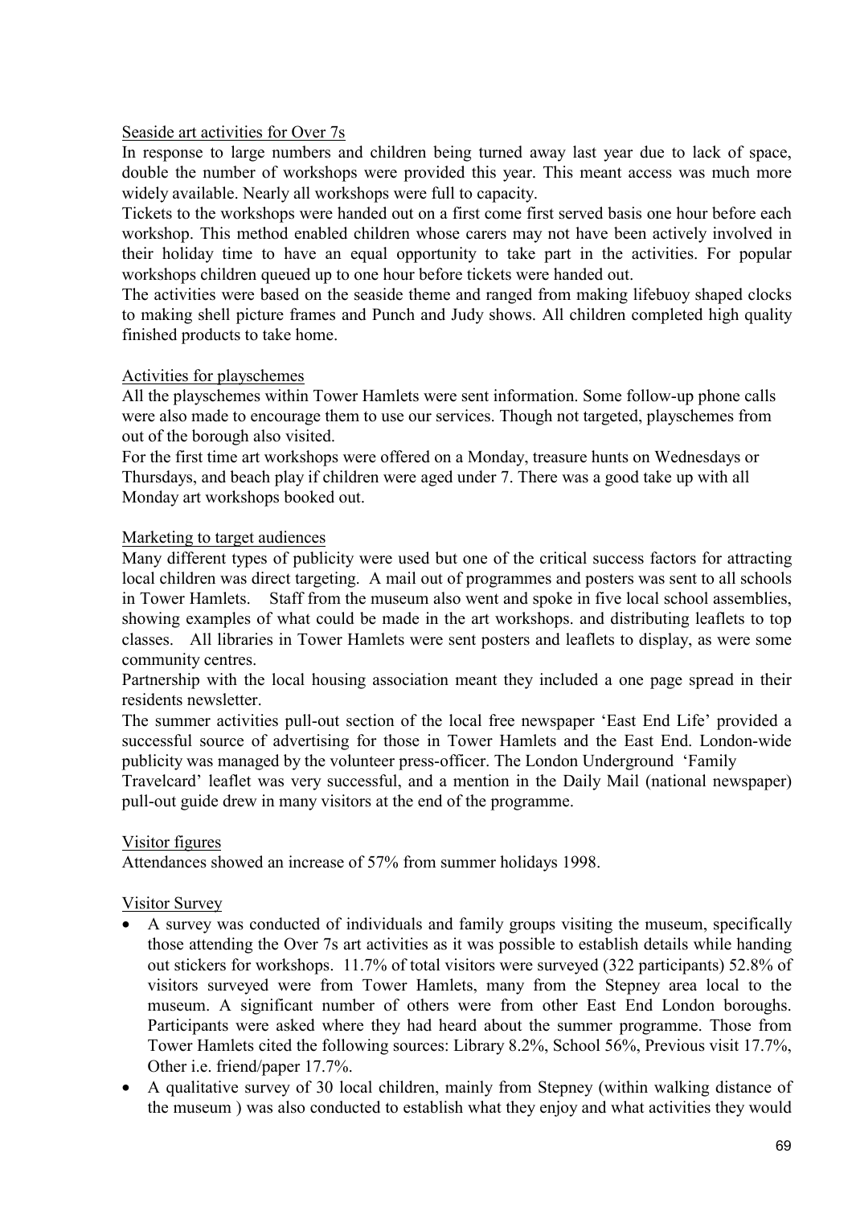Seaside art activities for Over 7s

In response to large numbers and children being turned away last year due to lack of space, double the number of workshops were provided this year. This meant access was much more widely available. Nearly all workshops were full to capacity.

Tickets to the workshops were handed out on a first come first served basis one hour before each workshop. This method enabled children whose carers may not have been actively involved in their holiday time to have an equal opportunity to take part in the activities. For popular workshops children queued up to one hour before tickets were handed out.

The activities were based on the seaside theme and ranged from making lifebuoy shaped clocks to making shell picture frames and Punch and Judy shows. All children completed high quality finished products to take home.

Activities for playschemes

All the playschemes within Tower Hamlets were sent information. Some follow-up phone calls were also made to encourage them to use our services. Though not targeted, playschemes from out of the borough also visited.

For the first time art workshops were offered on a Monday, treasure hunts on Wednesdays or Thursdays, and beach play if children were aged under 7. There was a good take up with all Monday art workshops booked out.

Marketing to target audiences

Many different types of publicity were used but one of the critical success factors for attracting local children was direct targeting. A mail out of programmes and posters was sent to all schools in Tower Hamlets. Staff from the museum also went and spoke in five local school assemblies, showing examples of what could be made in the art workshops. and distributing leaflets to top classes. All libraries in Tower Hamlets were sent posters and leaflets to display, as were some community centres.

Partnership with the local housing association meant they included a one page spread in their residents newsletter.

The summer activities pull-out section of the local free newspaper 'East End Life' provided a successful source of advertising for those in Tower Hamlets and the East End. London-wide publicity was managed by the volunteer press-officer. The London Underground 'Family Travelcard' leaflet was very successful, and a mention in the Daily Mail (national newspaper) pull-out guide drew in many visitors at the end of the programme.

Visitor figures

Attendances showed an increase of 57% from summer holidays 1998.

Visitor Survey

- A survey was conducted of individuals and family groups visiting the museum, specifically those attending the Over 7s art activities as it was possible to establish details while handing out stickers for workshops. 11.7% of total visitors were surveyed (322 participants) 52.8% of visitors surveyed were from Tower Hamlets, many from the Stepney area local to the museum. A significant number of others were from other East End London boroughs. Participants were asked where they had heard about the summer programme. Those from Tower Hamlets cited the following sources: Library 8.2%, School 56%, Previous visit 17.7%, Other i.e. friend/paper 17.7%.
- A qualitative survey of 30 local children, mainly from Stepney (within walking distance of the museum ) was also conducted to establish what they enjoy and what activities they would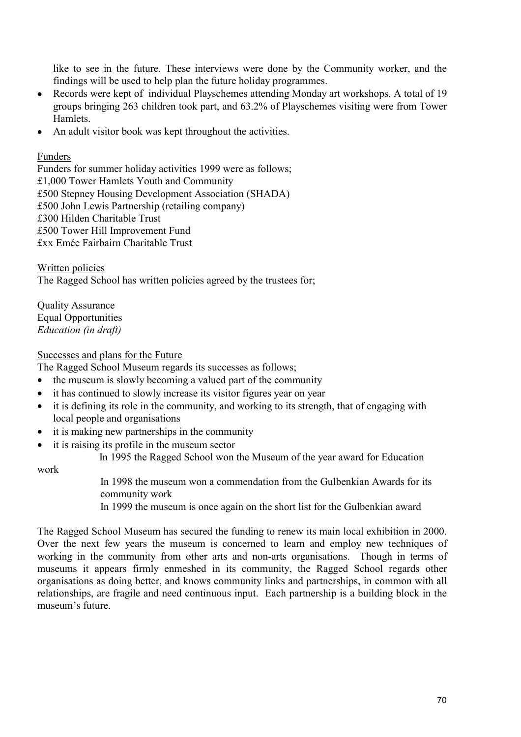like to see in the future. These interviews were done by the Community worker, and the findings will be used to help plan the future holiday programmes.

- Records were kept of individual Playschemes attending Monday art workshops. A total of 19 groups bringing 263 children took part, and 63.2% of Playschemes visiting were from Tower Hamlets.
- An adult visitor book was kept throughout the activities.

<u>Funders</u>

Funders for summer holiday activities 1999 were as follows;
£1,000 Tower Hamlets Youth and Community
£500 Stepney Housing Development Association (SHADA)
£500 John Lewis Partnership (retailing company)
£300 Hilden Charitable Trust
£500 Tower Hill Improvement Fund
£xx Emée Fairbairn Charitable Trust

<u>Written policies</u>

The Ragged School has written policies agreed by the trustees for;

Quality Assurance
Equal Opportunities
*Education (in draft)*

<u>Successes and plans for the Future</u>

The Ragged School Museum regards its successes as follows;

- the museum is slowly becoming a valued part of the community
- it has continued to slowly increase its visitor figures year on year
- it is defining its role in the community, and working to its strength, that of engaging with local people and organisations
- it is making new partnerships in the community
- it is raising its profile in the museum sector

In 1995 the Ragged School won the Museum of the year award for Education work

In 1998 the museum won a commendation from the Gulbenkian Awards for its community work

In 1999 the museum is once again on the short list for the Gulbenkian award

The Ragged School Museum has secured the funding to renew its main local exhibition in 2000. Over the next few years the museum is concerned to learn and employ new techniques of working in the community from other arts and non-arts organisations. Though in terms of museums it appears firmly enmeshed in its community, the Ragged School regards other organisations as doing better, and knows community links and partnerships, in common with all relationships, are fragile and need continuous input. Each partnership is a building block in the museum's future.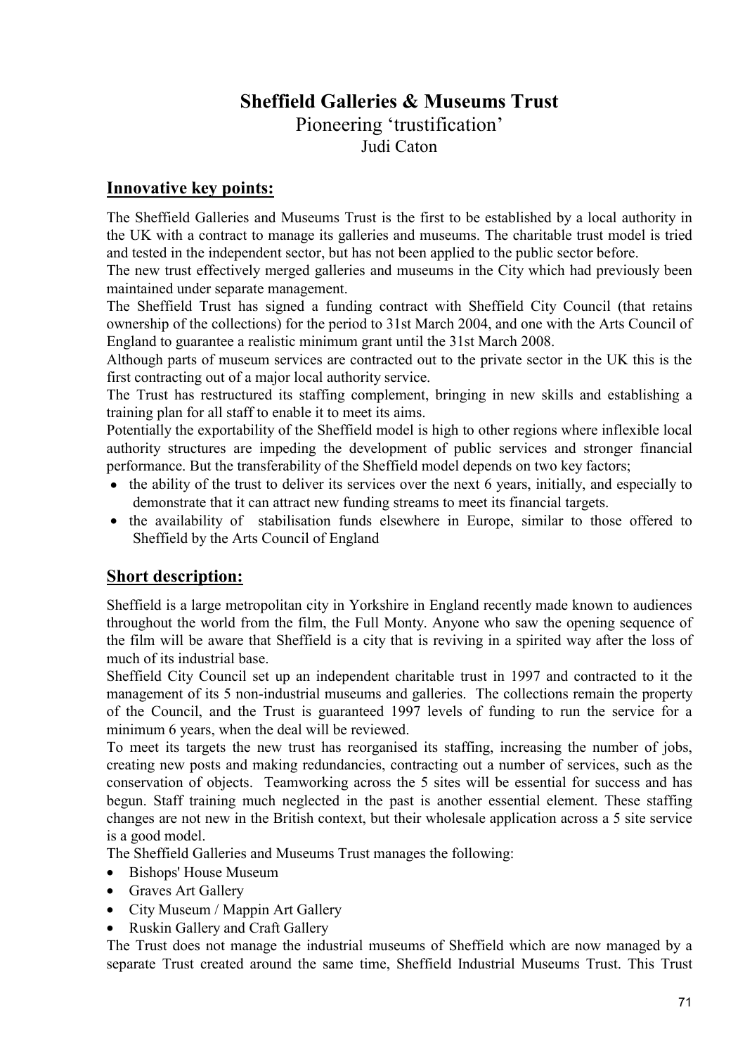# Sheffield Galleries & Museums Trust

## Pioneering 'trustification'

Judi Caton

## Innovative key points:

The Sheffield Galleries and Museums Trust is the first to be established by a local authority in the UK with a contract to manage its galleries and museums. The charitable trust model is tried and tested in the independent sector, but has not been applied to the public sector before.

The new trust effectively merged galleries and museums in the City which had previously been maintained under separate management.

The Sheffield Trust has signed a funding contract with Sheffield City Council (that retains ownership of the collections) for the period to 31st March 2004, and one with the Arts Council of England to guarantee a realistic minimum grant until the 31st March 2008.

Although parts of museum services are contracted out to the private sector in the UK this is the first contracting out of a major local authority service.

The Trust has restructured its staffing complement, bringing in new skills and establishing a training plan for all staff to enable it to meet its aims.

Potentially the exportability of the Sheffield model is high to other regions where inflexible local authority structures are impeding the development of public services and stronger financial performance. But the transferability of the Sheffield model depends on two key factors;

- the ability of the trust to deliver its services over the next 6 years, initially, and especially to demonstrate that it can attract new funding streams to meet its financial targets.
- the availability of stabilisation funds elsewhere in Europe, similar to those offered to Sheffield by the Arts Council of England

## Short description:

Sheffield is a large metropolitan city in Yorkshire in England recently made known to audiences throughout the world from the film, the Full Monty. Anyone who saw the opening sequence of the film will be aware that Sheffield is a city that is reviving in a spirited way after the loss of much of its industrial base.

Sheffield City Council set up an independent charitable trust in 1997 and contracted to it the management of its 5 non-industrial museums and galleries. The collections remain the property of the Council, and the Trust is guaranteed 1997 levels of funding to run the service for a minimum 6 years, when the deal will be reviewed.

To meet its targets the new trust has reorganised its staffing, increasing the number of jobs, creating new posts and making redundancies, contracting out a number of services, such as the conservation of objects. Teamworking across the 5 sites will be essential for success and has begun. Staff training much neglected in the past is another essential element. These staffing changes are not new in the British context, but their wholesale application across a 5 site service is a good model.

The Sheffield Galleries and Museums Trust manages the following:

- Bishops' House Museum
- Graves Art Gallery
- City Museum / Mappin Art Gallery
- Ruskin Gallery and Craft Gallery

The Trust does not manage the industrial museums of Sheffield which are now managed by a separate Trust created around the same time, Sheffield Industrial Museums Trust. This Trust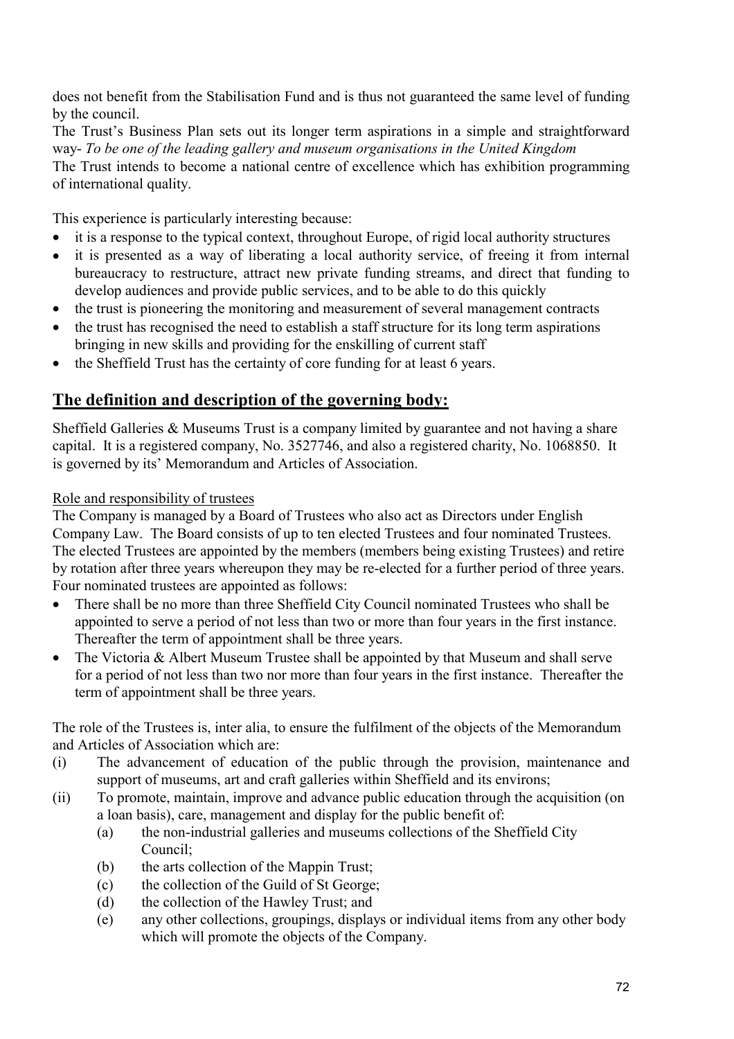does not benefit from the Stabilisation Fund and is thus not guaranteed the same level of funding by the council.

The Trust's Business Plan sets out its longer term aspirations in a simple and straightforward way- *To be one of the leading gallery and museum organisations in the United Kingdom*

The Trust intends to become a national centre of excellence which has exhibition programming of international quality.

This experience is particularly interesting because:

- it is a response to the typical context, throughout Europe, of rigid local authority structures
- it is presented as a way of liberating a local authority service, of freeing it from internal bureaucracy to restructure, attract new private funding streams, and direct that funding to develop audiences and provide public services, and to be able to do this quickly
- the trust is pioneering the monitoring and measurement of several management contracts
- the trust has recognised the need to establish a staff structure for its long term aspirations bringing in new skills and providing for the enskilling of current staff
- the Sheffield Trust has the certainty of core funding for at least 6 years.

## The definition and description of the governing body:

Sheffield Galleries & Museums Trust is a company limited by guarantee and not having a share capital. It is a registered company, No. 3527746, and also a registered charity, No. 1068850. It is governed by its' Memorandum and Articles of Association.

Role and responsibility of trustees

The Company is managed by a Board of Trustees who also act as Directors under English Company Law. The Board consists of up to ten elected Trustees and four nominated Trustees. The elected Trustees are appointed by the members (members being existing Trustees) and retire by rotation after three years whereupon they may be re-elected for a further period of three years. Four nominated trustees are appointed as follows:

- There shall be no more than three Sheffield City Council nominated Trustees who shall be appointed to serve a period of not less than two or more than four years in the first instance. Thereafter the term of appointment shall be three years.
- The Victoria & Albert Museum Trustee shall be appointed by that Museum and shall serve for a period of not less than two nor more than four years in the first instance. Thereafter the term of appointment shall be three years.

The role of the Trustees is, inter alia, to ensure the fulfilment of the objects of the Memorandum and Articles of Association which are:

(i) The advancement of education of the public through the provision, maintenance and support of museums, art and craft galleries within Sheffield and its environs;

(ii) To promote, maintain, improve and advance public education through the acquisition (on a loan basis), care, management and display for the public benefit of:

   (a) the non-industrial galleries and museums collections of the Sheffield City Council;

   (b) the arts collection of the Mappin Trust;

   (c) the collection of the Guild of St George;

   (d) the collection of the Hawley Trust; and

   (e) any other collections, groupings, displays or individual items from any other body which will promote the objects of the Company.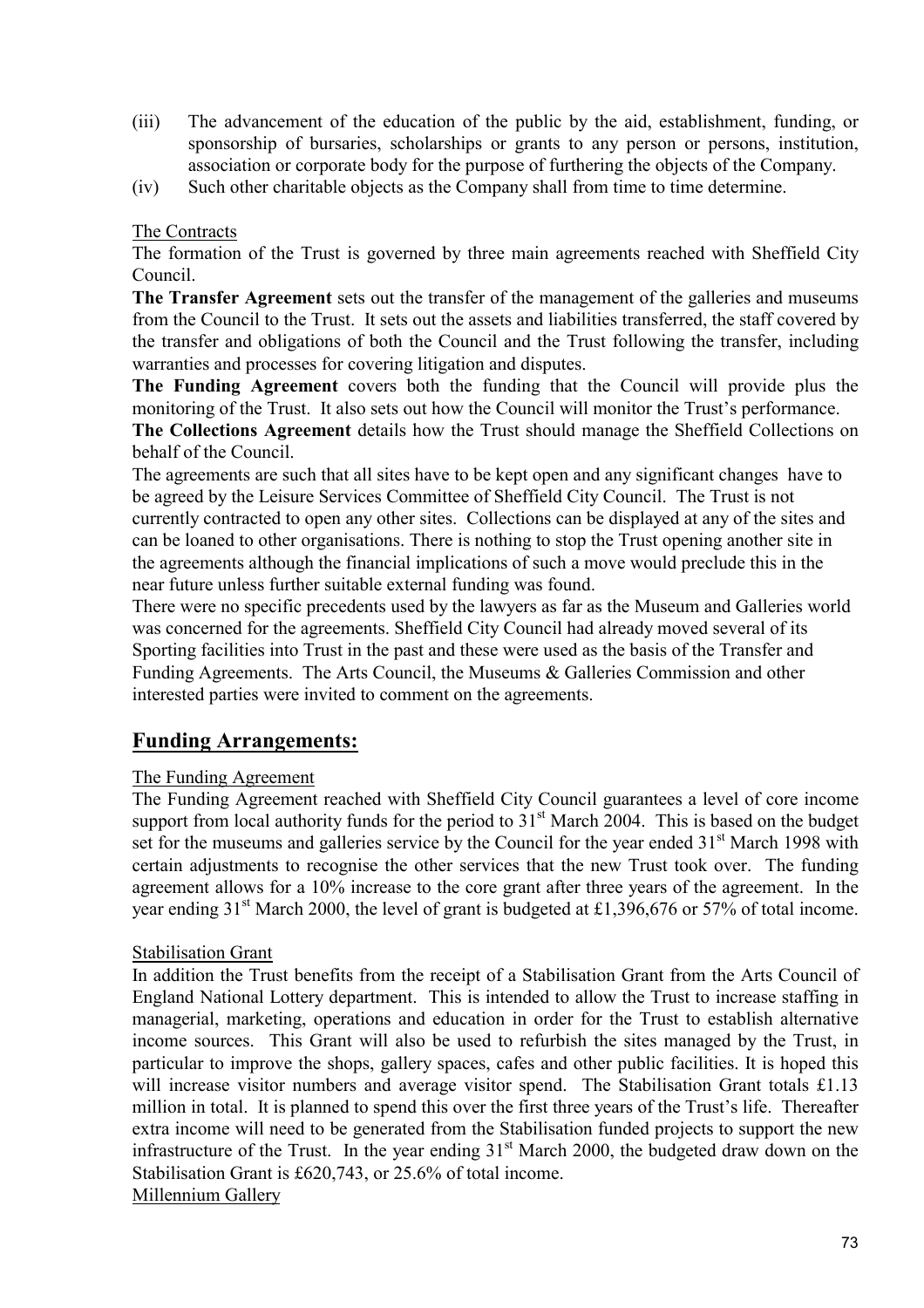(iii) The advancement of the education of the public by the aid, establishment, funding, or sponsorship of bursaries, scholarships or grants to any person or persons, institution, association or corporate body for the purpose of furthering the objects of the Company.

(iv) Such other charitable objects as the Company shall from time to time determine.

The Contracts

The formation of the Trust is governed by three main agreements reached with Sheffield City Council.

**The Transfer Agreement** sets out the transfer of the management of the galleries and museums from the Council to the Trust. It sets out the assets and liabilities transferred, the staff covered by the transfer and obligations of both the Council and the Trust following the transfer, including warranties and processes for covering litigation and disputes.

**The Funding Agreement** covers both the funding that the Council will provide plus the monitoring of the Trust. It also sets out how the Council will monitor the Trust's performance.

**The Collections Agreement** details how the Trust should manage the Sheffield Collections on behalf of the Council.

The agreements are such that all sites have to be kept open and any significant changes have to be agreed by the Leisure Services Committee of Sheffield City Council. The Trust is not currently contracted to open any other sites. Collections can be displayed at any of the sites and can be loaned to other organisations. There is nothing to stop the Trust opening another site in the agreements although the financial implications of such a move would preclude this in the near future unless further suitable external funding was found.

There were no specific precedents used by the lawyers as far as the Museum and Galleries world was concerned for the agreements. Sheffield City Council had already moved several of its Sporting facilities into Trust in the past and these were used as the basis of the Transfer and Funding Agreements. The Arts Council, the Museums & Galleries Commission and other interested parties were invited to comment on the agreements.

## Funding Arrangements:

The Funding Agreement

The Funding Agreement reached with Sheffield City Council guarantees a level of core income support from local authority funds for the period to 31st March 2004. This is based on the budget set for the museums and galleries service by the Council for the year ended 31st March 1998 with certain adjustments to recognise the other services that the new Trust took over. The funding agreement allows for a 10% increase to the core grant after three years of the agreement. In the year ending 31st March 2000, the level of grant is budgeted at £1,396,676 or 57% of total income.

Stabilisation Grant

In addition the Trust benefits from the receipt of a Stabilisation Grant from the Arts Council of England National Lottery department. This is intended to allow the Trust to increase staffing in managerial, marketing, operations and education in order for the Trust to establish alternative income sources. This Grant will also be used to refurbish the sites managed by the Trust, in particular to improve the shops, gallery spaces, cafes and other public facilities. It is hoped this will increase visitor numbers and average visitor spend. The Stabilisation Grant totals £1.13 million in total. It is planned to spend this over the first three years of the Trust's life. Thereafter extra income will need to be generated from the Stabilisation funded projects to support the new infrastructure of the Trust. In the year ending 31st March 2000, the budgeted draw down on the Stabilisation Grant is £620,743, or 25.6% of total income.

Millennium Gallery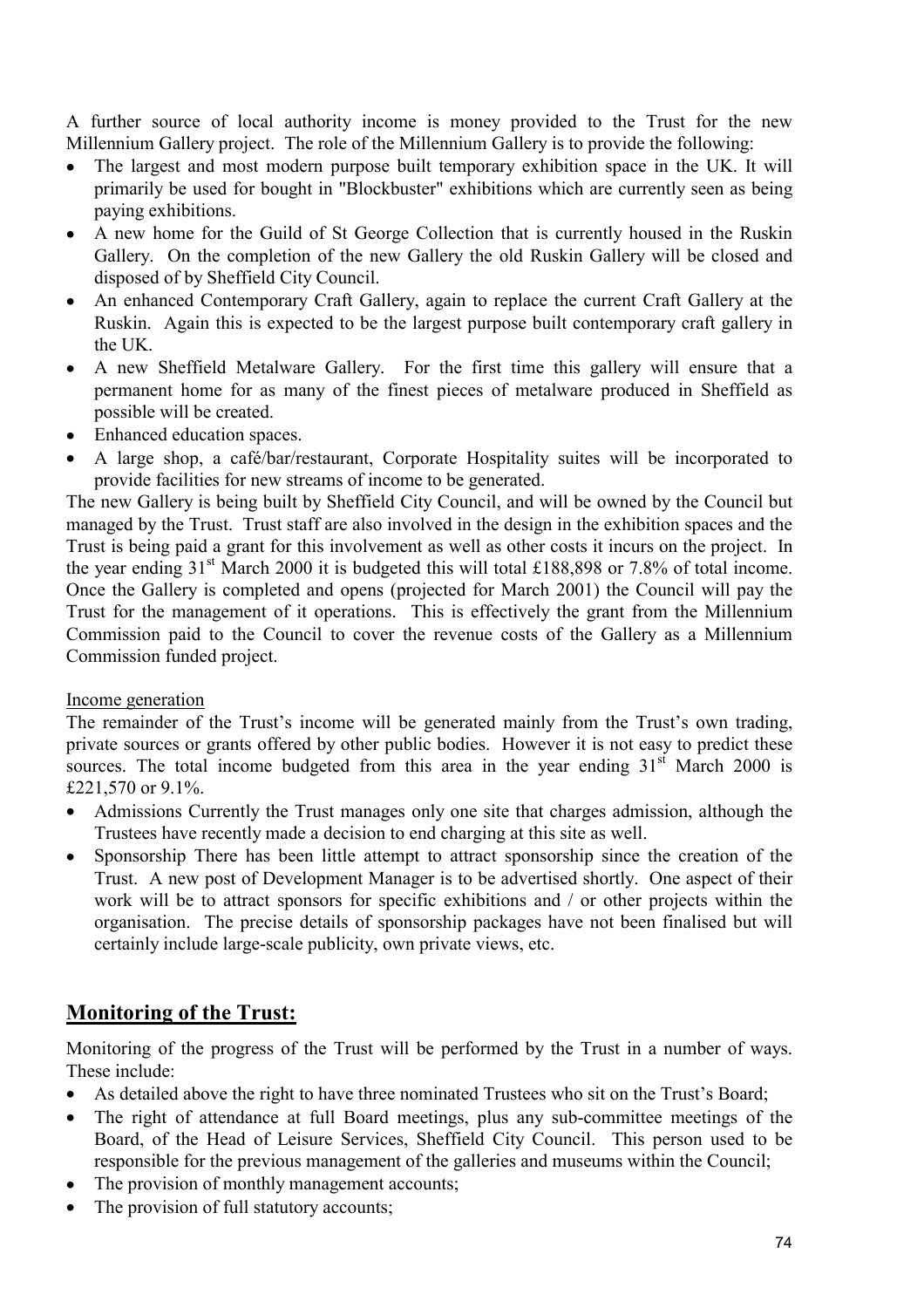A further source of local authority income is money provided to the Trust for the new Millennium Gallery project. The role of the Millennium Gallery is to provide the following:

- The largest and most modern purpose built temporary exhibition space in the UK. It will primarily be used for bought in "Blockbuster" exhibitions which are currently seen as being paying exhibitions.
- A new home for the Guild of St George Collection that is currently housed in the Ruskin Gallery. On the completion of the new Gallery the old Ruskin Gallery will be closed and disposed of by Sheffield City Council.
- An enhanced Contemporary Craft Gallery, again to replace the current Craft Gallery at the Ruskin. Again this is expected to be the largest purpose built contemporary craft gallery in the UK.
- A new Sheffield Metalware Gallery. For the first time this gallery will ensure that a permanent home for as many of the finest pieces of metalware produced in Sheffield as possible will be created.
- Enhanced education spaces.
- A large shop, a café/bar/restaurant, Corporate Hospitality suites will be incorporated to provide facilities for new streams of income to be generated.

The new Gallery is being built by Sheffield City Council, and will be owned by the Council but managed by the Trust. Trust staff are also involved in the design in the exhibition spaces and the Trust is being paid a grant for this involvement as well as other costs it incurs on the project. In the year ending 31st March 2000 it is budgeted this will total £188,898 or 7.8% of total income. Once the Gallery is completed and opens (projected for March 2001) the Council will pay the Trust for the management of it operations. This is effectively the grant from the Millennium Commission paid to the Council to cover the revenue costs of the Gallery as a Millennium Commission funded project.

<u>Income generation</u>

The remainder of the Trust's income will be generated mainly from the Trust's own trading, private sources or grants offered by other public bodies. However it is not easy to predict these sources. The total income budgeted from this area in the year ending 31st March 2000 is £221,570 or 9.1%.

- Admissions Currently the Trust manages only one site that charges admission, although the Trustees have recently made a decision to end charging at this site as well.
- Sponsorship There has been little attempt to attract sponsorship since the creation of the Trust. A new post of Development Manager is to be advertised shortly. One aspect of their work will be to attract sponsors for specific exhibitions and / or other projects within the organisation. The precise details of sponsorship packages have not been finalised but will certainly include large-scale publicity, own private views, etc.

## Monitoring of the Trust:

Monitoring of the progress of the Trust will be performed by the Trust in a number of ways. These include:

- As detailed above the right to have three nominated Trustees who sit on the Trust's Board;
- The right of attendance at full Board meetings, plus any sub-committee meetings of the Board, of the Head of Leisure Services, Sheffield City Council. This person used to be responsible for the previous management of the galleries and museums within the Council;
- The provision of monthly management accounts;
- The provision of full statutory accounts;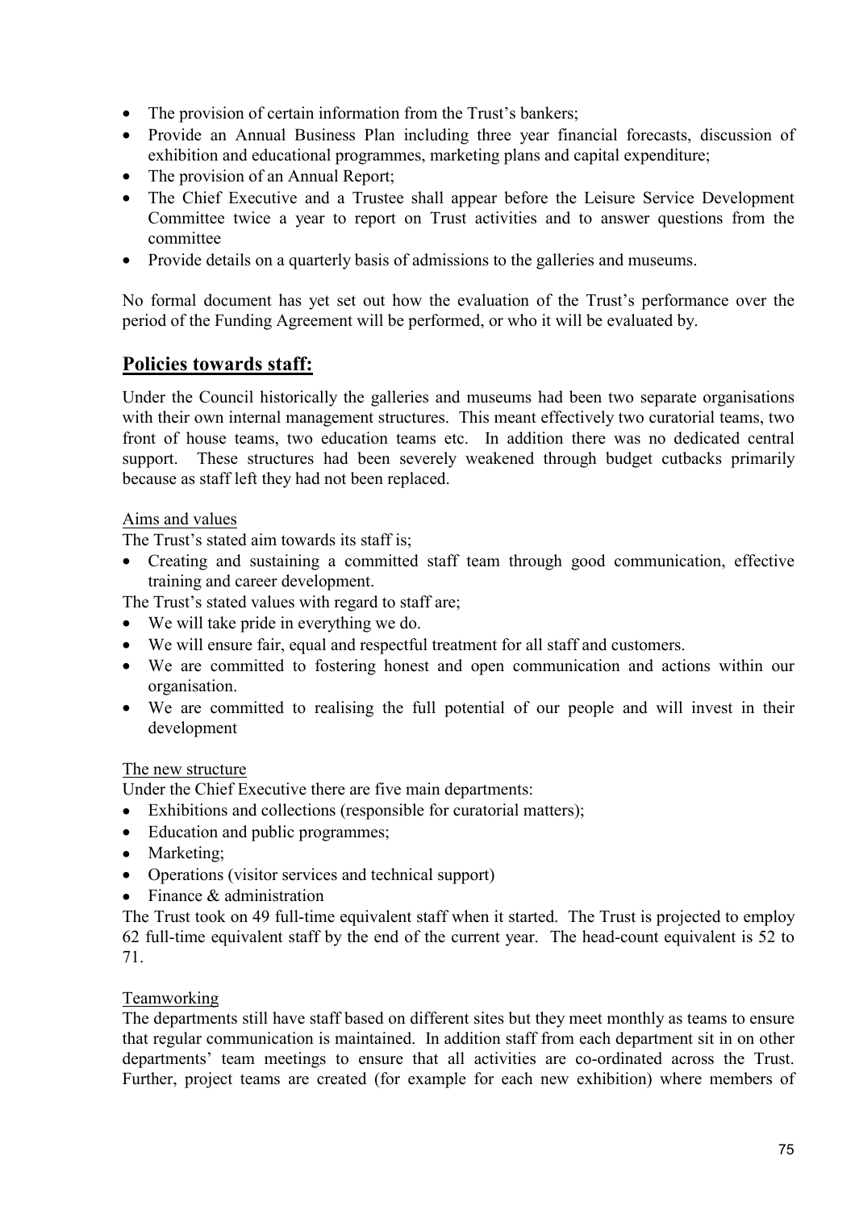- The provision of certain information from the Trust's bankers;
- Provide an Annual Business Plan including three year financial forecasts, discussion of exhibition and educational programmes, marketing plans and capital expenditure;
- The provision of an Annual Report;
- The Chief Executive and a Trustee shall appear before the Leisure Service Development Committee twice a year to report on Trust activities and to answer questions from the committee
- Provide details on a quarterly basis of admissions to the galleries and museums.

No formal document has yet set out how the evaluation of the Trust's performance over the period of the Funding Agreement will be performed, or who it will be evaluated by.

## Policies towards staff:

Under the Council historically the galleries and museums had been two separate organisations with their own internal management structures. This meant effectively two curatorial teams, two front of house teams, two education teams etc. In addition there was no dedicated central support. These structures had been severely weakened through budget cutbacks primarily because as staff left they had not been replaced.

### Aims and values

The Trust's stated aim towards its staff is;

- Creating and sustaining a committed staff team through good communication, effective training and career development.

The Trust's stated values with regard to staff are;

- We will take pride in everything we do.
- We will ensure fair, equal and respectful treatment for all staff and customers.
- We are committed to fostering honest and open communication and actions within our organisation.
- We are committed to realising the full potential of our people and will invest in their development

### The new structure

Under the Chief Executive there are five main departments:

- Exhibitions and collections (responsible for curatorial matters);
- Education and public programmes;
- Marketing;
- Operations (visitor services and technical support)
- Finance & administration

The Trust took on 49 full-time equivalent staff when it started. The Trust is projected to employ 62 full-time equivalent staff by the end of the current year. The head-count equivalent is 52 to 71.

### Teamworking

The departments still have staff based on different sites but they meet monthly as teams to ensure that regular communication is maintained. In addition staff from each department sit in on other departments' team meetings to ensure that all activities are co-ordinated across the Trust. Further, project teams are created (for example for each new exhibition) where members of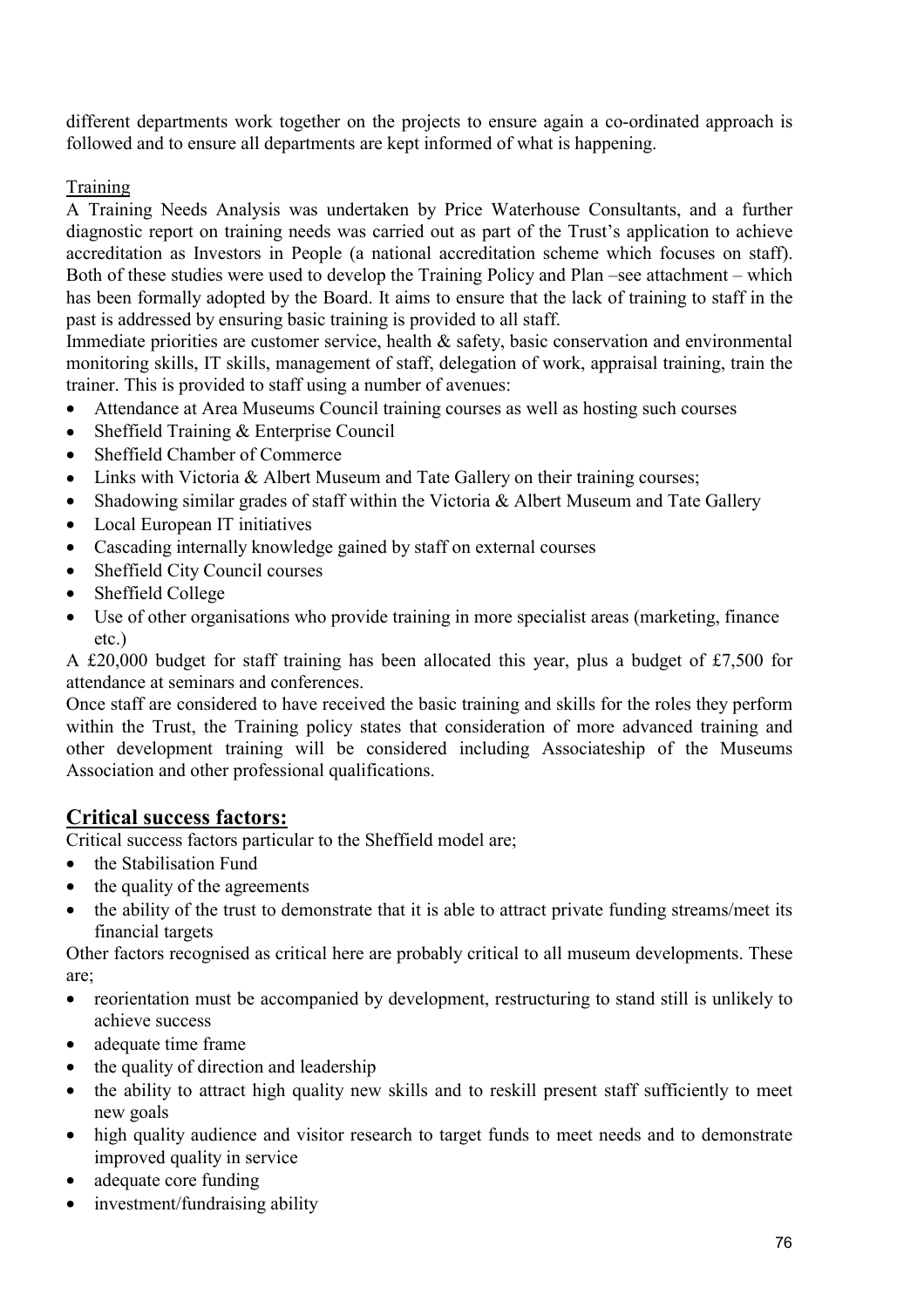different departments work together on the projects to ensure again a co-ordinated approach is followed and to ensure all departments are kept informed of what is happening.

Training

A Training Needs Analysis was undertaken by Price Waterhouse Consultants, and a further diagnostic report on training needs was carried out as part of the Trust's application to achieve accreditation as Investors in People (a national accreditation scheme which focuses on staff). Both of these studies were used to develop the Training Policy and Plan –see attachment – which has been formally adopted by the Board. It aims to ensure that the lack of training to staff in the past is addressed by ensuring basic training is provided to all staff.

Immediate priorities are customer service, health & safety, basic conservation and environmental monitoring skills, IT skills, management of staff, delegation of work, appraisal training, train the trainer. This is provided to staff using a number of avenues:

- Attendance at Area Museums Council training courses as well as hosting such courses
- Sheffield Training & Enterprise Council
- Sheffield Chamber of Commerce
- Links with Victoria & Albert Museum and Tate Gallery on their training courses;
- Shadowing similar grades of staff within the Victoria & Albert Museum and Tate Gallery
- Local European IT initiatives
- Cascading internally knowledge gained by staff on external courses
- Sheffield City Council courses
- Sheffield College
- Use of other organisations who provide training in more specialist areas (marketing, finance etc.)

A £20,000 budget for staff training has been allocated this year, plus a budget of £7,500 for attendance at seminars and conferences.

Once staff are considered to have received the basic training and skills for the roles they perform within the Trust, the Training policy states that consideration of more advanced training and other development training will be considered including Associateship of the Museums Association and other professional qualifications.

## Critical success factors:

Critical success factors particular to the Sheffield model are;

- the Stabilisation Fund
- the quality of the agreements
- the ability of the trust to demonstrate that it is able to attract private funding streams/meet its financial targets

Other factors recognised as critical here are probably critical to all museum developments. These are;

- reorientation must be accompanied by development, restructuring to stand still is unlikely to achieve success
- adequate time frame
- the quality of direction and leadership
- the ability to attract high quality new skills and to reskill present staff sufficiently to meet new goals
- high quality audience and visitor research to target funds to meet needs and to demonstrate improved quality in service
- adequate core funding
- investment/fundraising ability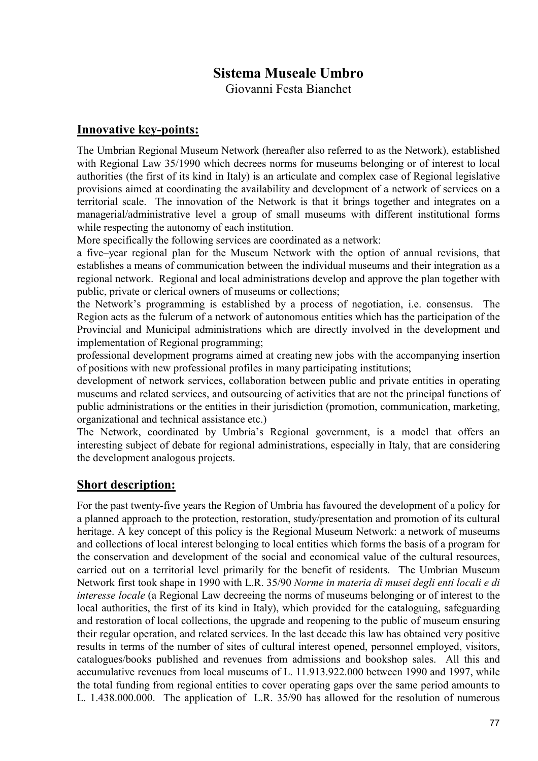# Sistema Museale Umbro

Giovanni Festa Bianchet

## Innovative key-points:

The Umbrian Regional Museum Network (hereafter also referred to as the Network), established with Regional Law 35/1990 which decrees norms for museums belonging or of interest to local authorities (the first of its kind in Italy) is an articulate and complex case of Regional legislative provisions aimed at coordinating the availability and development of a network of services on a territorial scale. The innovation of the Network is that it brings together and integrates on a managerial/administrative level a group of small museums with different institutional forms while respecting the autonomy of each institution.

More specifically the following services are coordinated as a network:

a five–year regional plan for the Museum Network with the option of annual revisions, that establishes a means of communication between the individual museums and their integration as a regional network. Regional and local administrations develop and approve the plan together with public, private or clerical owners of museums or collections;

the Network's programming is established by a process of negotiation, i.e. consensus. The Region acts as the fulcrum of a network of autonomous entities which has the participation of the Provincial and Municipal administrations which are directly involved in the development and implementation of Regional programming;

professional development programs aimed at creating new jobs with the accompanying insertion of positions with new professional profiles in many participating institutions;

development of network services, collaboration between public and private entities in operating museums and related services, and outsourcing of activities that are not the principal functions of public administrations or the entities in their jurisdiction (promotion, communication, marketing, organizational and technical assistance etc.)

The Network, coordinated by Umbria's Regional government, is a model that offers an interesting subject of debate for regional administrations, especially in Italy, that are considering the development analogous projects.

## Short description:

For the past twenty-five years the Region of Umbria has favoured the development of a policy for a planned approach to the protection, restoration, study/presentation and promotion of its cultural heritage. A key concept of this policy is the Regional Museum Network: a network of museums and collections of local interest belonging to local entities which forms the basis of a program for the conservation and development of the social and economical value of the cultural resources, carried out on a territorial level primarily for the benefit of residents. The Umbrian Museum Network first took shape in 1990 with L.R. 35/90 *Norme in materia di musei degli enti locali e di interesse locale* (a Regional Law decreeing the norms of museums belonging or of interest to the local authorities, the first of its kind in Italy), which provided for the cataloguing, safeguarding and restoration of local collections, the upgrade and reopening to the public of museum ensuring their regular operation, and related services. In the last decade this law has obtained very positive results in terms of the number of sites of cultural interest opened, personnel employed, visitors, catalogues/books published and revenues from admissions and bookshop sales. All this and accumulative revenues from local museums of L. 11.913.922.000 between 1990 and 1997, while the total funding from regional entities to cover operating gaps over the same period amounts to L. 1.438.000.000. The application of L.R. 35/90 has allowed for the resolution of numerous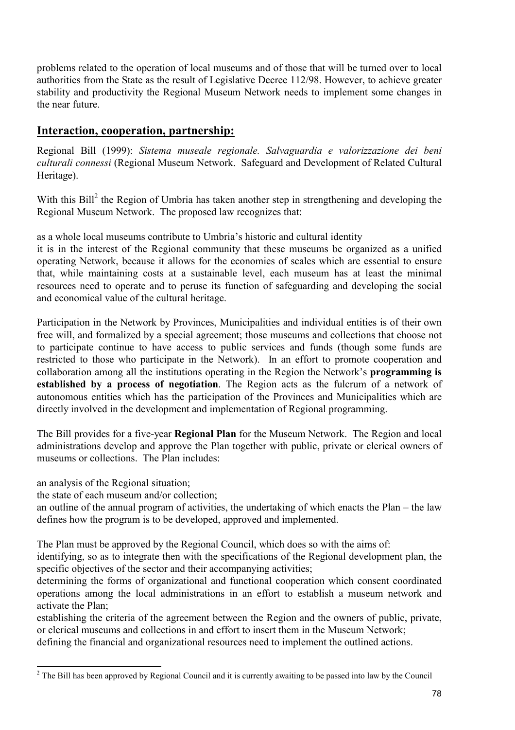problems related to the operation of local museums and of those that will be turned over to local authorities from the State as the result of Legislative Decree 112/98. However, to achieve greater stability and productivity the Regional Museum Network needs to implement some changes in the near future.

## Interaction, cooperation, partnership:

Regional Bill (1999): *Sistema museale regionale. Salvaguardia e valorizzazione dei beni culturali connessi* (Regional Museum Network. Safeguard and Development of Related Cultural Heritage).

With this Bill[2] the Region of Umbria has taken another step in strengthening and developing the Regional Museum Network. The proposed law recognizes that:

as a whole local museums contribute to Umbria's historic and cultural identity
it is in the interest of the Regional community that these museums be organized as a unified operating Network, because it allows for the economies of scales which are essential to ensure that, while maintaining costs at a sustainable level, each museum has at least the minimal resources need to operate and to peruse its function of safeguarding and developing the social and economical value of the cultural heritage.

Participation in the Network by Provinces, Municipalities and individual entities is of their own free will, and formalized by a special agreement; those museums and collections that choose not to participate continue to have access to public services and funds (though some funds are restricted to those who participate in the Network). In an effort to promote cooperation and collaboration among all the institutions operating in the Region the Network's **programming is established by a process of negotiation**. The Region acts as the fulcrum of a network of autonomous entities which has the participation of the Provinces and Municipalities which are directly involved in the development and implementation of Regional programming.

The Bill provides for a five-year **Regional Plan** for the Museum Network. The Region and local administrations develop and approve the Plan together with public, private or clerical owners of museums or collections. The Plan includes:

an analysis of the Regional situation;
the state of each museum and/or collection;
an outline of the annual program of activities, the undertaking of which enacts the Plan – the law defines how the program is to be developed, approved and implemented.

The Plan must be approved by the Regional Council, which does so with the aims of:
identifying, so as to integrate then with the specifications of the Regional development plan, the specific objectives of the sector and their accompanying activities;
determining the forms of organizational and functional cooperation which consent coordinated operations among the local administrations in an effort to establish a museum network and activate the Plan;
establishing the criteria of the agreement between the Region and the owners of public, private, or clerical museums and collections in and effort to insert them in the Museum Network;
defining the financial and organizational resources need to implement the outlined actions.

[2] The Bill has been approved by Regional Council and it is currently awaiting to be passed into law by the Council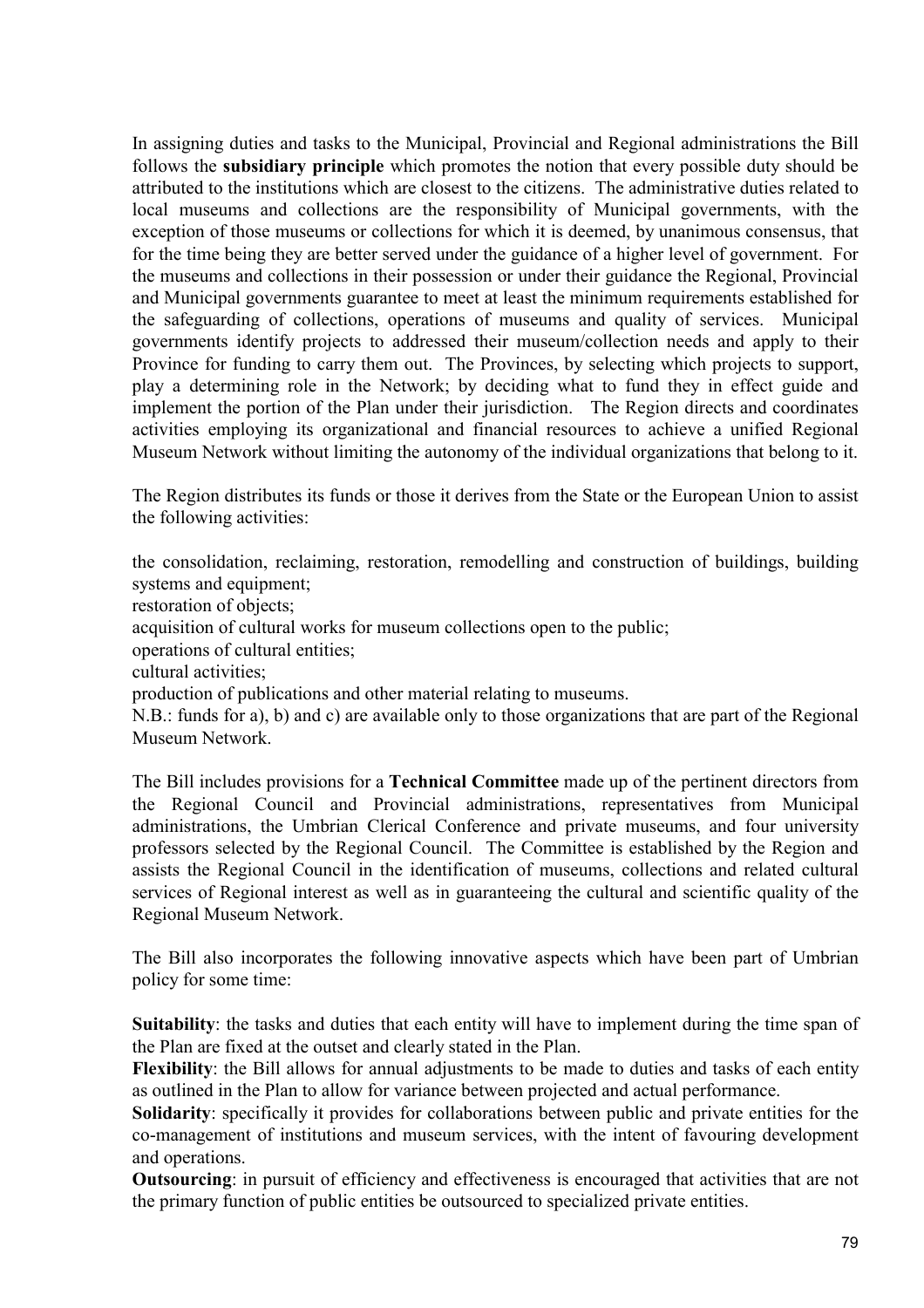In assigning duties and tasks to the Municipal, Provincial and Regional administrations the Bill follows the **subsidiary principle** which promotes the notion that every possible duty should be attributed to the institutions which are closest to the citizens. The administrative duties related to local museums and collections are the responsibility of Municipal governments, with the exception of those museums or collections for which it is deemed, by unanimous consensus, that for the time being they are better served under the guidance of a higher level of government. For the museums and collections in their possession or under their guidance the Regional, Provincial and Municipal governments guarantee to meet at least the minimum requirements established for the safeguarding of collections, operations of museums and quality of services. Municipal governments identify projects to addressed their museum/collection needs and apply to their Province for funding to carry them out. The Provinces, by selecting which projects to support, play a determining role in the Network; by deciding what to fund they in effect guide and implement the portion of the Plan under their jurisdiction. The Region directs and coordinates activities employing its organizational and financial resources to achieve a unified Regional Museum Network without limiting the autonomy of the individual organizations that belong to it.

The Region distributes its funds or those it derives from the State or the European Union to assist the following activities:

the consolidation, reclaiming, restoration, remodelling and construction of buildings, building systems and equipment;
restoration of objects;
acquisition of cultural works for museum collections open to the public;
operations of cultural entities;
cultural activities;
production of publications and other material relating to museums.
N.B.: funds for a), b) and c) are available only to those organizations that are part of the Regional Museum Network.

The Bill includes provisions for a **Technical Committee** made up of the pertinent directors from the Regional Council and Provincial administrations, representatives from Municipal administrations, the Umbrian Clerical Conference and private museums, and four university professors selected by the Regional Council. The Committee is established by the Region and assists the Regional Council in the identification of museums, collections and related cultural services of Regional interest as well as in guaranteeing the cultural and scientific quality of the Regional Museum Network.

The Bill also incorporates the following innovative aspects which have been part of Umbrian policy for some time:

**Suitability**: the tasks and duties that each entity will have to implement during the time span of the Plan are fixed at the outset and clearly stated in the Plan.
**Flexibility**: the Bill allows for annual adjustments to be made to duties and tasks of each entity as outlined in the Plan to allow for variance between projected and actual performance.
**Solidarity**: specifically it provides for collaborations between public and private entities for the co-management of institutions and museum services, with the intent of favouring development and operations.
**Outsourcing**: in pursuit of efficiency and effectiveness is encouraged that activities that are not the primary function of public entities be outsourced to specialized private entities.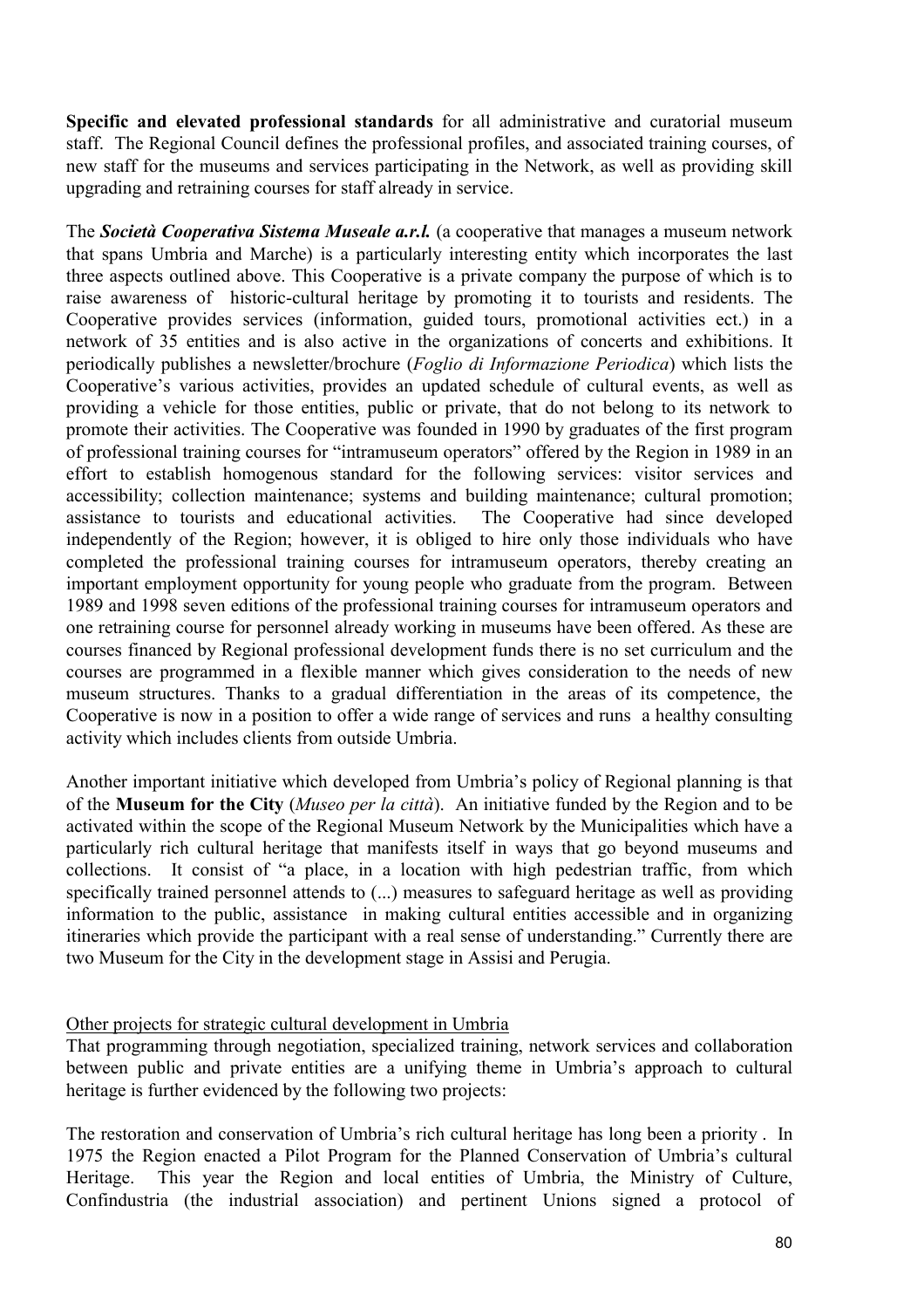**Specific and elevated professional standards** for all administrative and curatorial museum staff. The Regional Council defines the professional profiles, and associated training courses, of new staff for the museums and services participating in the Network, as well as providing skill upgrading and retraining courses for staff already in service.

The ***Società Cooperativa Sistema Museale a.r.l.*** (a cooperative that manages a museum network that spans Umbria and Marche) is a particularly interesting entity which incorporates the last three aspects outlined above. This Cooperative is a private company the purpose of which is to raise awareness of historic-cultural heritage by promoting it to tourists and residents. The Cooperative provides services (information, guided tours, promotional activities ect.) in a network of 35 entities and is also active in the organizations of concerts and exhibitions. It periodically publishes a newsletter/brochure (*Foglio di Informazione Periodica*) which lists the Cooperative's various activities, provides an updated schedule of cultural events, as well as providing a vehicle for those entities, public or private, that do not belong to its network to promote their activities. The Cooperative was founded in 1990 by graduates of the first program of professional training courses for "intramuseum operators" offered by the Region in 1989 in an effort to establish homogenous standard for the following services: visitor services and accessibility; collection maintenance; systems and building maintenance; cultural promotion; assistance to tourists and educational activities. The Cooperative had since developed independently of the Region; however, it is obliged to hire only those individuals who have completed the professional training courses for intramuseum operators, thereby creating an important employment opportunity for young people who graduate from the program. Between 1989 and 1998 seven editions of the professional training courses for intramuseum operators and one retraining course for personnel already working in museums have been offered. As these are courses financed by Regional professional development funds there is no set curriculum and the courses are programmed in a flexible manner which gives consideration to the needs of new museum structures. Thanks to a gradual differentiation in the areas of its competence, the Cooperative is now in a position to offer a wide range of services and runs a healthy consulting activity which includes clients from outside Umbria.

Another important initiative which developed from Umbria's policy of Regional planning is that of the **Museum for the City** (*Museo per la città*). An initiative funded by the Region and to be activated within the scope of the Regional Museum Network by the Municipalities which have a particularly rich cultural heritage that manifests itself in ways that go beyond museums and collections. It consist of "a place, in a location with high pedestrian traffic, from which specifically trained personnel attends to (...) measures to safeguard heritage as well as providing information to the public, assistance in making cultural entities accessible and in organizing itineraries which provide the participant with a real sense of understanding." Currently there are two Museum for the City in the development stage in Assisi and Perugia.

Other projects for strategic cultural development in Umbria

That programming through negotiation, specialized training, network services and collaboration between public and private entities are a unifying theme in Umbria's approach to cultural heritage is further evidenced by the following two projects:

The restoration and conservation of Umbria's rich cultural heritage has long been a priority . In 1975 the Region enacted a Pilot Program for the Planned Conservation of Umbria's cultural Heritage. This year the Region and local entities of Umbria, the Ministry of Culture, Confindustria (the industrial association) and pertinent Unions signed a protocol of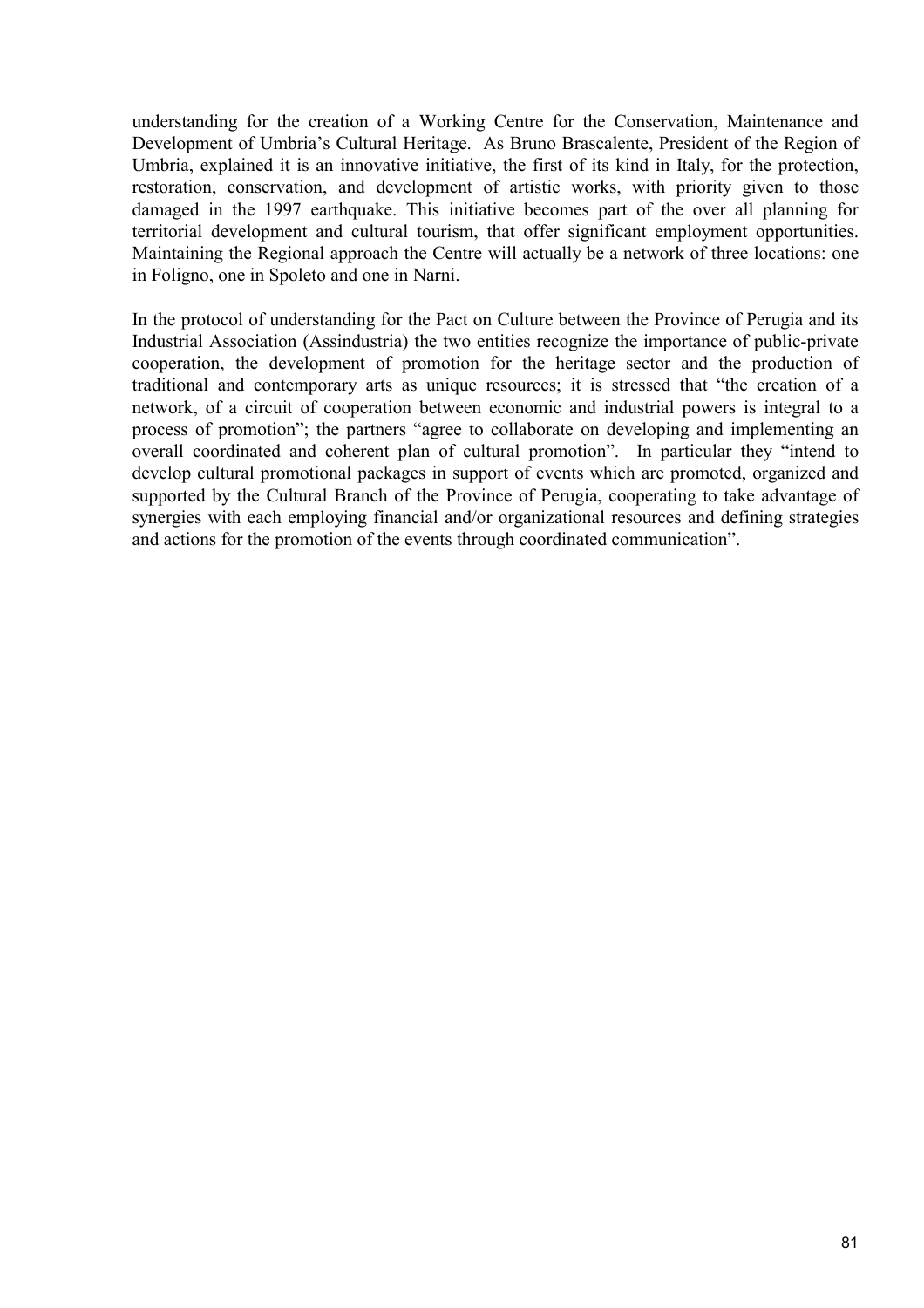understanding for the creation of a Working Centre for the Conservation, Maintenance and Development of Umbria's Cultural Heritage. As Bruno Brascalente, President of the Region of Umbria, explained it is an innovative initiative, the first of its kind in Italy, for the protection, restoration, conservation, and development of artistic works, with priority given to those damaged in the 1997 earthquake. This initiative becomes part of the over all planning for territorial development and cultural tourism, that offer significant employment opportunities. Maintaining the Regional approach the Centre will actually be a network of three locations: one in Foligno, one in Spoleto and one in Narni.

In the protocol of understanding for the Pact on Culture between the Province of Perugia and its Industrial Association (Assindustria) the two entities recognize the importance of public-private cooperation, the development of promotion for the heritage sector and the production of traditional and contemporary arts as unique resources; it is stressed that "the creation of a network, of a circuit of cooperation between economic and industrial powers is integral to a process of promotion"; the partners "agree to collaborate on developing and implementing an overall coordinated and coherent plan of cultural promotion". In particular they "intend to develop cultural promotional packages in support of events which are promoted, organized and supported by the Cultural Branch of the Province of Perugia, cooperating to take advantage of synergies with each employing financial and/or organizational resources and defining strategies and actions for the promotion of the events through coordinated communication".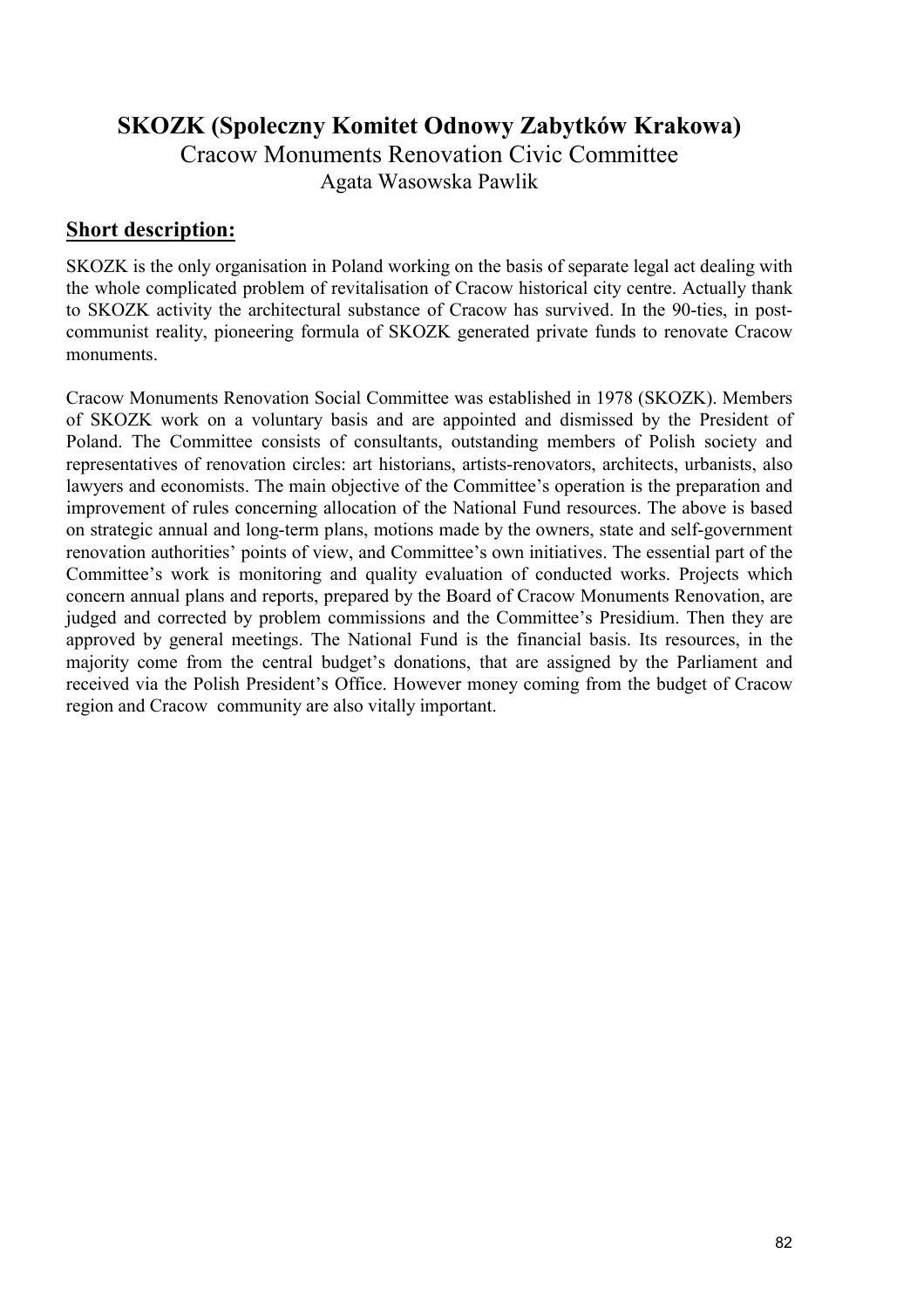## SKOZK (Spoleczny Komitet Odnowy Zabytków Krakowa)

Cracow Monuments Renovation Civic Committee

Agata Wasowska Pawlik

### Short description:

SKOZK is the only organisation in Poland working on the basis of separate legal act dealing with the whole complicated problem of revitalisation of Cracow historical city centre. Actually thank to SKOZK activity the architectural substance of Cracow has survived. In the 90-ties, in post-communist reality, pioneering formula of SKOZK generated private funds to renovate Cracow monuments.

Cracow Monuments Renovation Social Committee was established in 1978 (SKOZK). Members of SKOZK work on a voluntary basis and are appointed and dismissed by the President of Poland. The Committee consists of consultants, outstanding members of Polish society and representatives of renovation circles: art historians, artists-renovators, architects, urbanists, also lawyers and economists. The main objective of the Committee's operation is the preparation and improvement of rules concerning allocation of the National Fund resources. The above is based on strategic annual and long-term plans, motions made by the owners, state and self-government renovation authorities' points of view, and Committee's own initiatives. The essential part of the Committee's work is monitoring and quality evaluation of conducted works. Projects which concern annual plans and reports, prepared by the Board of Cracow Monuments Renovation, are judged and corrected by problem commissions and the Committee's Presidium. Then they are approved by general meetings. The National Fund is the financial basis. Its resources, in the majority come from the central budget's donations, that are assigned by the Parliament and received via the Polish President's Office. However money coming from the budget of Cracow region and Cracow community are also vitally important.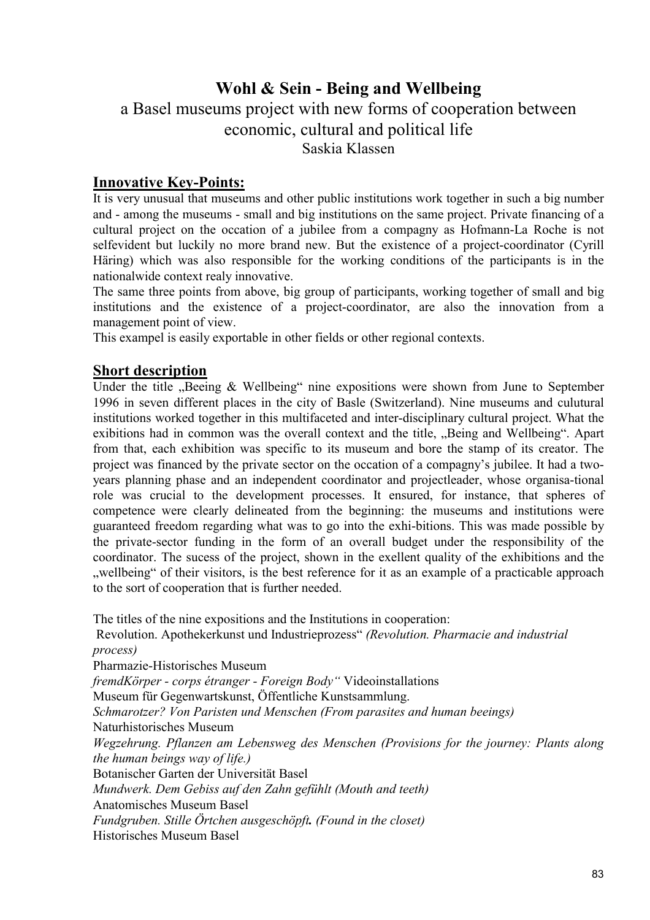# Wohl & Sein - Being and Wellbeing

a Basel museums project with new forms of cooperation between economic, cultural and political life

Saskia Klassen

## Innovative Key-Points:

It is very unusual that museums and other public institutions work together in such a big number and - among the museums - small and big institutions on the same project. Private financing of a cultural project on the occation of a jubilee from a compagny as Hofmann-La Roche is not selfevident but luckily no more brand new. But the existence of a project-coordinator (Cyrill Häring) which was also responsible for the working conditions of the participants is in the nationalwide context realy innovative.

The same three points from above, big group of participants, working together of small and big institutions and the existence of a project-coordinator, are also the innovation from a management point of view.

This exampel is easily exportable in other fields or other regional contexts.

## Short description

Under the title „Beeing & Wellbeing" nine expositions were shown from June to September 1996 in seven different places in the city of Basle (Switzerland). Nine museums and culutural institutions worked together in this multifaceted and inter-disciplinary cultural project. What the exibitions had in common was the overall context and the title, „Being and Wellbeing". Apart from that, each exhibition was specific to its museum and bore the stamp of its creator. The project was financed by the private sector on the occation of a compagny's jubilee. It had a two-years planning phase and an independent coordinator and projectleader, whose organisa-tional role was crucial to the development processes. It ensured, for instance, that spheres of competence were clearly delineated from the beginning: the museums and institutions were guaranteed freedom regarding what was to go into the exhi-bitions. This was made possible by the private-sector funding in the form of an overall budget under the responsibility of the coordinator. The sucess of the project, shown in the exellent quality of the exhibitions and the „wellbeing" of their visitors, is the best reference for it as an example of a practicable approach to the sort of cooperation that is further needed.

The titles of the nine expositions and the Institutions in cooperation:

Revolution. Apothekerkunst und Industrieprozess" *(Revolution. Pharmacie and industrial process)*

Pharmazie-Historisches Museum

*fremdKörper - corps étranger - Foreign Body"* Videoinstallations

Museum für Gegenwartskunst, Öffentliche Kunstsammlung.

*Schmarotzer? Von Paristen und Menschen (From parasites and human beeings)*

Naturhistorisches Museum

*Wegzehrung. Pflanzen am Lebensweg des Menschen (Provisions for the journey: Plants along the human beings way of life.)*

Botanischer Garten der Universität Basel

*Mundwerk. Dem Gebiss auf den Zahn gefühlt (Mouth and teeth)*

Anatomisches Museum Basel

*Fundgruben. Stille Örtchen ausgeschöpft**.** (Found in the closet)*

Historisches Museum Basel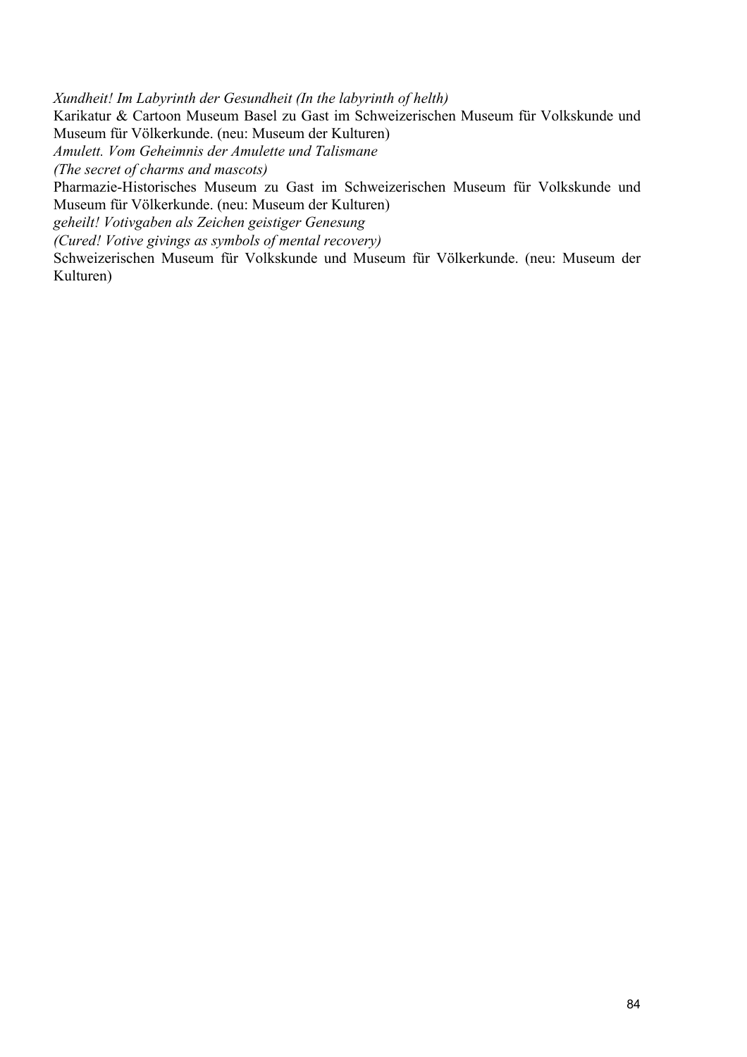*Xundheit! Im Labyrinth der Gesundheit (In the labyrinth of helth)*

Karikatur & Cartoon Museum Basel zu Gast im Schweizerischen Museum für Volkskunde und Museum für Völkerkunde. (neu: Museum der Kulturen)

*Amulett. Vom Geheimnis der Amulette und Talismane*

*(The secret of charms and mascots)*

Pharmazie-Historisches Museum zu Gast im Schweizerischen Museum für Volkskunde und Museum für Völkerkunde. (neu: Museum der Kulturen)

*geheilt! Votivgaben als Zeichen geistiger Genesung*

*(Cured! Votive givings as symbols of mental recovery)*

Schweizerischen Museum für Volkskunde und Museum für Völkerkunde. (neu: Museum der Kulturen)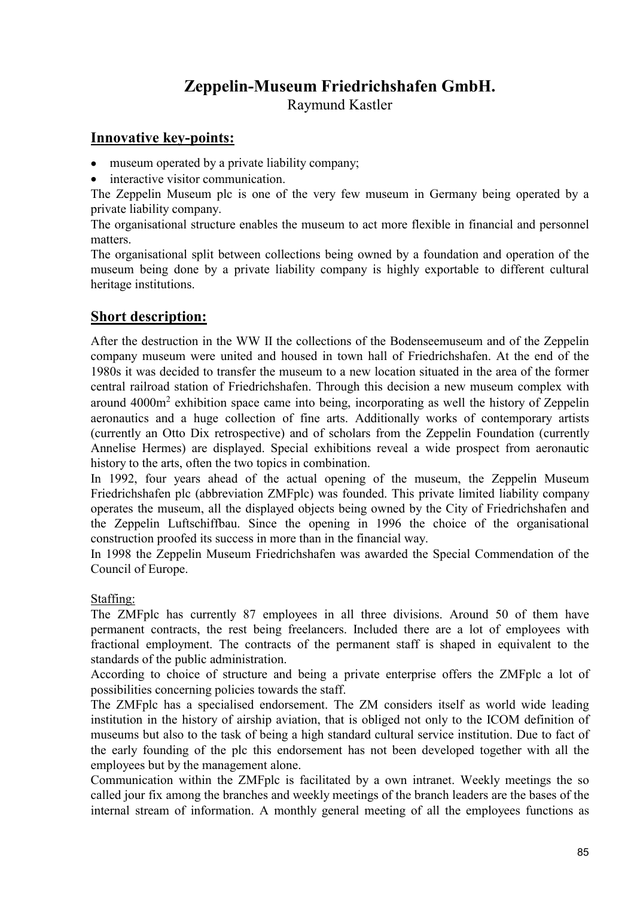# Zeppelin-Museum Friedrichshafen GmbH.

Raymund Kastler

## Innovative key-points:

- museum operated by a private liability company;
- interactive visitor communication.

The Zeppelin Museum plc is one of the very few museum in Germany being operated by a private liability company.

The organisational structure enables the museum to act more flexible in financial and personnel matters.

The organisational split between collections being owned by a foundation and operation of the museum being done by a private liability company is highly exportable to different cultural heritage institutions.

## Short description:

After the destruction in the WW II the collections of the Bodenseemuseum and of the Zeppelin company museum were united and housed in town hall of Friedrichshafen. At the end of the 1980s it was decided to transfer the museum to a new location situated in the area of the former central railroad station of Friedrichshafen. Through this decision a new museum complex with around 4000m$^2$ exhibition space came into being, incorporating as well the history of Zeppelin aeronautics and a huge collection of fine arts. Additionally works of contemporary artists (currently an Otto Dix retrospective) and of scholars from the Zeppelin Foundation (currently Annelise Hermes) are displayed. Special exhibitions reveal a wide prospect from aeronautic history to the arts, often the two topics in combination.

In 1992, four years ahead of the actual opening of the museum, the Zeppelin Museum Friedrichshafen plc (abbreviation ZMFplc) was founded. This private limited liability company operates the museum, all the displayed objects being owned by the City of Friedrichshafen and the Zeppelin Luftschiffbau. Since the opening in 1996 the choice of the organisational construction proofed its success in more than in the financial way.

In 1998 the Zeppelin Museum Friedrichshafen was awarded the Special Commendation of the Council of Europe.

Staffing:

The ZMFplc has currently 87 employees in all three divisions. Around 50 of them have permanent contracts, the rest being freelancers. Included there are a lot of employees with fractional employment. The contracts of the permanent staff is shaped in equivalent to the standards of the public administration.

According to choice of structure and being a private enterprise offers the ZMFplc a lot of possibilities concerning policies towards the staff.

The ZMFplc has a specialised endorsement. The ZM considers itself as world wide leading institution in the history of airship aviation, that is obliged not only to the ICOM definition of museums but also to the task of being a high standard cultural service institution. Due to fact of the early founding of the plc this endorsement has not been developed together with all the employees but by the management alone.

Communication within the ZMFplc is facilitated by a own intranet. Weekly meetings the so called jour fix among the branches and weekly meetings of the branch leaders are the bases of the internal stream of information. A monthly general meeting of all the employees functions as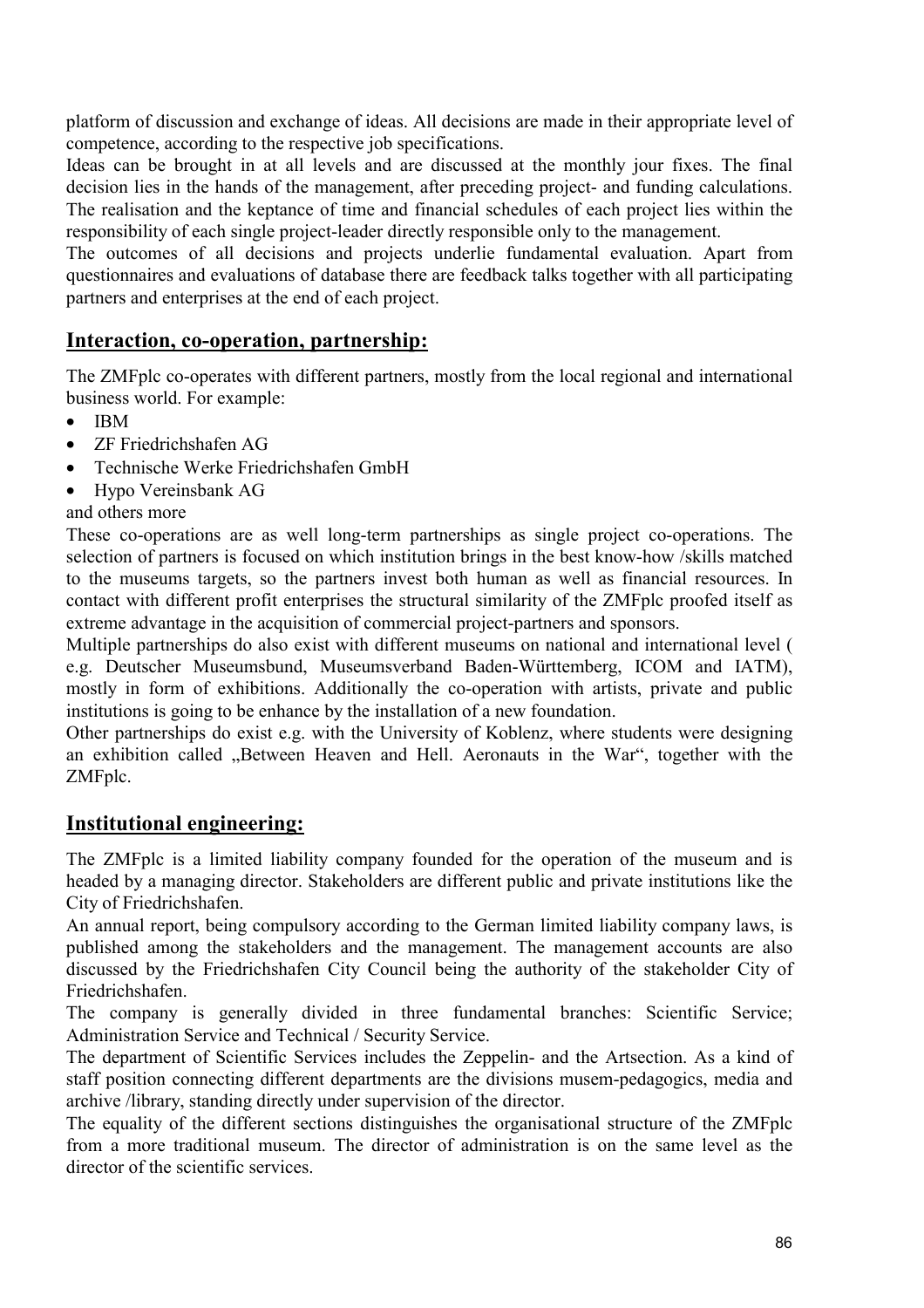platform of discussion and exchange of ideas. All decisions are made in their appropriate level of competence, according to the respective job specifications.

Ideas can be brought in at all levels and are discussed at the monthly jour fixes. The final decision lies in the hands of the management, after preceding project- and funding calculations. The realisation and the keptance of time and financial schedules of each project lies within the responsibility of each single project-leader directly responsible only to the management.

The outcomes of all decisions and projects underlie fundamental evaluation. Apart from questionnaires and evaluations of database there are feedback talks together with all participating partners and enterprises at the end of each project.

## Interaction, co-operation, partnership:

The ZMFplc co-operates with different partners, mostly from the local regional and international business world. For example:

- IBM
- ZF Friedrichshafen AG
- Technische Werke Friedrichshafen GmbH
- Hypo Vereinsbank AG

and others more

These co-operations are as well long-term partnerships as single project co-operations. The selection of partners is focused on which institution brings in the best know-how /skills matched to the museums targets, so the partners invest both human as well as financial resources. In contact with different profit enterprises the structural similarity of the ZMFplc proofed itself as extreme advantage in the acquisition of commercial project-partners and sponsors.

Multiple partnerships do also exist with different museums on national and international level ( e.g. Deutscher Museumsbund, Museumsverband Baden-Württemberg, ICOM and IATM), mostly in form of exhibitions. Additionally the co-operation with artists, private and public institutions is going to be enhance by the installation of a new foundation.

Other partnerships do exist e.g. with the University of Koblenz, where students were designing an exhibition called „Between Heaven and Hell. Aeronauts in the War“, together with the ZMFplc.

## Institutional engineering:

The ZMFplc is a limited liability company founded for the operation of the museum and is headed by a managing director. Stakeholders are different public and private institutions like the City of Friedrichshafen.

An annual report, being compulsory according to the German limited liability company laws, is published among the stakeholders and the management. The management accounts are also discussed by the Friedrichshafen City Council being the authority of the stakeholder City of Friedrichshafen.

The company is generally divided in three fundamental branches: Scientific Service; Administration Service and Technical / Security Service.

The department of Scientific Services includes the Zeppelin- and the Artsection. As a kind of staff position connecting different departments are the divisions musem-pedagogics, media and archive /library, standing directly under supervision of the director.

The equality of the different sections distinguishes the organisational structure of the ZMFplc from a more traditional museum. The director of administration is on the same level as the director of the scientific services.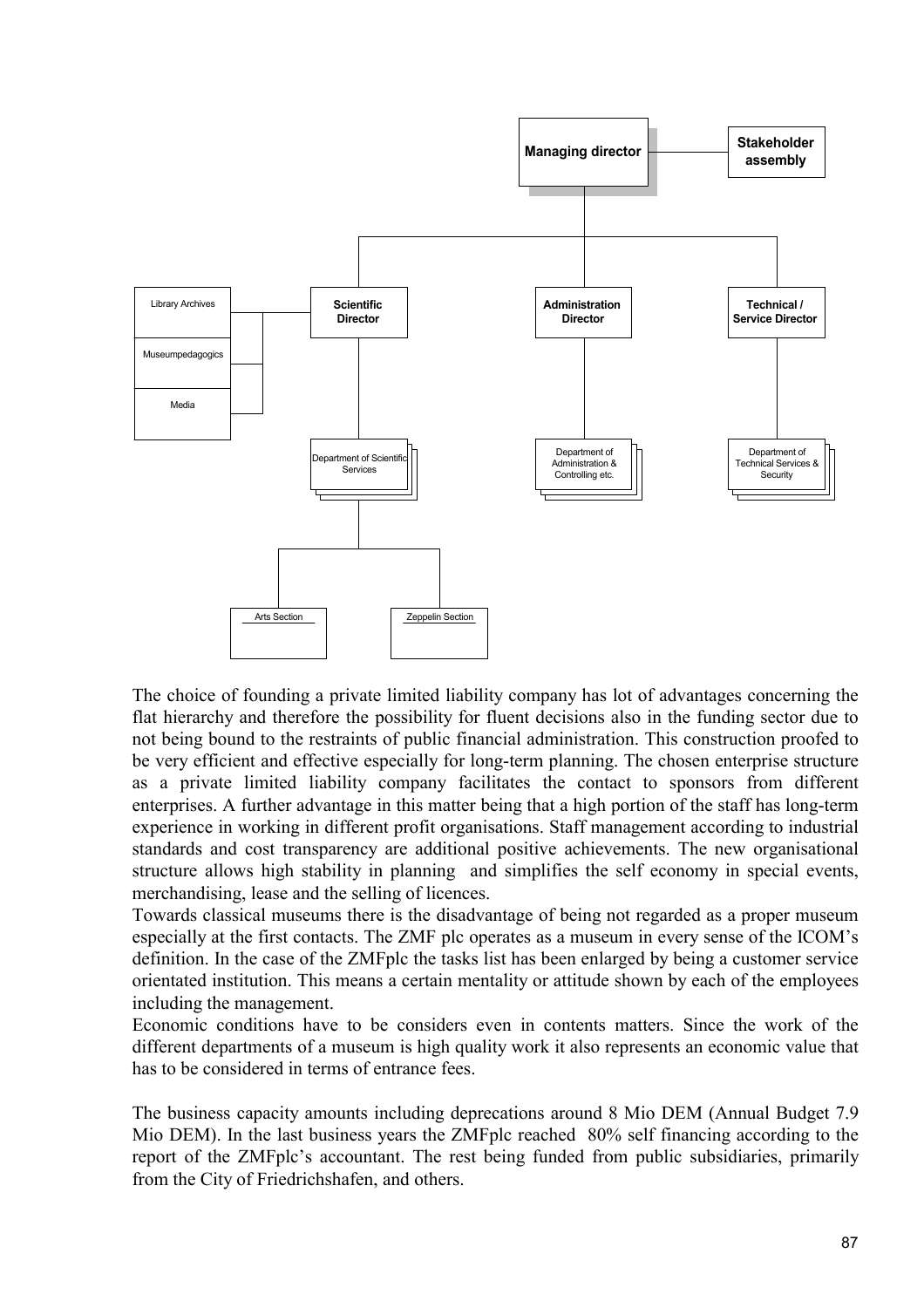Managing director — Stakeholder assembly

- Scientific Director
  - Library Archives
  - Museumpedagogics
  - Media
  - Department of Scientific Services
    - Arts Section
    - Zeppelin Section
- Administration Director
  - Department of Administration & Controlling etc.
- Technical / Service Director
  - Department of Technical Services & Security

The choice of founding a private limited liability company has lot of advantages concerning the flat hierarchy and therefore the possibility for fluent decisions also in the funding sector due to not being bound to the restraints of public financial administration. This construction proofed to be very efficient and effective especially for long-term planning. The chosen enterprise structure as a private limited liability company facilitates the contact to sponsors from different enterprises. A further advantage in this matter being that a high portion of the staff has long-term experience in working in different profit organisations. Staff management according to industrial standards and cost transparency are additional positive achievements. The new organisational structure allows high stability in planning and simplifies the self economy in special events, merchandising, lease and the selling of licences.

Towards classical museums there is the disadvantage of being not regarded as a proper museum especially at the first contacts. The ZMF plc operates as a museum in every sense of the ICOM's definition. In the case of the ZMFplc the tasks list has been enlarged by being a customer service orientated institution. This means a certain mentality or attitude shown by each of the employees including the management.

Economic conditions have to be considers even in contents matters. Since the work of the different departments of a museum is high quality work it also represents an economic value that has to be considered in terms of entrance fees.

The business capacity amounts including deprecations around 8 Mio DEM (Annual Budget 7.9 Mio DEM). In the last business years the ZMFplc reached 80% self financing according to the report of the ZMFplc's accountant. The rest being funded from public subsidiaries, primarily from the City of Friedrichshafen, and others.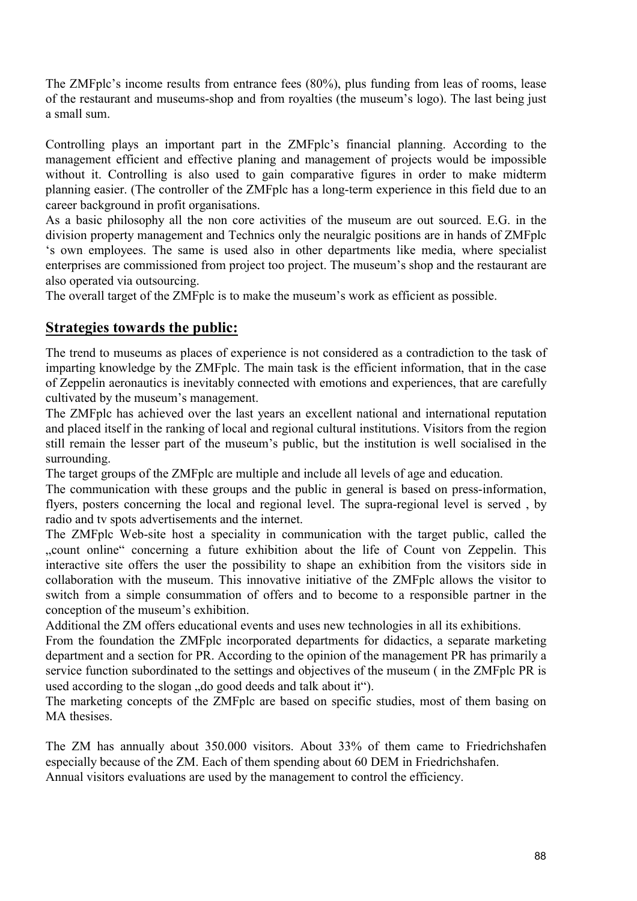The ZMFplc's income results from entrance fees (80%), plus funding from leas of rooms, lease of the restaurant and museums-shop and from royalties (the museum's logo). The last being just a small sum.

Controlling plays an important part in the ZMFplc's financial planning. According to the management efficient and effective planing and management of projects would be impossible without it. Controlling is also used to gain comparative figures in order to make midterm planning easier. (The controller of the ZMFplc has a long-term experience in this field due to an career background in profit organisations.

As a basic philosophy all the non core activities of the museum are out sourced. E.G. in the division property management and Technics only the neuralgic positions are in hands of ZMFplc 's own employees. The same is used also in other departments like media, where specialist enterprises are commissioned from project too project. The museum's shop and the restaurant are also operated via outsourcing.

The overall target of the ZMFplc is to make the museum's work as efficient as possible.

## Strategies towards the public:

The trend to museums as places of experience is not considered as a contradiction to the task of imparting knowledge by the ZMFplc. The main task is the efficient information, that in the case of Zeppelin aeronautics is inevitably connected with emotions and experiences, that are carefully cultivated by the museum's management.

The ZMFplc has achieved over the last years an excellent national and international reputation and placed itself in the ranking of local and regional cultural institutions. Visitors from the region still remain the lesser part of the museum's public, but the institution is well socialised in the surrounding.

The target groups of the ZMFplc are multiple and include all levels of age and education.

The communication with these groups and the public in general is based on press-information, flyers, posters concerning the local and regional level. The supra-regional level is served , by radio and tv spots advertisements and the internet.

The ZMFplc Web-site host a speciality in communication with the target public, called the „count online" concerning a future exhibition about the life of Count von Zeppelin. This interactive site offers the user the possibility to shape an exhibition from the visitors side in collaboration with the museum. This innovative initiative of the ZMFplc allows the visitor to switch from a simple consummation of offers and to become to a responsible partner in the conception of the museum's exhibition.

Additional the ZM offers educational events and uses new technologies in all its exhibitions.

From the foundation the ZMFplc incorporated departments for didactics, a separate marketing department and a section for PR. According to the opinion of the management PR has primarily a service function subordinated to the settings and objectives of the museum ( in the ZMFplc PR is used according to the slogan „do good deeds and talk about it").

The marketing concepts of the ZMFplc are based on specific studies, most of them basing on MA thesises.

The ZM has annually about 350.000 visitors. About 33% of them came to Friedrichshafen especially because of the ZM. Each of them spending about 60 DEM in Friedrichshafen.

Annual visitors evaluations are used by the management to control the efficiency.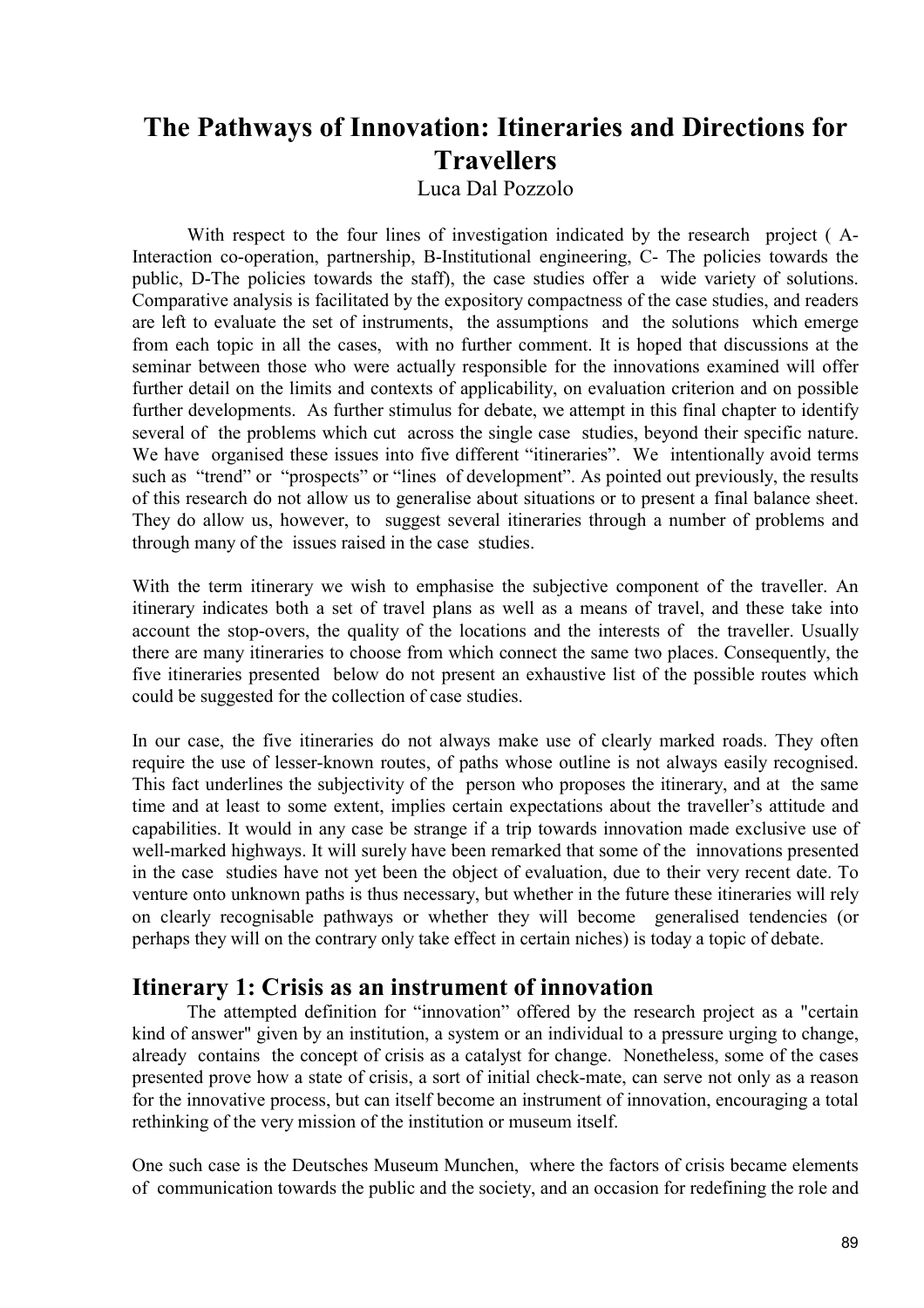# The Pathways of Innovation: Itineraries and Directions for Travellers

Luca Dal Pozzolo

With respect to the four lines of investigation indicated by the research project ( A-Interaction co-operation, partnership, B-Institutional engineering, C- The policies towards the public, D-The policies towards the staff), the case studies offer a wide variety of solutions. Comparative analysis is facilitated by the expository compactness of the case studies, and readers are left to evaluate the set of instruments, the assumptions and the solutions which emerge from each topic in all the cases, with no further comment. It is hoped that discussions at the seminar between those who were actually responsible for the innovations examined will offer further detail on the limits and contexts of applicability, on evaluation criterion and on possible further developments. As further stimulus for debate, we attempt in this final chapter to identify several of the problems which cut across the single case studies, beyond their specific nature. We have organised these issues into five different "itineraries". We intentionally avoid terms such as "trend" or "prospects" or "lines of development". As pointed out previously, the results of this research do not allow us to generalise about situations or to present a final balance sheet. They do allow us, however, to suggest several itineraries through a number of problems and through many of the issues raised in the case studies.

With the term itinerary we wish to emphasise the subjective component of the traveller. An itinerary indicates both a set of travel plans as well as a means of travel, and these take into account the stop-overs, the quality of the locations and the interests of the traveller. Usually there are many itineraries to choose from which connect the same two places. Consequently, the five itineraries presented below do not present an exhaustive list of the possible routes which could be suggested for the collection of case studies.

In our case, the five itineraries do not always make use of clearly marked roads. They often require the use of lesser-known routes, of paths whose outline is not always easily recognised. This fact underlines the subjectivity of the person who proposes the itinerary, and at the same time and at least to some extent, implies certain expectations about the traveller's attitude and capabilities. It would in any case be strange if a trip towards innovation made exclusive use of well-marked highways. It will surely have been remarked that some of the innovations presented in the case studies have not yet been the object of evaluation, due to their very recent date. To venture onto unknown paths is thus necessary, but whether in the future these itineraries will rely on clearly recognisable pathways or whether they will become generalised tendencies (or perhaps they will on the contrary only take effect in certain niches) is today a topic of debate.

## Itinerary 1: Crisis as an instrument of innovation

The attempted definition for "innovation" offered by the research project as a "certain kind of answer" given by an institution, a system or an individual to a pressure urging to change, already contains the concept of crisis as a catalyst for change. Nonetheless, some of the cases presented prove how a state of crisis, a sort of initial check-mate, can serve not only as a reason for the innovative process, but can itself become an instrument of innovation, encouraging a total rethinking of the very mission of the institution or museum itself.

One such case is the Deutsches Museum Munchen, where the factors of crisis became elements of communication towards the public and the society, and an occasion for redefining the role and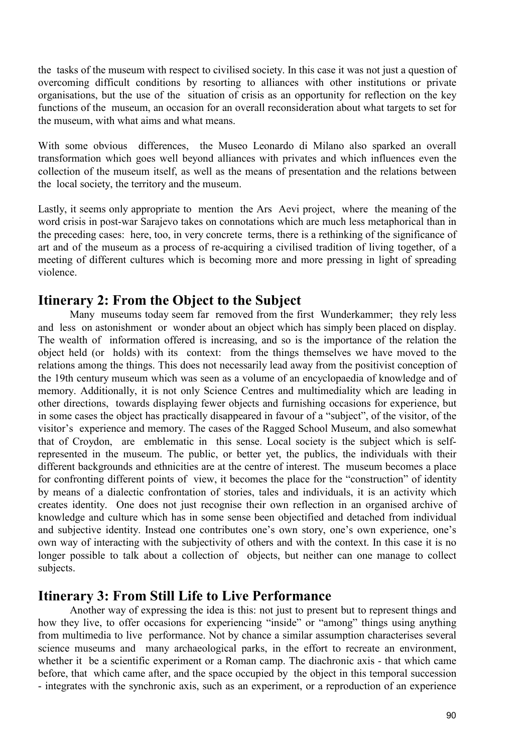the tasks of the museum with respect to civilised society. In this case it was not just a question of overcoming difficult conditions by resorting to alliances with other institutions or private organisations, but the use of the situation of crisis as an opportunity for reflection on the key functions of the museum, an occasion for an overall reconsideration about what targets to set for the museum, with what aims and what means.

With some obvious differences, the Museo Leonardo di Milano also sparked an overall transformation which goes well beyond alliances with privates and which influences even the collection of the museum itself, as well as the means of presentation and the relations between the local society, the territory and the museum.

Lastly, it seems only appropriate to mention the Ars Aevi project, where the meaning of the word crisis in post-war Sarajevo takes on connotations which are much less metaphorical than in the preceding cases: here, too, in very concrete terms, there is a rethinking of the significance of art and of the museum as a process of re-acquiring a civilised tradition of living together, of a meeting of different cultures which is becoming more and more pressing in light of spreading violence.

## Itinerary 2: From the Object to the Subject

Many museums today seem far removed from the first Wunderkammer; they rely less and less on astonishment or wonder about an object which has simply been placed on display. The wealth of information offered is increasing, and so is the importance of the relation the object held (or holds) with its context: from the things themselves we have moved to the relations among the things. This does not necessarily lead away from the positivist conception of the 19th century museum which was seen as a volume of an encyclopaedia of knowledge and of memory. Additionally, it is not only Science Centres and multimediality which are leading in other directions, towards displaying fewer objects and furnishing occasions for experience, but in some cases the object has practically disappeared in favour of a "subject", of the visitor, of the visitor's experience and memory. The cases of the Ragged School Museum, and also somewhat that of Croydon, are emblematic in this sense. Local society is the subject which is self-represented in the museum. The public, or better yet, the publics, the individuals with their different backgrounds and ethnicities are at the centre of interest. The museum becomes a place for confronting different points of view, it becomes the place for the "construction" of identity by means of a dialectic confrontation of stories, tales and individuals, it is an activity which creates identity. One does not just recognise their own reflection in an organised archive of knowledge and culture which has in some sense been objectified and detached from individual and subjective identity. Instead one contributes one's own story, one's own experience, one's own way of interacting with the subjectivity of others and with the context. In this case it is no longer possible to talk about a collection of objects, but neither can one manage to collect subjects.

## Itinerary 3: From Still Life to Live Performance

Another way of expressing the idea is this: not just to present but to represent things and how they live, to offer occasions for experiencing "inside" or "among" things using anything from multimedia to live performance. Not by chance a similar assumption characterises several science museums and many archaeological parks, in the effort to recreate an environment, whether it be a scientific experiment or a Roman camp. The diachronic axis - that which came before, that which came after, and the space occupied by the object in this temporal succession - integrates with the synchronic axis, such as an experiment, or a reproduction of an experience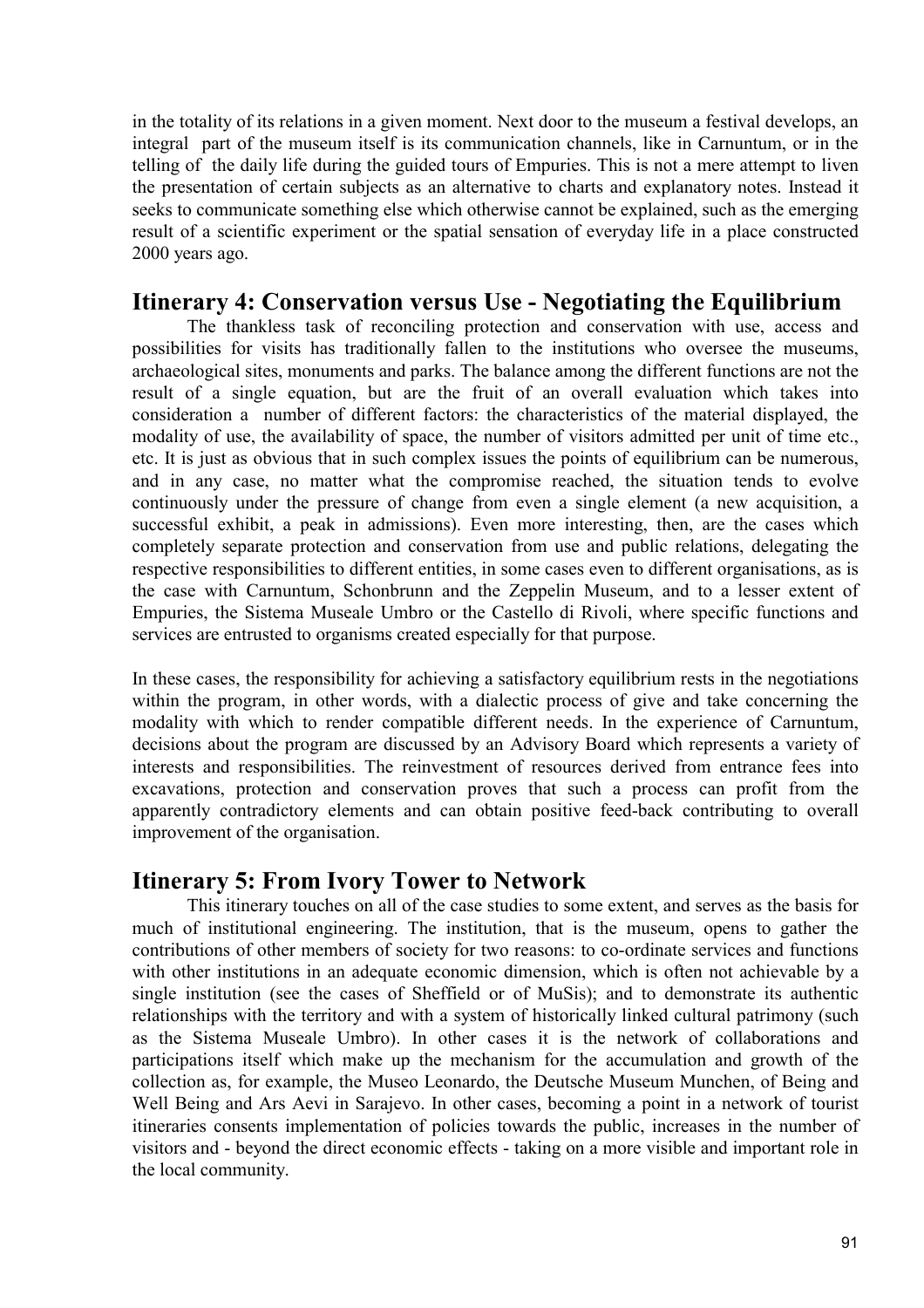in the totality of its relations in a given moment. Next door to the museum a festival develops, an integral part of the museum itself is its communication channels, like in Carnuntum, or in the telling of the daily life during the guided tours of Empuries. This is not a mere attempt to liven the presentation of certain subjects as an alternative to charts and explanatory notes. Instead it seeks to communicate something else which otherwise cannot be explained, such as the emerging result of a scientific experiment or the spatial sensation of everyday life in a place constructed 2000 years ago.

## Itinerary 4: Conservation versus Use - Negotiating the Equilibrium

The thankless task of reconciling protection and conservation with use, access and possibilities for visits has traditionally fallen to the institutions who oversee the museums, archaeological sites, monuments and parks. The balance among the different functions are not the result of a single equation, but are the fruit of an overall evaluation which takes into consideration a number of different factors: the characteristics of the material displayed, the modality of use, the availability of space, the number of visitors admitted per unit of time etc., etc. It is just as obvious that in such complex issues the points of equilibrium can be numerous, and in any case, no matter what the compromise reached, the situation tends to evolve continuously under the pressure of change from even a single element (a new acquisition, a successful exhibit, a peak in admissions). Even more interesting, then, are the cases which completely separate protection and conservation from use and public relations, delegating the respective responsibilities to different entities, in some cases even to different organisations, as is the case with Carnuntum, Schonbrunn and the Zeppelin Museum, and to a lesser extent of Empuries, the Sistema Museale Umbro or the Castello di Rivoli, where specific functions and services are entrusted to organisms created especially for that purpose.

In these cases, the responsibility for achieving a satisfactory equilibrium rests in the negotiations within the program, in other words, with a dialectic process of give and take concerning the modality with which to render compatible different needs. In the experience of Carnuntum, decisions about the program are discussed by an Advisory Board which represents a variety of interests and responsibilities. The reinvestment of resources derived from entrance fees into excavations, protection and conservation proves that such a process can profit from the apparently contradictory elements and can obtain positive feed-back contributing to overall improvement of the organisation.

## Itinerary 5: From Ivory Tower to Network

This itinerary touches on all of the case studies to some extent, and serves as the basis for much of institutional engineering. The institution, that is the museum, opens to gather the contributions of other members of society for two reasons: to co-ordinate services and functions with other institutions in an adequate economic dimension, which is often not achievable by a single institution (see the cases of Sheffield or of MuSis); and to demonstrate its authentic relationships with the territory and with a system of historically linked cultural patrimony (such as the Sistema Museale Umbro). In other cases it is the network of collaborations and participations itself which make up the mechanism for the accumulation and growth of the collection as, for example, the Museo Leonardo, the Deutsche Museum Munchen, of Being and Well Being and Ars Aevi in Sarajevo. In other cases, becoming a point in a network of tourist itineraries consents implementation of policies towards the public, increases in the number of visitors and - beyond the direct economic effects - taking on a more visible and important role in the local community.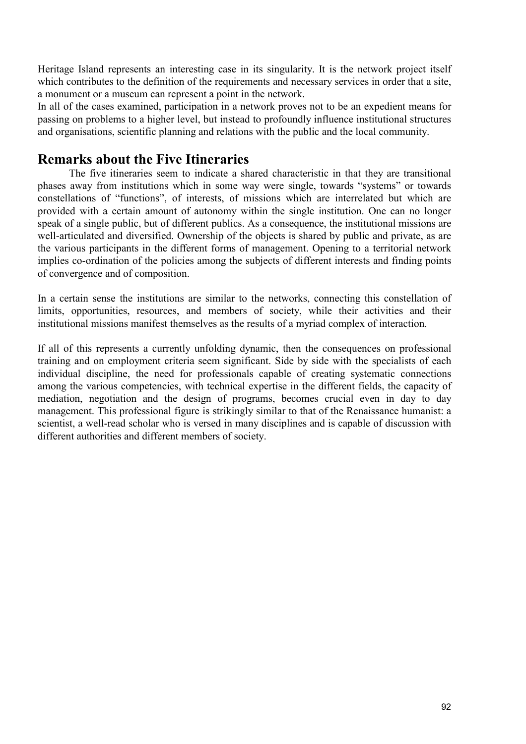Heritage Island represents an interesting case in its singularity. It is the network project itself which contributes to the definition of the requirements and necessary services in order that a site, a monument or a museum can represent a point in the network.

In all of the cases examined, participation in a network proves not to be an expedient means for passing on problems to a higher level, but instead to profoundly influence institutional structures and organisations, scientific planning and relations with the public and the local community.

## Remarks about the Five Itineraries

The five itineraries seem to indicate a shared characteristic in that they are transitional phases away from institutions which in some way were single, towards "systems" or towards constellations of "functions", of interests, of missions which are interrelated but which are provided with a certain amount of autonomy within the single institution. One can no longer speak of a single public, but of different publics. As a consequence, the institutional missions are well-articulated and diversified. Ownership of the objects is shared by public and private, as are the various participants in the different forms of management. Opening to a territorial network implies co-ordination of the policies among the subjects of different interests and finding points of convergence and of composition.

In a certain sense the institutions are similar to the networks, connecting this constellation of limits, opportunities, resources, and members of society, while their activities and their institutional missions manifest themselves as the results of a myriad complex of interaction.

If all of this represents a currently unfolding dynamic, then the consequences on professional training and on employment criteria seem significant. Side by side with the specialists of each individual discipline, the need for professionals capable of creating systematic connections among the various competencies, with technical expertise in the different fields, the capacity of mediation, negotiation and the design of programs, becomes crucial even in day to day management. This professional figure is strikingly similar to that of the Renaissance humanist: a scientist, a well-read scholar who is versed in many disciplines and is capable of discussion with different authorities and different members of society.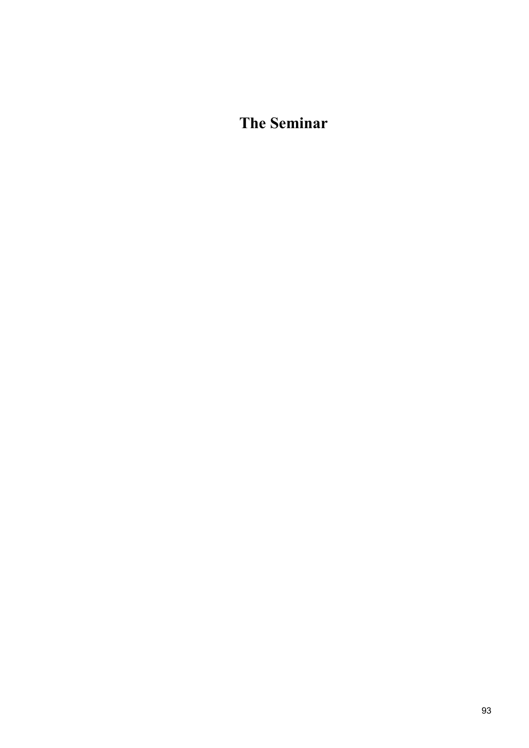# The Seminar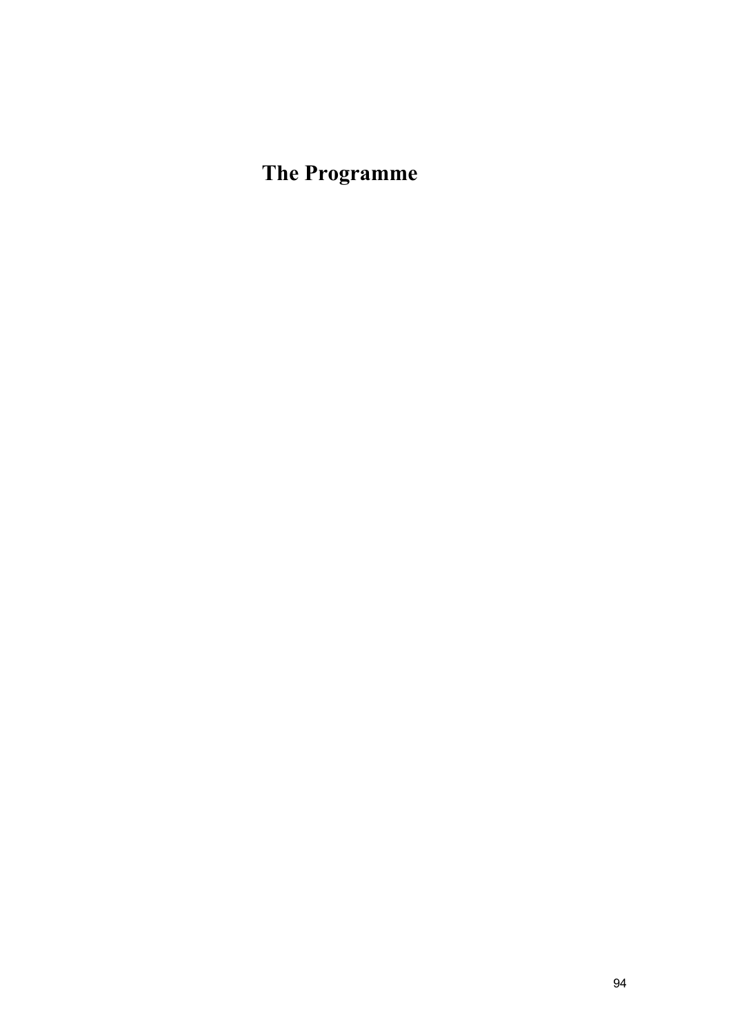# The Programme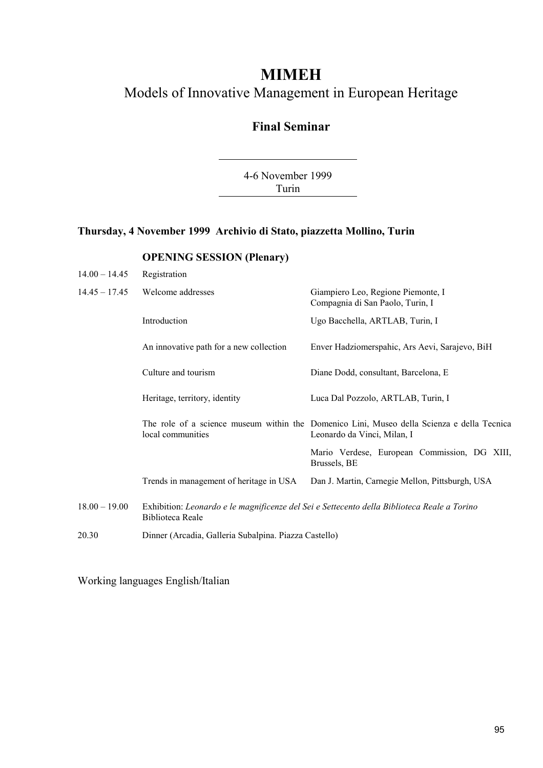# MIMEH

## Models of Innovative Management in European Heritage

### Final Seminar

4-6 November 1999
Turin

**Thursday, 4 November 1999 Archivio di Stato, piazzetta Mollino, Turin**

**OPENING SESSION (Plenary)**

| | | |
|---|---|---|
| 14.00 – 14.45 | Registration | |
| 14.45 – 17.45 | Welcome addresses | Giampiero Leo, Regione Piemonte, I<br>Compagnia di San Paolo, Turin, I |
| | Introduction | Ugo Bacchella, ARTLAB, Turin, I |
| | An innovative path for a new collection | Enver Hadziomerspahic, Ars Aevi, Sarajevo, BiH |
| | Culture and tourism | Diane Dodd, consultant, Barcelona, E |
| | Heritage, territory, identity | Luca Dal Pozzolo, ARTLAB, Turin, I |
| | The role of a science museum within the local communities | Domenico Lini, Museo della Scienza e della Tecnica Leonardo da Vinci, Milan, I |
| | | Mario Verdese, European Commission, DG XIII, Brussels, BE |
| | Trends in management of heritage in USA | Dan J. Martin, Carnegie Mellon, Pittsburgh, USA |
| 18.00 – 19.00 | Exhibition: *Leonardo e le magnificenze del Sei e Settecento della Biblioteca Reale a Torino*<br>Biblioteca Reale | |
| 20.30 | Dinner (Arcadia, Galleria Subalpina. Piazza Castello) | |

Working languages English/Italian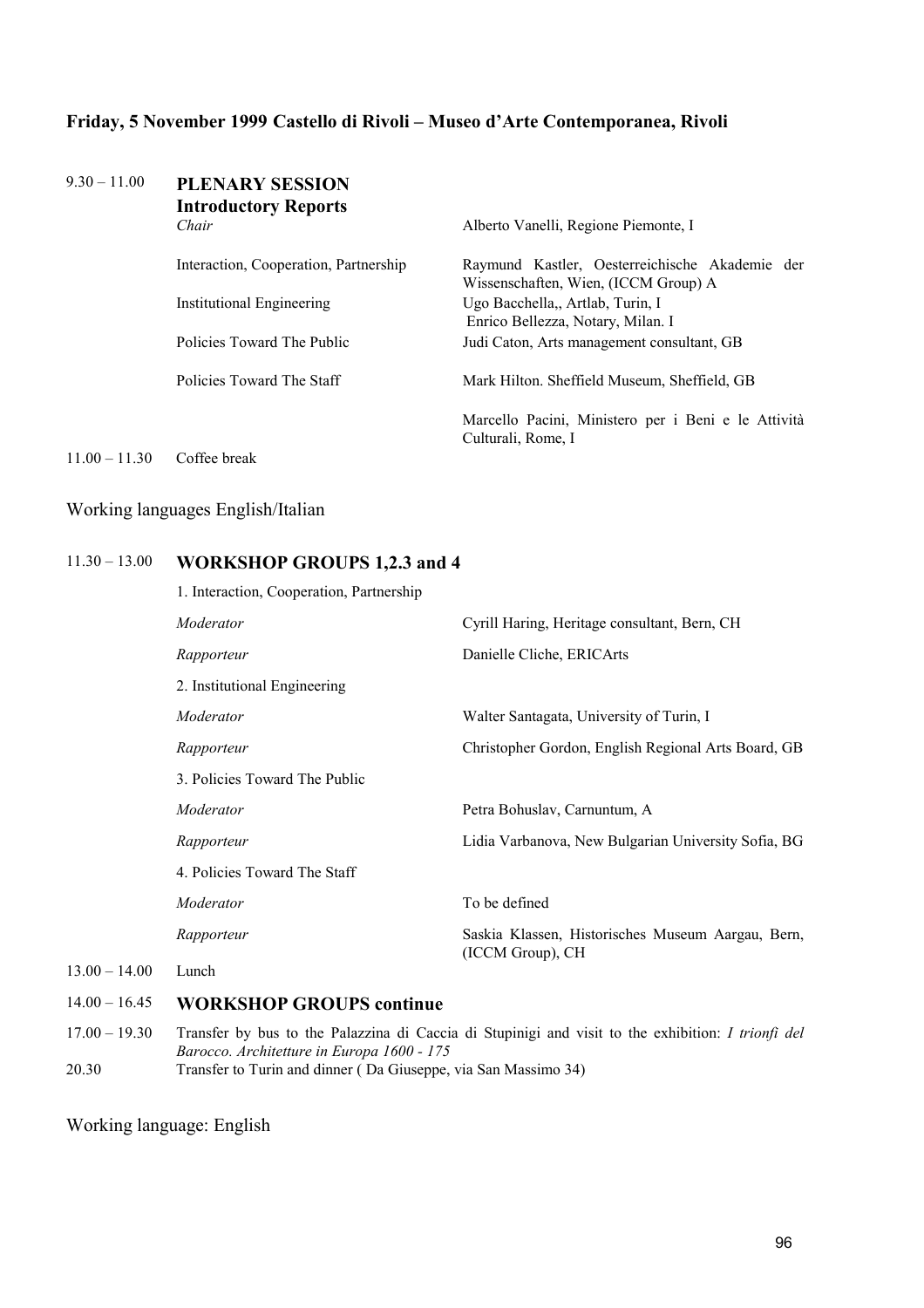**Friday, 5 November 1999 Castello di Rivoli – Museo d'Arte Contemporanea, Rivoli**

| | | |
|---|---|---|
| 9.30 – 11.00 | **PLENARY SESSION** | |
| | **Introductory Reports** | |
| | *Chair* | Alberto Vanelli, Regione Piemonte, I |
| | Interaction, Cooperation, Partnership | Raymund Kastler, Oesterreichische Akademie der Wissenschaften, Wien, (ICCM Group) A |
| | Institutional Engineering | Ugo Bacchella,, Artlab, Turin, I<br>Enrico Bellezza, Notary, Milan. I |
| | Policies Toward The Public | Judi Caton, Arts management consultant, GB |
| | Policies Toward The Staff | Mark Hilton. Sheffield Museum, Sheffield, GB |
| | | Marcello Pacini, Ministero per i Beni e le Attività Culturali, Rome, I |
| 11.00 – 11.30 | Coffee break | |

Working languages English/Italian

| | | |
|---|---|---|
| 11.30 – 13.00 | **WORKSHOP GROUPS 1,2.3 and 4** | |
| | 1. Interaction, Cooperation, Partnership | |
| | *Moderator* | Cyrill Haring, Heritage consultant, Bern, CH |
| | *Rapporteur* | Danielle Cliche, ERICArts |
| | 2. Institutional Engineering | |
| | *Moderator* | Walter Santagata, University of Turin, I |
| | *Rapporteur* | Christopher Gordon, English Regional Arts Board, GB |
| | 3. Policies Toward The Public | |
| | *Moderator* | Petra Bohuslav, Carnuntum, A |
| | *Rapporteur* | Lidia Varbanova, New Bulgarian University Sofia, BG |
| | 4. Policies Toward The Staff | |
| | *Moderator* | To be defined |
| | *Rapporteur* | Saskia Klassen, Historisches Museum Aargau, Bern, (ICCM Group), CH |
| 13.00 – 14.00 | Lunch | |
| 14.00 – 16.45 | **WORKSHOP GROUPS continue** | |
| 17.00 – 19.30 | Transfer by bus to the Palazzina di Caccia di Stupinigi and visit to the exhibition: *I trionfi del Barocco. Architetture in Europa 1600 - 175* | |
| 20.30 | Transfer to Turin and dinner ( Da Giuseppe, via San Massimo 34) | |

Working language: English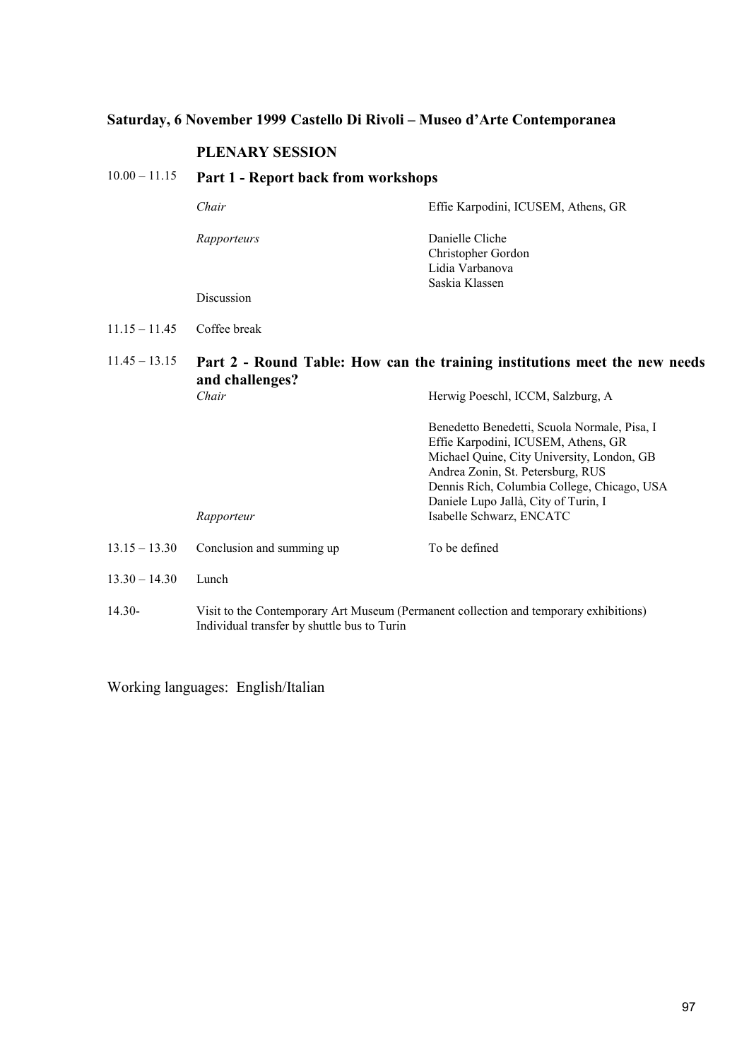**Saturday, 6 November 1999 Castello Di Rivoli – Museo d'Arte Contemporanea**

**PLENARY SESSION**

| | | |
|---|---|---|
| 10.00 – 11.15 | **Part 1 - Report back from workshops** | |
| | *Chair* | Effie Karpodini, ICUSEM, Athens, GR |
| | *Rapporteurs* | Danielle Cliche<br>Christopher Gordon<br>Lidia Varbanova<br>Saskia Klassen |
| | Discussion | |
| 11.15 – 11.45 | Coffee break | |
| 11.45 – 13.15 | **Part 2 - Round Table: How can the training institutions meet the new needs and challenges?** | |
| | *Chair* | Herwig Poeschl, ICCM, Salzburg, A |
| | | Benedetto Benedetti, Scuola Normale, Pisa, I<br>Effie Karpodini, ICUSEM, Athens, GR<br>Michael Quine, City University, London, GB<br>Andrea Zonin, St. Petersburg, RUS<br>Dennis Rich, Columbia College, Chicago, USA<br>Daniele Lupo Jallà, City of Turin, I |
| | *Rapporteur* | Isabelle Schwarz, ENCATC |
| 13.15 – 13.30 | Conclusion and summing up | To be defined |
| 13.30 – 14.30 | Lunch | |
| 14.30- | Visit to the Contemporary Art Museum (Permanent collection and temporary exhibitions)<br>Individual transfer by shuttle bus to Turin | |

Working languages: English/Italian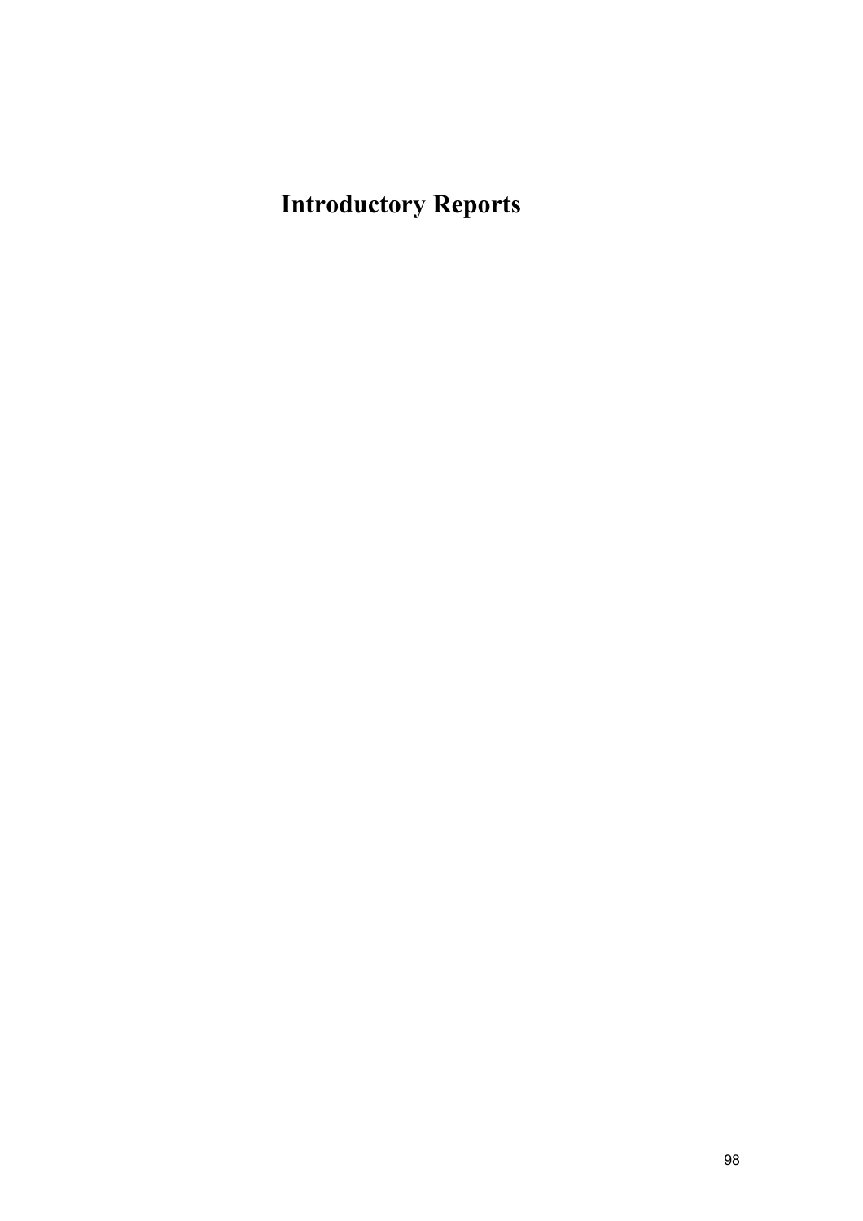# Introductory Reports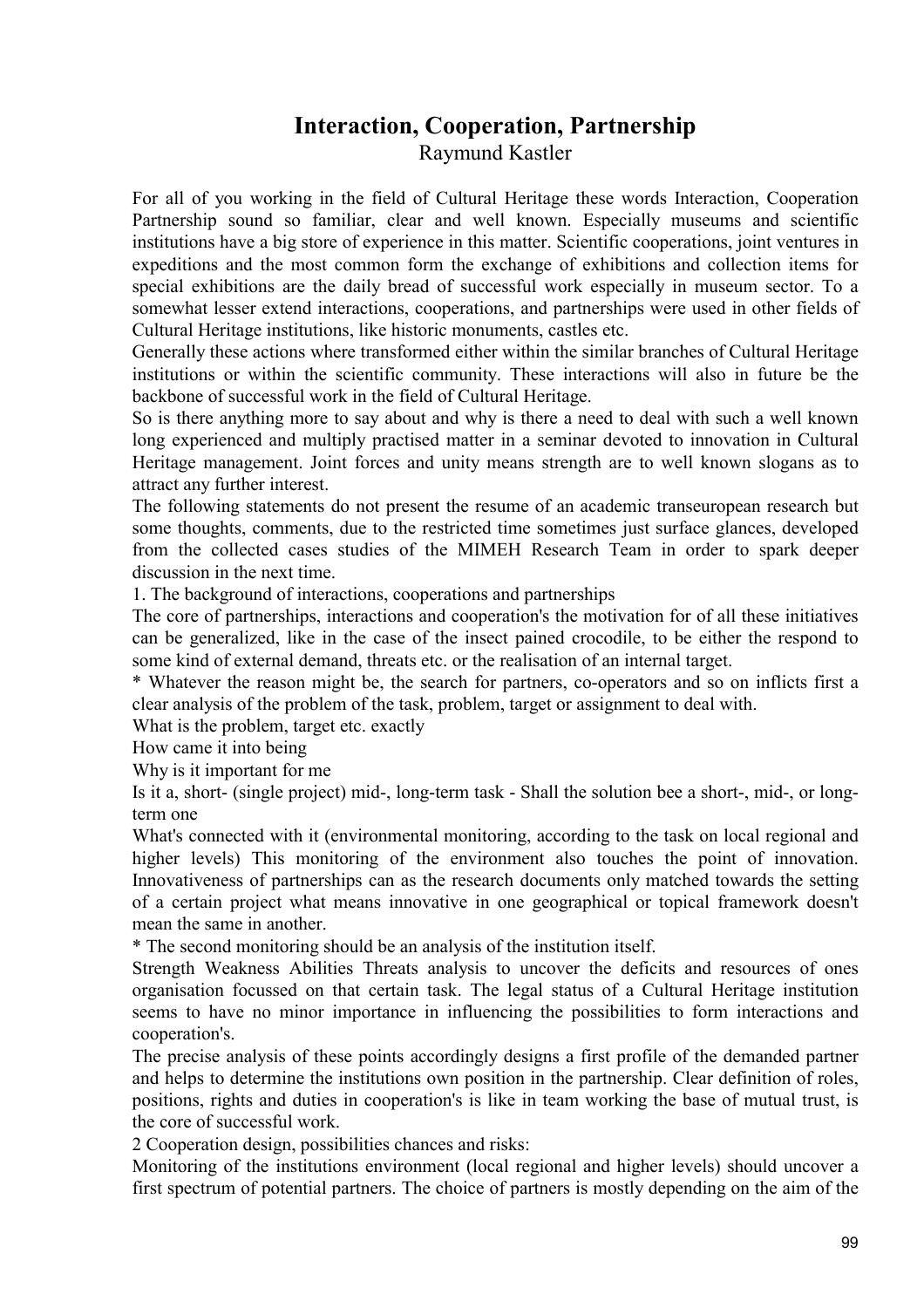# Interaction, Cooperation, Partnership

Raymund Kastler

For all of you working in the field of Cultural Heritage these words Interaction, Cooperation Partnership sound so familiar, clear and well known. Especially museums and scientific institutions have a big store of experience in this matter. Scientific cooperations, joint ventures in expeditions and the most common form the exchange of exhibitions and collection items for special exhibitions are the daily bread of successful work especially in museum sector. To a somewhat lesser extend interactions, cooperations, and partnerships were used in other fields of Cultural Heritage institutions, like historic monuments, castles etc.

Generally these actions where transformed either within the similar branches of Cultural Heritage institutions or within the scientific community. These interactions will also in future be the backbone of successful work in the field of Cultural Heritage.

So is there anything more to say about and why is there a need to deal with such a well known long experienced and multiply practised matter in a seminar devoted to innovation in Cultural Heritage management. Joint forces and unity means strength are to well known slogans as to attract any further interest.

The following statements do not present the resume of an academic transeuropean research but some thoughts, comments, due to the restricted time sometimes just surface glances, developed from the collected cases studies of the MIMEH Research Team in order to spark deeper discussion in the next time.

1. The background of interactions, cooperations and partnerships

The core of partnerships, interactions and cooperation's the motivation for of all these initiatives can be generalized, like in the case of the insect pained crocodile, to be either the respond to some kind of external demand, threats etc. or the realisation of an internal target.

* Whatever the reason might be, the search for partners, co-operators and so on inflicts first a clear analysis of the problem of the task, problem, target or assignment to deal with.

What is the problem, target etc. exactly

How came it into being

Why is it important for me

Is it a, short- (single project) mid-, long-term task - Shall the solution bee a short-, mid-, or long-term one

What's connected with it (environmental monitoring, according to the task on local regional and higher levels) This monitoring of the environment also touches the point of innovation. Innovativeness of partnerships can as the research documents only matched towards the setting of a certain project what means innovative in one geographical or topical framework doesn't mean the same in another.

* The second monitoring should be an analysis of the institution itself.

Strength Weakness Abilities Threats analysis to uncover the deficits and resources of ones organisation focussed on that certain task. The legal status of a Cultural Heritage institution seems to have no minor importance in influencing the possibilities to form interactions and cooperation's.

The precise analysis of these points accordingly designs a first profile of the demanded partner and helps to determine the institutions own position in the partnership. Clear definition of roles, positions, rights and duties in cooperation's is like in team working the base of mutual trust, is the core of successful work.

2 Cooperation design, possibilities chances and risks:

Monitoring of the institutions environment (local regional and higher levels) should uncover a first spectrum of potential partners. The choice of partners is mostly depending on the aim of the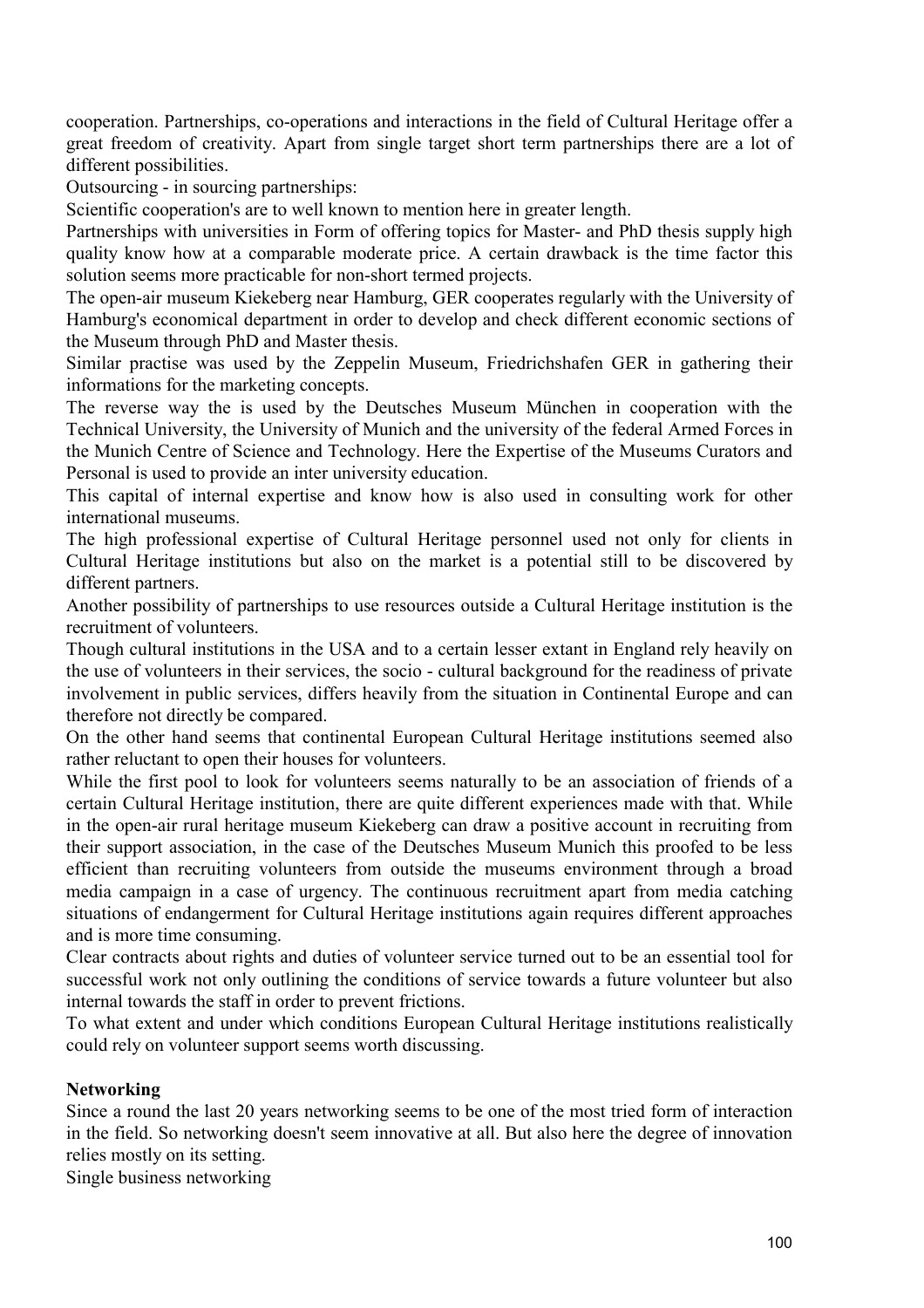cooperation. Partnerships, co-operations and interactions in the field of Cultural Heritage offer a great freedom of creativity. Apart from single target short term partnerships there are a lot of different possibilities.

Outsourcing - in sourcing partnerships:

Scientific cooperation's are to well known to mention here in greater length.

Partnerships with universities in Form of offering topics for Master- and PhD thesis supply high quality know how at a comparable moderate price. A certain drawback is the time factor this solution seems more practicable for non-short termed projects.

The open-air museum Kiekeberg near Hamburg, GER cooperates regularly with the University of Hamburg's economical department in order to develop and check different economic sections of the Museum through PhD and Master thesis.

Similar practise was used by the Zeppelin Museum, Friedrichshafen GER in gathering their informations for the marketing concepts.

The reverse way the is used by the Deutsches Museum München in cooperation with the Technical University, the University of Munich and the university of the federal Armed Forces in the Munich Centre of Science and Technology. Here the Expertise of the Museums Curators and Personal is used to provide an inter university education.

This capital of internal expertise and know how is also used in consulting work for other international museums.

The high professional expertise of Cultural Heritage personnel used not only for clients in Cultural Heritage institutions but also on the market is a potential still to be discovered by different partners.

Another possibility of partnerships to use resources outside a Cultural Heritage institution is the recruitment of volunteers.

Though cultural institutions in the USA and to a certain lesser extant in England rely heavily on the use of volunteers in their services, the socio - cultural background for the readiness of private involvement in public services, differs heavily from the situation in Continental Europe and can therefore not directly be compared.

On the other hand seems that continental European Cultural Heritage institutions seemed also rather reluctant to open their houses for volunteers.

While the first pool to look for volunteers seems naturally to be an association of friends of a certain Cultural Heritage institution, there are quite different experiences made with that. While in the open-air rural heritage museum Kiekeberg can draw a positive account in recruiting from their support association, in the case of the Deutsches Museum Munich this proofed to be less efficient than recruiting volunteers from outside the museums environment through a broad media campaign in a case of urgency. The continuous recruitment apart from media catching situations of endangerment for Cultural Heritage institutions again requires different approaches and is more time consuming.

Clear contracts about rights and duties of volunteer service turned out to be an essential tool for successful work not only outlining the conditions of service towards a future volunteer but also internal towards the staff in order to prevent frictions.

To what extent and under which conditions European Cultural Heritage institutions realistically could rely on volunteer support seems worth discussing.

**Networking**

Since a round the last 20 years networking seems to be one of the most tried form of interaction in the field. So networking doesn't seem innovative at all. But also here the degree of innovation relies mostly on its setting.

Single business networking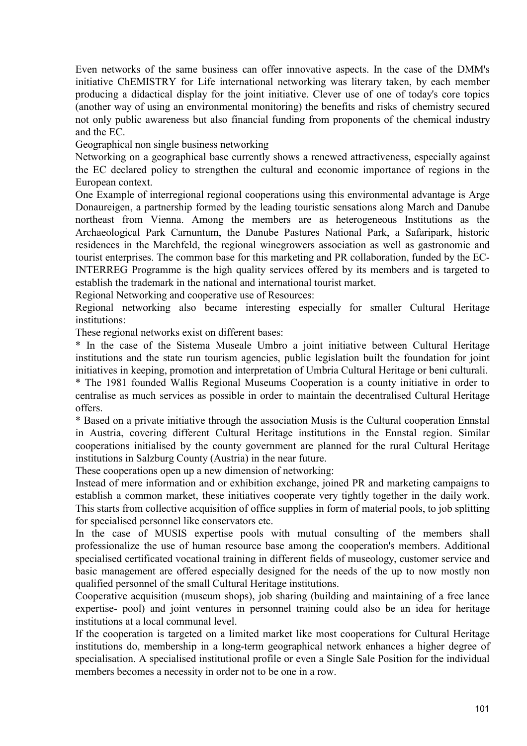Even networks of the same business can offer innovative aspects. In the case of the DMM's initiative ChEMISTRY for Life international networking was literary taken, by each member producing a didactical display for the joint initiative. Clever use of one of today's core topics (another way of using an environmental monitoring) the benefits and risks of chemistry secured not only public awareness but also financial funding from proponents of the chemical industry and the EC.

Geographical non single business networking

Networking on a geographical base currently shows a renewed attractiveness, especially against the EC declared policy to strengthen the cultural and economic importance of regions in the European context.

One Example of interregional regional cooperations using this environmental advantage is Arge Donaureigen, a partnership formed by the leading touristic sensations along March and Danube northeast from Vienna. Among the members are as heterogeneous Institutions as the Archaeological Park Carnuntum, the Danube Pastures National Park, a Safaripark, historic residences in the Marchfeld, the regional winegrowers association as well as gastronomic and tourist enterprises. The common base for this marketing and PR collaboration, funded by the EC-INTERREG Programme is the high quality services offered by its members and is targeted to establish the trademark in the national and international tourist market.

Regional Networking and cooperative use of Resources:

Regional networking also became interesting especially for smaller Cultural Heritage institutions:

These regional networks exist on different bases:

* In the case of the Sistema Museale Umbro a joint initiative between Cultural Heritage institutions and the state run tourism agencies, public legislation built the foundation for joint initiatives in keeping, promotion and interpretation of Umbria Cultural Heritage or beni culturali.

* The 1981 founded Wallis Regional Museums Cooperation is a county initiative in order to centralise as much services as possible in order to maintain the decentralised Cultural Heritage offers.

* Based on a private initiative through the association Musis is the Cultural cooperation Ennstal in Austria, covering different Cultural Heritage institutions in the Ennstal region. Similar cooperations initialised by the county government are planned for the rural Cultural Heritage institutions in Salzburg County (Austria) in the near future.

These cooperations open up a new dimension of networking:

Instead of mere information and or exhibition exchange, joined PR and marketing campaigns to establish a common market, these initiatives cooperate very tightly together in the daily work. This starts from collective acquisition of office supplies in form of material pools, to job splitting for specialised personnel like conservators etc.

In the case of MUSIS expertise pools with mutual consulting of the members shall professionalize the use of human resource base among the cooperation's members. Additional specialised certificated vocational training in different fields of museology, customer service and basic management are offered especially designed for the needs of the up to now mostly non qualified personnel of the small Cultural Heritage institutions.

Cooperative acquisition (museum shops), job sharing (building and maintaining of a free lance expertise- pool) and joint ventures in personnel training could also be an idea for heritage institutions at a local communal level.

If the cooperation is targeted on a limited market like most cooperations for Cultural Heritage institutions do, membership in a long-term geographical network enhances a higher degree of specialisation. A specialised institutional profile or even a Single Sale Position for the individual members becomes a necessity in order not to be one in a row.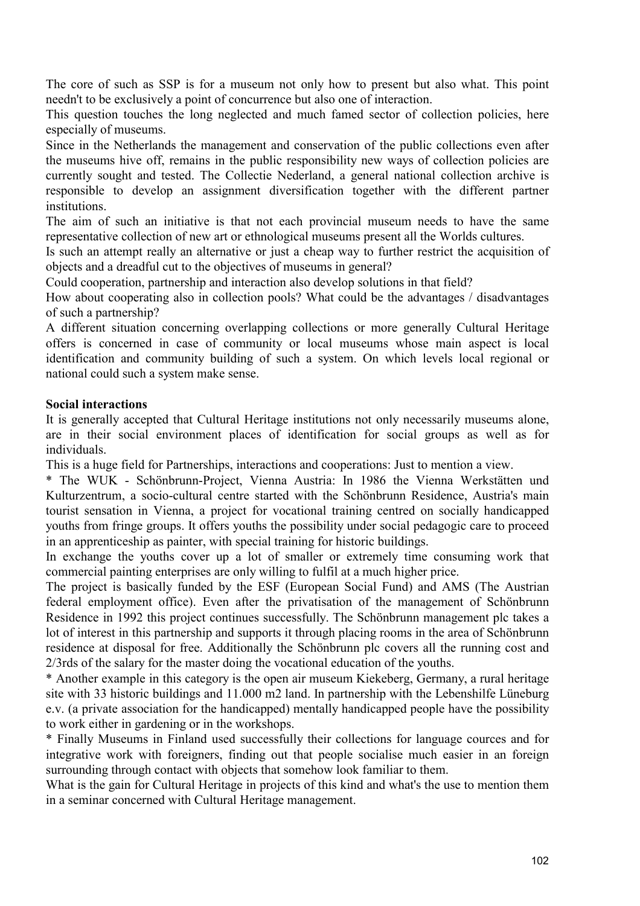The core of such as SSP is for a museum not only how to present but also what. This point needn't to be exclusively a point of concurrence but also one of interaction.

This question touches the long neglected and much famed sector of collection policies, here especially of museums.

Since in the Netherlands the management and conservation of the public collections even after the museums hive off, remains in the public responsibility new ways of collection policies are currently sought and tested. The Collectie Nederland, a general national collection archive is responsible to develop an assignment diversification together with the different partner institutions.

The aim of such an initiative is that not each provincial museum needs to have the same representative collection of new art or ethnological museums present all the Worlds cultures.

Is such an attempt really an alternative or just a cheap way to further restrict the acquisition of objects and a dreadful cut to the objectives of museums in general?

Could cooperation, partnership and interaction also develop solutions in that field?

How about cooperating also in collection pools? What could be the advantages / disadvantages of such a partnership?

A different situation concerning overlapping collections or more generally Cultural Heritage offers is concerned in case of community or local museums whose main aspect is local identification and community building of such a system. On which levels local regional or national could such a system make sense.

**Social interactions**

It is generally accepted that Cultural Heritage institutions not only necessarily museums alone, are in their social environment places of identification for social groups as well as for individuals.

This is a huge field for Partnerships, interactions and cooperations: Just to mention a view.

* The WUK - Schönbrunn-Project, Vienna Austria: In 1986 the Vienna Werkstätten und Kulturzentrum, a socio-cultural centre started with the Schönbrunn Residence, Austria's main tourist sensation in Vienna, a project for vocational training centred on socially handicapped youths from fringe groups. It offers youths the possibility under social pedagogic care to proceed in an apprenticeship as painter, with special training for historic buildings.

In exchange the youths cover up a lot of smaller or extremely time consuming work that commercial painting enterprises are only willing to fulfil at a much higher price.

The project is basically funded by the ESF (European Social Fund) and AMS (The Austrian federal employment office). Even after the privatisation of the management of Schönbrunn Residence in 1992 this project continues successfully. The Schönbrunn management plc takes a lot of interest in this partnership and supports it through placing rooms in the area of Schönbrunn residence at disposal for free. Additionally the Schönbrunn plc covers all the running cost and 2/3rds of the salary for the master doing the vocational education of the youths.

* Another example in this category is the open air museum Kiekeberg, Germany, a rural heritage site with 33 historic buildings and 11.000 m2 land. In partnership with the Lebenshilfe Lüneburg e.v. (a private association for the handicapped) mentally handicapped people have the possibility to work either in gardening or in the workshops.

* Finally Museums in Finland used successfully their collections for language cources and for integrative work with foreigners, finding out that people socialise much easier in an foreign surrounding through contact with objects that somehow look familiar to them.

What is the gain for Cultural Heritage in projects of this kind and what's the use to mention them in a seminar concerned with Cultural Heritage management.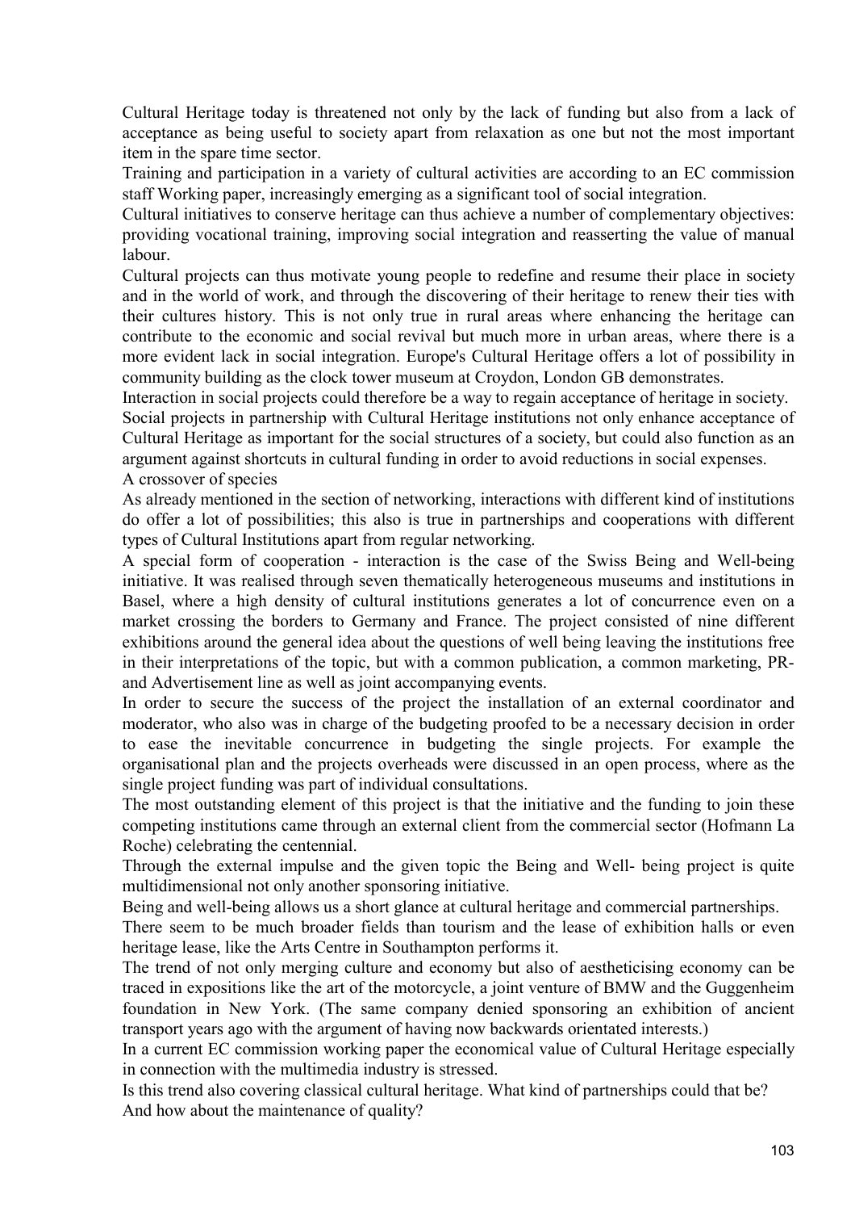Cultural Heritage today is threatened not only by the lack of funding but also from a lack of acceptance as being useful to society apart from relaxation as one but not the most important item in the spare time sector.

Training and participation in a variety of cultural activities are according to an EC commission staff Working paper, increasingly emerging as a significant tool of social integration.

Cultural initiatives to conserve heritage can thus achieve a number of complementary objectives: providing vocational training, improving social integration and reasserting the value of manual labour.

Cultural projects can thus motivate young people to redefine and resume their place in society and in the world of work, and through the discovering of their heritage to renew their ties with their cultures history. This is not only true in rural areas where enhancing the heritage can contribute to the economic and social revival but much more in urban areas, where there is a more evident lack in social integration. Europe's Cultural Heritage offers a lot of possibility in community building as the clock tower museum at Croydon, London GB demonstrates.

Interaction in social projects could therefore be a way to regain acceptance of heritage in society.

Social projects in partnership with Cultural Heritage institutions not only enhance acceptance of Cultural Heritage as important for the social structures of a society, but could also function as an argument against shortcuts in cultural funding in order to avoid reductions in social expenses.

A crossover of species

As already mentioned in the section of networking, interactions with different kind of institutions do offer a lot of possibilities; this also is true in partnerships and cooperations with different types of Cultural Institutions apart from regular networking.

A special form of cooperation - interaction is the case of the Swiss Being and Well-being initiative. It was realised through seven thematically heterogeneous museums and institutions in Basel, where a high density of cultural institutions generates a lot of concurrence even on a market crossing the borders to Germany and France. The project consisted of nine different exhibitions around the general idea about the questions of well being leaving the institutions free in their interpretations of the topic, but with a common publication, a common marketing, PR- and Advertisement line as well as joint accompanying events.

In order to secure the success of the project the installation of an external coordinator and moderator, who also was in charge of the budgeting proofed to be a necessary decision in order to ease the inevitable concurrence in budgeting the single projects. For example the organisational plan and the projects overheads were discussed in an open process, where as the single project funding was part of individual consultations.

The most outstanding element of this project is that the initiative and the funding to join these competing institutions came through an external client from the commercial sector (Hofmann La Roche) celebrating the centennial.

Through the external impulse and the given topic the Being and Well- being project is quite multidimensional not only another sponsoring initiative.

Being and well-being allows us a short glance at cultural heritage and commercial partnerships.

There seem to be much broader fields than tourism and the lease of exhibition halls or even heritage lease, like the Arts Centre in Southampton performs it.

The trend of not only merging culture and economy but also of aestheticising economy can be traced in expositions like the art of the motorcycle, a joint venture of BMW and the Guggenheim foundation in New York. (The same company denied sponsoring an exhibition of ancient transport years ago with the argument of having now backwards orientated interests.)

In a current EC commission working paper the economical value of Cultural Heritage especially in connection with the multimedia industry is stressed.

Is this trend also covering classical cultural heritage. What kind of partnerships could that be?

And how about the maintenance of quality?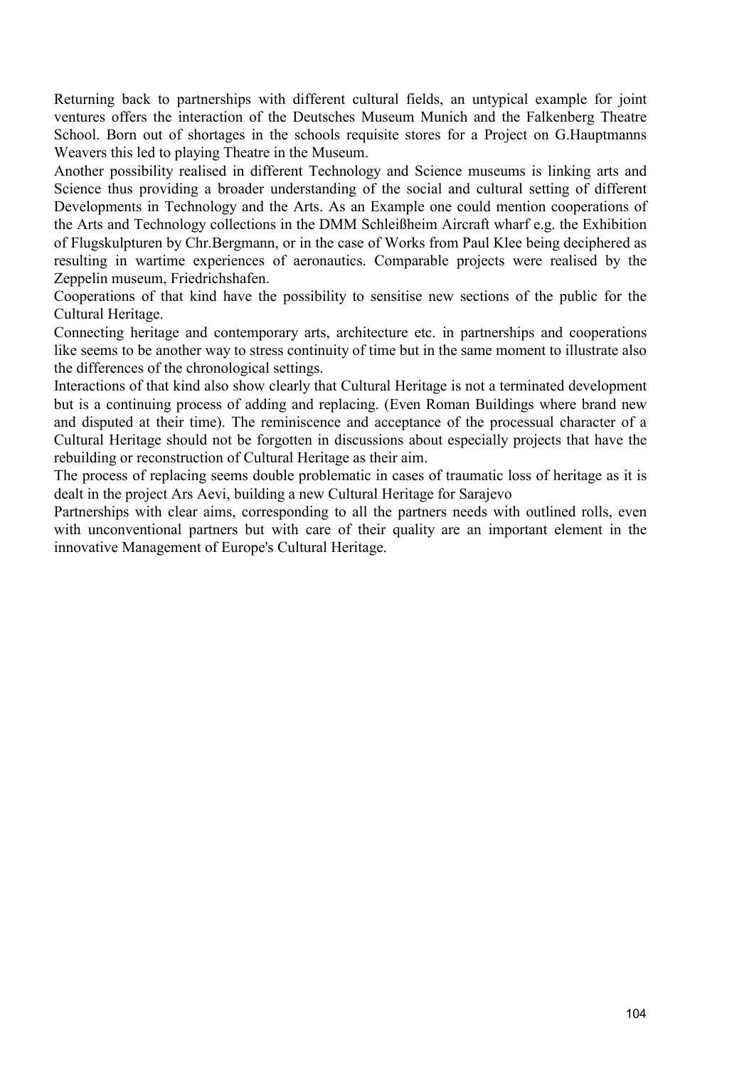Returning back to partnerships with different cultural fields, an untypical example for joint ventures offers the interaction of the Deutsches Museum Munich and the Falkenberg Theatre School. Born out of shortages in the schools requisite stores for a Project on G.Hauptmanns Weavers this led to playing Theatre in the Museum.

Another possibility realised in different Technology and Science museums is linking arts and Science thus providing a broader understanding of the social and cultural setting of different Developments in Technology and the Arts. As an Example one could mention cooperations of the Arts and Technology collections in the DMM Schleißheim Aircraft wharf e.g. the Exhibition of Flugskulpturen by Chr.Bergmann, or in the case of Works from Paul Klee being deciphered as resulting in wartime experiences of aeronautics. Comparable projects were realised by the Zeppelin museum, Friedrichshafen.

Cooperations of that kind have the possibility to sensitise new sections of the public for the Cultural Heritage.

Connecting heritage and contemporary arts, architecture etc. in partnerships and cooperations like seems to be another way to stress continuity of time but in the same moment to illustrate also the differences of the chronological settings.

Interactions of that kind also show clearly that Cultural Heritage is not a terminated development but is a continuing process of adding and replacing. (Even Roman Buildings where brand new and disputed at their time). The reminiscence and acceptance of the processual character of a Cultural Heritage should not be forgotten in discussions about especially projects that have the rebuilding or reconstruction of Cultural Heritage as their aim.

The process of replacing seems double problematic in cases of traumatic loss of heritage as it is dealt in the project Ars Aevi, building a new Cultural Heritage for Sarajevo

Partnerships with clear aims, corresponding to all the partners needs with outlined rolls, even with unconventional partners but with care of their quality are an important element in the innovative Management of Europe's Cultural Heritage.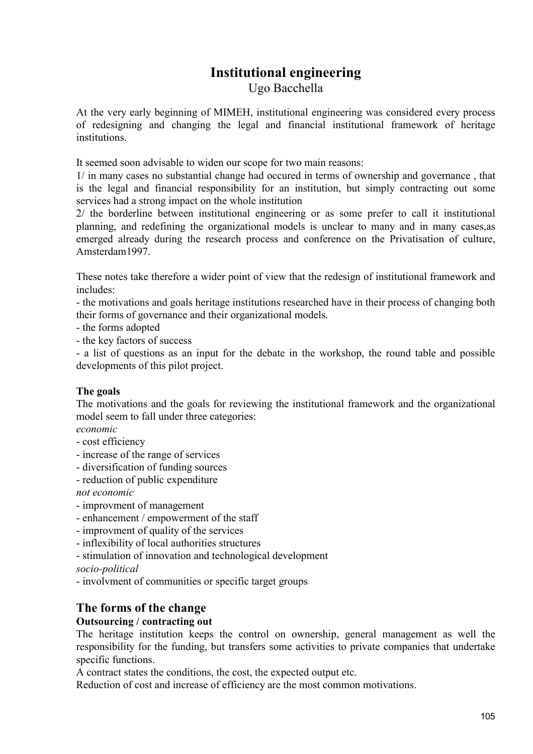# Institutional engineering

Ugo Bacchella

At the very early beginning of MIMEH, institutional engineering was considered every process of redesigning and changing the legal and financial institutional framework of heritage institutions.

It seemed soon advisable to widen our scope for two main reasons:
1/ in many cases no substantial change had occured in terms of ownership and governance , that is the legal and financial responsibility for an institution, but simply contracting out some services had a strong impact on the whole institution
2/ the borderline between institutional engineering or as some prefer to call it institutional planning, and redefining the organizational models is unclear to many and in many cases,as emerged already during the research process and conference on the Privatisation of culture, Amsterdam1997.

These notes take therefore a wider point of view that the redesign of institutional framework and includes:
- the motivations and goals heritage institutions researched have in their process of changing both their forms of governance and their organizational models.
- the forms adopted
- the key factors of success
- a list of questions as an input for the debate in the workshop, the round table and possible developments of this pilot project.

**The goals**

The motivations and the goals for reviewing the institutional framework and the organizational model seem to fall under three categories:

*economic*
- cost efficiency
- increase of the range of services
- diversification of funding sources
- reduction of public expenditure

*not economic*
- improvment of management
- enhancement / empowerment of the staff
- improvment of quality of the services
- inflexibility of local authorities structures
- stimulation of innovation and technological development

*socio-political*
- involvment of communities or specific target groups

## The forms of the change

**Outsourcing / contracting out**

The heritage institution keeps the control on ownership, general management as well the responsibility for the funding, but transfers some activities to private companies that undertake specific functions.
A contract states the conditions, the cost, the expected output etc.
Reduction of cost and increase of efficiency are the most common motivations.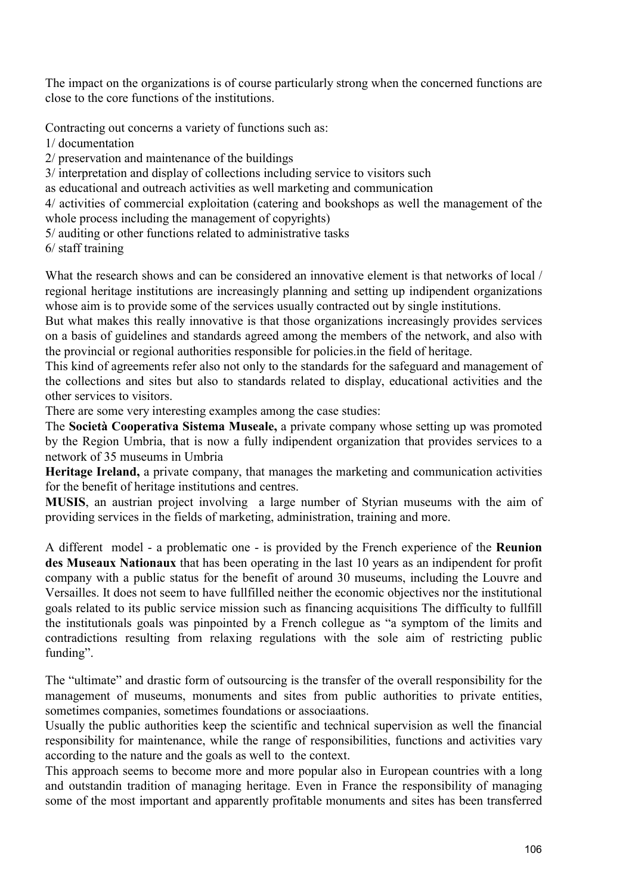The impact on the organizations is of course particularly strong when the concerned functions are close to the core functions of the institutions.

Contracting out concerns a variety of functions such as:
1/ documentation
2/ preservation and maintenance of the buildings
3/ interpretation and display of collections including service to visitors such
as educational and outreach activities as well marketing and communication
4/ activities of commercial exploitation (catering and bookshops as well the management of the whole process including the management of copyrights)
5/ auditing or other functions related to administrative tasks
6/ staff training

What the research shows and can be considered an innovative element is that networks of local / regional heritage institutions are increasingly planning and setting up indipendent organizations whose aim is to provide some of the services usually contracted out by single institutions.
But what makes this really innovative is that those organizations increasingly provides services on a basis of guidelines and standards agreed among the members of the network, and also with the provincial or regional authorities responsible for policies.in the field of heritage.
This kind of agreements refer also not only to the standards for the safeguard and management of the collections and sites but also to standards related to display, educational activities and the other services to visitors.
There are some very interesting examples among the case studies:
The **Società Cooperativa Sistema Museale,** a private company whose setting up was promoted by the Region Umbria, that is now a fully indipendent organization that provides services to a network of 35 museums in Umbria
**Heritage Ireland,** a private company, that manages the marketing and communication activities for the benefit of heritage institutions and centres.
**MUSIS**, an austrian project involving a large number of Styrian museums with the aim of providing services in the fields of marketing, administration, training and more.

A different model - a problematic one - is provided by the French experience of the **Reunion des Museaux Nationaux** that has been operating in the last 10 years as an indipendent for profit company with a public status for the benefit of around 30 museums, including the Louvre and Versailles. It does not seem to have fullfilled neither the economic objectives nor the institutional goals related to its public service mission such as financing acquisitions The difficulty to fullfill the institutionals goals was pinpointed by a French collegue as "a symptom of the limits and contradictions resulting from relaxing regulations with the sole aim of restricting public funding".

The "ultimate" and drastic form of outsourcing is the transfer of the overall responsibility for the management of museums, monuments and sites from public authorities to private entities, sometimes companies, sometimes foundations or associaations.
Usually the public authorities keep the scientific and technical supervision as well the financial responsibility for maintenance, while the range of responsibilities, functions and activities vary according to the nature and the goals as well to the context.
This approach seems to become more and more popular also in European countries with a long and outstandin tradition of managing heritage. Even in France the responsibility of managing some of the most important and apparently profitable monuments and sites has been transferred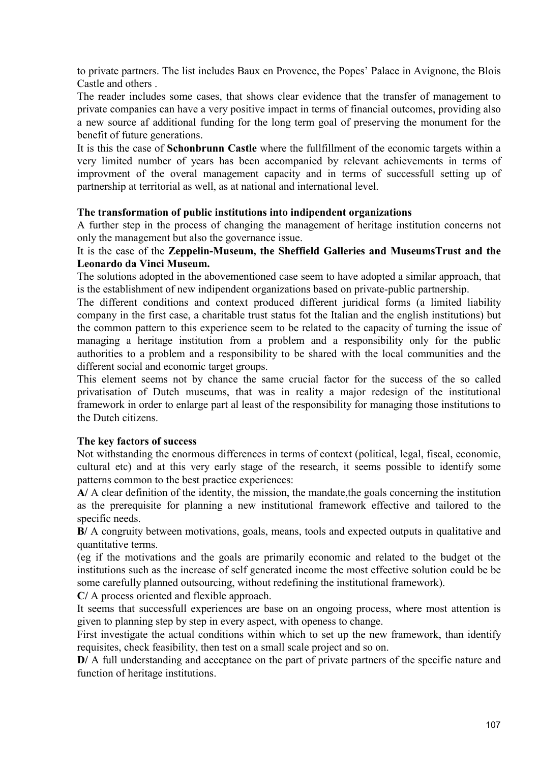to private partners. The list includes Baux en Provence, the Popes' Palace in Avignone, the Blois Castle and others .

The reader includes some cases, that shows clear evidence that the transfer of management to private companies can have a very positive impact in terms of financial outcomes, providing also a new source af additional funding for the long term goal of preserving the monument for the benefit of future generations.

It is this the case of **Schonbrunn Castle** where the fullfillment of the economic targets within a very limited number of years has been accompanied by relevant achievements in terms of improvment of the overal management capacity and in terms of successfull setting up of partnership at territorial as well, as at national and international level.

**The transformation of public institutions into indipendent organizations**

A further step in the process of changing the management of heritage institution concerns not only the management but also the governance issue.

It is the case of the **Zeppelin-Museum, the Sheffield Galleries and MuseumsTrust and the Leonardo da Vinci Museum.**

The solutions adopted in the abovementioned case seem to have adopted a similar approach, that is the establishment of new indipendent organizations based on private-public partnership.

The different conditions and context produced different juridical forms (a limited liability company in the first case, a charitable trust status fot the Italian and the english institutions) but the common pattern to this experience seem to be related to the capacity of turning the issue of managing a heritage institution from a problem and a responsibility only for the public authorities to a problem and a responsibility to be shared with the local communities and the different social and economic target groups.

This element seems not by chance the same crucial factor for the success of the so called privatisation of Dutch museums, that was in reality a major redesign of the institutional framework in order to enlarge part al least of the responsibility for managing those institutions to the Dutch citizens.

**The key factors of success**

Not withstanding the enormous differences in terms of context (political, legal, fiscal, economic, cultural etc) and at this very early stage of the research, it seems possible to identify some patterns common to the best practice experiences:

**A/** A clear definition of the identity, the mission, the mandate,the goals concerning the institution as the prerequisite for planning a new institutional framework effective and tailored to the specific needs.

**B/** A congruity between motivations, goals, means, tools and expected outputs in qualitative and quantitative terms.

(eg if the motivations and the goals are primarily economic and related to the budget ot the institutions such as the increase of self generated income the most effective solution could be be some carefully planned outsourcing, without redefining the institutional framework).

**C/** A process oriented and flexible approach.

It seems that successfull experiences are base on an ongoing process, where most attention is given to planning step by step in every aspect, with openess to change.

First investigate the actual conditions within which to set up the new framework, than identify requisites, check feasibility, then test on a small scale project and so on.

**D/** A full understanding and acceptance on the part of private partners of the specific nature and function of heritage institutions.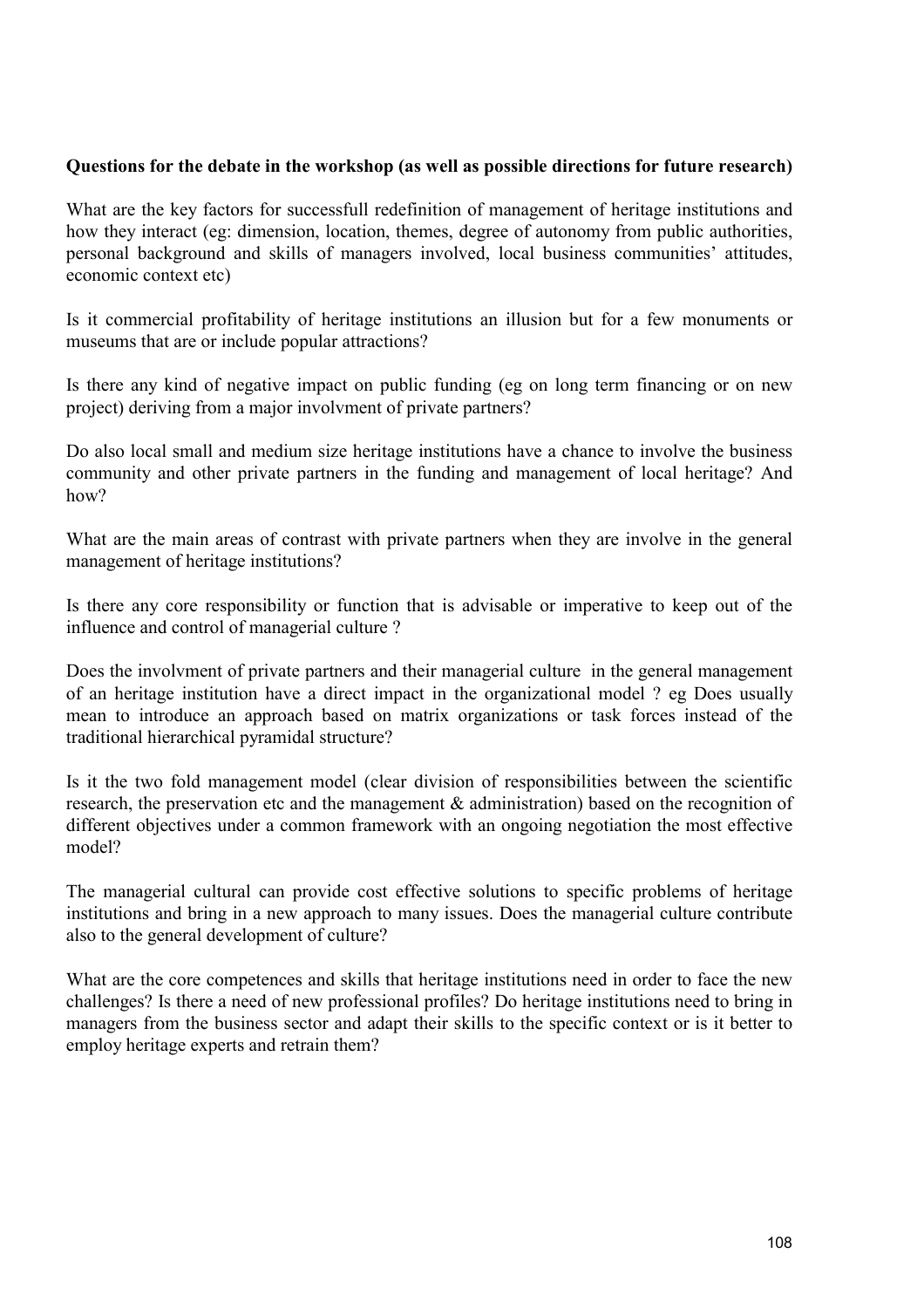**Questions for the debate in the workshop (as well as possible directions for future research)**

What are the key factors for successfull redefinition of management of heritage institutions and how they interact (eg: dimension, location, themes, degree of autonomy from public authorities, personal background and skills of managers involved, local business communities' attitudes, economic context etc)

Is it commercial profitability of heritage institutions an illusion but for a few monuments or museums that are or include popular attractions?

Is there any kind of negative impact on public funding (eg on long term financing or on new project) deriving from a major involvment of private partners?

Do also local small and medium size heritage institutions have a chance to involve the business community and other private partners in the funding and management of local heritage? And how?

What are the main areas of contrast with private partners when they are involve in the general management of heritage institutions?

Is there any core responsibility or function that is advisable or imperative to keep out of the influence and control of managerial culture ?

Does the involvment of private partners and their managerial culture in the general management of an heritage institution have a direct impact in the organizational model ? eg Does usually mean to introduce an approach based on matrix organizations or task forces instead of the traditional hierarchical pyramidal structure?

Is it the two fold management model (clear division of responsibilities between the scientific research, the preservation etc and the management & administration) based on the recognition of different objectives under a common framework with an ongoing negotiation the most effective model?

The managerial cultural can provide cost effective solutions to specific problems of heritage institutions and bring in a new approach to many issues. Does the managerial culture contribute also to the general development of culture?

What are the core competences and skills that heritage institutions need in order to face the new challenges? Is there a need of new professional profiles? Do heritage institutions need to bring in managers from the business sector and adapt their skills to the specific context or is it better to employ heritage experts and retrain them?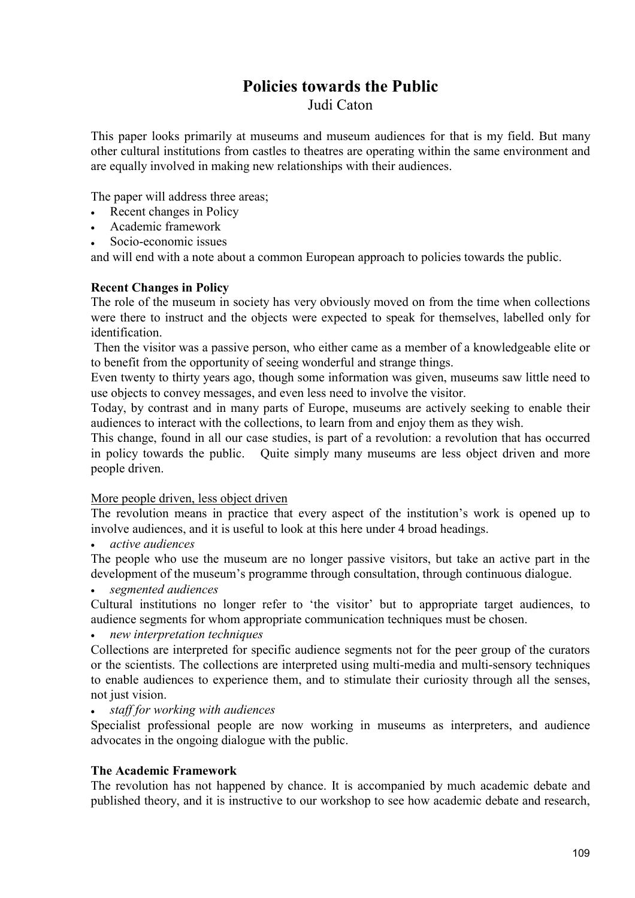# Policies towards the Public

Judi Caton

This paper looks primarily at museums and museum audiences for that is my field. But many other cultural institutions from castles to theatres are operating within the same environment and are equally involved in making new relationships with their audiences.

The paper will address three areas;

- Recent changes in Policy
- Academic framework
- Socio-economic issues

and will end with a note about a common European approach to policies towards the public.

**Recent Changes in Policy**

The role of the museum in society has very obviously moved on from the time when collections were there to instruct and the objects were expected to speak for themselves, labelled only for identification.

Then the visitor was a passive person, who either came as a member of a knowledgeable elite or to benefit from the opportunity of seeing wonderful and strange things.

Even twenty to thirty years ago, though some information was given, museums saw little need to use objects to convey messages, and even less need to involve the visitor.

Today, by contrast and in many parts of Europe, museums are actively seeking to enable their audiences to interact with the collections, to learn from and enjoy them as they wish.

This change, found in all our case studies, is part of a revolution: a revolution that has occurred in policy towards the public. Quite simply many museums are less object driven and more people driven.

<u>More people driven, less object driven</u>

The revolution means in practice that every aspect of the institution's work is opened up to involve audiences, and it is useful to look at this here under 4 broad headings.

- *active audiences*

The people who use the museum are no longer passive visitors, but take an active part in the development of the museum's programme through consultation, through continuous dialogue.

- *segmented audiences*

Cultural institutions no longer refer to 'the visitor' but to appropriate target audiences, to audience segments for whom appropriate communication techniques must be chosen.

- *new interpretation techniques*

Collections are interpreted for specific audience segments not for the peer group of the curators or the scientists. The collections are interpreted using multi-media and multi-sensory techniques to enable audiences to experience them, and to stimulate their curiosity through all the senses, not just vision.

- *staff for working with audiences*

Specialist professional people are now working in museums as interpreters, and audience advocates in the ongoing dialogue with the public.

**The Academic Framework**

The revolution has not happened by chance. It is accompanied by much academic debate and published theory, and it is instructive to our workshop to see how academic debate and research,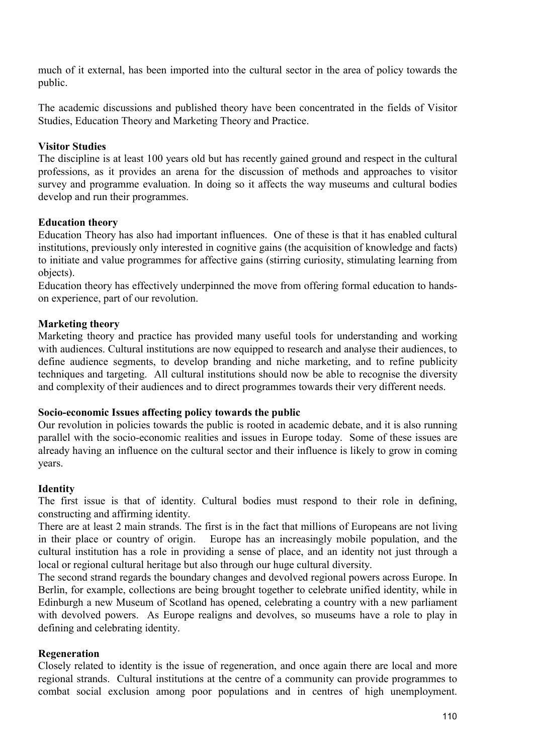much of it external, has been imported into the cultural sector in the area of policy towards the public.

The academic discussions and published theory have been concentrated in the fields of Visitor Studies, Education Theory and Marketing Theory and Practice.

**Visitor Studies**

The discipline is at least 100 years old but has recently gained ground and respect in the cultural professions, as it provides an arena for the discussion of methods and approaches to visitor survey and programme evaluation. In doing so it affects the way museums and cultural bodies develop and run their programmes.

**Education theory**

Education Theory has also had important influences. One of these is that it has enabled cultural institutions, previously only interested in cognitive gains (the acquisition of knowledge and facts) to initiate and value programmes for affective gains (stirring curiosity, stimulating learning from objects).

Education theory has effectively underpinned the move from offering formal education to hands-on experience, part of our revolution.

**Marketing theory**

Marketing theory and practice has provided many useful tools for understanding and working with audiences. Cultural institutions are now equipped to research and analyse their audiences, to define audience segments, to develop branding and niche marketing, and to refine publicity techniques and targeting. All cultural institutions should now be able to recognise the diversity and complexity of their audiences and to direct programmes towards their very different needs.

**Socio-economic Issues affecting policy towards the public**

Our revolution in policies towards the public is rooted in academic debate, and it is also running parallel with the socio-economic realities and issues in Europe today. Some of these issues are already having an influence on the cultural sector and their influence is likely to grow in coming years.

**Identity**

The first issue is that of identity. Cultural bodies must respond to their role in defining, constructing and affirming identity.

There are at least 2 main strands. The first is in the fact that millions of Europeans are not living in their place or country of origin. Europe has an increasingly mobile population, and the cultural institution has a role in providing a sense of place, and an identity not just through a local or regional cultural heritage but also through our huge cultural diversity.

The second strand regards the boundary changes and devolved regional powers across Europe. In Berlin, for example, collections are being brought together to celebrate unified identity, while in Edinburgh a new Museum of Scotland has opened, celebrating a country with a new parliament with devolved powers. As Europe realigns and devolves, so museums have a role to play in defining and celebrating identity.

**Regeneration**

Closely related to identity is the issue of regeneration, and once again there are local and more regional strands. Cultural institutions at the centre of a community can provide programmes to combat social exclusion among poor populations and in centres of high unemployment.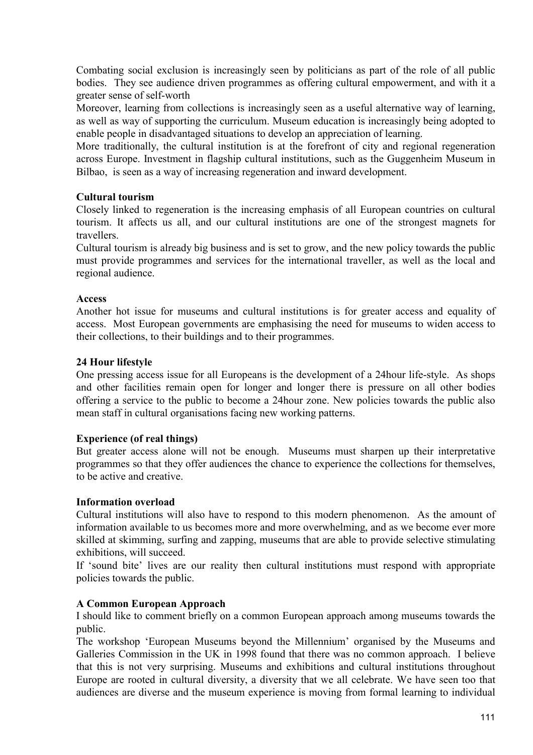Combating social exclusion is increasingly seen by politicians as part of the role of all public bodies. They see audience driven programmes as offering cultural empowerment, and with it a greater sense of self-worth

Moreover, learning from collections is increasingly seen as a useful alternative way of learning, as well as way of supporting the curriculum. Museum education is increasingly being adopted to enable people in disadvantaged situations to develop an appreciation of learning.

More traditionally, the cultural institution is at the forefront of city and regional regeneration across Europe. Investment in flagship cultural institutions, such as the Guggenheim Museum in Bilbao, is seen as a way of increasing regeneration and inward development.

**Cultural tourism**

Closely linked to regeneration is the increasing emphasis of all European countries on cultural tourism. It affects us all, and our cultural institutions are one of the strongest magnets for travellers.

Cultural tourism is already big business and is set to grow, and the new policy towards the public must provide programmes and services for the international traveller, as well as the local and regional audience.

**Access**

Another hot issue for museums and cultural institutions is for greater access and equality of access. Most European governments are emphasising the need for museums to widen access to their collections, to their buildings and to their programmes.

**24 Hour lifestyle**

One pressing access issue for all Europeans is the development of a 24hour life-style. As shops and other facilities remain open for longer and longer there is pressure on all other bodies offering a service to the public to become a 24hour zone. New policies towards the public also mean staff in cultural organisations facing new working patterns.

**Experience (of real things)**

But greater access alone will not be enough. Museums must sharpen up their interpretative programmes so that they offer audiences the chance to experience the collections for themselves, to be active and creative.

**Information overload**

Cultural institutions will also have to respond to this modern phenomenon. As the amount of information available to us becomes more and more overwhelming, and as we become ever more skilled at skimming, surfing and zapping, museums that are able to provide selective stimulating exhibitions, will succeed.

If 'sound bite' lives are our reality then cultural institutions must respond with appropriate policies towards the public.

**A Common European Approach**

I should like to comment briefly on a common European approach among museums towards the public.

The workshop 'European Museums beyond the Millennium' organised by the Museums and Galleries Commission in the UK in 1998 found that there was no common approach. I believe that this is not very surprising. Museums and exhibitions and cultural institutions throughout Europe are rooted in cultural diversity, a diversity that we all celebrate. We have seen too that audiences are diverse and the museum experience is moving from formal learning to individual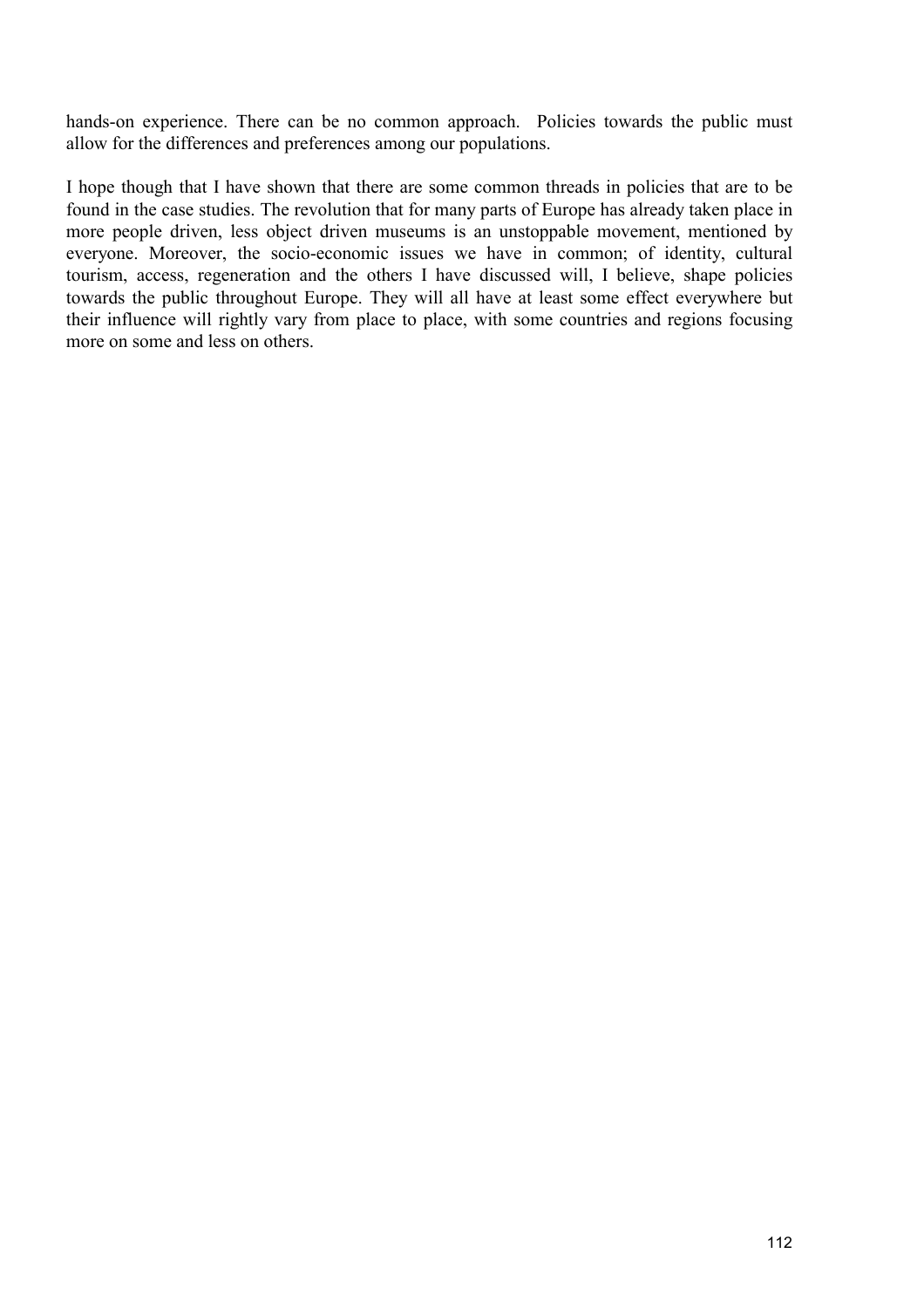hands-on experience. There can be no common approach.  Policies towards the public must allow for the differences and preferences among our populations.

I hope though that I have shown that there are some common threads in policies that are to be found in the case studies. The revolution that for many parts of Europe has already taken place in more people driven, less object driven museums is an unstoppable movement, mentioned by everyone. Moreover, the socio-economic issues we have in common; of identity, cultural tourism, access, regeneration and the others I have discussed will, I believe, shape policies towards the public throughout Europe. They will all have at least some effect everywhere but their influence will rightly vary from place to place, with some countries and regions focusing more on some and less on others.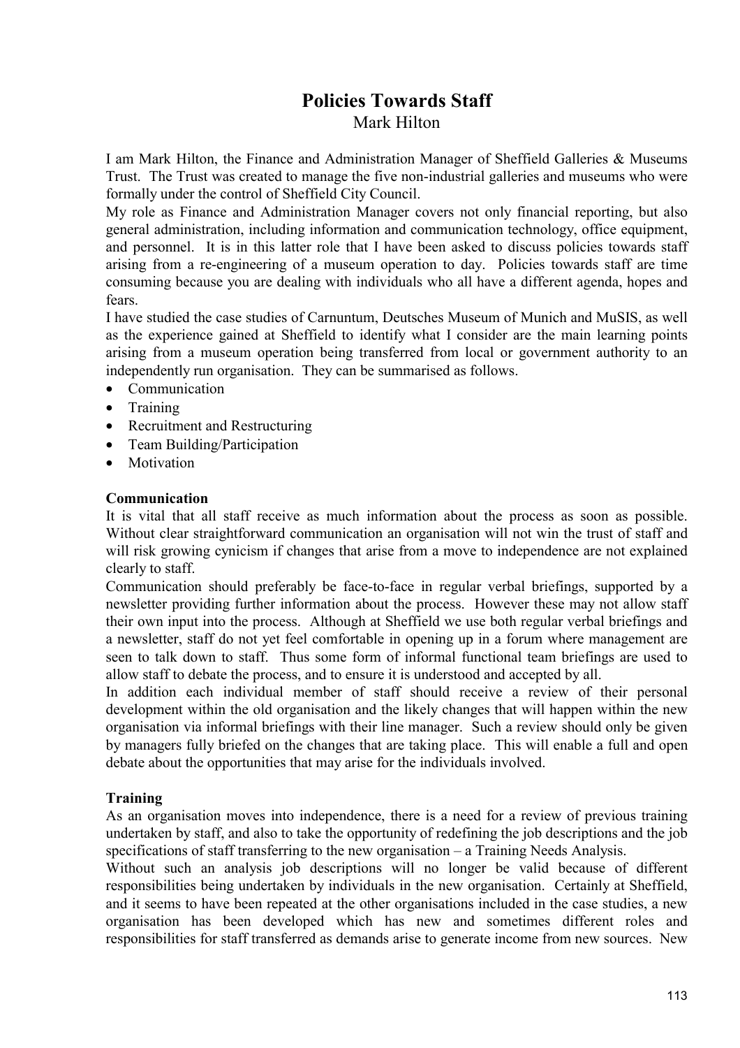# Policies Towards Staff

Mark Hilton

I am Mark Hilton, the Finance and Administration Manager of Sheffield Galleries & Museums Trust. The Trust was created to manage the five non-industrial galleries and museums who were formally under the control of Sheffield City Council.

My role as Finance and Administration Manager covers not only financial reporting, but also general administration, including information and communication technology, office equipment, and personnel. It is in this latter role that I have been asked to discuss policies towards staff arising from a re-engineering of a museum operation to day. Policies towards staff are time consuming because you are dealing with individuals who all have a different agenda, hopes and fears.

I have studied the case studies of Carnuntum, Deutsches Museum of Munich and MuSIS, as well as the experience gained at Sheffield to identify what I consider are the main learning points arising from a museum operation being transferred from local or government authority to an independently run organisation. They can be summarised as follows.

- Communication
- Training
- Recruitment and Restructuring
- Team Building/Participation
- Motivation

**Communication**

It is vital that all staff receive as much information about the process as soon as possible. Without clear straightforward communication an organisation will not win the trust of staff and will risk growing cynicism if changes that arise from a move to independence are not explained clearly to staff.

Communication should preferably be face-to-face in regular verbal briefings, supported by a newsletter providing further information about the process. However these may not allow staff their own input into the process. Although at Sheffield we use both regular verbal briefings and a newsletter, staff do not yet feel comfortable in opening up in a forum where management are seen to talk down to staff. Thus some form of informal functional team briefings are used to allow staff to debate the process, and to ensure it is understood and accepted by all.

In addition each individual member of staff should receive a review of their personal development within the old organisation and the likely changes that will happen within the new organisation via informal briefings with their line manager. Such a review should only be given by managers fully briefed on the changes that are taking place. This will enable a full and open debate about the opportunities that may arise for the individuals involved.

**Training**

As an organisation moves into independence, there is a need for a review of previous training undertaken by staff, and also to take the opportunity of redefining the job descriptions and the job specifications of staff transferring to the new organisation – a Training Needs Analysis.

Without such an analysis job descriptions will no longer be valid because of different responsibilities being undertaken by individuals in the new organisation. Certainly at Sheffield, and it seems to have been repeated at the other organisations included in the case studies, a new organisation has been developed which has new and sometimes different roles and responsibilities for staff transferred as demands arise to generate income from new sources. New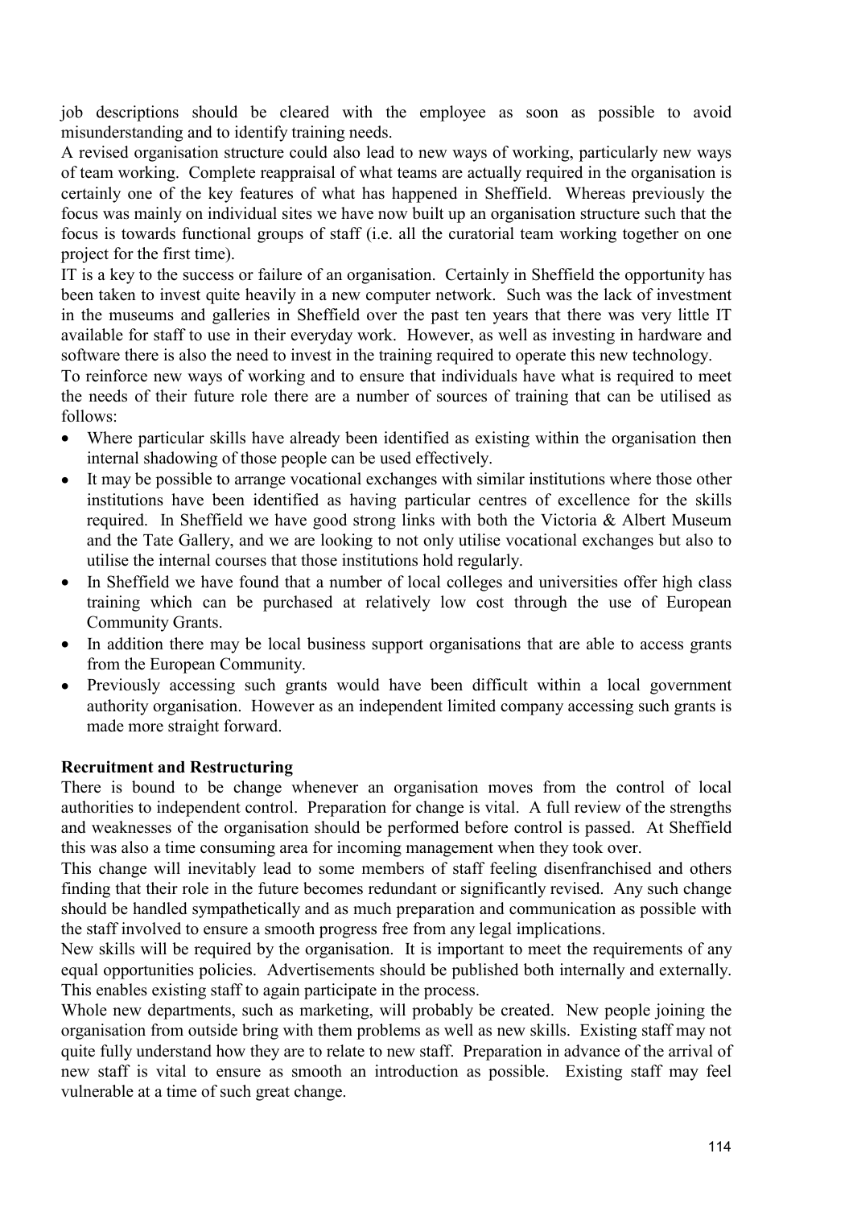job descriptions should be cleared with the employee as soon as possible to avoid misunderstanding and to identify training needs.

A revised organisation structure could also lead to new ways of working, particularly new ways of team working. Complete reappraisal of what teams are actually required in the organisation is certainly one of the key features of what has happened in Sheffield. Whereas previously the focus was mainly on individual sites we have now built up an organisation structure such that the focus is towards functional groups of staff (i.e. all the curatorial team working together on one project for the first time).

IT is a key to the success or failure of an organisation. Certainly in Sheffield the opportunity has been taken to invest quite heavily in a new computer network. Such was the lack of investment in the museums and galleries in Sheffield over the past ten years that there was very little IT available for staff to use in their everyday work. However, as well as investing in hardware and software there is also the need to invest in the training required to operate this new technology.

To reinforce new ways of working and to ensure that individuals have what is required to meet the needs of their future role there are a number of sources of training that can be utilised as follows:

- Where particular skills have already been identified as existing within the organisation then internal shadowing of those people can be used effectively.
- It may be possible to arrange vocational exchanges with similar institutions where those other institutions have been identified as having particular centres of excellence for the skills required. In Sheffield we have good strong links with both the Victoria & Albert Museum and the Tate Gallery, and we are looking to not only utilise vocational exchanges but also to utilise the internal courses that those institutions hold regularly.
- In Sheffield we have found that a number of local colleges and universities offer high class training which can be purchased at relatively low cost through the use of European Community Grants.
- In addition there may be local business support organisations that are able to access grants from the European Community.
- Previously accessing such grants would have been difficult within a local government authority organisation. However as an independent limited company accessing such grants is made more straight forward.

**Recruitment and Restructuring**

There is bound to be change whenever an organisation moves from the control of local authorities to independent control. Preparation for change is vital. A full review of the strengths and weaknesses of the organisation should be performed before control is passed. At Sheffield this was also a time consuming area for incoming management when they took over.

This change will inevitably lead to some members of staff feeling disenfranchised and others finding that their role in the future becomes redundant or significantly revised. Any such change should be handled sympathetically and as much preparation and communication as possible with the staff involved to ensure a smooth progress free from any legal implications.

New skills will be required by the organisation. It is important to meet the requirements of any equal opportunities policies. Advertisements should be published both internally and externally. This enables existing staff to again participate in the process.

Whole new departments, such as marketing, will probably be created. New people joining the organisation from outside bring with them problems as well as new skills. Existing staff may not quite fully understand how they are to relate to new staff. Preparation in advance of the arrival of new staff is vital to ensure as smooth an introduction as possible. Existing staff may feel vulnerable at a time of such great change.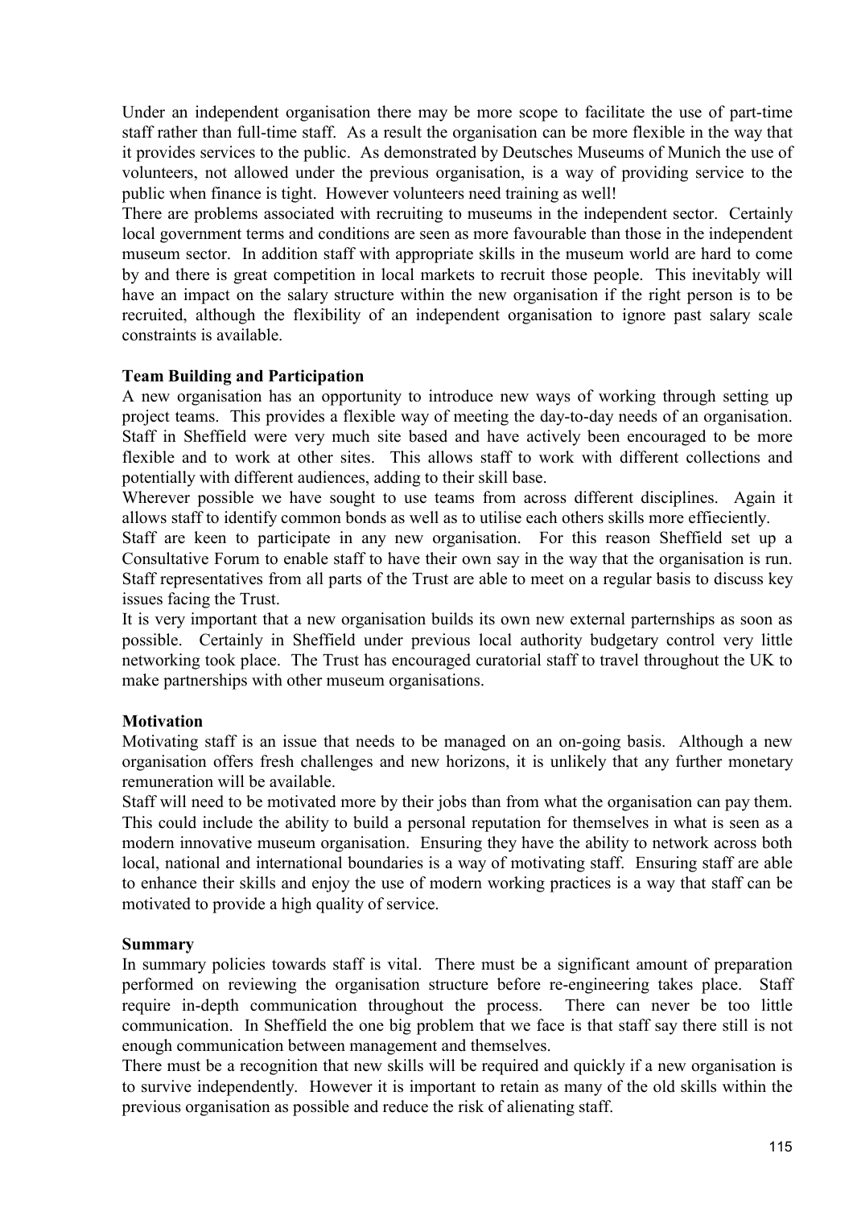Under an independent organisation there may be more scope to facilitate the use of part-time staff rather than full-time staff. As a result the organisation can be more flexible in the way that it provides services to the public. As demonstrated by Deutsches Museums of Munich the use of volunteers, not allowed under the previous organisation, is a way of providing service to the public when finance is tight. However volunteers need training as well!

There are problems associated with recruiting to museums in the independent sector. Certainly local government terms and conditions are seen as more favourable than those in the independent museum sector. In addition staff with appropriate skills in the museum world are hard to come by and there is great competition in local markets to recruit those people. This inevitably will have an impact on the salary structure within the new organisation if the right person is to be recruited, although the flexibility of an independent organisation to ignore past salary scale constraints is available.

**Team Building and Participation**

A new organisation has an opportunity to introduce new ways of working through setting up project teams. This provides a flexible way of meeting the day-to-day needs of an organisation. Staff in Sheffield were very much site based and have actively been encouraged to be more flexible and to work at other sites. This allows staff to work with different collections and potentially with different audiences, adding to their skill base.

Wherever possible we have sought to use teams from across different disciplines. Again it allows staff to identify common bonds as well as to utilise each others skills more effieciently.

Staff are keen to participate in any new organisation. For this reason Sheffield set up a Consultative Forum to enable staff to have their own say in the way that the organisation is run. Staff representatives from all parts of the Trust are able to meet on a regular basis to discuss key issues facing the Trust.

It is very important that a new organisation builds its own new external parternships as soon as possible. Certainly in Sheffield under previous local authority budgetary control very little networking took place. The Trust has encouraged curatorial staff to travel throughout the UK to make partnerships with other museum organisations.

**Motivation**

Motivating staff is an issue that needs to be managed on an on-going basis. Although a new organisation offers fresh challenges and new horizons, it is unlikely that any further monetary remuneration will be available.

Staff will need to be motivated more by their jobs than from what the organisation can pay them. This could include the ability to build a personal reputation for themselves in what is seen as a modern innovative museum organisation. Ensuring they have the ability to network across both local, national and international boundaries is a way of motivating staff. Ensuring staff are able to enhance their skills and enjoy the use of modern working practices is a way that staff can be motivated to provide a high quality of service.

**Summary**

In summary policies towards staff is vital. There must be a significant amount of preparation performed on reviewing the organisation structure before re-engineering takes place. Staff require in-depth communication throughout the process. There can never be too little communication. In Sheffield the one big problem that we face is that staff say there still is not enough communication between management and themselves.

There must be a recognition that new skills will be required and quickly if a new organisation is to survive independently. However it is important to retain as many of the old skills within the previous organisation as possible and reduce the risk of alienating staff.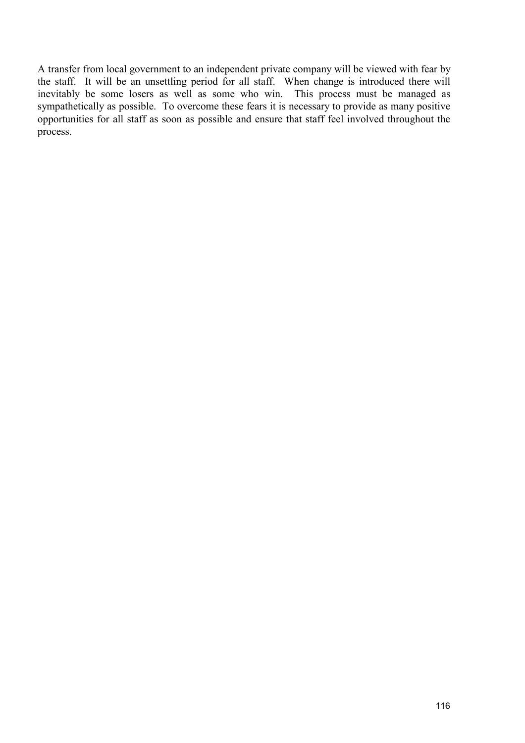A transfer from local government to an independent private company will be viewed with fear by the staff. It will be an unsettling period for all staff. When change is introduced there will inevitably be some losers as well as some who win. This process must be managed as sympathetically as possible. To overcome these fears it is necessary to provide as many positive opportunities for all staff as soon as possible and ensure that staff feel involved throughout the process.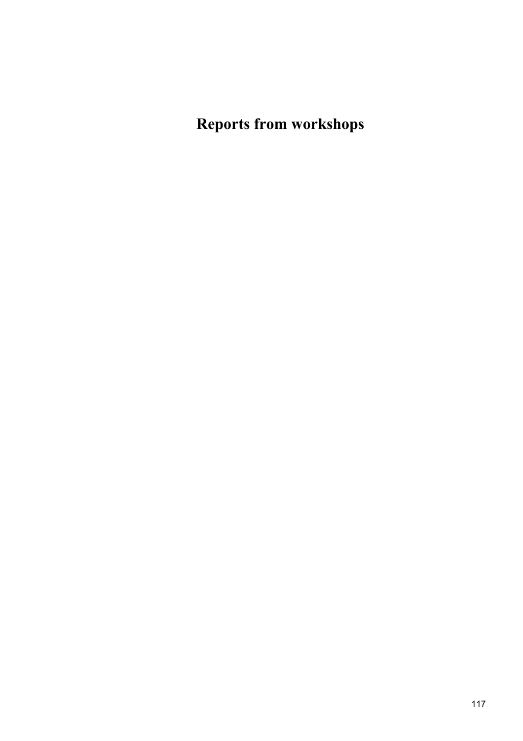# Reports from workshops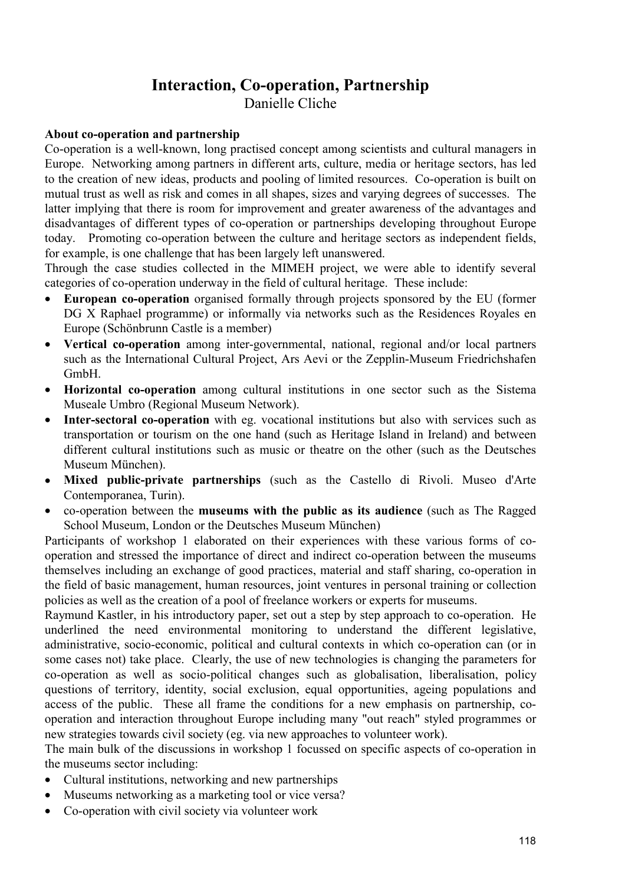# Interaction, Co-operation, Partnership

Danielle Cliche

**About co-operation and partnership**

Co-operation is a well-known, long practised concept among scientists and cultural managers in Europe. Networking among partners in different arts, culture, media or heritage sectors, has led to the creation of new ideas, products and pooling of limited resources. Co-operation is built on mutual trust as well as risk and comes in all shapes, sizes and varying degrees of successes. The latter implying that there is room for improvement and greater awareness of the advantages and disadvantages of different types of co-operation or partnerships developing throughout Europe today. Promoting co-operation between the culture and heritage sectors as independent fields, for example, is one challenge that has been largely left unanswered.

Through the case studies collected in the MIMEH project, we were able to identify several categories of co-operation underway in the field of cultural heritage. These include:

- **European co-operation** organised formally through projects sponsored by the EU (former DG X Raphael programme) or informally via networks such as the Residences Royales en Europe (Schönbrunn Castle is a member)
- **Vertical co-operation** among inter-governmental, national, regional and/or local partners such as the International Cultural Project, Ars Aevi or the Zepplin-Museum Friedrichshafen GmbH.
- **Horizontal co-operation** among cultural institutions in one sector such as the Sistema Museale Umbro (Regional Museum Network).
- **Inter-sectoral co-operation** with eg. vocational institutions but also with services such as transportation or tourism on the one hand (such as Heritage Island in Ireland) and between different cultural institutions such as music or theatre on the other (such as the Deutsches Museum München).
- **Mixed public-private partnerships** (such as the Castello di Rivoli. Museo d'Arte Contemporanea, Turin).
- co-operation between the **museums with the public as its audience** (such as The Ragged School Museum, London or the Deutsches Museum München)

Participants of workshop 1 elaborated on their experiences with these various forms of co-operation and stressed the importance of direct and indirect co-operation between the museums themselves including an exchange of good practices, material and staff sharing, co-operation in the field of basic management, human resources, joint ventures in personal training or collection policies as well as the creation of a pool of freelance workers or experts for museums.

Raymund Kastler, in his introductory paper, set out a step by step approach to co-operation. He underlined the need environmental monitoring to understand the different legislative, administrative, socio-economic, political and cultural contexts in which co-operation can (or in some cases not) take place. Clearly, the use of new technologies is changing the parameters for co-operation as well as socio-political changes such as globalisation, liberalisation, policy questions of territory, identity, social exclusion, equal opportunities, ageing populations and access of the public. These all frame the conditions for a new emphasis on partnership, co-operation and interaction throughout Europe including many "out reach" styled programmes or new strategies towards civil society (eg. via new approaches to volunteer work).

The main bulk of the discussions in workshop 1 focussed on specific aspects of co-operation in the museums sector including:

- Cultural institutions, networking and new partnerships
- Museums networking as a marketing tool or vice versa?
- Co-operation with civil society via volunteer work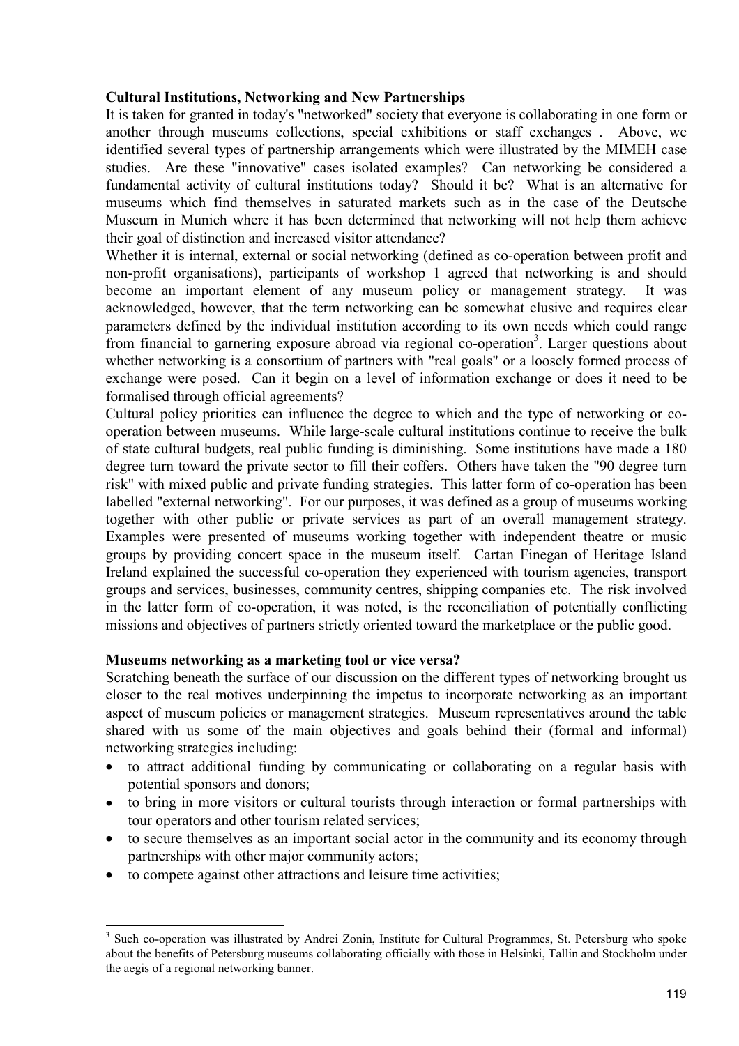**Cultural Institutions, Networking and New Partnerships**

It is taken for granted in today's "networked" society that everyone is collaborating in one form or another through museums collections, special exhibitions or staff exchanges . Above, we identified several types of partnership arrangements which were illustrated by the MIMEH case studies. Are these "innovative" cases isolated examples? Can networking be considered a fundamental activity of cultural institutions today? Should it be? What is an alternative for museums which find themselves in saturated markets such as in the case of the Deutsche Museum in Munich where it has been determined that networking will not help them achieve their goal of distinction and increased visitor attendance?

Whether it is internal, external or social networking (defined as co-operation between profit and non-profit organisations), participants of workshop 1 agreed that networking is and should become an important element of any museum policy or management strategy. It was acknowledged, however, that the term networking can be somewhat elusive and requires clear parameters defined by the individual institution according to its own needs which could range from financial to garnering exposure abroad via regional co-operation[3]. Larger questions about whether networking is a consortium of partners with "real goals" or a loosely formed process of exchange were posed. Can it begin on a level of information exchange or does it need to be formalised through official agreements?

Cultural policy priorities can influence the degree to which and the type of networking or co-operation between museums. While large-scale cultural institutions continue to receive the bulk of state cultural budgets, real public funding is diminishing. Some institutions have made a 180 degree turn toward the private sector to fill their coffers. Others have taken the "90 degree turn risk" with mixed public and private funding strategies. This latter form of co-operation has been labelled "external networking". For our purposes, it was defined as a group of museums working together with other public or private services as part of an overall management strategy. Examples were presented of museums working together with independent theatre or music groups by providing concert space in the museum itself. Cartan Finegan of Heritage Island Ireland explained the successful co-operation they experienced with tourism agencies, transport groups and services, businesses, community centres, shipping companies etc. The risk involved in the latter form of co-operation, it was noted, is the reconciliation of potentially conflicting missions and objectives of partners strictly oriented toward the marketplace or the public good.

**Museums networking as a marketing tool or vice versa?**

Scratching beneath the surface of our discussion on the different types of networking brought us closer to the real motives underpinning the impetus to incorporate networking as an important aspect of museum policies or management strategies. Museum representatives around the table shared with us some of the main objectives and goals behind their (formal and informal) networking strategies including:

- to attract additional funding by communicating or collaborating on a regular basis with potential sponsors and donors;
- to bring in more visitors or cultural tourists through interaction or formal partnerships with tour operators and other tourism related services;
- to secure themselves as an important social actor in the community and its economy through partnerships with other major community actors;
- to compete against other attractions and leisure time activities;

[3] Such co-operation was illustrated by Andrei Zonin, Institute for Cultural Programmes, St. Petersburg who spoke about the benefits of Petersburg museums collaborating officially with those in Helsinki, Tallin and Stockholm under the aegis of a regional networking banner.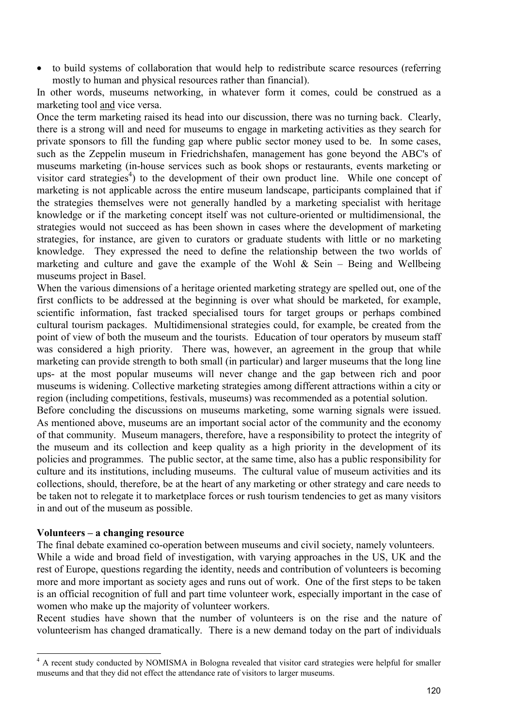- to build systems of collaboration that would help to redistribute scarce resources (referring mostly to human and physical resources rather than financial).

In other words, museums networking, in whatever form it comes, could be construed as a marketing tool and vice versa.

Once the term marketing raised its head into our discussion, there was no turning back. Clearly, there is a strong will and need for museums to engage in marketing activities as they search for private sponsors to fill the funding gap where public sector money used to be. In some cases, such as the Zeppelin museum in Friedrichshafen, management has gone beyond the ABC's of museums marketing (in-house services such as book shops or restaurants, events marketing or visitor card strategies[4]) to the development of their own product line. While one concept of marketing is not applicable across the entire museum landscape, participants complained that if the strategies themselves were not generally handled by a marketing specialist with heritage knowledge or if the marketing concept itself was not culture-oriented or multidimensional, the strategies would not succeed as has been shown in cases where the development of marketing strategies, for instance, are given to curators or graduate students with little or no marketing knowledge. They expressed the need to define the relationship between the two worlds of marketing and culture and gave the example of the Wohl & Sein – Being and Wellbeing museums project in Basel.

When the various dimensions of a heritage oriented marketing strategy are spelled out, one of the first conflicts to be addressed at the beginning is over what should be marketed, for example, scientific information, fast tracked specialised tours for target groups or perhaps combined cultural tourism packages. Multidimensional strategies could, for example, be created from the point of view of both the museum and the tourists. Education of tour operators by museum staff was considered a high priority. There was, however, an agreement in the group that while marketing can provide strength to both small (in particular) and larger museums that the long line ups- at the most popular museums will never change and the gap between rich and poor museums is widening. Collective marketing strategies among different attractions within a city or region (including competitions, festivals, museums) was recommended as a potential solution.

Before concluding the discussions on museums marketing, some warning signals were issued. As mentioned above, museums are an important social actor of the community and the economy of that community. Museum managers, therefore, have a responsibility to protect the integrity of the museum and its collection and keep quality as a high priority in the development of its policies and programmes. The public sector, at the same time, also has a public responsibility for culture and its institutions, including museums. The cultural value of museum activities and its collections, should, therefore, be at the heart of any marketing or other strategy and care needs to be taken not to relegate it to marketplace forces or rush tourism tendencies to get as many visitors in and out of the museum as possible.

**Volunteers – a changing resource**

The final debate examined co-operation between museums and civil society, namely volunteers.

While a wide and broad field of investigation, with varying approaches in the US, UK and the rest of Europe, questions regarding the identity, needs and contribution of volunteers is becoming more and more important as society ages and runs out of work. One of the first steps to be taken is an official recognition of full and part time volunteer work, especially important in the case of women who make up the majority of volunteer workers.

Recent studies have shown that the number of volunteers is on the rise and the nature of volunteerism has changed dramatically. There is a new demand today on the part of individuals

[4] A recent study conducted by NOMISMA in Bologna revealed that visitor card strategies were helpful for smaller museums and that they did not effect the attendance rate of visitors to larger museums.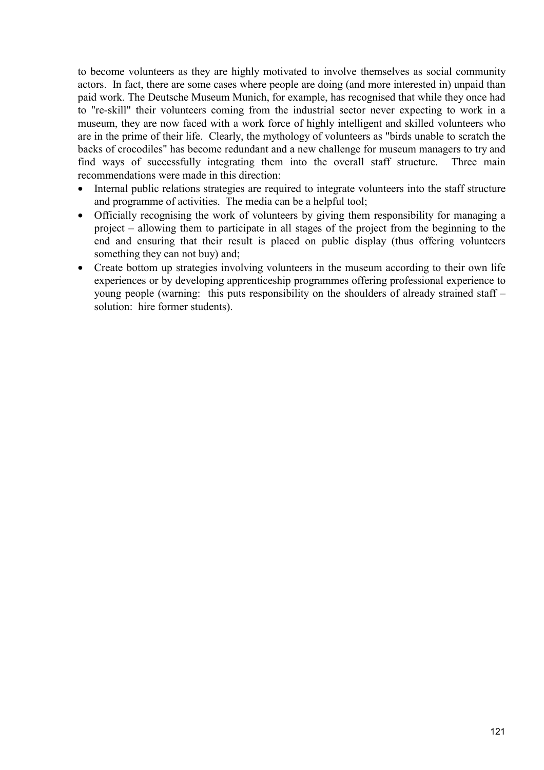to become volunteers as they are highly motivated to involve themselves as social community actors. In fact, there are some cases where people are doing (and more interested in) unpaid than paid work. The Deutsche Museum Munich, for example, has recognised that while they once had to "re-skill" their volunteers coming from the industrial sector never expecting to work in a museum, they are now faced with a work force of highly intelligent and skilled volunteers who are in the prime of their life. Clearly, the mythology of volunteers as "birds unable to scratch the backs of crocodiles" has become redundant and a new challenge for museum managers to try and find ways of successfully integrating them into the overall staff structure. Three main recommendations were made in this direction:

- Internal public relations strategies are required to integrate volunteers into the staff structure and programme of activities. The media can be a helpful tool;
- Officially recognising the work of volunteers by giving them responsibility for managing a project – allowing them to participate in all stages of the project from the beginning to the end and ensuring that their result is placed on public display (thus offering volunteers something they can not buy) and;
- Create bottom up strategies involving volunteers in the museum according to their own life experiences or by developing apprenticeship programmes offering professional experience to young people (warning: this puts responsibility on the shoulders of already strained staff – solution: hire former students).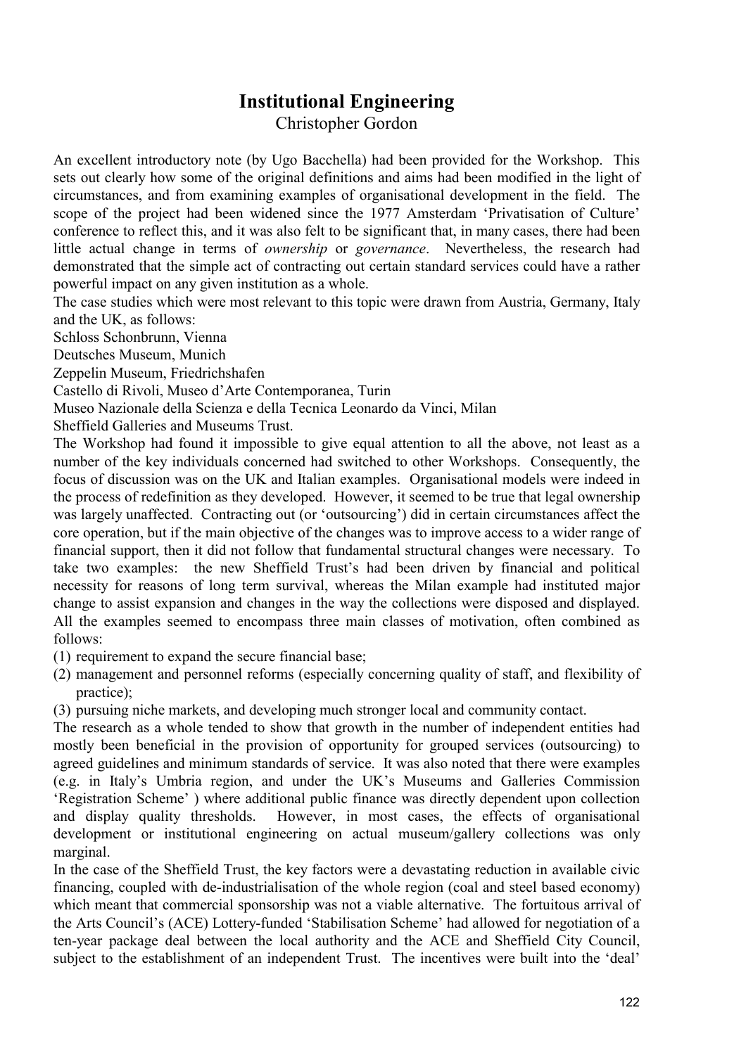# Institutional Engineering

Christopher Gordon

An excellent introductory note (by Ugo Bacchella) had been provided for the Workshop. This sets out clearly how some of the original definitions and aims had been modified in the light of circumstances, and from examining examples of organisational development in the field. The scope of the project had been widened since the 1977 Amsterdam 'Privatisation of Culture' conference to reflect this, and it was also felt to be significant that, in many cases, there had been little actual change in terms of *ownership* or *governance*. Nevertheless, the research had demonstrated that the simple act of contracting out certain standard services could have a rather powerful impact on any given institution as a whole.

The case studies which were most relevant to this topic were drawn from Austria, Germany, Italy and the UK, as follows:

Schloss Schonbrunn, Vienna
Deutsches Museum, Munich
Zeppelin Museum, Friedrichshafen
Castello di Rivoli, Museo d'Arte Contemporanea, Turin
Museo Nazionale della Scienza e della Tecnica Leonardo da Vinci, Milan
Sheffield Galleries and Museums Trust.

The Workshop had found it impossible to give equal attention to all the above, not least as a number of the key individuals concerned had switched to other Workshops. Consequently, the focus of discussion was on the UK and Italian examples. Organisational models were indeed in the process of redefinition as they developed. However, it seemed to be true that legal ownership was largely unaffected. Contracting out (or 'outsourcing') did in certain circumstances affect the core operation, but if the main objective of the changes was to improve access to a wider range of financial support, then it did not follow that fundamental structural changes were necessary. To take two examples: the new Sheffield Trust's had been driven by financial and political necessity for reasons of long term survival, whereas the Milan example had instituted major change to assist expansion and changes in the way the collections were disposed and displayed. All the examples seemed to encompass three main classes of motivation, often combined as follows:

(1) requirement to expand the secure financial base;
(2) management and personnel reforms (especially concerning quality of staff, and flexibility of practice);
(3) pursuing niche markets, and developing much stronger local and community contact.

The research as a whole tended to show that growth in the number of independent entities had mostly been beneficial in the provision of opportunity for grouped services (outsourcing) to agreed guidelines and minimum standards of service. It was also noted that there were examples (e.g. in Italy's Umbria region, and under the UK's Museums and Galleries Commission 'Registration Scheme' ) where additional public finance was directly dependent upon collection and display quality thresholds. However, in most cases, the effects of organisational development or institutional engineering on actual museum/gallery collections was only marginal.

In the case of the Sheffield Trust, the key factors were a devastating reduction in available civic financing, coupled with de-industrialisation of the whole region (coal and steel based economy) which meant that commercial sponsorship was not a viable alternative. The fortuitous arrival of the Arts Council's (ACE) Lottery-funded 'Stabilisation Scheme' had allowed for negotiation of a ten-year package deal between the local authority and the ACE and Sheffield City Council, subject to the establishment of an independent Trust. The incentives were built into the 'deal'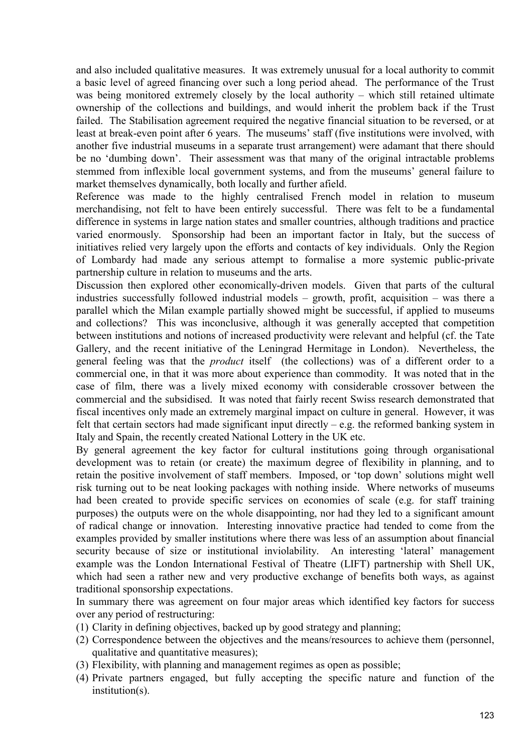and also included qualitative measures. It was extremely unusual for a local authority to commit a basic level of agreed financing over such a long period ahead. The performance of the Trust was being monitored extremely closely by the local authority – which still retained ultimate ownership of the collections and buildings, and would inherit the problem back if the Trust failed. The Stabilisation agreement required the negative financial situation to be reversed, or at least at break-even point after 6 years. The museums' staff (five institutions were involved, with another five industrial museums in a separate trust arrangement) were adamant that there should be no 'dumbing down'. Their assessment was that many of the original intractable problems stemmed from inflexible local government systems, and from the museums' general failure to market themselves dynamically, both locally and further afield.

Reference was made to the highly centralised French model in relation to museum merchandising, not felt to have been entirely successful. There was felt to be a fundamental difference in systems in large nation states and smaller countries, although traditions and practice varied enormously. Sponsorship had been an important factor in Italy, but the success of initiatives relied very largely upon the efforts and contacts of key individuals. Only the Region of Lombardy had made any serious attempt to formalise a more systemic public-private partnership culture in relation to museums and the arts.

Discussion then explored other economically-driven models. Given that parts of the cultural industries successfully followed industrial models – growth, profit, acquisition – was there a parallel which the Milan example partially showed might be successful, if applied to museums and collections? This was inconclusive, although it was generally accepted that competition between institutions and notions of increased productivity were relevant and helpful (cf. the Tate Gallery, and the recent initiative of the Leningrad Hermitage in London). Nevertheless, the general feeling was that the *product* itself (the collections) was of a different order to a commercial one, in that it was more about experience than commodity. It was noted that in the case of film, there was a lively mixed economy with considerable crossover between the commercial and the subsidised. It was noted that fairly recent Swiss research demonstrated that fiscal incentives only made an extremely marginal impact on culture in general. However, it was felt that certain sectors had made significant input directly – e.g. the reformed banking system in Italy and Spain, the recently created National Lottery in the UK etc.

By general agreement the key factor for cultural institutions going through organisational development was to retain (or create) the maximum degree of flexibility in planning, and to retain the positive involvement of staff members. Imposed, or 'top down' solutions might well risk turning out to be neat looking packages with nothing inside. Where networks of museums had been created to provide specific services on economies of scale (e.g. for staff training purposes) the outputs were on the whole disappointing, nor had they led to a significant amount of radical change or innovation. Interesting innovative practice had tended to come from the examples provided by smaller institutions where there was less of an assumption about financial security because of size or institutional inviolability. An interesting 'lateral' management example was the London International Festival of Theatre (LIFT) partnership with Shell UK, which had seen a rather new and very productive exchange of benefits both ways, as against traditional sponsorship expectations.

In summary there was agreement on four major areas which identified key factors for success over any period of restructuring:

(1) Clarity in defining objectives, backed up by good strategy and planning;
(2) Correspondence between the objectives and the means/resources to achieve them (personnel, qualitative and quantitative measures);
(3) Flexibility, with planning and management regimes as open as possible;
(4) Private partners engaged, but fully accepting the specific nature and function of the institution(s).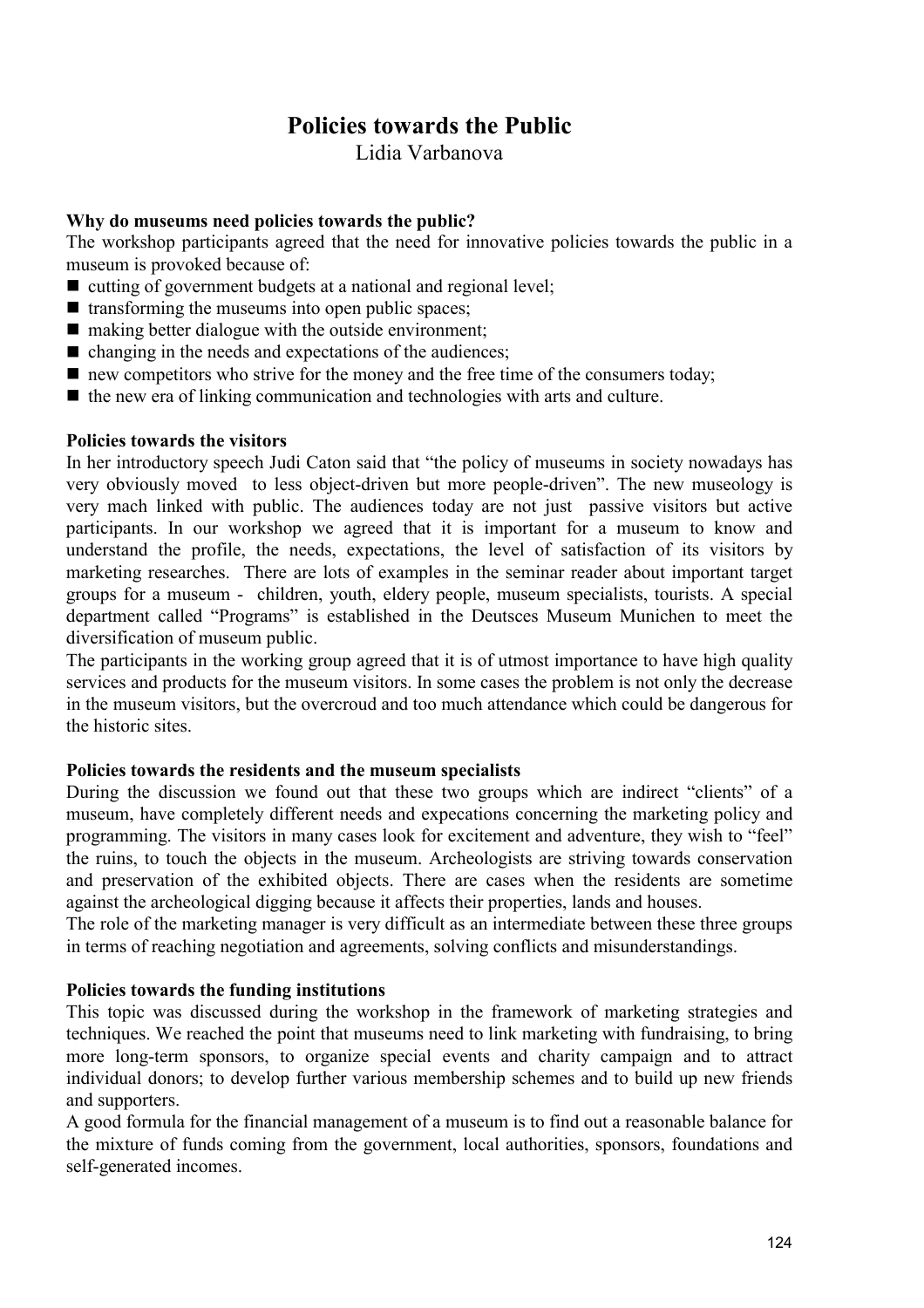# Policies towards the Public

Lidia Varbanova

**Why do museums need policies towards the public?**

The workshop participants agreed that the need for innovative policies towards the public in a museum is provoked because of:

- cutting of government budgets at a national and regional level;
- transforming the museums into open public spaces;
- making better dialogue with the outside environment;
- changing in the needs and expectations of the audiences;
- new competitors who strive for the money and the free time of the consumers today;
- the new era of linking communication and technologies with arts and culture.

**Policies towards the visitors**

In her introductory speech Judi Caton said that "the policy of museums in society nowadays has very obviously moved to less object-driven but more people-driven". The new museology is very mach linked with public. The audiences today are not just passive visitors but active participants. In our workshop we agreed that it is important for a museum to know and understand the profile, the needs, expectations, the level of satisfaction of its visitors by marketing researches. There are lots of examples in the seminar reader about important target groups for a museum - children, youth, eldery people, museum specialists, tourists. A special department called "Programs" is established in the Deutsces Museum Munichen to meet the diversification of museum public.

The participants in the working group agreed that it is of utmost importance to have high quality services and products for the museum visitors. In some cases the problem is not only the decrease in the museum visitors, but the overcroud and too much attendance which could be dangerous for the historic sites.

**Policies towards the residents and the museum specialists**

During the discussion we found out that these two groups which are indirect "clients" of a museum, have completely different needs and expecations concerning the marketing policy and programming. The visitors in many cases look for excitement and adventure, they wish to "feel" the ruins, to touch the objects in the museum. Archeologists are striving towards conservation and preservation of the exhibited objects. There are cases when the residents are sometime against the archeological digging because it affects their properties, lands and houses.

The role of the marketing manager is very difficult as an intermediate between these three groups in terms of reaching negotiation and agreements, solving conflicts and misunderstandings.

**Policies towards the funding institutions**

This topic was discussed during the workshop in the framework of marketing strategies and techniques. We reached the point that museums need to link marketing with fundraising, to bring more long-term sponsors, to organize special events and charity campaign and to attract individual donors; to develop further various membership schemes and to build up new friends and supporters.

A good formula for the financial management of a museum is to find out a reasonable balance for the mixture of funds coming from the government, local authorities, sponsors, foundations and self-generated incomes.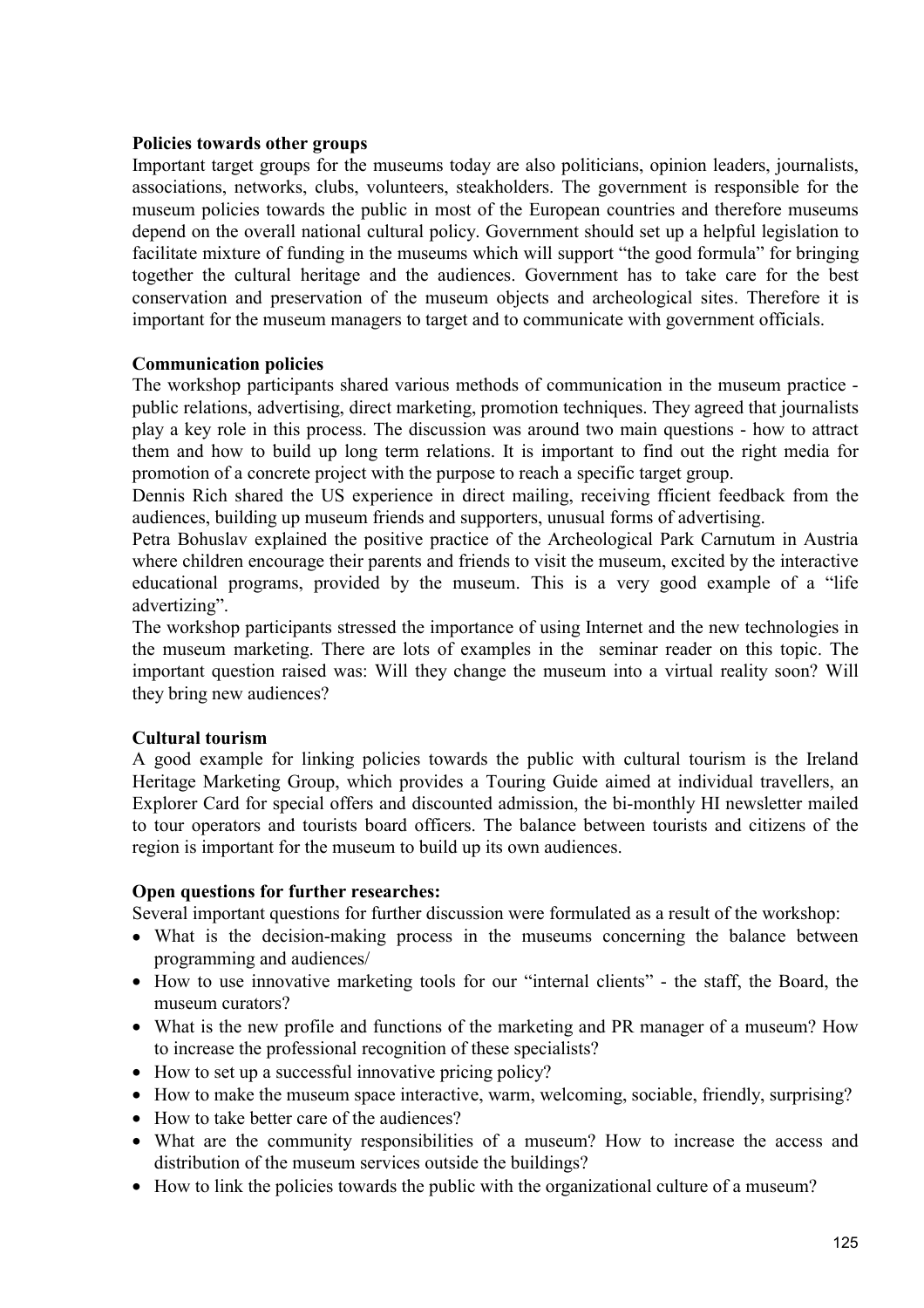**Policies towards other groups**

Important target groups for the museums today are also politicians, opinion leaders, journalists, associations, networks, clubs, volunteers, steakholders. The government is responsible for the museum policies towards the public in most of the European countries and therefore museums depend on the overall national cultural policy. Government should set up a helpful legislation to facilitate mixture of funding in the museums which will support "the good formula" for bringing together the cultural heritage and the audiences. Government has to take care for the best conservation and preservation of the museum objects and archeological sites. Therefore it is important for the museum managers to target and to communicate with government officials.

**Communication policies**

The workshop participants shared various methods of communication in the museum practice - public relations, advertising, direct marketing, promotion techniques. They agreed that journalists play a key role in this process. The discussion was around two main questions - how to attract them and how to build up long term relations. It is important to find out the right media for promotion of a concrete project with the purpose to reach a specific target group.

Dennis Rich shared the US experience in direct mailing, receiving fficient feedback from the audiences, building up museum friends and supporters, unusual forms of advertising.

Petra Bohuslav explained the positive practice of the Archeological Park Carnutum in Austria where children encourage their parents and friends to visit the museum, excited by the interactive educational programs, provided by the museum. This is a very good example of a "life advertizing".

The workshop participants stressed the importance of using Internet and the new technologies in the museum marketing. There are lots of examples in the seminar reader on this topic. The important question raised was: Will they change the museum into a virtual reality soon? Will they bring new audiences?

**Cultural tourism**

A good example for linking policies towards the public with cultural tourism is the Ireland Heritage Marketing Group, which provides a Touring Guide aimed at individual travellers, an Explorer Card for special offers and discounted admission, the bi-monthly HI newsletter mailed to tour operators and tourists board officers. The balance between tourists and citizens of the region is important for the museum to build up its own audiences.

**Open questions for further researches:**

Several important questions for further discussion were formulated as a result of the workshop:

- What is the decision-making process in the museums concerning the balance between programming and audiences/
- How to use innovative marketing tools for our "internal clients" - the staff, the Board, the museum curators?
- What is the new profile and functions of the marketing and PR manager of a museum? How to increase the professional recognition of these specialists?
- How to set up a successful innovative pricing policy?
- How to make the museum space interactive, warm, welcoming, sociable, friendly, surprising?
- How to take better care of the audiences?
- What are the community responsibilities of a museum? How to increase the access and distribution of the museum services outside the buildings?
- How to link the policies towards the public with the organizational culture of a museum?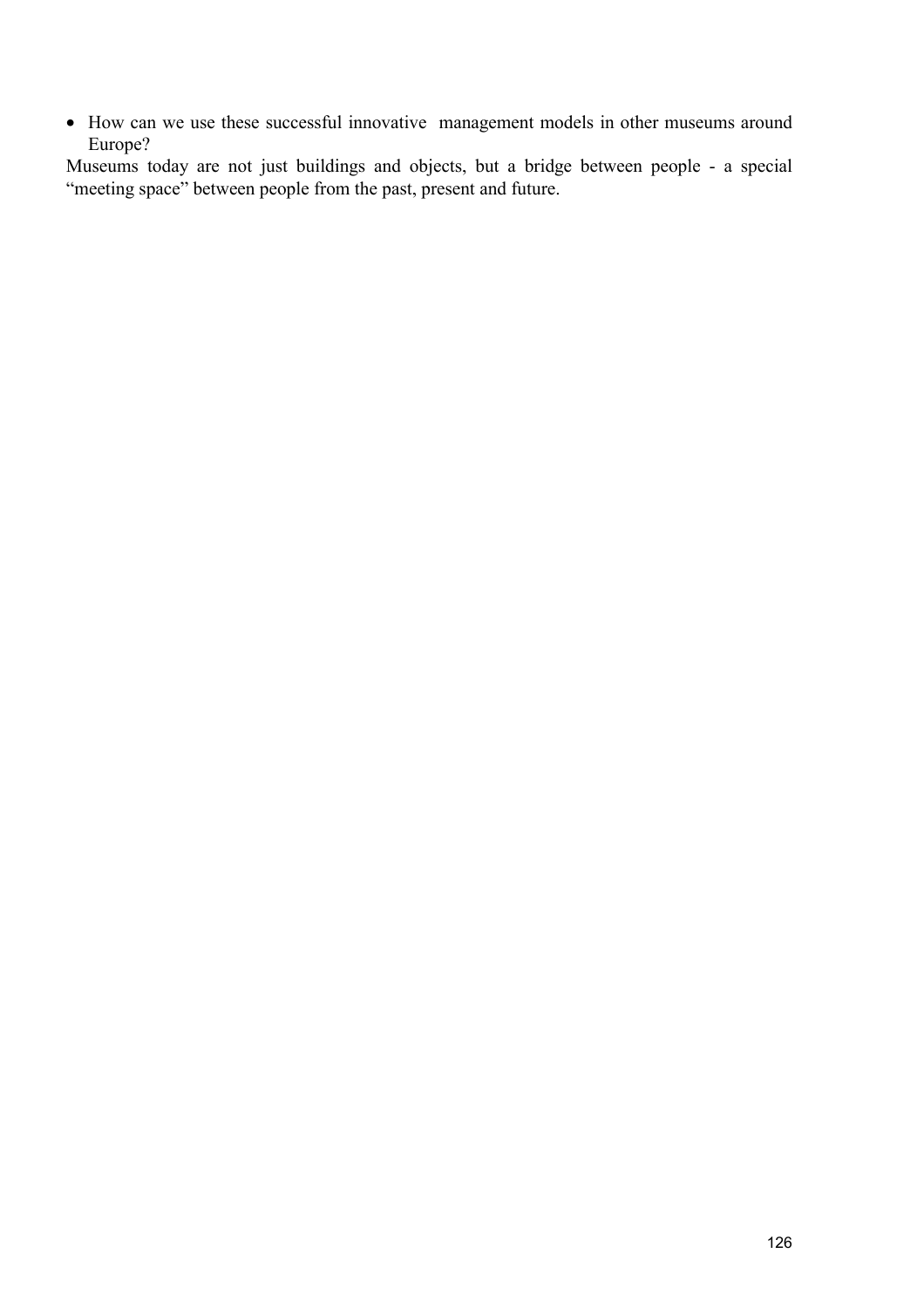- How can we use these successful innovative management models in other museums around Europe?

Museums today are not just buildings and objects, but a bridge between people - a special "meeting space" between people from the past, present and future.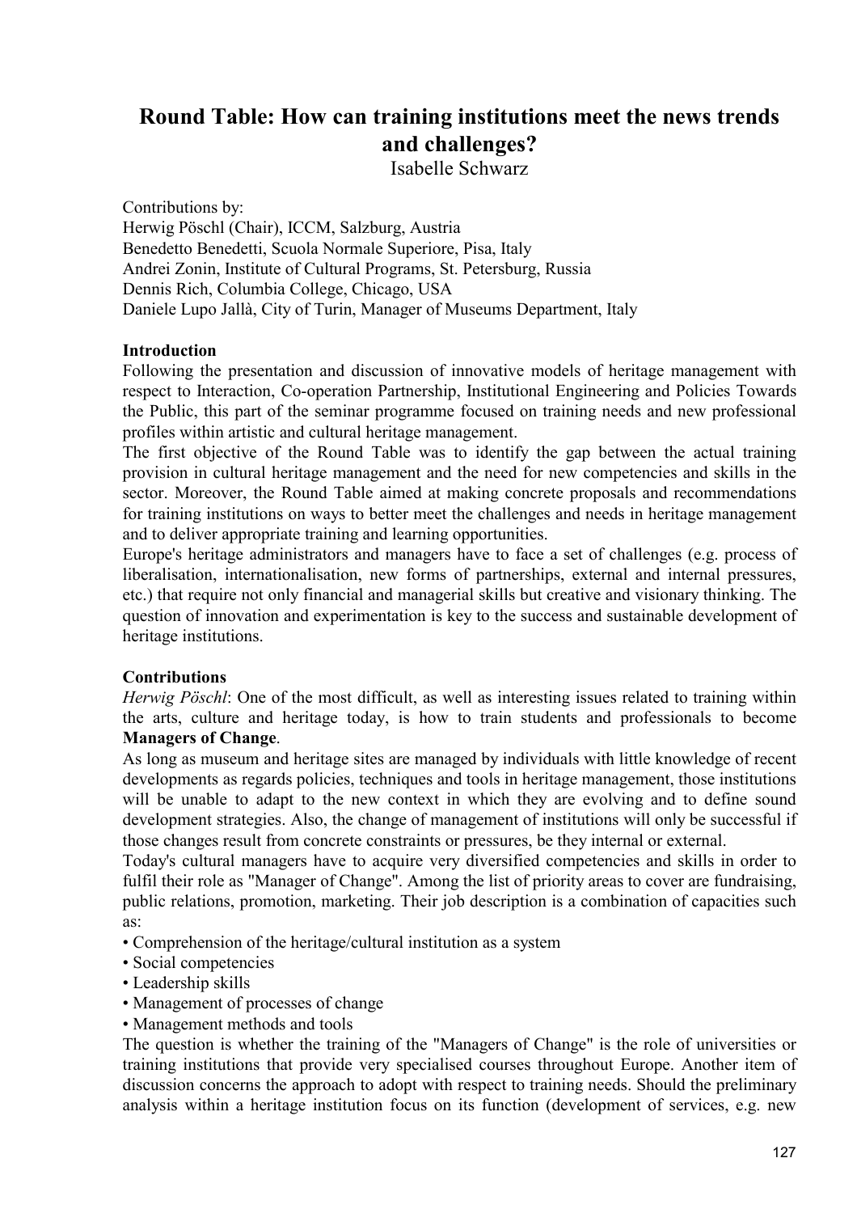# Round Table: How can training institutions meet the news trends and challenges?

Isabelle Schwarz

Contributions by:
Herwig Pöschl (Chair), ICCM, Salzburg, Austria
Benedetto Benedetti, Scuola Normale Superiore, Pisa, Italy
Andrei Zonin, Institute of Cultural Programs, St. Petersburg, Russia
Dennis Rich, Columbia College, Chicago, USA
Daniele Lupo Jallà, City of Turin, Manager of Museums Department, Italy

**Introduction**

Following the presentation and discussion of innovative models of heritage management with respect to Interaction, Co-operation Partnership, Institutional Engineering and Policies Towards the Public, this part of the seminar programme focused on training needs and new professional profiles within artistic and cultural heritage management.

The first objective of the Round Table was to identify the gap between the actual training provision in cultural heritage management and the need for new competencies and skills in the sector. Moreover, the Round Table aimed at making concrete proposals and recommendations for training institutions on ways to better meet the challenges and needs in heritage management and to deliver appropriate training and learning opportunities.

Europe's heritage administrators and managers have to face a set of challenges (e.g. process of liberalisation, internationalisation, new forms of partnerships, external and internal pressures, etc.) that require not only financial and managerial skills but creative and visionary thinking. The question of innovation and experimentation is key to the success and sustainable development of heritage institutions.

**Contributions**

*Herwig Pöschl*: One of the most difficult, as well as interesting issues related to training within the arts, culture and heritage today, is how to train students and professionals to become **Managers of Change**.

As long as museum and heritage sites are managed by individuals with little knowledge of recent developments as regards policies, techniques and tools in heritage management, those institutions will be unable to adapt to the new context in which they are evolving and to define sound development strategies. Also, the change of management of institutions will only be successful if those changes result from concrete constraints or pressures, be they internal or external.

Today's cultural managers have to acquire very diversified competencies and skills in order to fulfil their role as "Manager of Change". Among the list of priority areas to cover are fundraising, public relations, promotion, marketing. Their job description is a combination of capacities such as:

- Comprehension of the heritage/cultural institution as a system
- Social competencies
- Leadership skills
- Management of processes of change
- Management methods and tools

The question is whether the training of the "Managers of Change" is the role of universities or training institutions that provide very specialised courses throughout Europe. Another item of discussion concerns the approach to adopt with respect to training needs. Should the preliminary analysis within a heritage institution focus on its function (development of services, e.g. new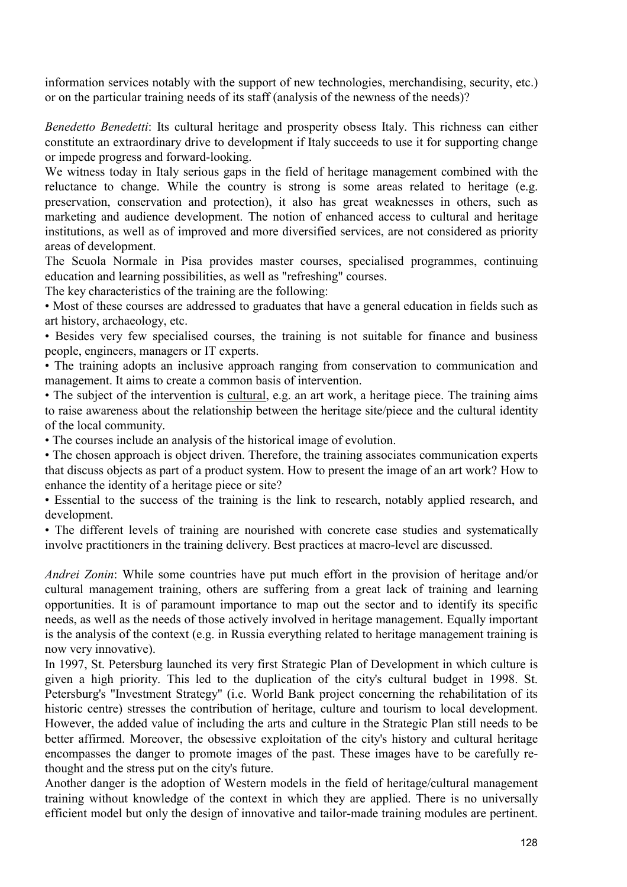information services notably with the support of new technologies, merchandising, security, etc.) or on the particular training needs of its staff (analysis of the newness of the needs)?

*Benedetto Benedetti*: Its cultural heritage and prosperity obsess Italy. This richness can either constitute an extraordinary drive to development if Italy succeeds to use it for supporting change or impede progress and forward-looking.

We witness today in Italy serious gaps in the field of heritage management combined with the reluctance to change. While the country is strong is some areas related to heritage (e.g. preservation, conservation and protection), it also has great weaknesses in others, such as marketing and audience development. The notion of enhanced access to cultural and heritage institutions, as well as of improved and more diversified services, are not considered as priority areas of development.

The Scuola Normale in Pisa provides master courses, specialised programmes, continuing education and learning possibilities, as well as "refreshing" courses.

The key characteristics of the training are the following:

- Most of these courses are addressed to graduates that have a general education in fields such as art history, archaeology, etc.
- Besides very few specialised courses, the training is not suitable for finance and business people, engineers, managers or IT experts.
- The training adopts an inclusive approach ranging from conservation to communication and management. It aims to create a common basis of intervention.
- The subject of the intervention is <u>cultural</u>, e.g. an art work, a heritage piece. The training aims to raise awareness about the relationship between the heritage site/piece and the cultural identity of the local community.
- The courses include an analysis of the historical image of evolution.
- The chosen approach is object driven. Therefore, the training associates communication experts that discuss objects as part of a product system. How to present the image of an art work? How to enhance the identity of a heritage piece or site?
- Essential to the success of the training is the link to research, notably applied research, and development.
- The different levels of training are nourished with concrete case studies and systematically involve practitioners in the training delivery. Best practices at macro-level are discussed.

*Andrei Zonin*: While some countries have put much effort in the provision of heritage and/or cultural management training, others are suffering from a great lack of training and learning opportunities. It is of paramount importance to map out the sector and to identify its specific needs, as well as the needs of those actively involved in heritage management. Equally important is the analysis of the context (e.g. in Russia everything related to heritage management training is now very innovative).

In 1997, St. Petersburg launched its very first Strategic Plan of Development in which culture is given a high priority. This led to the duplication of the city's cultural budget in 1998. St. Petersburg's "Investment Strategy" (i.e. World Bank project concerning the rehabilitation of its historic centre) stresses the contribution of heritage, culture and tourism to local development. However, the added value of including the arts and culture in the Strategic Plan still needs to be better affirmed. Moreover, the obsessive exploitation of the city's history and cultural heritage encompasses the danger to promote images of the past. These images have to be carefully re-thought and the stress put on the city's future.

Another danger is the adoption of Western models in the field of heritage/cultural management training without knowledge of the context in which they are applied. There is no universally efficient model but only the design of innovative and tailor-made training modules are pertinent.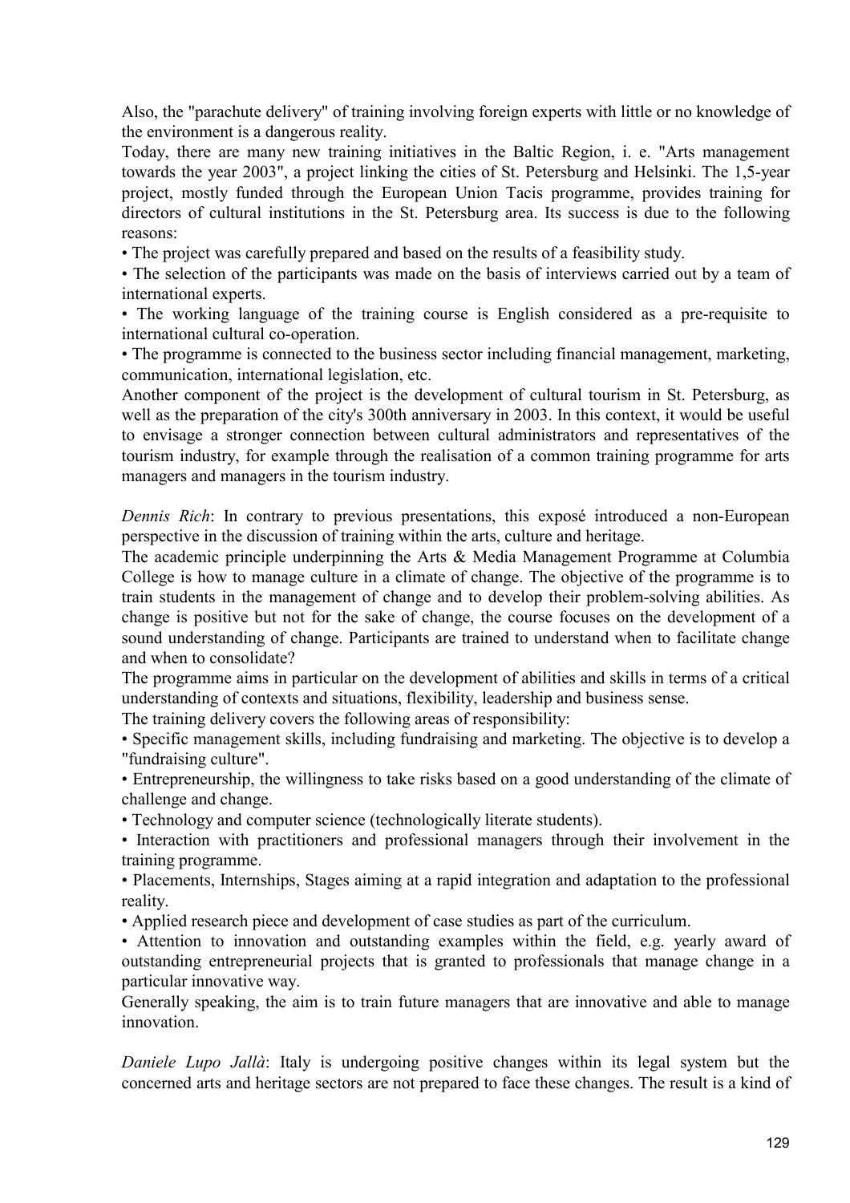Also, the "parachute delivery" of training involving foreign experts with little or no knowledge of the environment is a dangerous reality.

Today, there are many new training initiatives in the Baltic Region, i. e. "Arts management towards the year 2003", a project linking the cities of St. Petersburg and Helsinki. The 1,5-year project, mostly funded through the European Union Tacis programme, provides training for directors of cultural institutions in the St. Petersburg area. Its success is due to the following reasons:

• The project was carefully prepared and based on the results of a feasibility study.

• The selection of the participants was made on the basis of interviews carried out by a team of international experts.

• The working language of the training course is English considered as a pre-requisite to international cultural co-operation.

• The programme is connected to the business sector including financial management, marketing, communication, international legislation, etc.

Another component of the project is the development of cultural tourism in St. Petersburg, as well as the preparation of the city's 300th anniversary in 2003. In this context, it would be useful to envisage a stronger connection between cultural administrators and representatives of the tourism industry, for example through the realisation of a common training programme for arts managers and managers in the tourism industry.

*Dennis Rich*: In contrary to previous presentations, this exposé introduced a non-European perspective in the discussion of training within the arts, culture and heritage.

The academic principle underpinning the Arts & Media Management Programme at Columbia College is how to manage culture in a climate of change. The objective of the programme is to train students in the management of change and to develop their problem-solving abilities. As change is positive but not for the sake of change, the course focuses on the development of a sound understanding of change. Participants are trained to understand when to facilitate change and when to consolidate?

The programme aims in particular on the development of abilities and skills in terms of a critical understanding of contexts and situations, flexibility, leadership and business sense.

The training delivery covers the following areas of responsibility:

• Specific management skills, including fundraising and marketing. The objective is to develop a "fundraising culture".

• Entrepreneurship, the willingness to take risks based on a good understanding of the climate of challenge and change.

• Technology and computer science (technologically literate students).

• Interaction with practitioners and professional managers through their involvement in the training programme.

• Placements, Internships, Stages aiming at a rapid integration and adaptation to the professional reality.

• Applied research piece and development of case studies as part of the curriculum.

• Attention to innovation and outstanding examples within the field, e.g. yearly award of outstanding entrepreneurial projects that is granted to professionals that manage change in a particular innovative way.

Generally speaking, the aim is to train future managers that are innovative and able to manage innovation.

*Daniele Lupo Jallà*: Italy is undergoing positive changes within its legal system but the concerned arts and heritage sectors are not prepared to face these changes. The result is a kind of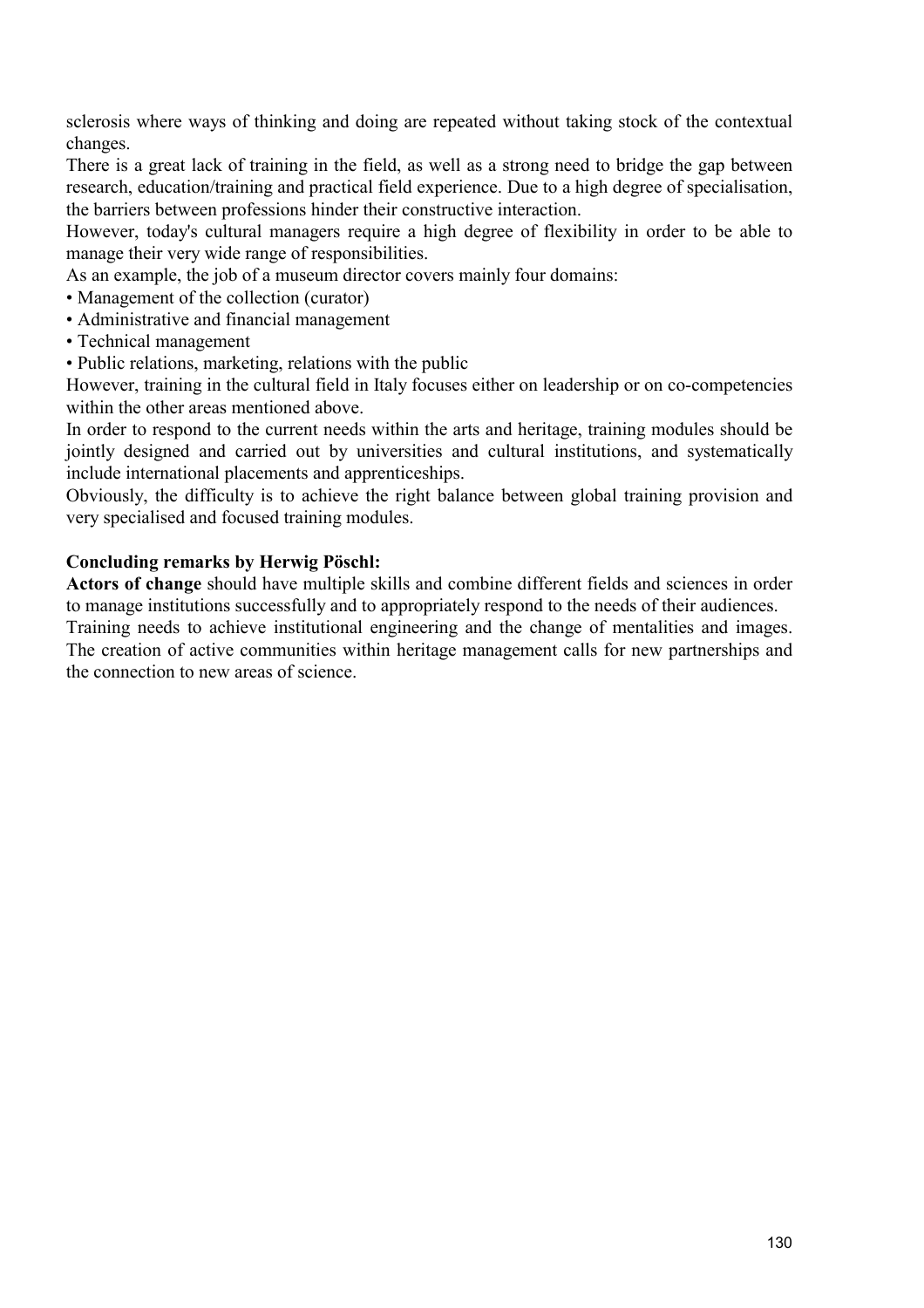sclerosis where ways of thinking and doing are repeated without taking stock of the contextual changes.

There is a great lack of training in the field, as well as a strong need to bridge the gap between research, education/training and practical field experience. Due to a high degree of specialisation, the barriers between professions hinder their constructive interaction.

However, today's cultural managers require a high degree of flexibility in order to be able to manage their very wide range of responsibilities.

As an example, the job of a museum director covers mainly four domains:

- Management of the collection (curator)
- Administrative and financial management
- Technical management
- Public relations, marketing, relations with the public

However, training in the cultural field in Italy focuses either on leadership or on co-competencies within the other areas mentioned above.

In order to respond to the current needs within the arts and heritage, training modules should be jointly designed and carried out by universities and cultural institutions, and systematically include international placements and apprenticeships.

Obviously, the difficulty is to achieve the right balance between global training provision and very specialised and focused training modules.

**Concluding remarks by Herwig Pöschl:**

**Actors of change** should have multiple skills and combine different fields and sciences in order to manage institutions successfully and to appropriately respond to the needs of their audiences.

Training needs to achieve institutional engineering and the change of mentalities and images. The creation of active communities within heritage management calls for new partnerships and the connection to new areas of science.